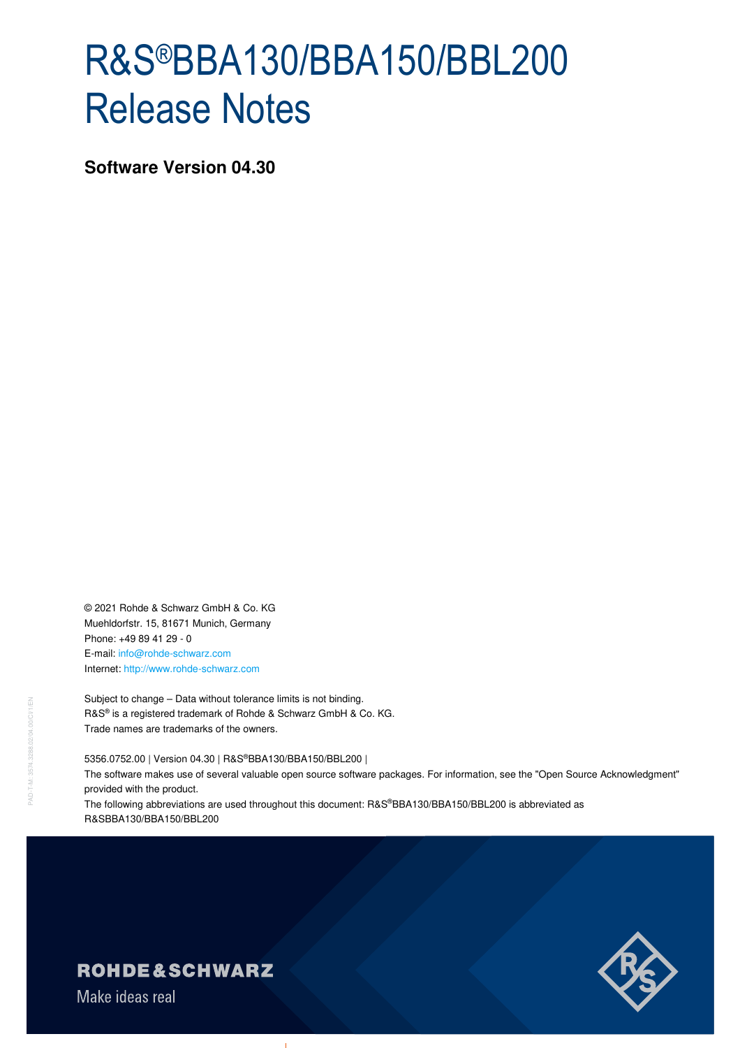# R&S®BBA130/BBA150/BBL200 Release Notes

**Software Version 04.30**

© 2021 Rohde & Schwarz GmbH & Co. KG
Muehldorfstr. 15, 81671 Munich, Germany
Phone: +49 89 41 29 - 0
E-mail: info@rohde-schwarz.com
Internet: http://www.rohde-schwarz.com

Subject to change – Data without tolerance limits is not binding.
R&S® is a registered trademark of Rohde & Schwarz GmbH & Co. KG.
Trade names are trademarks of the owners.

5356.0752.00 | Version 04.30 | R&S®BBA130/BBA150/BBL200 |
The software makes use of several valuable open source software packages. For information, see the "Open Source Acknowledgment" provided with the product.
The following abbreviations are used throughout this document: R&S®BBA130/BBA150/BBL200 is abbreviated as R&SBBA130/BBA150/BBL200

ROHDE&SCHWARZ

Make ideas real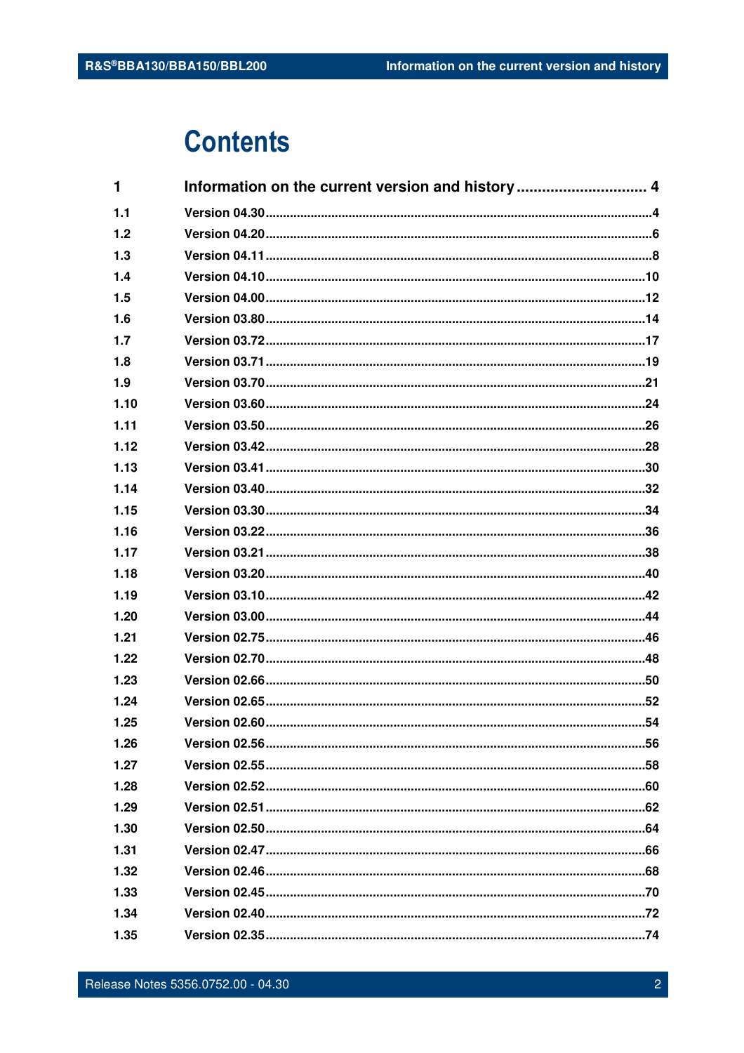# Contents

| | | |
|---|---|---|
| **1** | **Information on the current version and history** | **4** |
| 1.1 | Version 04.30 | 4 |
| 1.2 | Version 04.20 | 6 |
| 1.3 | Version 04.11 | 8 |
| 1.4 | Version 04.10 | 10 |
| 1.5 | Version 04.00 | 12 |
| 1.6 | Version 03.80 | 14 |
| 1.7 | Version 03.72 | 17 |
| 1.8 | Version 03.71 | 19 |
| 1.9 | Version 03.70 | 21 |
| 1.10 | Version 03.60 | 24 |
| 1.11 | Version 03.50 | 26 |
| 1.12 | Version 03.42 | 28 |
| 1.13 | Version 03.41 | 30 |
| 1.14 | Version 03.40 | 32 |
| 1.15 | Version 03.30 | 34 |
| 1.16 | Version 03.22 | 36 |
| 1.17 | Version 03.21 | 38 |
| 1.18 | Version 03.20 | 40 |
| 1.19 | Version 03.10 | 42 |
| 1.20 | Version 03.00 | 44 |
| 1.21 | Version 02.75 | 46 |
| 1.22 | Version 02.70 | 48 |
| 1.23 | Version 02.66 | 50 |
| 1.24 | Version 02.65 | 52 |
| 1.25 | Version 02.60 | 54 |
| 1.26 | Version 02.56 | 56 |
| 1.27 | Version 02.55 | 58 |
| 1.28 | Version 02.52 | 60 |
| 1.29 | Version 02.51 | 62 |
| 1.30 | Version 02.50 | 64 |
| 1.31 | Version 02.47 | 66 |
| 1.32 | Version 02.46 | 68 |
| 1.33 | Version 02.45 | 70 |
| 1.34 | Version 02.40 | 72 |
| 1.35 | Version 02.35 | 74 |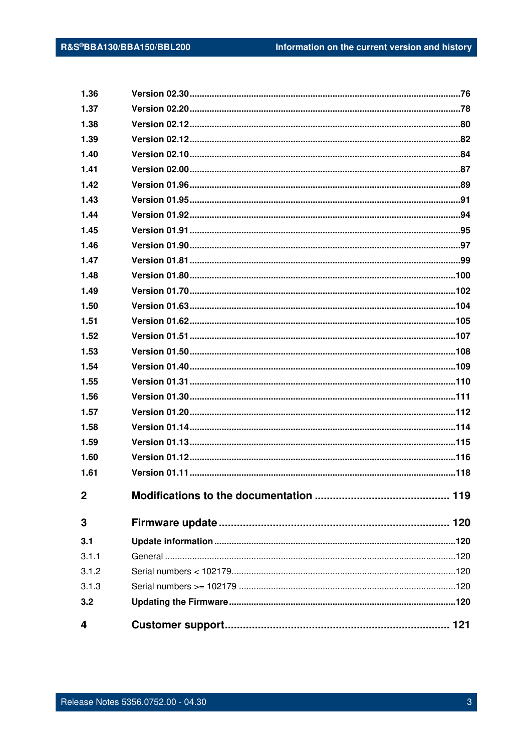1.36 Version 02.30 ... 76
1.37 Version 02.20 ... 78
1.38 Version 02.12 ... 80
1.39 Version 02.12 ... 82
1.40 Version 02.10 ... 84
1.41 Version 02.00 ... 87
1.42 Version 01.96 ... 89
1.43 Version 01.95 ... 91
1.44 Version 01.92 ... 94
1.45 Version 01.91 ... 95
1.46 Version 01.90 ... 97
1.47 Version 01.81 ... 99
1.48 Version 01.80 ... 100
1.49 Version 01.70 ... 102
1.50 Version 01.63 ... 104
1.51 Version 01.62 ... 105
1.52 Version 01.51 ... 107
1.53 Version 01.50 ... 108
1.54 Version 01.40 ... 109
1.55 Version 01.31 ... 110
1.56 Version 01.30 ... 111
1.57 Version 01.20 ... 112
1.58 Version 01.14 ... 114
1.59 Version 01.13 ... 115
1.60 Version 01.12 ... 116
1.61 Version 01.11 ... 118

**2 Modifications to the documentation ... 119**

**3 Firmware update ... 120**

3.1 Update information ... 120
3.1.1 General ... 120
3.1.2 Serial numbers < 102179 ... 120
3.1.3 Serial numbers >= 102179 ... 120
3.2 Updating the Firmware ... 120

**4 Customer support ... 121**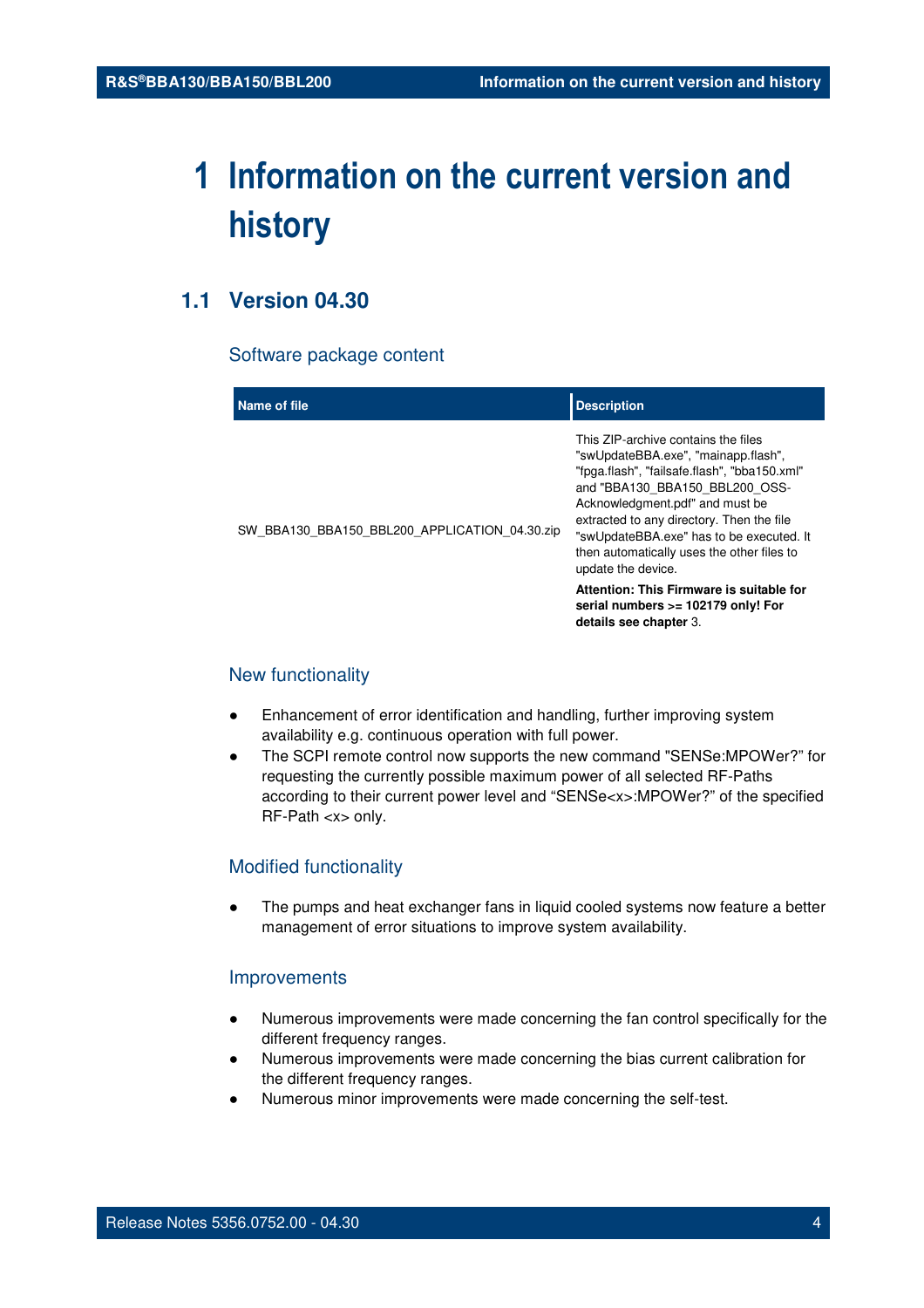# 1 Information on the current version and history

## 1.1 Version 04.30

### Software package content

| Name of file | Description |
|---|---|
| SW_BBA130_BBA150_BBL200_APPLICATION_04.30.zip | This ZIP-archive contains the files "swUpdateBBA.exe", "mainapp.flash", "fpga.flash", "failsafe.flash", "bba150.xml" and "BBA130_BBA150_BBL200_OSS-Acknowledgment.pdf" and must be extracted to any directory. Then the file "swUpdateBBA.exe" has to be executed. It then automatically uses the other files to update the device.<br>**Attention: This Firmware is suitable for serial numbers >= 102179 only! For details see chapter** 3. |

### New functionality

- Enhancement of error identification and handling, further improving system availability e.g. continuous operation with full power.
- The SCPI remote control now supports the new command "SENSe:MPOWer?" for requesting the currently possible maximum power of all selected RF-Paths according to their current power level and "SENSe<x>:MPOWer?" of the specified RF-Path <x> only.

### Modified functionality

- The pumps and heat exchanger fans in liquid cooled systems now feature a better management of error situations to improve system availability.

### Improvements

- Numerous improvements were made concerning the fan control specifically for the different frequency ranges.
- Numerous improvements were made concerning the bias current calibration for the different frequency ranges.
- Numerous minor improvements were made concerning the self-test.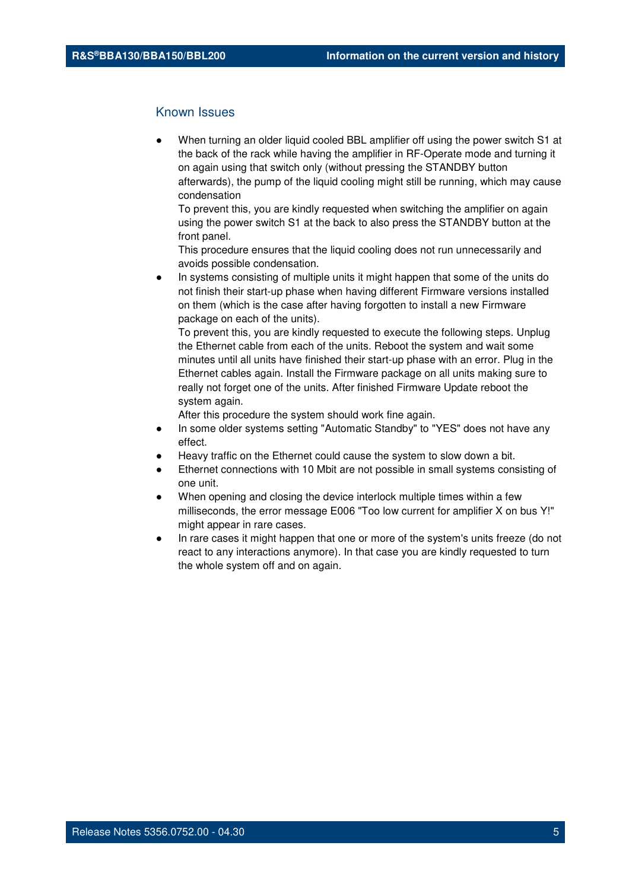## Known Issues

- When turning an older liquid cooled BBL amplifier off using the power switch S1 at the back of the rack while having the amplifier in RF-Operate mode and turning it on again using that switch only (without pressing the STANDBY button afterwards), the pump of the liquid cooling might still be running, which may cause condensation
  To prevent this, you are kindly requested when switching the amplifier on again using the power switch S1 at the back to also press the STANDBY button at the front panel.
  This procedure ensures that the liquid cooling does not run unnecessarily and avoids possible condensation.
- In systems consisting of multiple units it might happen that some of the units do not finish their start-up phase when having different Firmware versions installed on them (which is the case after having forgotten to install a new Firmware package on each of the units).
  To prevent this, you are kindly requested to execute the following steps. Unplug the Ethernet cable from each of the units. Reboot the system and wait some minutes until all units have finished their start-up phase with an error. Plug in the Ethernet cables again. Install the Firmware package on all units making sure to really not forget one of the units. After finished Firmware Update reboot the system again.
  After this procedure the system should work fine again.
- In some older systems setting "Automatic Standby" to "YES" does not have any effect.
- Heavy traffic on the Ethernet could cause the system to slow down a bit.
- Ethernet connections with 10 Mbit are not possible in small systems consisting of one unit.
- When opening and closing the device interlock multiple times within a few milliseconds, the error message E006 "Too low current for amplifier X on bus Y!" might appear in rare cases.
- In rare cases it might happen that one or more of the system's units freeze (do not react to any interactions anymore). In that case you are kindly requested to turn the whole system off and on again.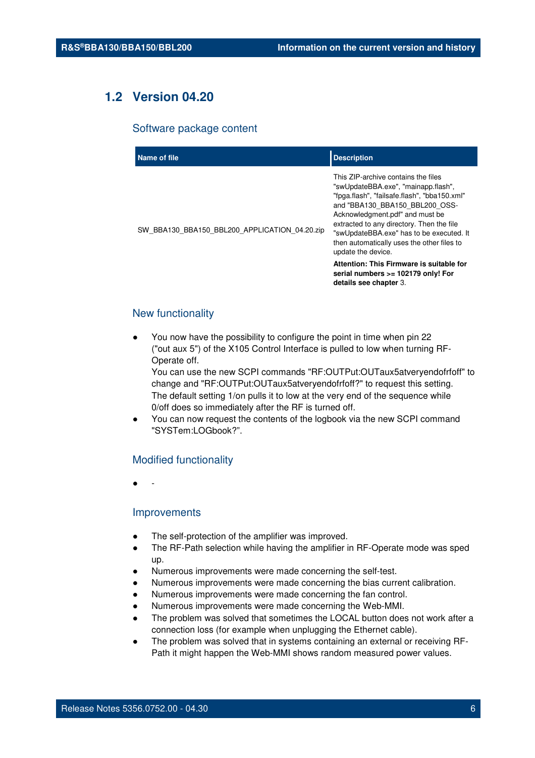## 1.2 Version 04.20

### Software package content

| Name of file | Description |
|---|---|
| SW_BBA130_BBA150_BBL200_APPLICATION_04.20.zip | This ZIP-archive contains the files "swUpdateBBA.exe", "mainapp.flash", "fpga.flash", "failsafe.flash", "bba150.xml" and "BBA130_BBA150_BBL200_OSS-Acknowledgment.pdf" and must be extracted to any directory. Then the file "swUpdateBBA.exe" has to be executed. It then automatically uses the other files to update the device.<br>**Attention: This Firmware is suitable for serial numbers >= 102179 only! For details see chapter** 3. |

### New functionality

- You now have the possibility to configure the point in time when pin 22 ("out aux 5") of the X105 Control Interface is pulled to low when turning RF-Operate off.
  You can use the new SCPI commands "RF:OUTPut:OUTaux5atveryendofrfoff" to change and "RF:OUTPut:OUTaux5atveryendofrfoff?" to request this setting. The default setting 1/on pulls it to low at the very end of the sequence while 0/off does so immediately after the RF is turned off.
- You can now request the contents of the logbook via the new SCPI command "SYSTem:LOGbook?".

### Modified functionality

- -

### Improvements

- The self-protection of the amplifier was improved.
- The RF-Path selection while having the amplifier in RF-Operate mode was sped up.
- Numerous improvements were made concerning the self-test.
- Numerous improvements were made concerning the bias current calibration.
- Numerous improvements were made concerning the fan control.
- Numerous improvements were made concerning the Web-MMI.
- The problem was solved that sometimes the LOCAL button does not work after a connection loss (for example when unplugging the Ethernet cable).
- The problem was solved that in systems containing an external or receiving RF-Path it might happen the Web-MMI shows random measured power values.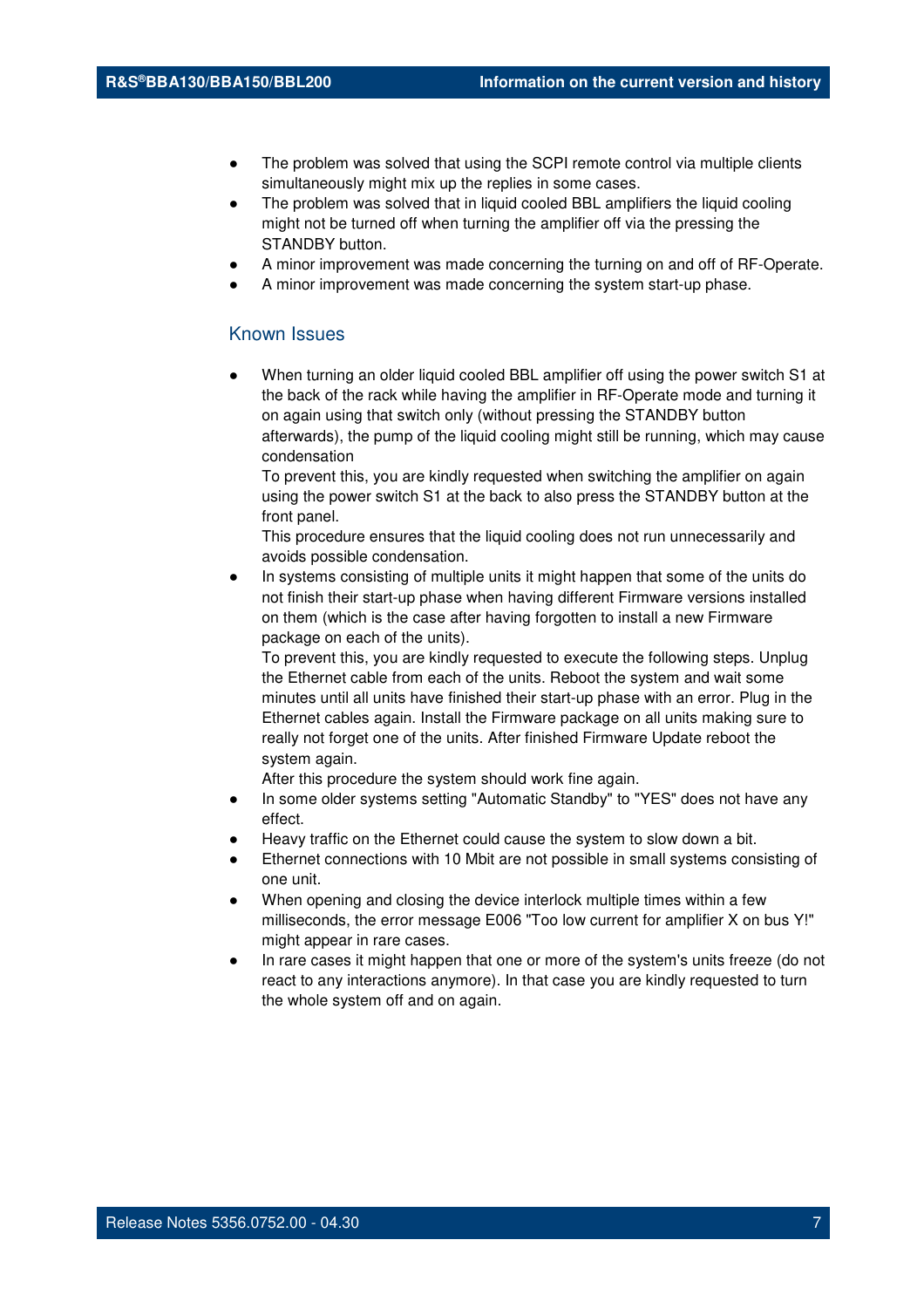- The problem was solved that using the SCPI remote control via multiple clients simultaneously might mix up the replies in some cases.
- The problem was solved that in liquid cooled BBL amplifiers the liquid cooling might not be turned off when turning the amplifier off via the pressing the STANDBY button.
- A minor improvement was made concerning the turning on and off of RF-Operate.
- A minor improvement was made concerning the system start-up phase.

### Known Issues

- When turning an older liquid cooled BBL amplifier off using the power switch S1 at the back of the rack while having the amplifier in RF-Operate mode and turning it on again using that switch only (without pressing the STANDBY button afterwards), the pump of the liquid cooling might still be running, which may cause condensation
  To prevent this, you are kindly requested when switching the amplifier on again using the power switch S1 at the back to also press the STANDBY button at the front panel.
  This procedure ensures that the liquid cooling does not run unnecessarily and avoids possible condensation.
- In systems consisting of multiple units it might happen that some of the units do not finish their start-up phase when having different Firmware versions installed on them (which is the case after having forgotten to install a new Firmware package on each of the units).
  To prevent this, you are kindly requested to execute the following steps. Unplug the Ethernet cable from each of the units. Reboot the system and wait some minutes until all units have finished their start-up phase with an error. Plug in the Ethernet cables again. Install the Firmware package on all units making sure to really not forget one of the units. After finished Firmware Update reboot the system again.
  After this procedure the system should work fine again.
- In some older systems setting "Automatic Standby" to "YES" does not have any effect.
- Heavy traffic on the Ethernet could cause the system to slow down a bit.
- Ethernet connections with 10 Mbit are not possible in small systems consisting of one unit.
- When opening and closing the device interlock multiple times within a few milliseconds, the error message E006 "Too low current for amplifier X on bus Y!" might appear in rare cases.
- In rare cases it might happen that one or more of the system's units freeze (do not react to any interactions anymore). In that case you are kindly requested to turn the whole system off and on again.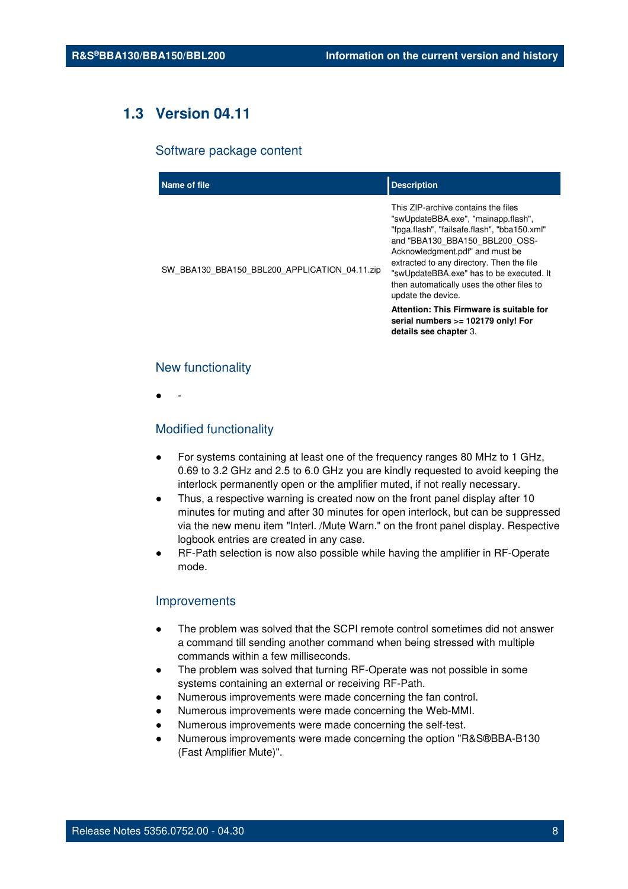## 1.3 Version 04.11

### Software package content

| Name of file | Description |
|---|---|
| SW_BBA130_BBA150_BBL200_APPLICATION_04.11.zip | This ZIP-archive contains the files "swUpdateBBA.exe", "mainapp.flash", "fpga.flash", "failsafe.flash", "bba150.xml" and "BBA130_BBA150_BBL200_OSS-Acknowledgment.pdf" and must be extracted to any directory. Then the file "swUpdateBBA.exe" has to be executed. It then automatically uses the other files to update the device.<br><br>**Attention: This Firmware is suitable for serial numbers >= 102179 only! For details see chapter** 3. |

### New functionality

- -

### Modified functionality

- For systems containing at least one of the frequency ranges 80 MHz to 1 GHz, 0.69 to 3.2 GHz and 2.5 to 6.0 GHz you are kindly requested to avoid keeping the interlock permanently open or the amplifier muted, if not really necessary.
- Thus, a respective warning is created now on the front panel display after 10 minutes for muting and after 30 minutes for open interlock, but can be suppressed via the new menu item "Interl. /Mute Warn." on the front panel display. Respective logbook entries are created in any case.
- RF-Path selection is now also possible while having the amplifier in RF-Operate mode.

### Improvements

- The problem was solved that the SCPI remote control sometimes did not answer a command till sending another command when being stressed with multiple commands within a few milliseconds.
- The problem was solved that turning RF-Operate was not possible in some systems containing an external or receiving RF-Path.
- Numerous improvements were made concerning the fan control.
- Numerous improvements were made concerning the Web-MMI.
- Numerous improvements were made concerning the self-test.
- Numerous improvements were made concerning the option "R&S®BBA-B130 (Fast Amplifier Mute)".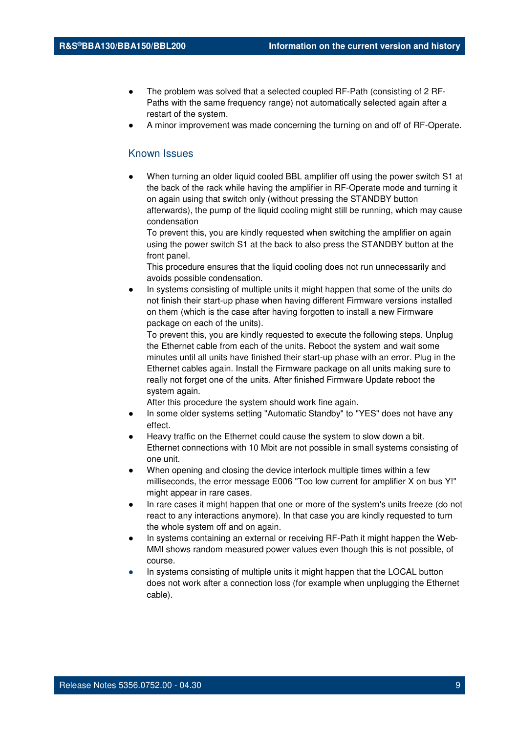- The problem was solved that a selected coupled RF-Path (consisting of 2 RF-Paths with the same frequency range) not automatically selected again after a restart of the system.
- A minor improvement was made concerning the turning on and off of RF-Operate.

## Known Issues

- When turning an older liquid cooled BBL amplifier off using the power switch S1 at the back of the rack while having the amplifier in RF-Operate mode and turning it on again using that switch only (without pressing the STANDBY button afterwards), the pump of the liquid cooling might still be running, which may cause condensation
  To prevent this, you are kindly requested when switching the amplifier on again using the power switch S1 at the back to also press the STANDBY button at the front panel.
  This procedure ensures that the liquid cooling does not run unnecessarily and avoids possible condensation.
- In systems consisting of multiple units it might happen that some of the units do not finish their start-up phase when having different Firmware versions installed on them (which is the case after having forgotten to install a new Firmware package on each of the units).
  To prevent this, you are kindly requested to execute the following steps. Unplug the Ethernet cable from each of the units. Reboot the system and wait some minutes until all units have finished their start-up phase with an error. Plug in the Ethernet cables again. Install the Firmware package on all units making sure to really not forget one of the units. After finished Firmware Update reboot the system again.
  After this procedure the system should work fine again.
- In some older systems setting "Automatic Standby" to "YES" does not have any effect.
- Heavy traffic on the Ethernet could cause the system to slow down a bit. Ethernet connections with 10 Mbit are not possible in small systems consisting of one unit.
- When opening and closing the device interlock multiple times within a few milliseconds, the error message E006 "Too low current for amplifier X on bus Y!" might appear in rare cases.
- In rare cases it might happen that one or more of the system's units freeze (do not react to any interactions anymore). In that case you are kindly requested to turn the whole system off and on again.
- In systems containing an external or receiving RF-Path it might happen the Web-MMI shows random measured power values even though this is not possible, of course.
- In systems consisting of multiple units it might happen that the LOCAL button does not work after a connection loss (for example when unplugging the Ethernet cable).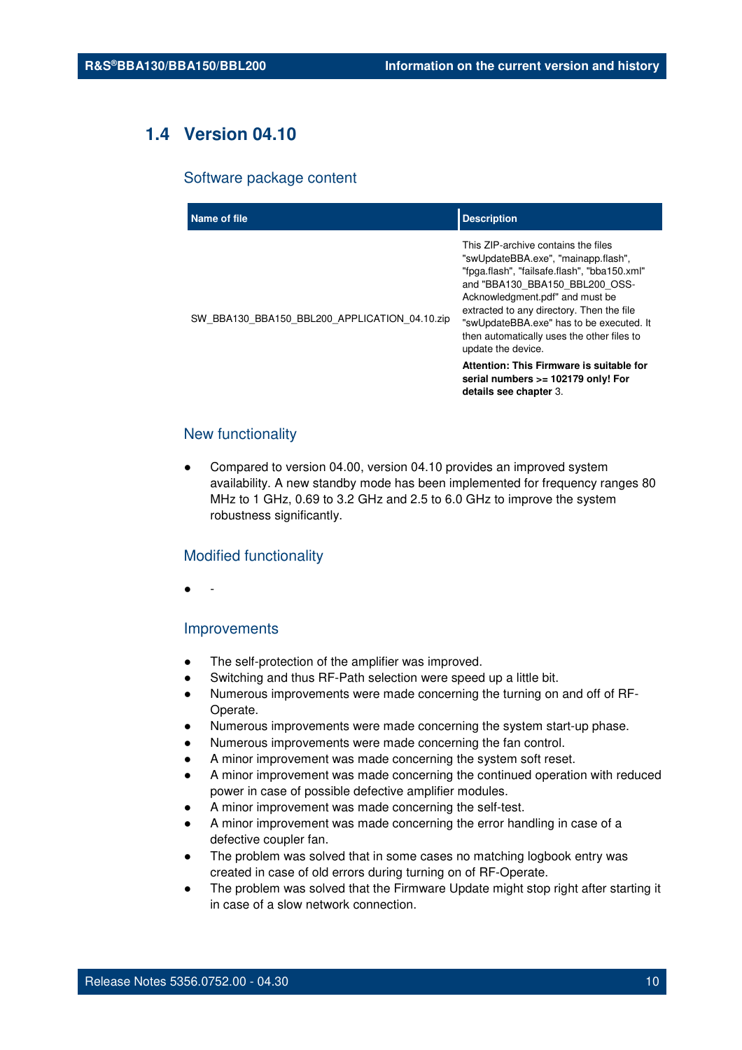## 1.4 Version 04.10

### Software package content

| Name of file | Description |
| --- | --- |
| SW_BBA130_BBA150_BBL200_APPLICATION_04.10.zip | This ZIP-archive contains the files "swUpdateBBA.exe", "mainapp.flash", "fpga.flash", "failsafe.flash", "bba150.xml" and "BBA130_BBA150_BBL200_OSS-Acknowledgment.pdf" and must be extracted to any directory. Then the file "swUpdateBBA.exe" has to be executed. It then automatically uses the other files to update the device. **Attention: This Firmware is suitable for serial numbers >= 102179 only! For details see chapter** 3. |

### New functionality

- Compared to version 04.00, version 04.10 provides an improved system availability. A new standby mode has been implemented for frequency ranges 80 MHz to 1 GHz, 0.69 to 3.2 GHz and 2.5 to 6.0 GHz to improve the system robustness significantly.

### Modified functionality

- -

### Improvements

- The self-protection of the amplifier was improved.
- Switching and thus RF-Path selection were speed up a little bit.
- Numerous improvements were made concerning the turning on and off of RF-Operate.
- Numerous improvements were made concerning the system start-up phase.
- Numerous improvements were made concerning the fan control.
- A minor improvement was made concerning the system soft reset.
- A minor improvement was made concerning the continued operation with reduced power in case of possible defective amplifier modules.
- A minor improvement was made concerning the self-test.
- A minor improvement was made concerning the error handling in case of a defective coupler fan.
- The problem was solved that in some cases no matching logbook entry was created in case of old errors during turning on of RF-Operate.
- The problem was solved that the Firmware Update might stop right after starting it in case of a slow network connection.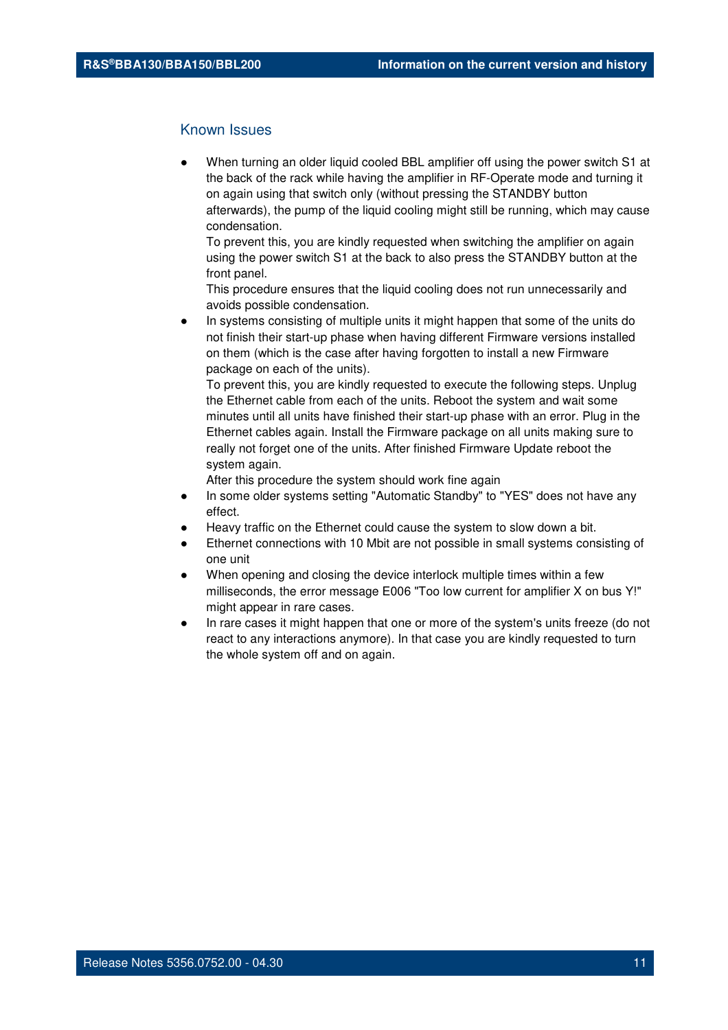## Known Issues

- When turning an older liquid cooled BBL amplifier off using the power switch S1 at the back of the rack while having the amplifier in RF-Operate mode and turning it on again using that switch only (without pressing the STANDBY button afterwards), the pump of the liquid cooling might still be running, which may cause condensation.
  To prevent this, you are kindly requested when switching the amplifier on again using the power switch S1 at the back to also press the STANDBY button at the front panel.
  This procedure ensures that the liquid cooling does not run unnecessarily and avoids possible condensation.
- In systems consisting of multiple units it might happen that some of the units do not finish their start-up phase when having different Firmware versions installed on them (which is the case after having forgotten to install a new Firmware package on each of the units).
  To prevent this, you are kindly requested to execute the following steps. Unplug the Ethernet cable from each of the units. Reboot the system and wait some minutes until all units have finished their start-up phase with an error. Plug in the Ethernet cables again. Install the Firmware package on all units making sure to really not forget one of the units. After finished Firmware Update reboot the system again.
  After this procedure the system should work fine again
- In some older systems setting "Automatic Standby" to "YES" does not have any effect.
- Heavy traffic on the Ethernet could cause the system to slow down a bit.
- Ethernet connections with 10 Mbit are not possible in small systems consisting of one unit
- When opening and closing the device interlock multiple times within a few milliseconds, the error message E006 "Too low current for amplifier X on bus Y!" might appear in rare cases.
- In rare cases it might happen that one or more of the system's units freeze (do not react to any interactions anymore). In that case you are kindly requested to turn the whole system off and on again.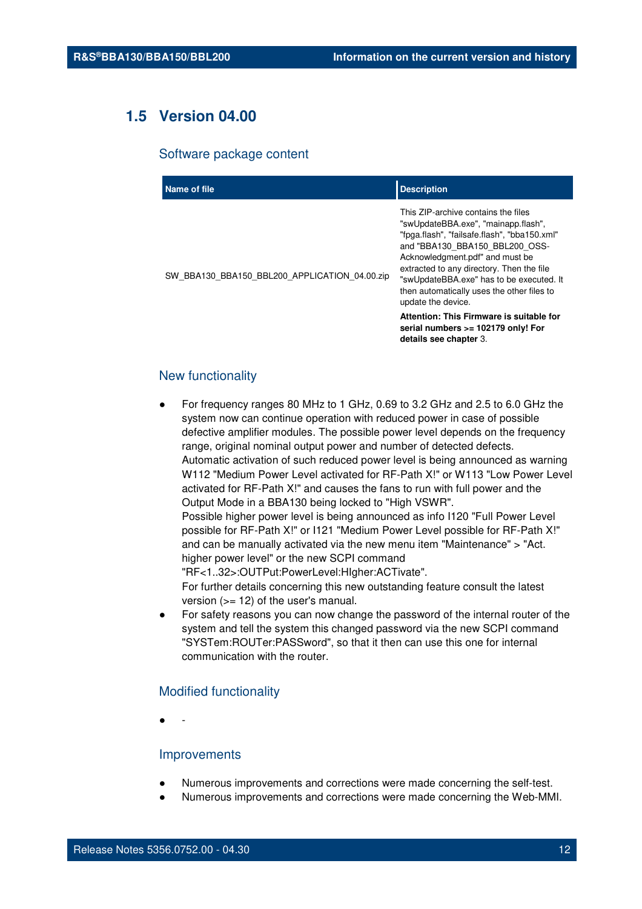## 1.5 Version 04.00

### Software package content

| Name of file | Description |
|---|---|
| SW_BBA130_BBA150_BBL200_APPLICATION_04.00.zip | This ZIP-archive contains the files "swUpdateBBA.exe", "mainapp.flash", "fpga.flash", "failsafe.flash", "bba150.xml" and "BBA130_BBA150_BBL200_OSS-Acknowledgment.pdf" and must be extracted to any directory. Then the file "swUpdateBBA.exe" has to be executed. It then automatically uses the other files to update the device.<br>**Attention: This Firmware is suitable for serial numbers >= 102179 only! For details see chapter** 3. |

### New functionality

- For frequency ranges 80 MHz to 1 GHz, 0.69 to 3.2 GHz and 2.5 to 6.0 GHz the system now can continue operation with reduced power in case of possible defective amplifier modules. The possible power level depends on the frequency range, original nominal output power and number of detected defects.
  Automatic activation of such reduced power level is being announced as warning W112 "Medium Power Level activated for RF-Path X!" or W113 "Low Power Level activated for RF-Path X!" and causes the fans to run with full power and the Output Mode in a BBA130 being locked to "High VSWR".
  Possible higher power level is being announced as info I120 "Full Power Level possible for RF-Path X!" or I121 "Medium Power Level possible for RF-Path X!" and can be manually activated via the new menu item "Maintenance" > "Act. higher power level" or the new SCPI command "RF<1..32>:OUTPut:PowerLevel:HIgher:ACTivate".
  For further details concerning this new outstanding feature consult the latest version (>= 12) of the user's manual.
- For safety reasons you can now change the password of the internal router of the system and tell the system this changed password via the new SCPI command "SYSTem:ROUTer:PASSword", so that it then can use this one for internal communication with the router.

### Modified functionality

- -

### Improvements

- Numerous improvements and corrections were made concerning the self-test.
- Numerous improvements and corrections were made concerning the Web-MMI.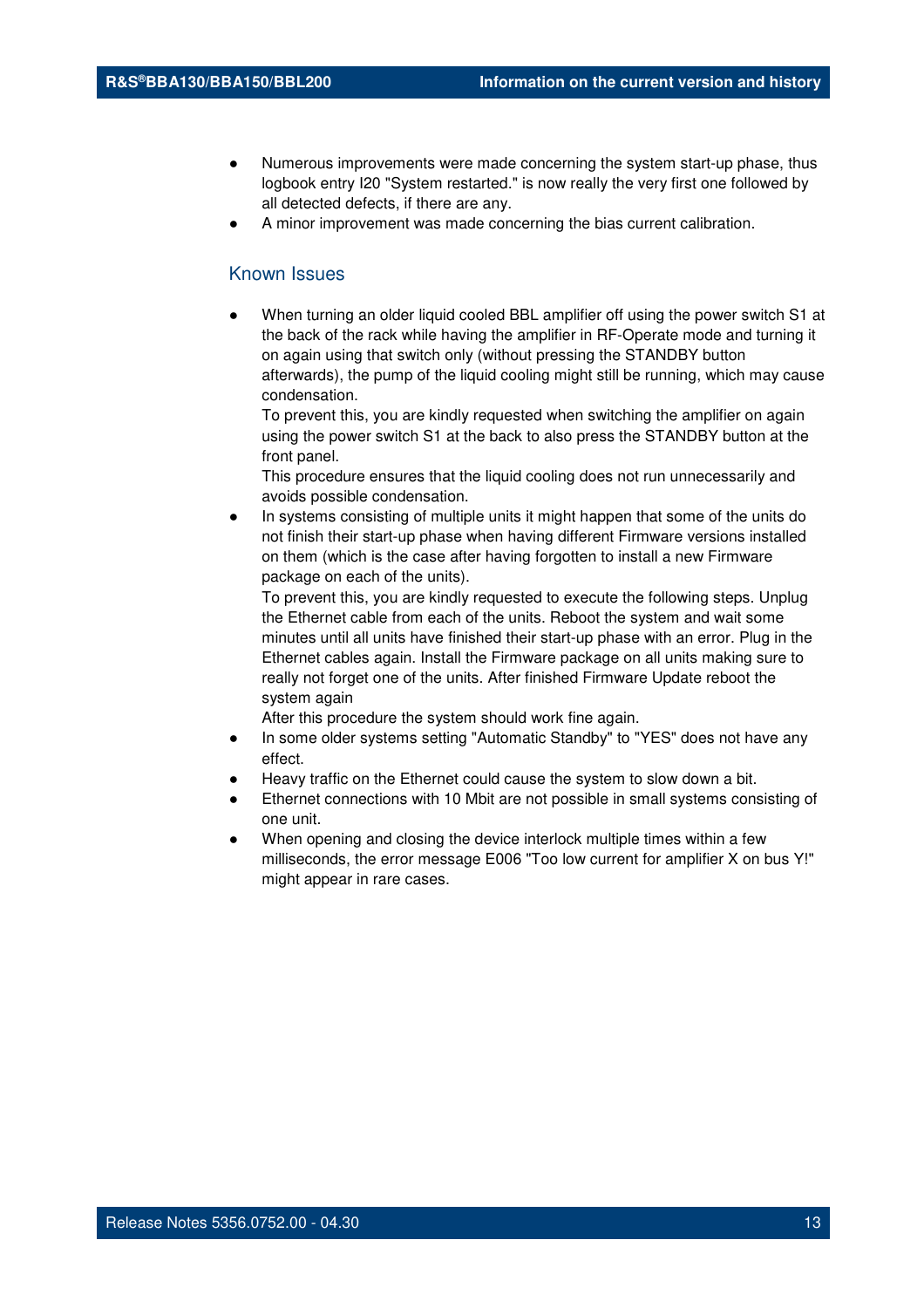- Numerous improvements were made concerning the system start-up phase, thus logbook entry I20 "System restarted." is now really the very first one followed by all detected defects, if there are any.
- A minor improvement was made concerning the bias current calibration.

## Known Issues

- When turning an older liquid cooled BBL amplifier off using the power switch S1 at the back of the rack while having the amplifier in RF-Operate mode and turning it on again using that switch only (without pressing the STANDBY button afterwards), the pump of the liquid cooling might still be running, which may cause condensation.
  To prevent this, you are kindly requested when switching the amplifier on again using the power switch S1 at the back to also press the STANDBY button at the front panel.
  This procedure ensures that the liquid cooling does not run unnecessarily and avoids possible condensation.
- In systems consisting of multiple units it might happen that some of the units do not finish their start-up phase when having different Firmware versions installed on them (which is the case after having forgotten to install a new Firmware package on each of the units).
  To prevent this, you are kindly requested to execute the following steps. Unplug the Ethernet cable from each of the units. Reboot the system and wait some minutes until all units have finished their start-up phase with an error. Plug in the Ethernet cables again. Install the Firmware package on all units making sure to really not forget one of the units. After finished Firmware Update reboot the system again
  After this procedure the system should work fine again.
- In some older systems setting "Automatic Standby" to "YES" does not have any effect.
- Heavy traffic on the Ethernet could cause the system to slow down a bit.
- Ethernet connections with 10 Mbit are not possible in small systems consisting of one unit.
- When opening and closing the device interlock multiple times within a few milliseconds, the error message E006 "Too low current for amplifier X on bus Y!" might appear in rare cases.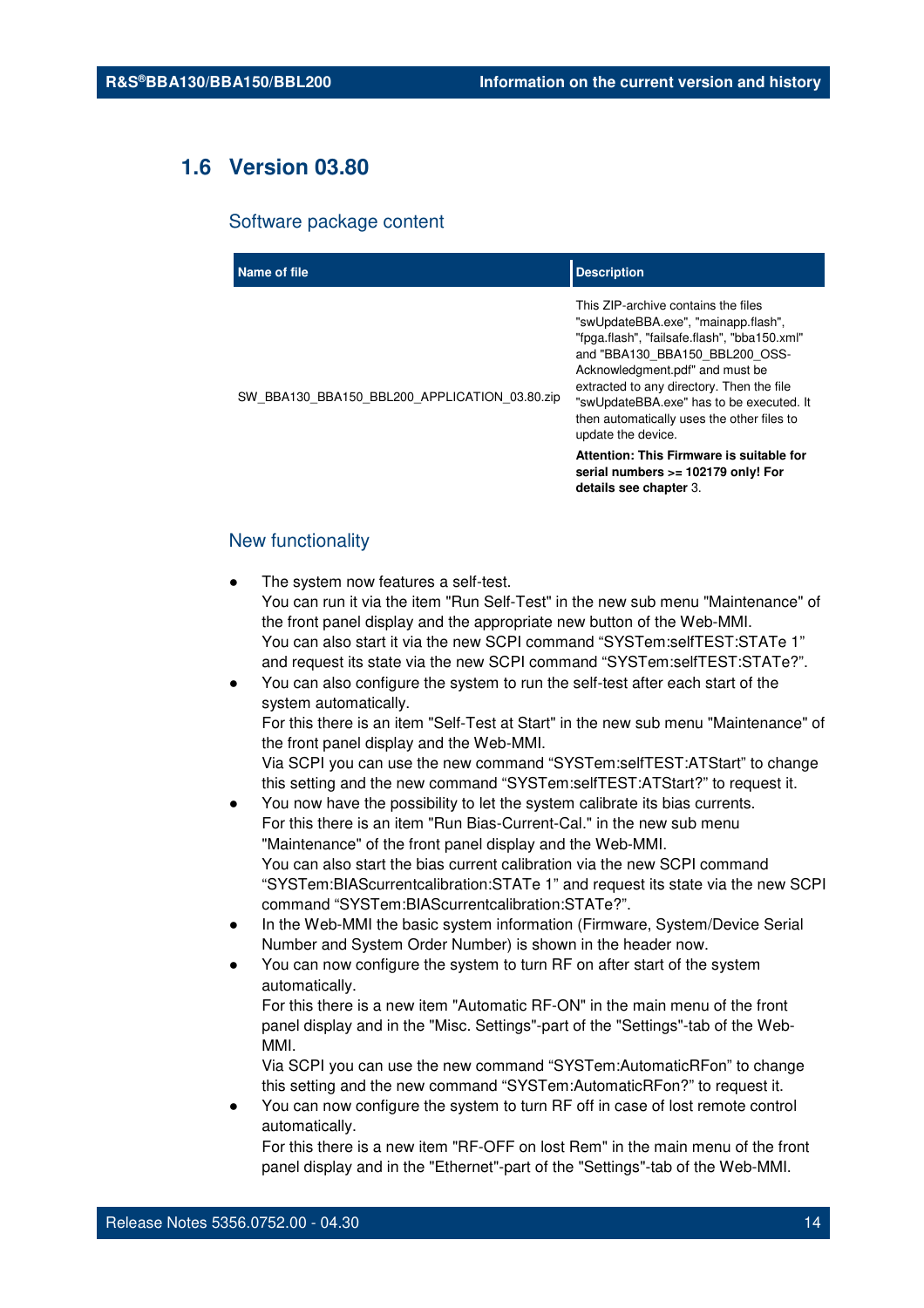## 1.6 Version 03.80

### Software package content

| Name of file | Description |
|---|---|
| SW_BBA130_BBA150_BBL200_APPLICATION_03.80.zip | This ZIP-archive contains the files "swUpdateBBA.exe", "mainapp.flash", "fpga.flash", "failsafe.flash", "bba150.xml" and "BBA130_BBA150_BBL200_OSS-Acknowledgment.pdf" and must be extracted to any directory. Then the file "swUpdateBBA.exe" has to be executed. It then automatically uses the other files to update the device.<br>**Attention: This Firmware is suitable for serial numbers >= 102179 only! For details see chapter** 3. |

### New functionality

- The system now features a self-test.
  You can run it via the item "Run Self-Test" in the new sub menu "Maintenance" of the front panel display and the appropriate new button of the Web-MMI.
  You can also start it via the new SCPI command “SYSTem:selfTEST:STATe 1” and request its state via the new SCPI command “SYSTem:selfTEST:STATe?”.
- You can also configure the system to run the self-test after each start of the system automatically.
  For this there is an item "Self-Test at Start" in the new sub menu "Maintenance" of the front panel display and the Web-MMI.
  Via SCPI you can use the new command “SYSTem:selfTEST:ATStart” to change this setting and the new command “SYSTem:selfTEST:ATStart?” to request it.
- You now have the possibility to let the system calibrate its bias currents.
  For this there is an item "Run Bias-Current-Cal." in the new sub menu "Maintenance" of the front panel display and the Web-MMI.
  You can also start the bias current calibration via the new SCPI command “SYSTem:BIAScurrentcalibration:STATe 1” and request its state via the new SCPI command “SYSTem:BIAScurrentcalibration:STATe?”.
- In the Web-MMI the basic system information (Firmware, System/Device Serial Number and System Order Number) is shown in the header now.
- You can now configure the system to turn RF on after start of the system automatically.
  For this there is a new item "Automatic RF-ON" in the main menu of the front panel display and in the "Misc. Settings"-part of the "Settings"-tab of the Web-MMI.
  Via SCPI you can use the new command “SYSTem:AutomaticRFon” to change this setting and the new command “SYSTem:AutomaticRFon?” to request it.
- You can now configure the system to turn RF off in case of lost remote control automatically.
  For this there is a new item "RF-OFF on lost Rem" in the main menu of the front panel display and in the "Ethernet"-part of the "Settings"-tab of the Web-MMI.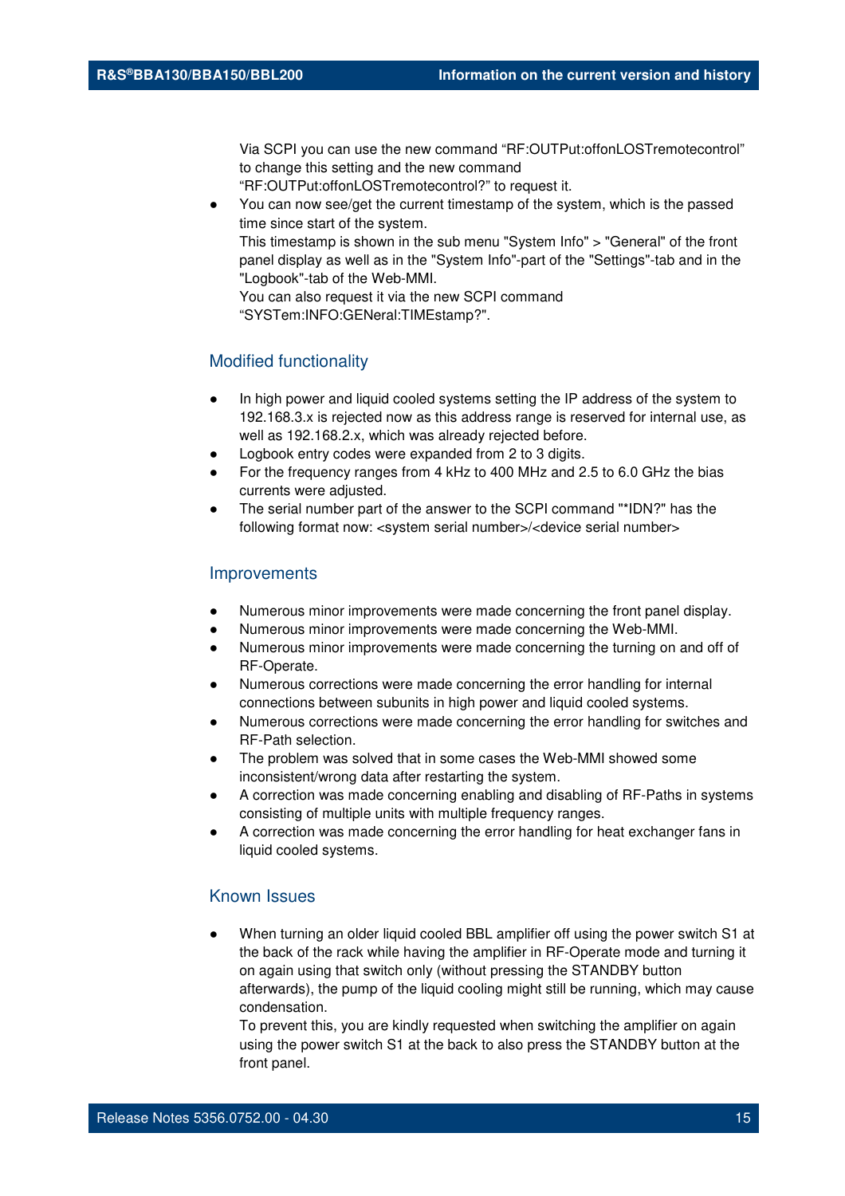Via SCPI you can use the new command “RF:OUTPut:offonLOSTremotecontrol” to change this setting and the new command “RF:OUTPut:offonLOSTremotecontrol?” to request it.

- You can now see/get the current timestamp of the system, which is the passed time since start of the system.
  This timestamp is shown in the sub menu "System Info" > "General" of the front panel display as well as in the "System Info"-part of the "Settings"-tab and in the "Logbook"-tab of the Web-MMI.
  You can also request it via the new SCPI command “SYSTem:INFO:GENeral:TIMEstamp?".

### Modified functionality

- In high power and liquid cooled systems setting the IP address of the system to 192.168.3.x is rejected now as this address range is reserved for internal use, as well as 192.168.2.x, which was already rejected before.
- Logbook entry codes were expanded from 2 to 3 digits.
- For the frequency ranges from 4 kHz to 400 MHz and 2.5 to 6.0 GHz the bias currents were adjusted.
- The serial number part of the answer to the SCPI command "*IDN?" has the following format now: <system serial number>/<device serial number>

### Improvements

- Numerous minor improvements were made concerning the front panel display.
- Numerous minor improvements were made concerning the Web-MMI.
- Numerous minor improvements were made concerning the turning on and off of RF-Operate.
- Numerous corrections were made concerning the error handling for internal connections between subunits in high power and liquid cooled systems.
- Numerous corrections were made concerning the error handling for switches and RF-Path selection.
- The problem was solved that in some cases the Web-MMI showed some inconsistent/wrong data after restarting the system.
- A correction was made concerning enabling and disabling of RF-Paths in systems consisting of multiple units with multiple frequency ranges.
- A correction was made concerning the error handling for heat exchanger fans in liquid cooled systems.

### Known Issues

- When turning an older liquid cooled BBL amplifier off using the power switch S1 at the back of the rack while having the amplifier in RF-Operate mode and turning it on again using that switch only (without pressing the STANDBY button afterwards), the pump of the liquid cooling might still be running, which may cause condensation.
  To prevent this, you are kindly requested when switching the amplifier on again using the power switch S1 at the back to also press the STANDBY button at the front panel.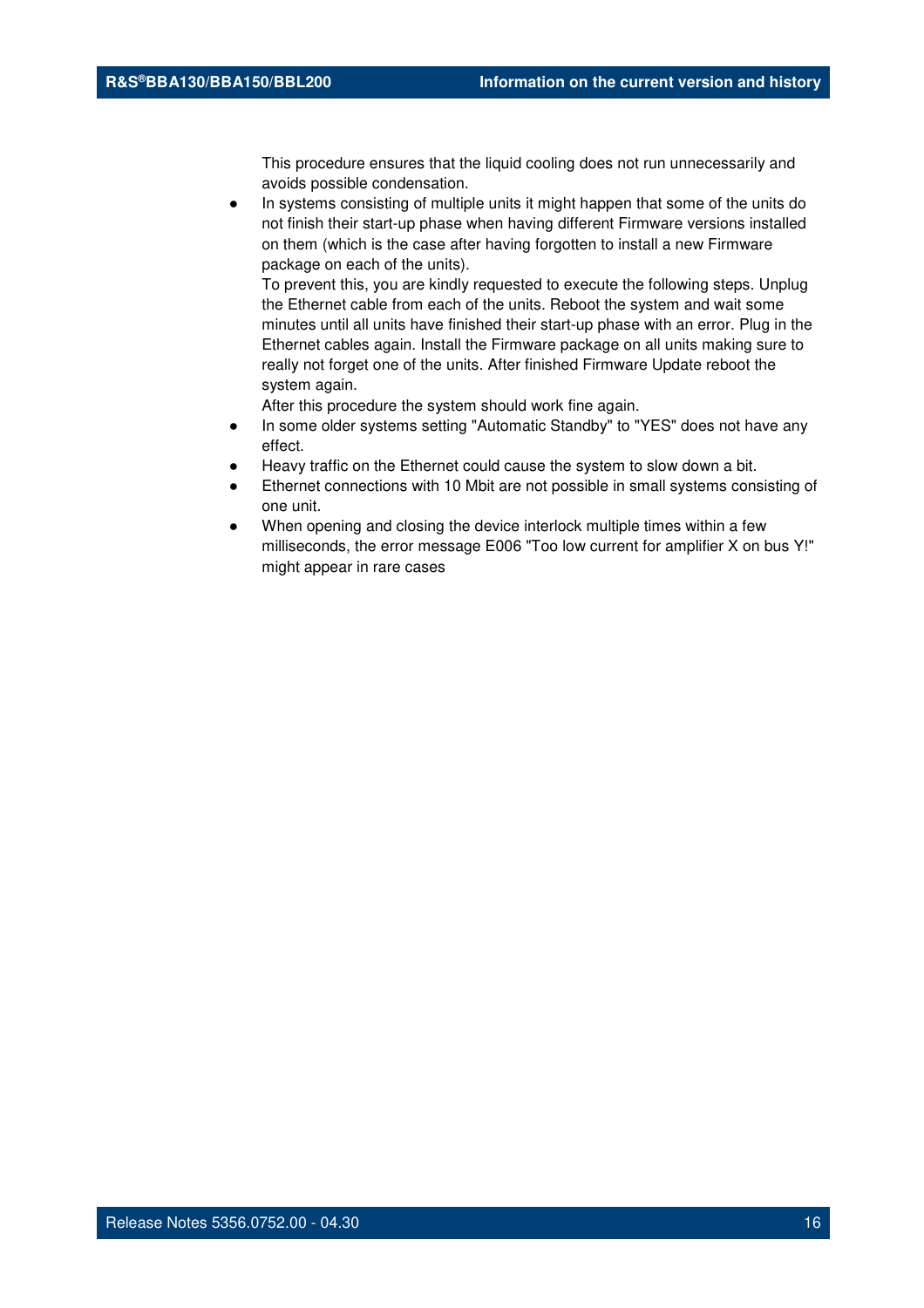This procedure ensures that the liquid cooling does not run unnecessarily and avoids possible condensation.

- In systems consisting of multiple units it might happen that some of the units do not finish their start-up phase when having different Firmware versions installed on them (which is the case after having forgotten to install a new Firmware package on each of the units).
  To prevent this, you are kindly requested to execute the following steps. Unplug the Ethernet cable from each of the units. Reboot the system and wait some minutes until all units have finished their start-up phase with an error. Plug in the Ethernet cables again. Install the Firmware package on all units making sure to really not forget one of the units. After finished Firmware Update reboot the system again.
  After this procedure the system should work fine again.
- In some older systems setting "Automatic Standby" to "YES" does not have any effect.
- Heavy traffic on the Ethernet could cause the system to slow down a bit.
- Ethernet connections with 10 Mbit are not possible in small systems consisting of one unit.
- When opening and closing the device interlock multiple times within a few milliseconds, the error message E006 "Too low current for amplifier X on bus Y!" might appear in rare cases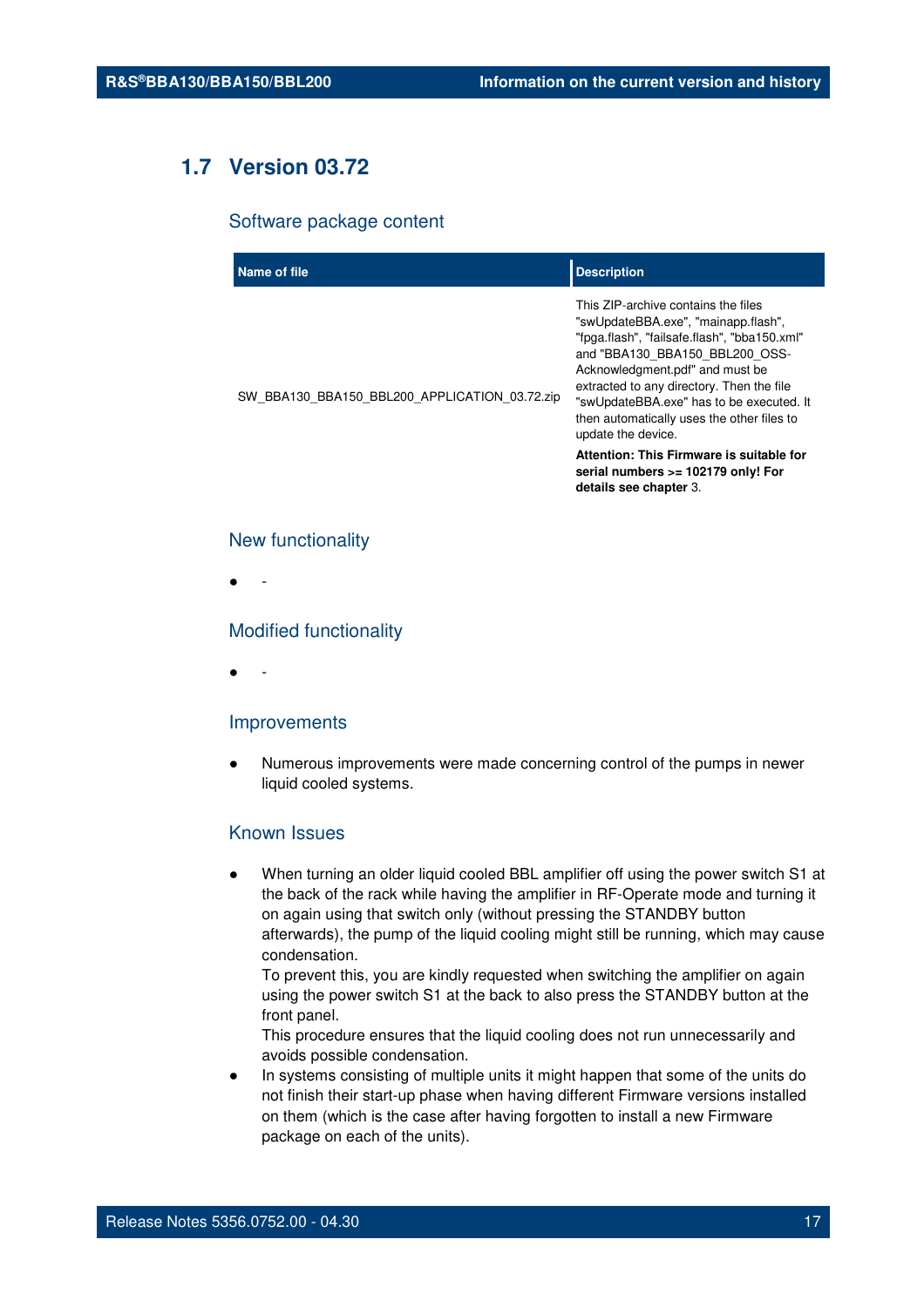## 1.7 Version 03.72

### Software package content

| Name of file | Description |
|---|---|
| SW_BBA130_BBA150_BBL200_APPLICATION_03.72.zip | This ZIP-archive contains the files "swUpdateBBA.exe", "mainapp.flash", "fpga.flash", "failsafe.flash", "bba150.xml" and "BBA130_BBA150_BBL200_OSS-Acknowledgment.pdf" and must be extracted to any directory. Then the file "swUpdateBBA.exe" has to be executed. It then automatically uses the other files to update the device.<br><br>**Attention: This Firmware is suitable for serial numbers >= 102179 only! For details see chapter** 3. |

### New functionality

- -

### Modified functionality

- -

### Improvements

- Numerous improvements were made concerning control of the pumps in newer liquid cooled systems.

### Known Issues

- When turning an older liquid cooled BBL amplifier off using the power switch S1 at the back of the rack while having the amplifier in RF-Operate mode and turning it on again using that switch only (without pressing the STANDBY button afterwards), the pump of the liquid cooling might still be running, which may cause condensation.
  To prevent this, you are kindly requested when switching the amplifier on again using the power switch S1 at the back to also press the STANDBY button at the front panel.
  This procedure ensures that the liquid cooling does not run unnecessarily and avoids possible condensation.
- In systems consisting of multiple units it might happen that some of the units do not finish their start-up phase when having different Firmware versions installed on them (which is the case after having forgotten to install a new Firmware package on each of the units).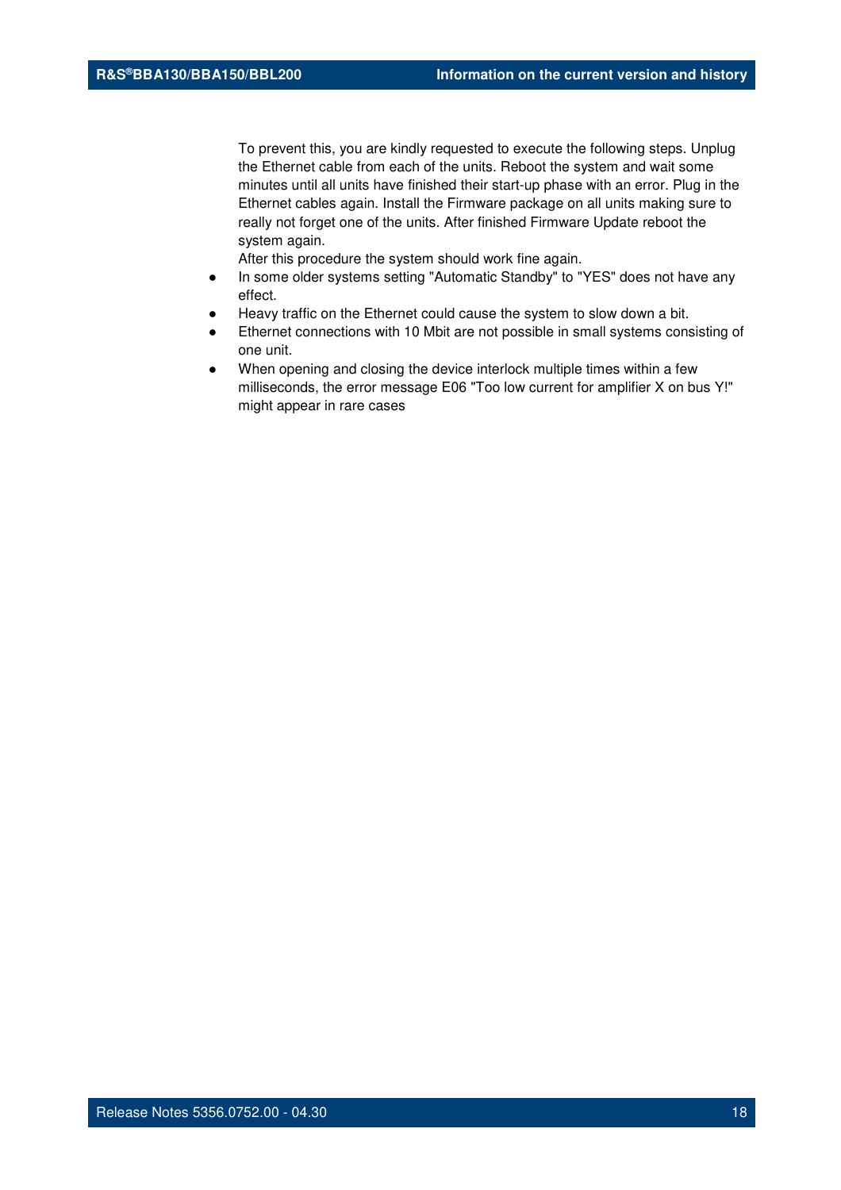To prevent this, you are kindly requested to execute the following steps. Unplug the Ethernet cable from each of the units. Reboot the system and wait some minutes until all units have finished their start-up phase with an error. Plug in the Ethernet cables again. Install the Firmware package on all units making sure to really not forget one of the units. After finished Firmware Update reboot the system again.
After this procedure the system should work fine again.

- In some older systems setting "Automatic Standby" to "YES" does not have any effect.
- Heavy traffic on the Ethernet could cause the system to slow down a bit.
- Ethernet connections with 10 Mbit are not possible in small systems consisting of one unit.
- When opening and closing the device interlock multiple times within a few milliseconds, the error message E06 "Too low current for amplifier X on bus Y!" might appear in rare cases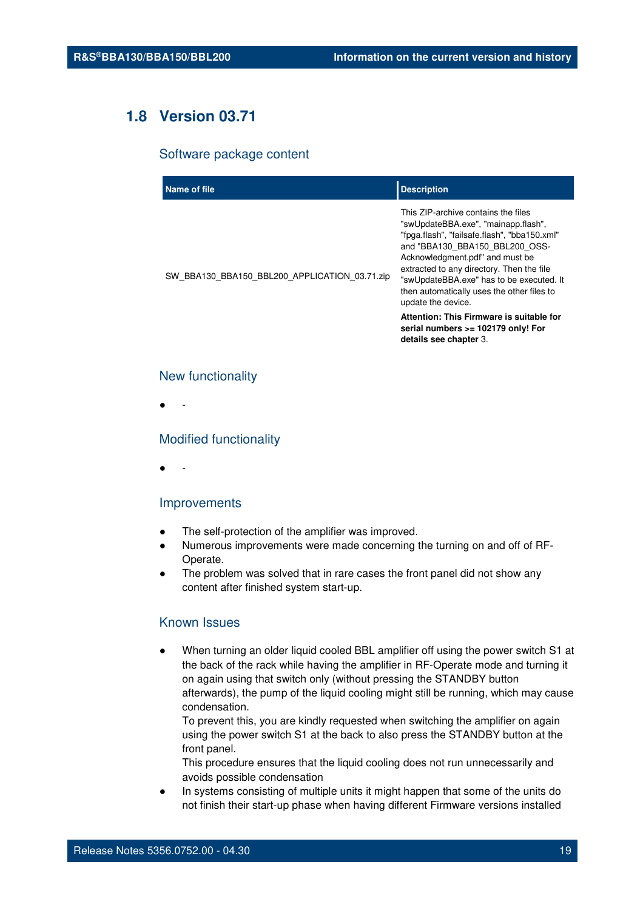## 1.8 Version 03.71

### Software package content

| Name of file | Description |
|---|---|
| SW_BBA130_BBA150_BBL200_APPLICATION_03.71.zip | This ZIP-archive contains the files "swUpdateBBA.exe", "mainapp.flash", "fpga.flash", "failsafe.flash", "bba150.xml" and "BBA130_BBA150_BBL200_OSS-Acknowledgment.pdf" and must be extracted to any directory. Then the file "swUpdateBBA.exe" has to be executed. It then automatically uses the other files to update the device. **Attention: This Firmware is suitable for serial numbers >= 102179 only! For details see chapter** 3. |

### New functionality

- -

### Modified functionality

- -

### Improvements

- The self-protection of the amplifier was improved.
- Numerous improvements were made concerning the turning on and off of RF-Operate.
- The problem was solved that in rare cases the front panel did not show any content after finished system start-up.

### Known Issues

- When turning an older liquid cooled BBL amplifier off using the power switch S1 at the back of the rack while having the amplifier in RF-Operate mode and turning it on again using that switch only (without pressing the STANDBY button afterwards), the pump of the liquid cooling might still be running, which may cause condensation.
  To prevent this, you are kindly requested when switching the amplifier on again using the power switch S1 at the back to also press the STANDBY button at the front panel.
  This procedure ensures that the liquid cooling does not run unnecessarily and avoids possible condensation
- In systems consisting of multiple units it might happen that some of the units do not finish their start-up phase when having different Firmware versions installed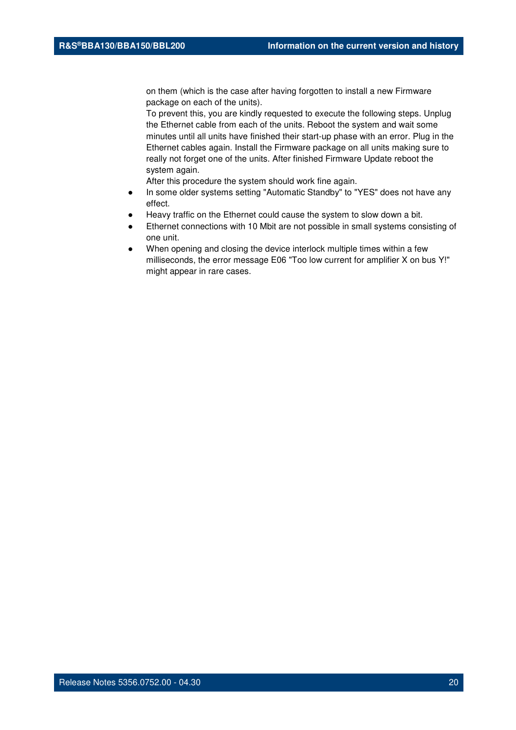on them (which is the case after having forgotten to install a new Firmware package on each of the units).
To prevent this, you are kindly requested to execute the following steps. Unplug the Ethernet cable from each of the units. Reboot the system and wait some minutes until all units have finished their start-up phase with an error. Plug in the Ethernet cables again. Install the Firmware package on all units making sure to really not forget one of the units. After finished Firmware Update reboot the system again.
After this procedure the system should work fine again.

- In some older systems setting "Automatic Standby" to "YES" does not have any effect.
- Heavy traffic on the Ethernet could cause the system to slow down a bit.
- Ethernet connections with 10 Mbit are not possible in small systems consisting of one unit.
- When opening and closing the device interlock multiple times within a few milliseconds, the error message E06 "Too low current for amplifier X on bus Y!" might appear in rare cases.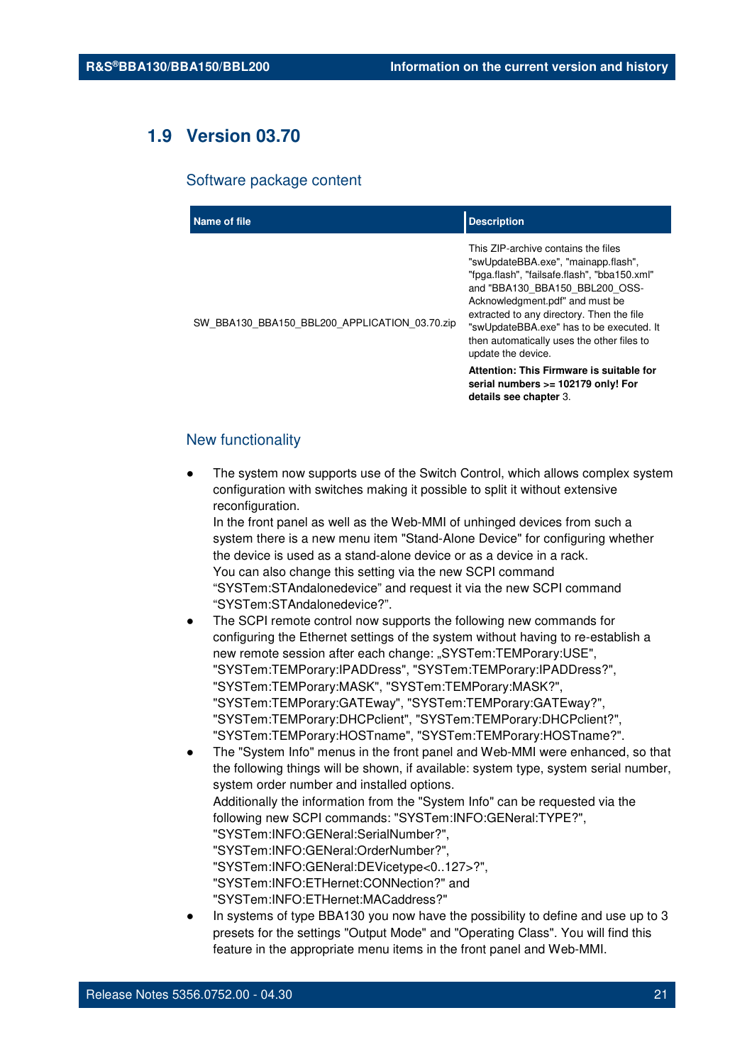## 1.9 Version 03.70

### Software package content

| Name of file | Description |
| --- | --- |
| SW_BBA130_BBA150_BBL200_APPLICATION_03.70.zip | This ZIP-archive contains the files "swUpdateBBA.exe", "mainapp.flash", "fpga.flash", "failsafe.flash", "bba150.xml" and "BBA130_BBA150_BBL200_OSS-Acknowledgment.pdf" and must be extracted to any directory. Then the file "swUpdateBBA.exe" has to be executed. It then automatically uses the other files to update the device.<br>**Attention: This Firmware is suitable for serial numbers >= 102179 only! For details see chapter** 3. |

### New functionality

- The system now supports use of the Switch Control, which allows complex system configuration with switches making it possible to split it without extensive reconfiguration.
  In the front panel as well as the Web-MMI of unhinged devices from such a system there is a new menu item "Stand-Alone Device" for configuring whether the device is used as a stand-alone device or as a device in a rack.
  You can also change this setting via the new SCPI command “SYSTem:STAndalonedevice” and request it via the new SCPI command “SYSTem:STAndalonedevice?”.
- The SCPI remote control now supports the following new commands for configuring the Ethernet settings of the system without having to re-establish a new remote session after each change: „SYSTem:TEMPorary:USE", "SYSTem:TEMPorary:IPADDress", "SYSTem:TEMPorary:IPADDress?", "SYSTem:TEMPorary:MASK", "SYSTem:TEMPorary:MASK?", "SYSTem:TEMPorary:GATEway", "SYSTem:TEMPorary:GATEway?", "SYSTem:TEMPorary:DHCPclient", "SYSTem:TEMPorary:DHCPclient?", "SYSTem:TEMPorary:HOSTname", "SYSTem:TEMPorary:HOSTname?".
- The "System Info" menus in the front panel and Web-MMI were enhanced, so that the following things will be shown, if available: system type, system serial number, system order number and installed options.
  Additionally the information from the "System Info" can be requested via the following new SCPI commands: "SYSTem:INFO:GENeral:TYPE?", "SYSTem:INFO:GENeral:SerialNumber?", "SYSTem:INFO:GENeral:OrderNumber?", "SYSTem:INFO:GENeral:DEVicetype<0..127>?", "SYSTem:INFO:ETHernet:CONNection?" and "SYSTem:INFO:ETHernet:MACaddress?"
- In systems of type BBA130 you now have the possibility to define and use up to 3 presets for the settings "Output Mode" and "Operating Class". You will find this feature in the appropriate menu items in the front panel and Web-MMI.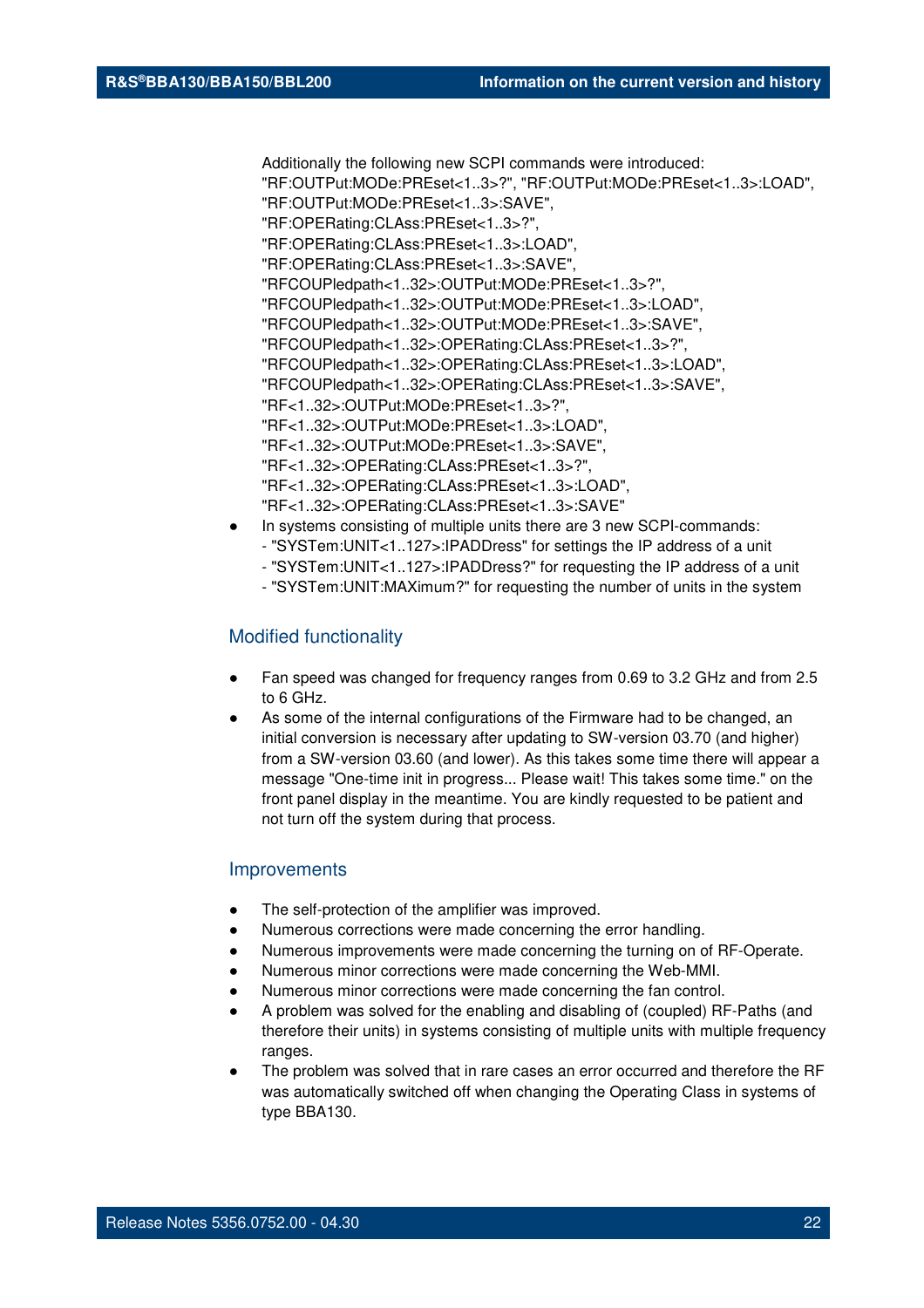Additionally the following new SCPI commands were introduced:
"RF:OUTPut:MODe:PREset<1..3>?", "RF:OUTPut:MODe:PREset<1..3>:LOAD",
"RF:OUTPut:MODe:PREset<1..3>:SAVE",
"RF:OPERating:CLAss:PREset<1..3>?",
"RF:OPERating:CLAss:PREset<1..3>:LOAD",
"RF:OPERating:CLAss:PREset<1..3>:SAVE",
"RFCOUPledpath<1..32>:OUTPut:MODe:PREset<1..3>?",
"RFCOUPledpath<1..32>:OUTPut:MODe:PREset<1..3>:LOAD",
"RFCOUPledpath<1..32>:OUTPut:MODe:PREset<1..3>:SAVE",
"RFCOUPledpath<1..32>:OPERating:CLAss:PREset<1..3>?",
"RFCOUPledpath<1..32>:OPERating:CLAss:PREset<1..3>:LOAD",
"RFCOUPledpath<1..32>:OPERating:CLAss:PREset<1..3>:SAVE",
"RF<1..32>:OUTPut:MODe:PREset<1..3>?",
"RF<1..32>:OUTPut:MODe:PREset<1..3>:LOAD",
"RF<1..32>:OUTPut:MODe:PREset<1..3>:SAVE",
"RF<1..32>:OPERating:CLAss:PREset<1..3>?",
"RF<1..32>:OPERating:CLAss:PREset<1..3>:LOAD",
"RF<1..32>:OPERating:CLAss:PREset<1..3>:SAVE"

- In systems consisting of multiple units there are 3 new SCPI-commands:
  - "SYSTem:UNIT<1..127>:IPADDress" for settings the IP address of a unit
  - "SYSTem:UNIT<1..127>:IPADDress?" for requesting the IP address of a unit
  - "SYSTem:UNIT:MAXimum?" for requesting the number of units in the system

## Modified functionality

- Fan speed was changed for frequency ranges from 0.69 to 3.2 GHz and from 2.5 to 6 GHz.
- As some of the internal configurations of the Firmware had to be changed, an initial conversion is necessary after updating to SW-version 03.70 (and higher) from a SW-version 03.60 (and lower). As this takes some time there will appear a message "One-time init in progress... Please wait! This takes some time." on the front panel display in the meantime. You are kindly requested to be patient and not turn off the system during that process.

## Improvements

- The self-protection of the amplifier was improved.
- Numerous corrections were made concerning the error handling.
- Numerous improvements were made concerning the turning on of RF-Operate.
- Numerous minor corrections were made concerning the Web-MMI.
- Numerous minor corrections were made concerning the fan control.
- A problem was solved for the enabling and disabling of (coupled) RF-Paths (and therefore their units) in systems consisting of multiple units with multiple frequency ranges.
- The problem was solved that in rare cases an error occurred and therefore the RF was automatically switched off when changing the Operating Class in systems of type BBA130.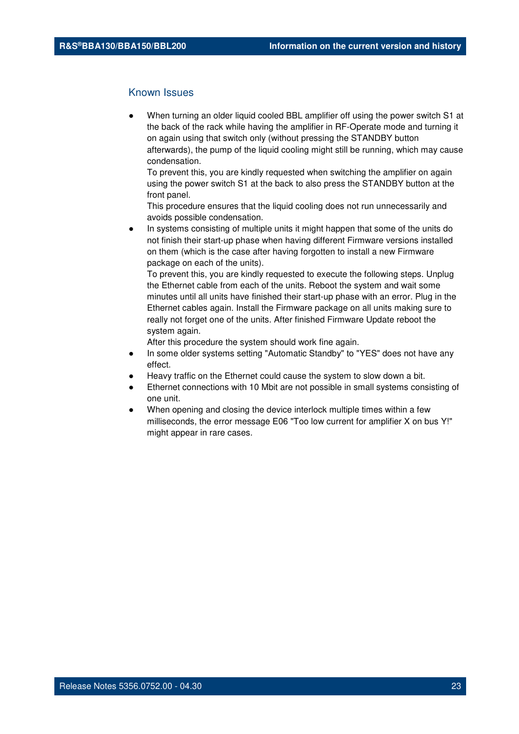## Known Issues

- When turning an older liquid cooled BBL amplifier off using the power switch S1 at the back of the rack while having the amplifier in RF-Operate mode and turning it on again using that switch only (without pressing the STANDBY button afterwards), the pump of the liquid cooling might still be running, which may cause condensation.
  To prevent this, you are kindly requested when switching the amplifier on again using the power switch S1 at the back to also press the STANDBY button at the front panel.
  This procedure ensures that the liquid cooling does not run unnecessarily and avoids possible condensation.
- In systems consisting of multiple units it might happen that some of the units do not finish their start-up phase when having different Firmware versions installed on them (which is the case after having forgotten to install a new Firmware package on each of the units).
  To prevent this, you are kindly requested to execute the following steps. Unplug the Ethernet cable from each of the units. Reboot the system and wait some minutes until all units have finished their start-up phase with an error. Plug in the Ethernet cables again. Install the Firmware package on all units making sure to really not forget one of the units. After finished Firmware Update reboot the system again.
  After this procedure the system should work fine again.
- In some older systems setting "Automatic Standby" to "YES" does not have any effect.
- Heavy traffic on the Ethernet could cause the system to slow down a bit.
- Ethernet connections with 10 Mbit are not possible in small systems consisting of one unit.
- When opening and closing the device interlock multiple times within a few milliseconds, the error message E06 "Too low current for amplifier X on bus Y!" might appear in rare cases.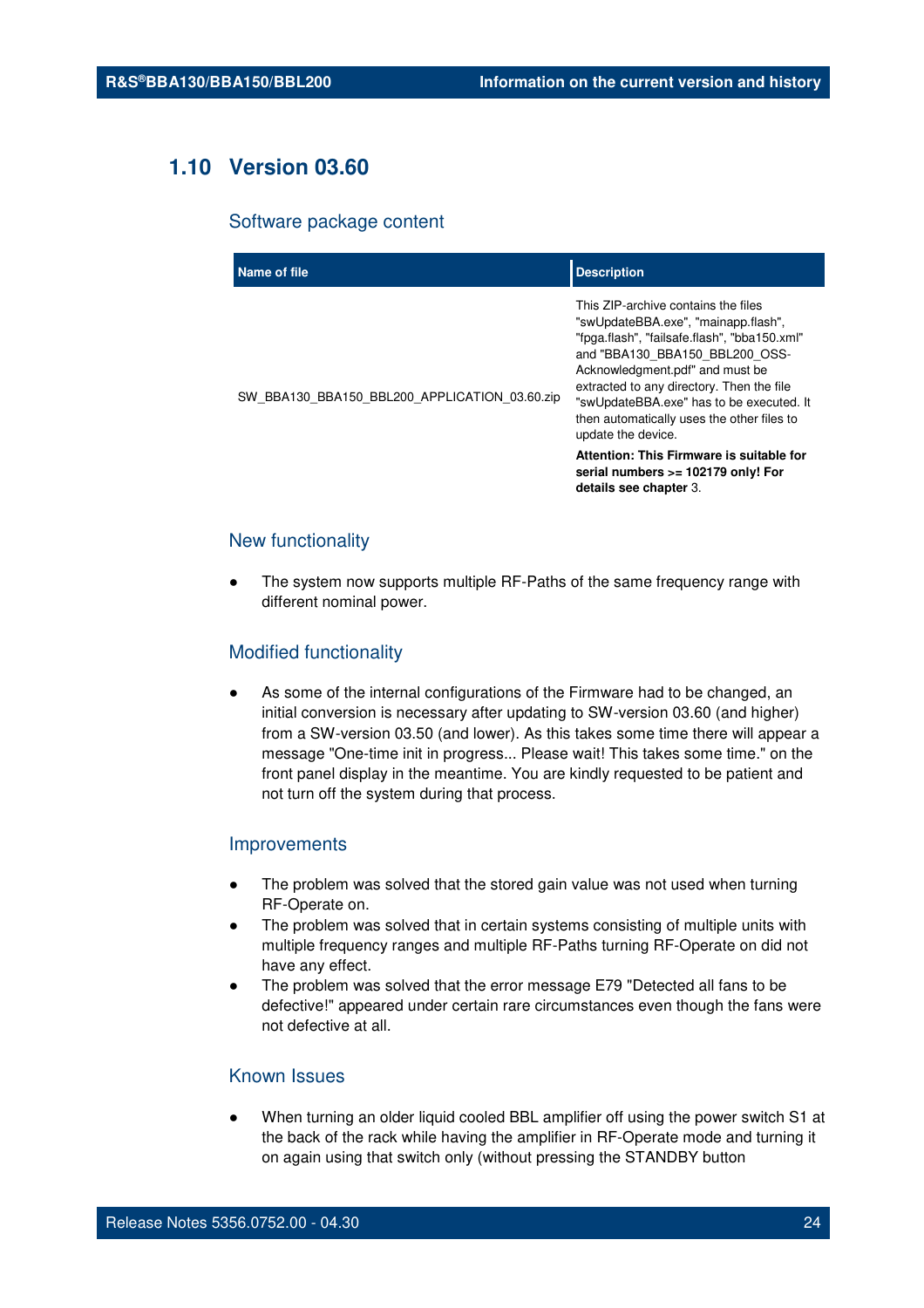## 1.10 Version 03.60

### Software package content

| Name of file | Description |
|---|---|
| SW_BBA130_BBA150_BBL200_APPLICATION_03.60.zip | This ZIP-archive contains the files "swUpdateBBA.exe", "mainapp.flash", "fpga.flash", "failsafe.flash", "bba150.xml" and "BBA130_BBA150_BBL200_OSS-Acknowledgment.pdf" and must be extracted to any directory. Then the file "swUpdateBBA.exe" has to be executed. It then automatically uses the other files to update the device.<br>**Attention: This Firmware is suitable for serial numbers >= 102179 only! For details see chapter** 3. |

### New functionality

- The system now supports multiple RF-Paths of the same frequency range with different nominal power.

### Modified functionality

- As some of the internal configurations of the Firmware had to be changed, an initial conversion is necessary after updating to SW-version 03.60 (and higher) from a SW-version 03.50 (and lower). As this takes some time there will appear a message "One-time init in progress... Please wait! This takes some time." on the front panel display in the meantime. You are kindly requested to be patient and not turn off the system during that process.

### Improvements

- The problem was solved that the stored gain value was not used when turning RF-Operate on.
- The problem was solved that in certain systems consisting of multiple units with multiple frequency ranges and multiple RF-Paths turning RF-Operate on did not have any effect.
- The problem was solved that the error message E79 "Detected all fans to be defective!" appeared under certain rare circumstances even though the fans were not defective at all.

### Known Issues

- When turning an older liquid cooled BBL amplifier off using the power switch S1 at the back of the rack while having the amplifier in RF-Operate mode and turning it on again using that switch only (without pressing the STANDBY button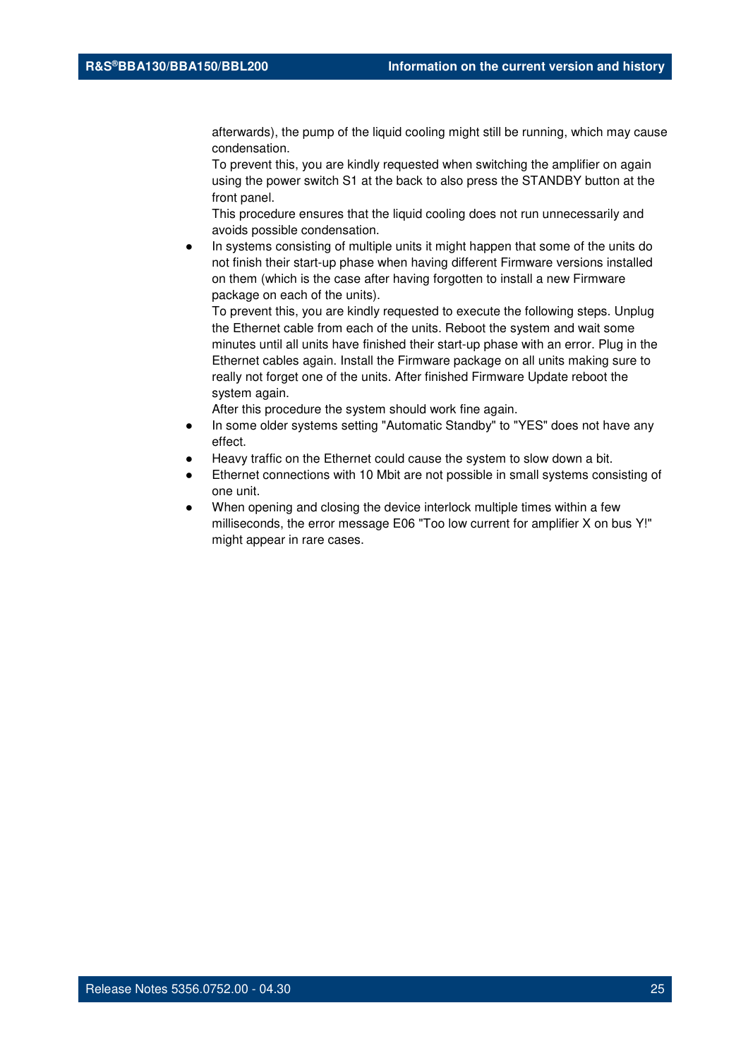afterwards), the pump of the liquid cooling might still be running, which may cause condensation.
To prevent this, you are kindly requested when switching the amplifier on again using the power switch S1 at the back to also press the STANDBY button at the front panel.
This procedure ensures that the liquid cooling does not run unnecessarily and avoids possible condensation.

- In systems consisting of multiple units it might happen that some of the units do not finish their start-up phase when having different Firmware versions installed on them (which is the case after having forgotten to install a new Firmware package on each of the units).
  To prevent this, you are kindly requested to execute the following steps. Unplug the Ethernet cable from each of the units. Reboot the system and wait some minutes until all units have finished their start-up phase with an error. Plug in the Ethernet cables again. Install the Firmware package on all units making sure to really not forget one of the units. After finished Firmware Update reboot the system again.
  After this procedure the system should work fine again.
- In some older systems setting "Automatic Standby" to "YES" does not have any effect.
- Heavy traffic on the Ethernet could cause the system to slow down a bit.
- Ethernet connections with 10 Mbit are not possible in small systems consisting of one unit.
- When opening and closing the device interlock multiple times within a few milliseconds, the error message E06 "Too low current for amplifier X on bus Y!" might appear in rare cases.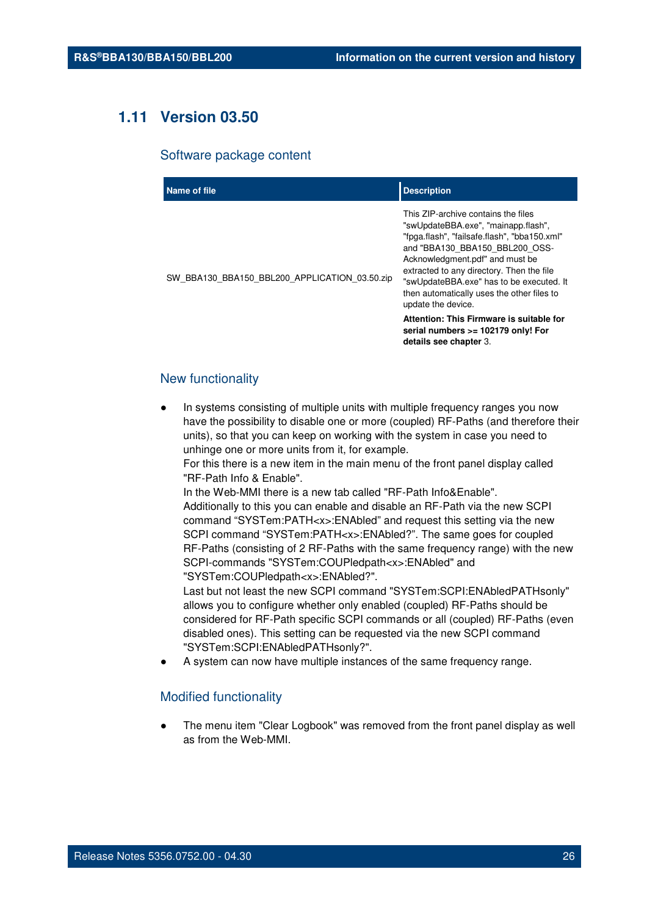## 1.11 Version 03.50

### Software package content

| Name of file | Description |
| --- | --- |
| SW_BBA130_BBA150_BBL200_APPLICATION_03.50.zip | This ZIP-archive contains the files "swUpdateBBA.exe", "mainapp.flash", "fpga.flash", "failsafe.flash", "bba150.xml" and "BBA130_BBA150_BBL200_OSS-Acknowledgment.pdf" and must be extracted to any directory. Then the file "swUpdateBBA.exe" has to be executed. It then automatically uses the other files to update the device.<br>**Attention: This Firmware is suitable for serial numbers >= 102179 only! For details see chapter** 3. |

### New functionality

- In systems consisting of multiple units with multiple frequency ranges you now have the possibility to disable one or more (coupled) RF-Paths (and therefore their units), so that you can keep on working with the system in case you need to unhinge one or more units from it, for example.
  For this there is a new item in the main menu of the front panel display called "RF-Path Info & Enable".
  In the Web-MMI there is a new tab called "RF-Path Info&Enable".
  Additionally to this you can enable and disable an RF-Path via the new SCPI command “SYSTem:PATH<x>:ENAbled” and request this setting via the new SCPI command “SYSTem:PATH<x>:ENAbled?”. The same goes for coupled RF-Paths (consisting of 2 RF-Paths with the same frequency range) with the new SCPI-commands "SYSTem:COUPledpath<x>:ENAbled" and "SYSTem:COUPledpath<x>:ENAbled?".
  Last but not least the new SCPI command "SYSTem:SCPI:ENAbledPATHsonly" allows you to configure whether only enabled (coupled) RF-Paths should be considered for RF-Path specific SCPI commands or all (coupled) RF-Paths (even disabled ones). This setting can be requested via the new SCPI command "SYSTem:SCPI:ENAbledPATHsonly?".
- A system can now have multiple instances of the same frequency range.

### Modified functionality

- The menu item "Clear Logbook" was removed from the front panel display as well as from the Web-MMI.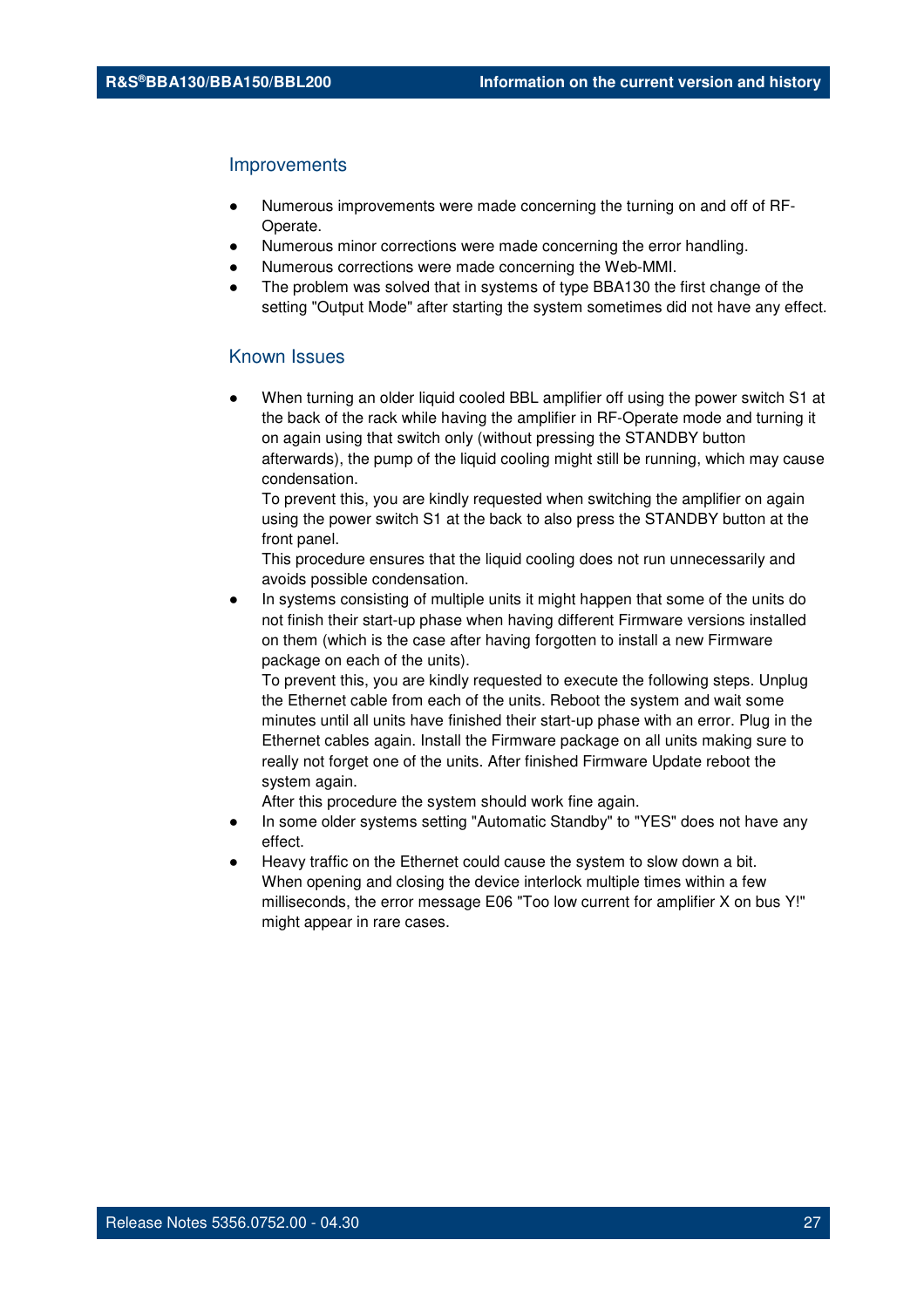## Improvements

- Numerous improvements were made concerning the turning on and off of RF-Operate.
- Numerous minor corrections were made concerning the error handling.
- Numerous corrections were made concerning the Web-MMI.
- The problem was solved that in systems of type BBA130 the first change of the setting "Output Mode" after starting the system sometimes did not have any effect.

## Known Issues

- When turning an older liquid cooled BBL amplifier off using the power switch S1 at the back of the rack while having the amplifier in RF-Operate mode and turning it on again using that switch only (without pressing the STANDBY button afterwards), the pump of the liquid cooling might still be running, which may cause condensation.
  To prevent this, you are kindly requested when switching the amplifier on again using the power switch S1 at the back to also press the STANDBY button at the front panel.
  This procedure ensures that the liquid cooling does not run unnecessarily and avoids possible condensation.
- In systems consisting of multiple units it might happen that some of the units do not finish their start-up phase when having different Firmware versions installed on them (which is the case after having forgotten to install a new Firmware package on each of the units).
  To prevent this, you are kindly requested to execute the following steps. Unplug the Ethernet cable from each of the units. Reboot the system and wait some minutes until all units have finished their start-up phase with an error. Plug in the Ethernet cables again. Install the Firmware package on all units making sure to really not forget one of the units. After finished Firmware Update reboot the system again.
  After this procedure the system should work fine again.
- In some older systems setting "Automatic Standby" to "YES" does not have any effect.
- Heavy traffic on the Ethernet could cause the system to slow down a bit.
  When opening and closing the device interlock multiple times within a few milliseconds, the error message E06 "Too low current for amplifier X on bus Y!" might appear in rare cases.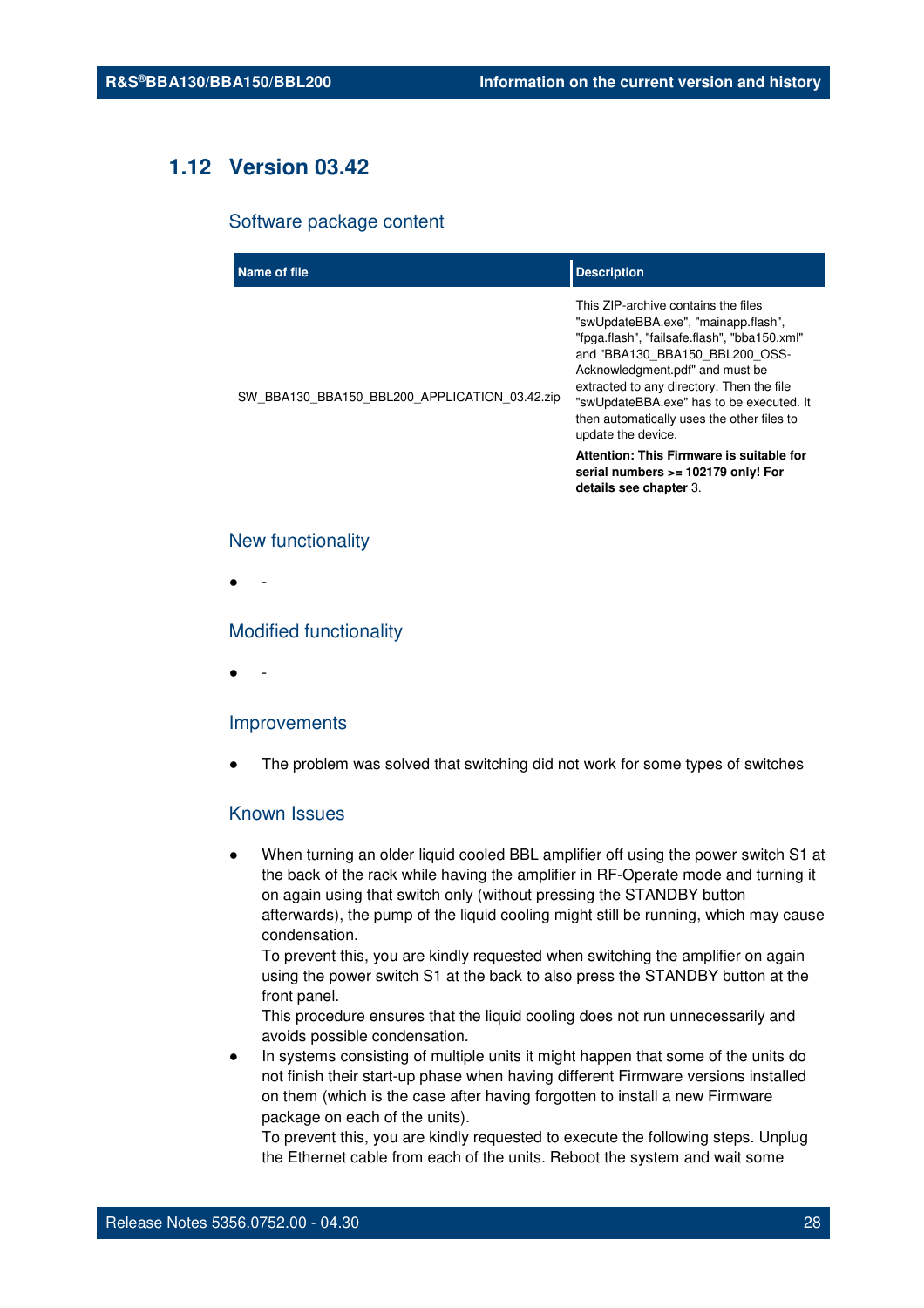## 1.12 Version 03.42

### Software package content

| Name of file | Description |
|---|---|
| SW_BBA130_BBA150_BBL200_APPLICATION_03.42.zip | This ZIP-archive contains the files "swUpdateBBA.exe", "mainapp.flash", "fpga.flash", "failsafe.flash", "bba150.xml" and "BBA130_BBA150_BBL200_OSS-Acknowledgment.pdf" and must be extracted to any directory. Then the file "swUpdateBBA.exe" has to be executed. It then automatically uses the other files to update the device.<br>**Attention: This Firmware is suitable for serial numbers >= 102179 only! For details see chapter** 3. |

### New functionality

- -

### Modified functionality

- -

### Improvements

- The problem was solved that switching did not work for some types of switches

### Known Issues

- When turning an older liquid cooled BBL amplifier off using the power switch S1 at the back of the rack while having the amplifier in RF-Operate mode and turning it on again using that switch only (without pressing the STANDBY button afterwards), the pump of the liquid cooling might still be running, which may cause condensation.
  To prevent this, you are kindly requested when switching the amplifier on again using the power switch S1 at the back to also press the STANDBY button at the front panel.
  This procedure ensures that the liquid cooling does not run unnecessarily and avoids possible condensation.
- In systems consisting of multiple units it might happen that some of the units do not finish their start-up phase when having different Firmware versions installed on them (which is the case after having forgotten to install a new Firmware package on each of the units).
  To prevent this, you are kindly requested to execute the following steps. Unplug the Ethernet cable from each of the units. Reboot the system and wait some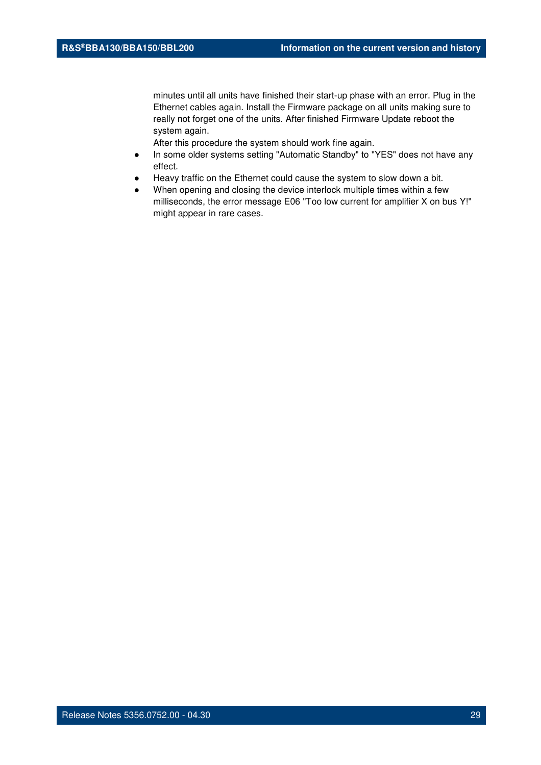minutes until all units have finished their start-up phase with an error. Plug in the Ethernet cables again. Install the Firmware package on all units making sure to really not forget one of the units. After finished Firmware Update reboot the system again.
After this procedure the system should work fine again.

- In some older systems setting "Automatic Standby" to "YES" does not have any effect.
- Heavy traffic on the Ethernet could cause the system to slow down a bit.
- When opening and closing the device interlock multiple times within a few milliseconds, the error message E06 "Too low current for amplifier X on bus Y!" might appear in rare cases.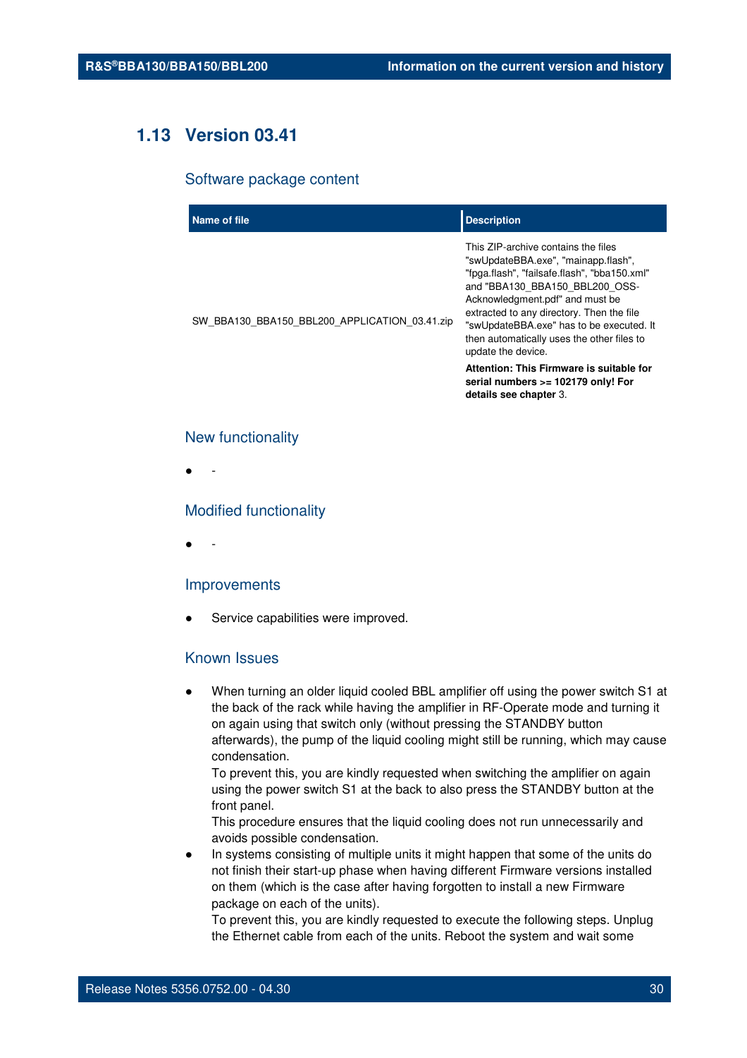## 1.13 Version 03.41

### Software package content

| Name of file | Description |
|---|---|
| SW_BBA130_BBA150_BBL200_APPLICATION_03.41.zip | This ZIP-archive contains the files "swUpdateBBA.exe", "mainapp.flash", "fpga.flash", "failsafe.flash", "bba150.xml" and "BBA130_BBA150_BBL200_OSS-Acknowledgment.pdf" and must be extracted to any directory. Then the file "swUpdateBBA.exe" has to be executed. It then automatically uses the other files to update the device. **Attention: This Firmware is suitable for serial numbers >= 102179 only! For details see chapter** 3. |

### New functionality

- -

### Modified functionality

- -

### Improvements

- Service capabilities were improved.

### Known Issues

- When turning an older liquid cooled BBL amplifier off using the power switch S1 at the back of the rack while having the amplifier in RF-Operate mode and turning it on again using that switch only (without pressing the STANDBY button afterwards), the pump of the liquid cooling might still be running, which may cause condensation.
  To prevent this, you are kindly requested when switching the amplifier on again using the power switch S1 at the back to also press the STANDBY button at the front panel.
  This procedure ensures that the liquid cooling does not run unnecessarily and avoids possible condensation.
- In systems consisting of multiple units it might happen that some of the units do not finish their start-up phase when having different Firmware versions installed on them (which is the case after having forgotten to install a new Firmware package on each of the units).
  To prevent this, you are kindly requested to execute the following steps. Unplug the Ethernet cable from each of the units. Reboot the system and wait some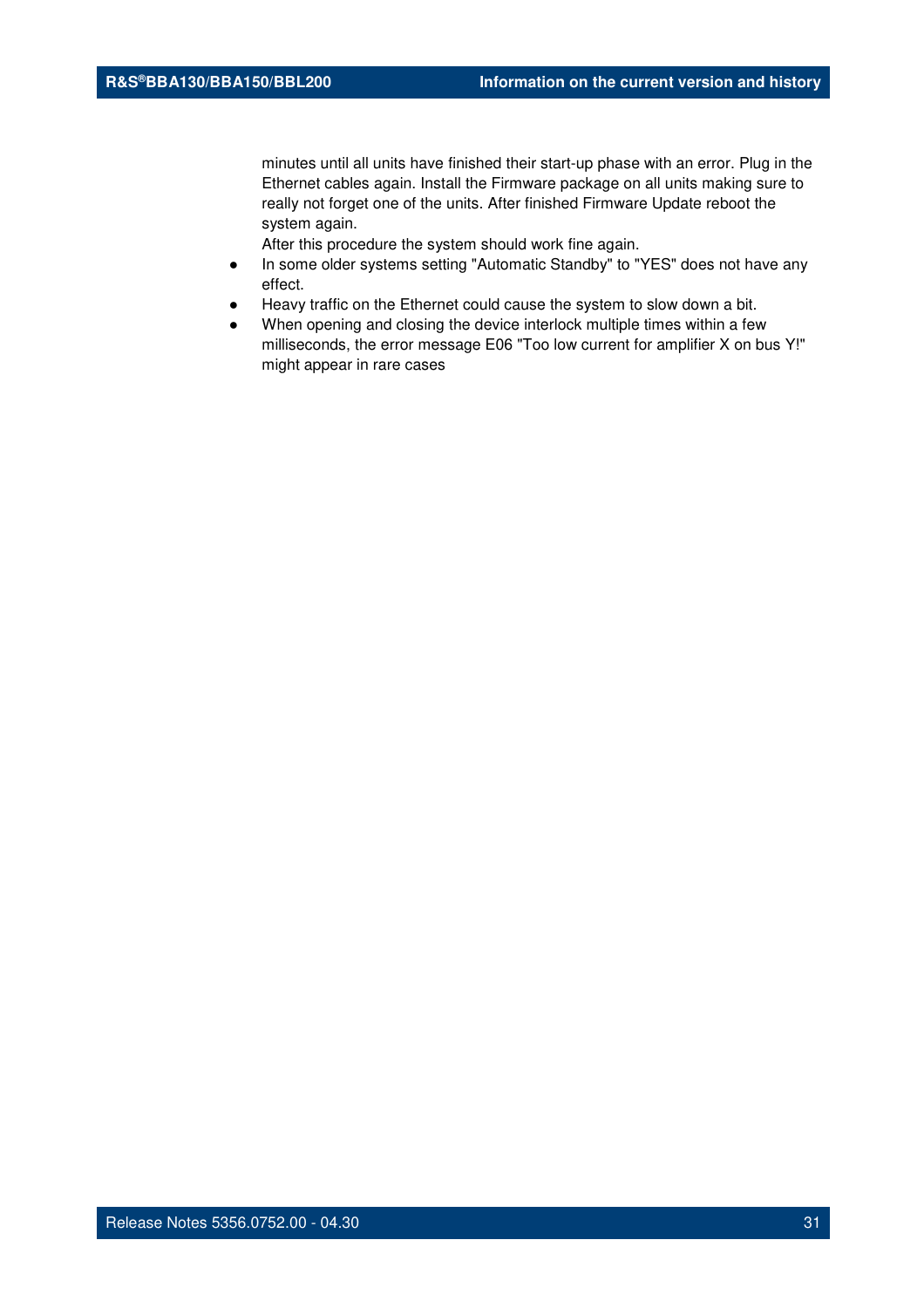minutes until all units have finished their start-up phase with an error. Plug in the Ethernet cables again. Install the Firmware package on all units making sure to really not forget one of the units. After finished Firmware Update reboot the system again.
After this procedure the system should work fine again.

- In some older systems setting "Automatic Standby" to "YES" does not have any effect.
- Heavy traffic on the Ethernet could cause the system to slow down a bit.
- When opening and closing the device interlock multiple times within a few milliseconds, the error message E06 "Too low current for amplifier X on bus Y!" might appear in rare cases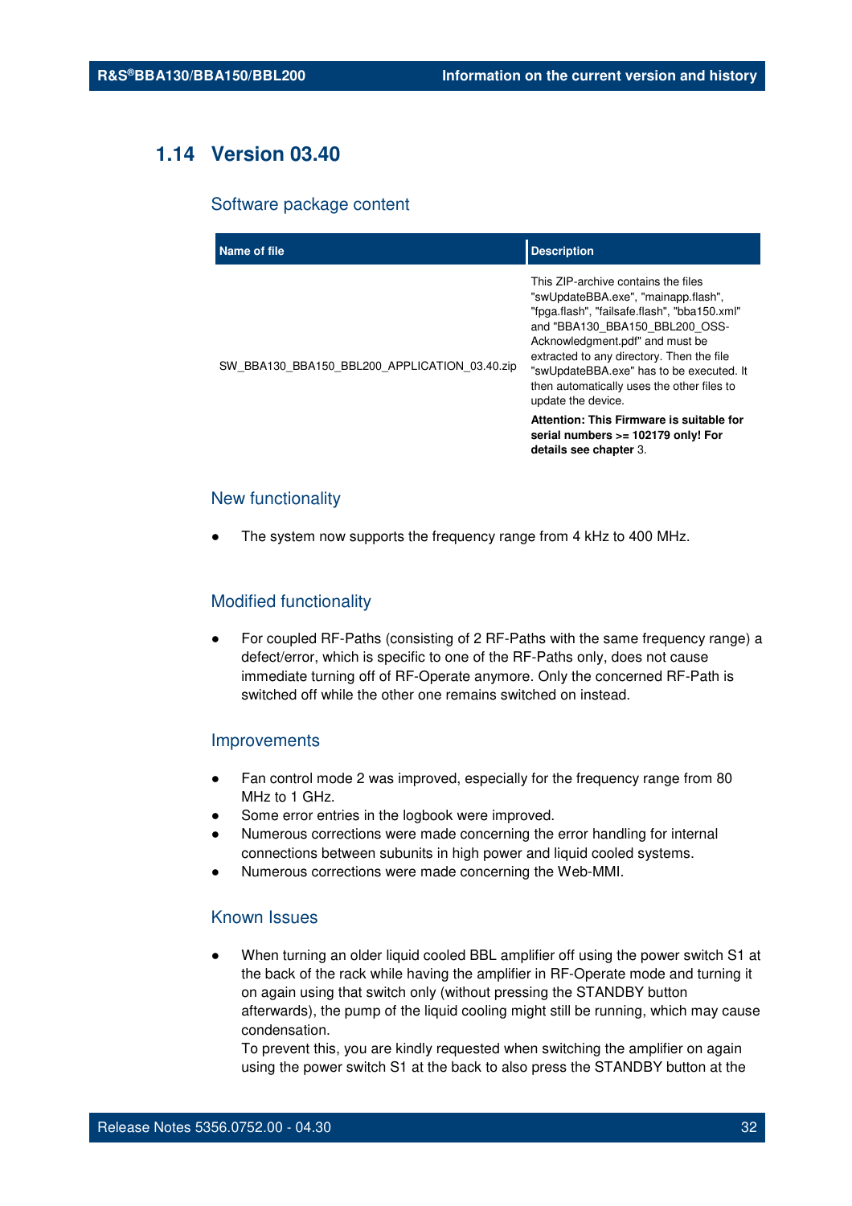## 1.14 Version 03.40

### Software package content

| Name of file | Description |
|---|---|
| SW_BBA130_BBA150_BBL200_APPLICATION_03.40.zip | This ZIP-archive contains the files "swUpdateBBA.exe", "mainapp.flash", "fpga.flash", "failsafe.flash", "bba150.xml" and "BBA130_BBA150_BBL200_OSS-Acknowledgment.pdf" and must be extracted to any directory. Then the file "swUpdateBBA.exe" has to be executed. It then automatically uses the other files to update the device.<br>**Attention: This Firmware is suitable for serial numbers >= 102179 only! For details see chapter** 3. |

### New functionality

- The system now supports the frequency range from 4 kHz to 400 MHz.

### Modified functionality

- For coupled RF-Paths (consisting of 2 RF-Paths with the same frequency range) a defect/error, which is specific to one of the RF-Paths only, does not cause immediate turning off of RF-Operate anymore. Only the concerned RF-Path is switched off while the other one remains switched on instead.

### Improvements

- Fan control mode 2 was improved, especially for the frequency range from 80 MHz to 1 GHz.
- Some error entries in the logbook were improved.
- Numerous corrections were made concerning the error handling for internal connections between subunits in high power and liquid cooled systems.
- Numerous corrections were made concerning the Web-MMI.

### Known Issues

- When turning an older liquid cooled BBL amplifier off using the power switch S1 at the back of the rack while having the amplifier in RF-Operate mode and turning it on again using that switch only (without pressing the STANDBY button afterwards), the pump of the liquid cooling might still be running, which may cause condensation.
  To prevent this, you are kindly requested when switching the amplifier on again using the power switch S1 at the back to also press the STANDBY button at the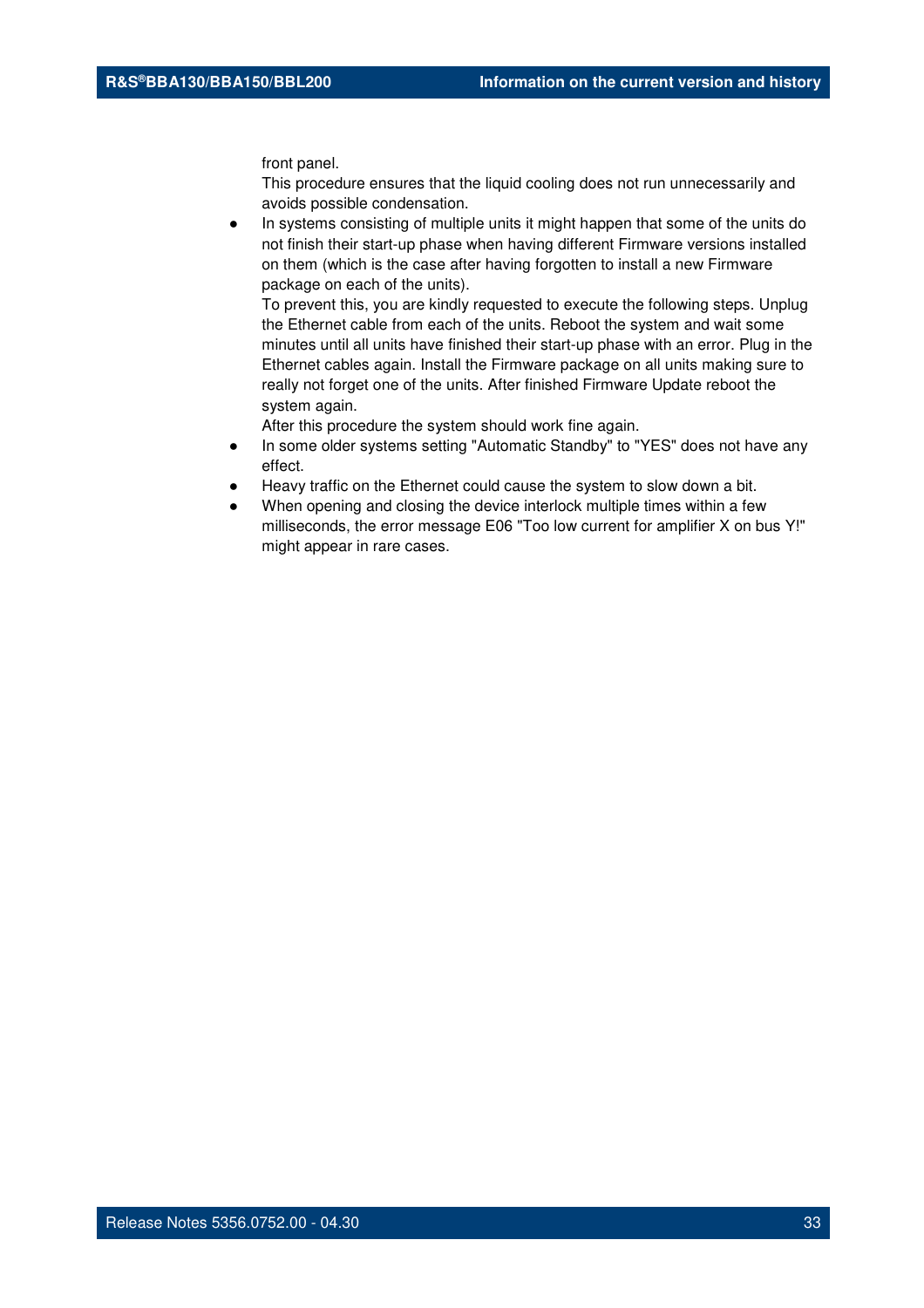front panel.
This procedure ensures that the liquid cooling does not run unnecessarily and avoids possible condensation.

- In systems consisting of multiple units it might happen that some of the units do not finish their start-up phase when having different Firmware versions installed on them (which is the case after having forgotten to install a new Firmware package on each of the units).
  To prevent this, you are kindly requested to execute the following steps. Unplug the Ethernet cable from each of the units. Reboot the system and wait some minutes until all units have finished their start-up phase with an error. Plug in the Ethernet cables again. Install the Firmware package on all units making sure to really not forget one of the units. After finished Firmware Update reboot the system again.
  After this procedure the system should work fine again.
- In some older systems setting "Automatic Standby" to "YES" does not have any effect.
- Heavy traffic on the Ethernet could cause the system to slow down a bit.
- When opening and closing the device interlock multiple times within a few milliseconds, the error message E06 "Too low current for amplifier X on bus Y!" might appear in rare cases.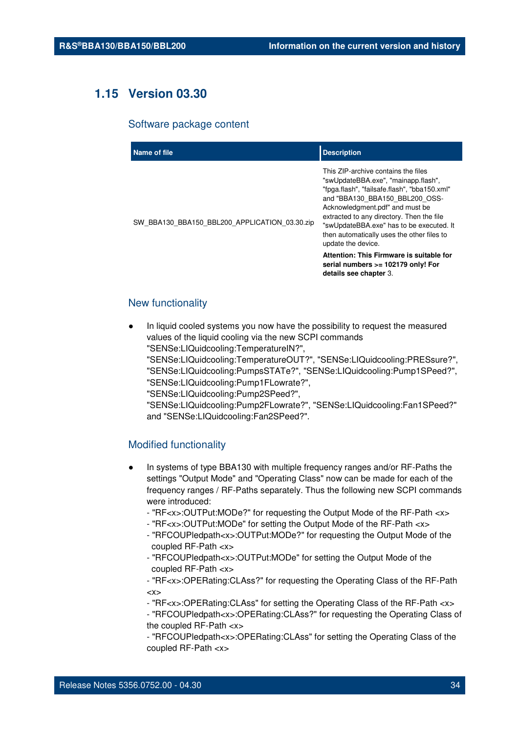## 1.15 Version 03.30

### Software package content

| Name of file | Description |
| --- | --- |
| SW_BBA130_BBA150_BBL200_APPLICATION_03.30.zip | This ZIP-archive contains the files "swUpdateBBA.exe", "mainapp.flash", "fpga.flash", "failsafe.flash", "bba150.xml" and "BBA130_BBA150_BBL200_OSS-Acknowledgment.pdf" and must be extracted to any directory. Then the file "swUpdateBBA.exe" has to be executed. It then automatically uses the other files to update the device.<br>**Attention: This Firmware is suitable for serial numbers >= 102179 only! For details see chapter** 3. |

### New functionality

- In liquid cooled systems you now have the possibility to request the measured values of the liquid cooling via the new SCPI commands "SENSe:LIQuidcooling:TemperatureIN?", "SENSe:LIQuidcooling:TemperatureOUT?", "SENSe:LIQuidcooling:PRESsure?", "SENSe:LIQuidcooling:PumpsSTATe?", "SENSe:LIQuidcooling:Pump1SPeed?", "SENSe:LIQuidcooling:Pump1FLowrate?", "SENSe:LIQuidcooling:Pump2SPeed?", "SENSe:LIQuidcooling:Pump2FLowrate?", "SENSe:LIQuidcooling:Fan1SPeed?" and "SENSe:LIQuidcooling:Fan2SPeed?".

### Modified functionality

- In systems of type BBA130 with multiple frequency ranges and/or RF-Paths the settings "Output Mode" and "Operating Class" now can be made for each of the frequency ranges / RF-Paths separately. Thus the following new SCPI commands were introduced:
  - "RF<x>:OUTPut:MODe?" for requesting the Output Mode of the RF-Path <x>
  - "RF<x>:OUTPut:MODe" for setting the Output Mode of the RF-Path <x>
  - "RFCOUPledpath<x>:OUTPut:MODe?" for requesting the Output Mode of the coupled RF-Path <x>
  - "RFCOUPledpath<x>:OUTPut:MODe" for setting the Output Mode of the coupled RF-Path <x>
  - "RF<x>:OPERating:CLAss?" for requesting the Operating Class of the RF-Path <x>
  - "RF<x>:OPERating:CLAss" for setting the Operating Class of the RF-Path <x>
  - "RFCOUPledpath<x>:OPERating:CLAss?" for requesting the Operating Class of the coupled RF-Path <x>
  - "RFCOUPledpath<x>:OPERating:CLAss" for setting the Operating Class of the coupled RF-Path <x>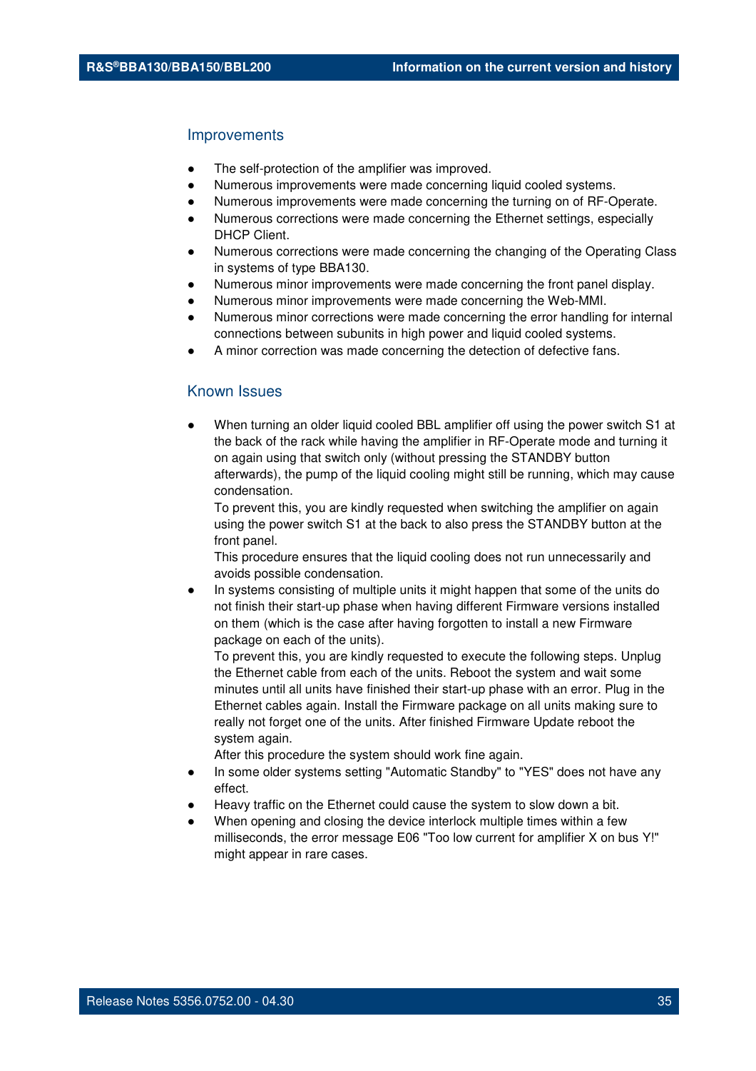## Improvements

- The self-protection of the amplifier was improved.
- Numerous improvements were made concerning liquid cooled systems.
- Numerous improvements were made concerning the turning on of RF-Operate.
- Numerous corrections were made concerning the Ethernet settings, especially DHCP Client.
- Numerous corrections were made concerning the changing of the Operating Class in systems of type BBA130.
- Numerous minor improvements were made concerning the front panel display.
- Numerous minor improvements were made concerning the Web-MMI.
- Numerous minor corrections were made concerning the error handling for internal connections between subunits in high power and liquid cooled systems.
- A minor correction was made concerning the detection of defective fans.

## Known Issues

- When turning an older liquid cooled BBL amplifier off using the power switch S1 at the back of the rack while having the amplifier in RF-Operate mode and turning it on again using that switch only (without pressing the STANDBY button afterwards), the pump of the liquid cooling might still be running, which may cause condensation.
  To prevent this, you are kindly requested when switching the amplifier on again using the power switch S1 at the back to also press the STANDBY button at the front panel.
  This procedure ensures that the liquid cooling does not run unnecessarily and avoids possible condensation.
- In systems consisting of multiple units it might happen that some of the units do not finish their start-up phase when having different Firmware versions installed on them (which is the case after having forgotten to install a new Firmware package on each of the units).
  To prevent this, you are kindly requested to execute the following steps. Unplug the Ethernet cable from each of the units. Reboot the system and wait some minutes until all units have finished their start-up phase with an error. Plug in the Ethernet cables again. Install the Firmware package on all units making sure to really not forget one of the units. After finished Firmware Update reboot the system again.
  After this procedure the system should work fine again.
- In some older systems setting "Automatic Standby" to "YES" does not have any effect.
- Heavy traffic on the Ethernet could cause the system to slow down a bit.
- When opening and closing the device interlock multiple times within a few milliseconds, the error message E06 "Too low current for amplifier X on bus Y!" might appear in rare cases.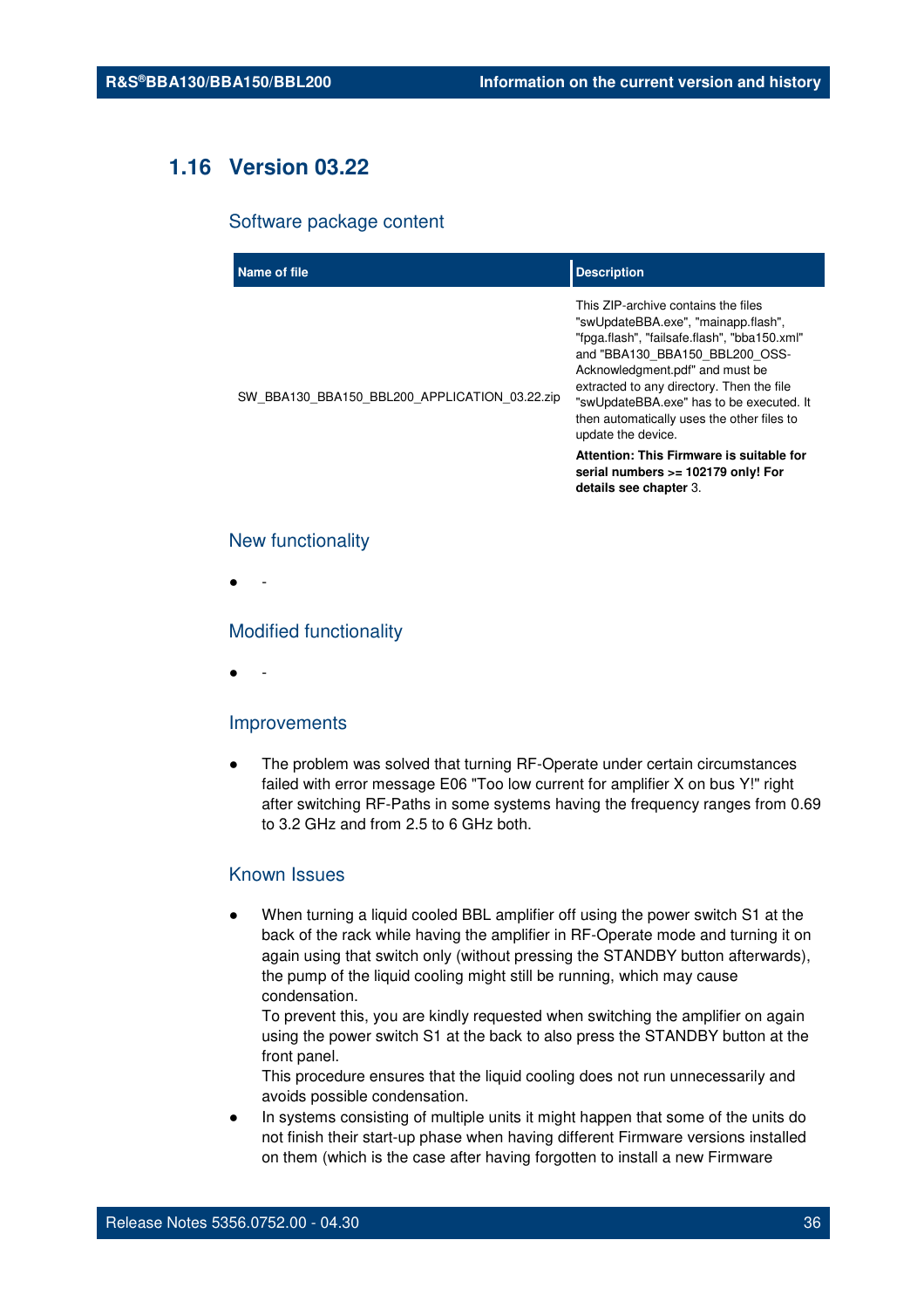## 1.16 Version 03.22

### Software package content

| Name of file | Description |
|---|---|
| SW_BBA130_BBA150_BBL200_APPLICATION_03.22.zip | This ZIP-archive contains the files "swUpdateBBA.exe", "mainapp.flash", "fpga.flash", "failsafe.flash", "bba150.xml" and "BBA130_BBA150_BBL200_OSS-Acknowledgment.pdf" and must be extracted to any directory. Then the file "swUpdateBBA.exe" has to be executed. It then automatically uses the other files to update the device. **Attention: This Firmware is suitable for serial numbers >= 102179 only! For details see chapter** 3. |

### New functionality

- -

### Modified functionality

- -

### Improvements

- The problem was solved that turning RF-Operate under certain circumstances failed with error message E06 "Too low current for amplifier X on bus Y!" right after switching RF-Paths in some systems having the frequency ranges from 0.69 to 3.2 GHz and from 2.5 to 6 GHz both.

### Known Issues

- When turning a liquid cooled BBL amplifier off using the power switch S1 at the back of the rack while having the amplifier in RF-Operate mode and turning it on again using that switch only (without pressing the STANDBY button afterwards), the pump of the liquid cooling might still be running, which may cause condensation.
  To prevent this, you are kindly requested when switching the amplifier on again using the power switch S1 at the back to also press the STANDBY button at the front panel.
  This procedure ensures that the liquid cooling does not run unnecessarily and avoids possible condensation.
- In systems consisting of multiple units it might happen that some of the units do not finish their start-up phase when having different Firmware versions installed on them (which is the case after having forgotten to install a new Firmware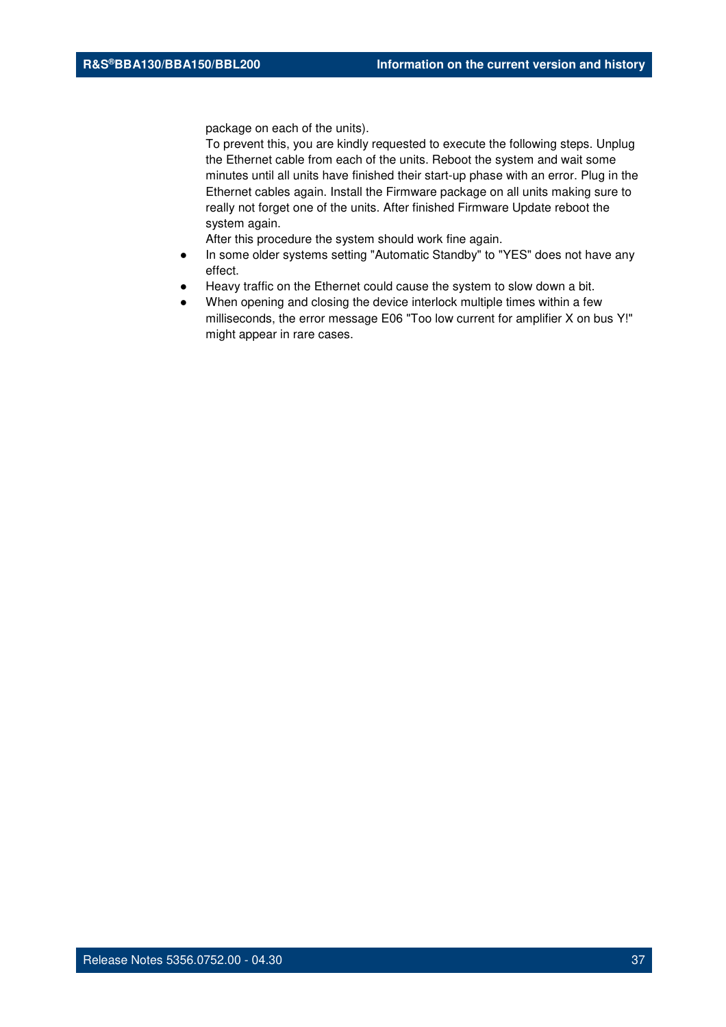package on each of the units).

To prevent this, you are kindly requested to execute the following steps. Unplug the Ethernet cable from each of the units. Reboot the system and wait some minutes until all units have finished their start-up phase with an error. Plug in the Ethernet cables again. Install the Firmware package on all units making sure to really not forget one of the units. After finished Firmware Update reboot the system again.

After this procedure the system should work fine again.

- In some older systems setting "Automatic Standby" to "YES" does not have any effect.
- Heavy traffic on the Ethernet could cause the system to slow down a bit.
- When opening and closing the device interlock multiple times within a few milliseconds, the error message E06 "Too low current for amplifier X on bus Y!" might appear in rare cases.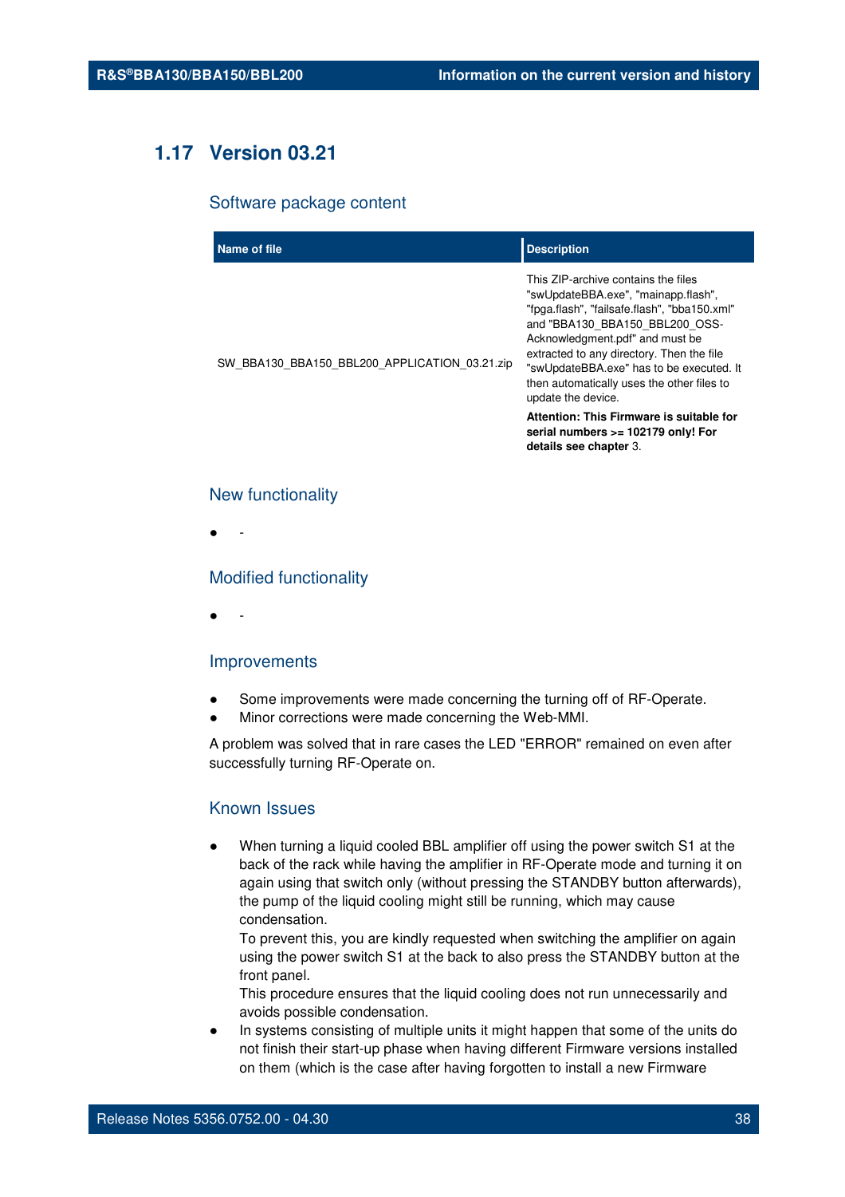## 1.17 Version 03.21

### Software package content

| Name of file | Description |
|---|---|
| SW_BBA130_BBA150_BBL200_APPLICATION_03.21.zip | This ZIP-archive contains the files "swUpdateBBA.exe", "mainapp.flash", "fpga.flash", "failsafe.flash", "bba150.xml" and "BBA130_BBA150_BBL200_OSS-Acknowledgment.pdf" and must be extracted to any directory. Then the file "swUpdateBBA.exe" has to be executed. It then automatically uses the other files to update the device.<br>**Attention: This Firmware is suitable for serial numbers >= 102179 only! For details see chapter** 3. |

### New functionality

- -

### Modified functionality

- -

### Improvements

- Some improvements were made concerning the turning off of RF-Operate.
- Minor corrections were made concerning the Web-MMI.

A problem was solved that in rare cases the LED "ERROR" remained on even after successfully turning RF-Operate on.

### Known Issues

- When turning a liquid cooled BBL amplifier off using the power switch S1 at the back of the rack while having the amplifier in RF-Operate mode and turning it on again using that switch only (without pressing the STANDBY button afterwards), the pump of the liquid cooling might still be running, which may cause condensation.
  To prevent this, you are kindly requested when switching the amplifier on again using the power switch S1 at the back to also press the STANDBY button at the front panel.
  This procedure ensures that the liquid cooling does not run unnecessarily and avoids possible condensation.
- In systems consisting of multiple units it might happen that some of the units do not finish their start-up phase when having different Firmware versions installed on them (which is the case after having forgotten to install a new Firmware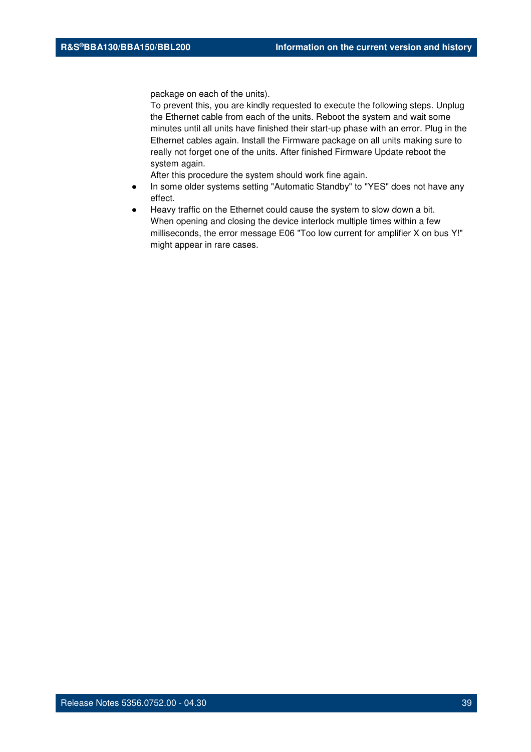package on each of the units).

To prevent this, you are kindly requested to execute the following steps. Unplug the Ethernet cable from each of the units. Reboot the system and wait some minutes until all units have finished their start-up phase with an error. Plug in the Ethernet cables again. Install the Firmware package on all units making sure to really not forget one of the units. After finished Firmware Update reboot the system again.

After this procedure the system should work fine again.

- In some older systems setting "Automatic Standby" to "YES" does not have any effect.
- Heavy traffic on the Ethernet could cause the system to slow down a bit. When opening and closing the device interlock multiple times within a few milliseconds, the error message E06 "Too low current for amplifier X on bus Y!" might appear in rare cases.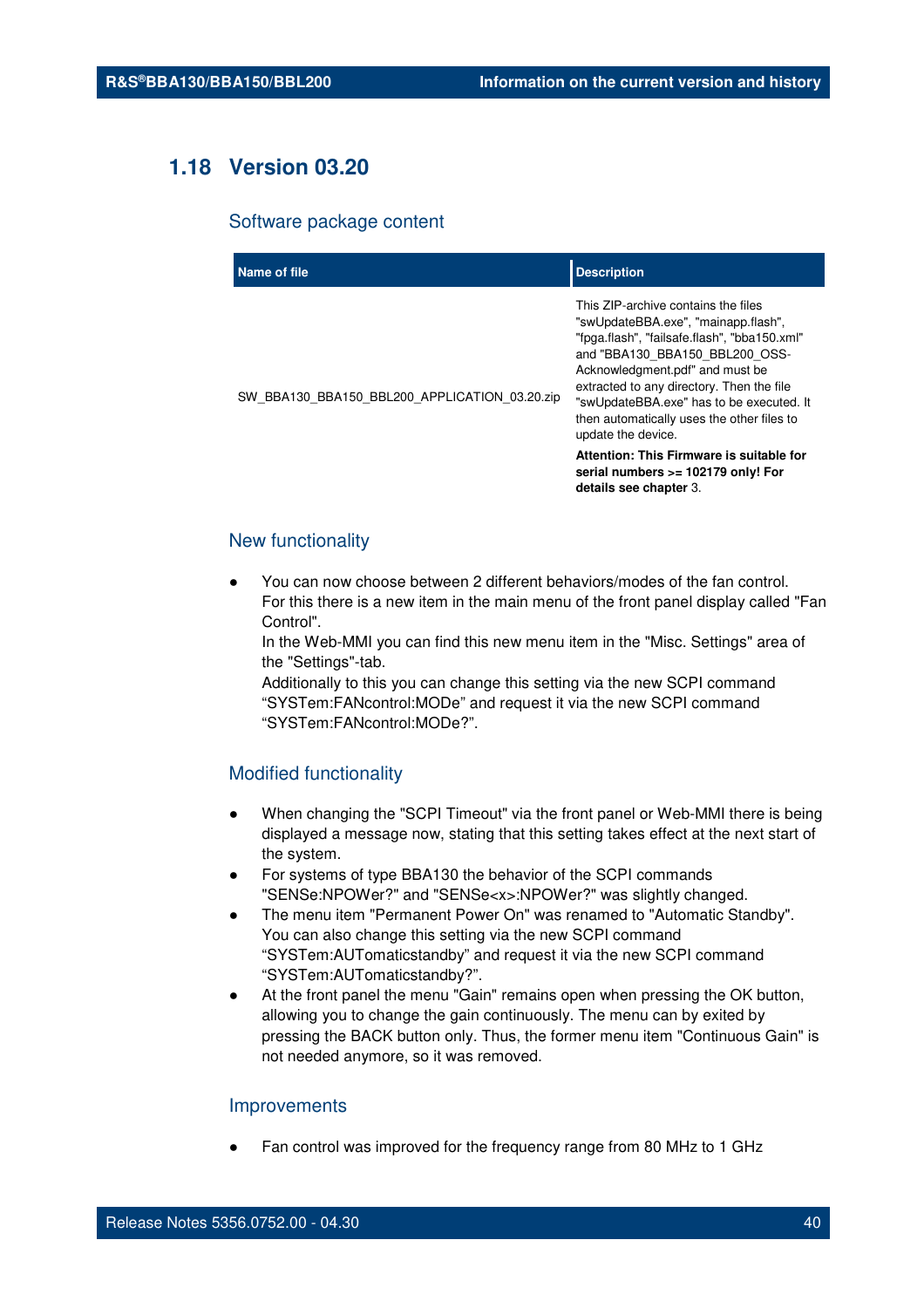## 1.18 Version 03.20

### Software package content

| Name of file | Description |
|---|---|
| SW_BBA130_BBA150_BBL200_APPLICATION_03.20.zip | This ZIP-archive contains the files "swUpdateBBA.exe", "mainapp.flash", "fpga.flash", "failsafe.flash", "bba150.xml" and "BBA130_BBA150_BBL200_OSS-Acknowledgment.pdf" and must be extracted to any directory. Then the file "swUpdateBBA.exe" has to be executed. It then automatically uses the other files to update the device.<br>**Attention: This Firmware is suitable for serial numbers >= 102179 only! For details see chapter** 3. |

### New functionality

- You can now choose between 2 different behaviors/modes of the fan control. For this there is a new item in the main menu of the front panel display called "Fan Control".
  In the Web-MMI you can find this new menu item in the "Misc. Settings" area of the "Settings"-tab.
  Additionally to this you can change this setting via the new SCPI command “SYSTem:FANcontrol:MODe” and request it via the new SCPI command “SYSTem:FANcontrol:MODe?”.

### Modified functionality

- When changing the "SCPI Timeout" via the front panel or Web-MMI there is being displayed a message now, stating that this setting takes effect at the next start of the system.
- For systems of type BBA130 the behavior of the SCPI commands "SENSe:NPOWer?" and "SENSe<x>:NPOWer?" was slightly changed.
- The menu item "Permanent Power On" was renamed to "Automatic Standby". You can also change this setting via the new SCPI command “SYSTem:AUTomaticstandby” and request it via the new SCPI command “SYSTem:AUTomaticstandby?”.
- At the front panel the menu "Gain" remains open when pressing the OK button, allowing you to change the gain continuously. The menu can by exited by pressing the BACK button only. Thus, the former menu item "Continuous Gain" is not needed anymore, so it was removed.

### Improvements

- Fan control was improved for the frequency range from 80 MHz to 1 GHz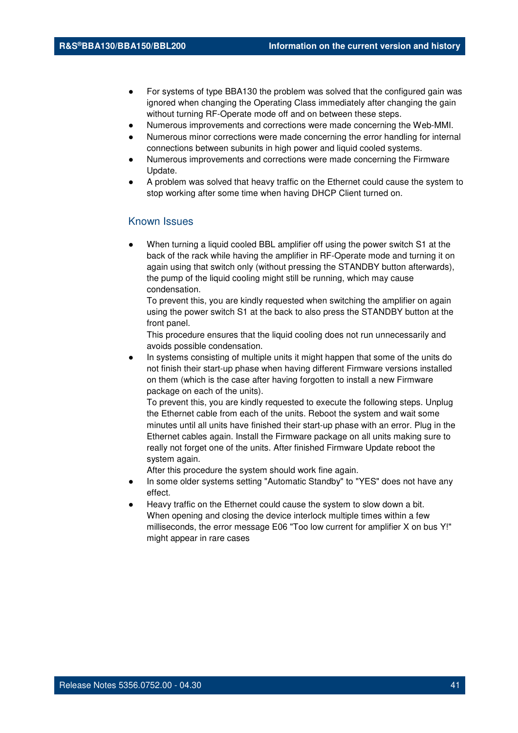- For systems of type BBA130 the problem was solved that the configured gain was ignored when changing the Operating Class immediately after changing the gain without turning RF-Operate mode off and on between these steps.
- Numerous improvements and corrections were made concerning the Web-MMI.
- Numerous minor corrections were made concerning the error handling for internal connections between subunits in high power and liquid cooled systems.
- Numerous improvements and corrections were made concerning the Firmware Update.
- A problem was solved that heavy traffic on the Ethernet could cause the system to stop working after some time when having DHCP Client turned on.

### Known Issues

- When turning a liquid cooled BBL amplifier off using the power switch S1 at the back of the rack while having the amplifier in RF-Operate mode and turning it on again using that switch only (without pressing the STANDBY button afterwards), the pump of the liquid cooling might still be running, which may cause condensation.
  To prevent this, you are kindly requested when switching the amplifier on again using the power switch S1 at the back to also press the STANDBY button at the front panel.
  This procedure ensures that the liquid cooling does not run unnecessarily and avoids possible condensation.
- In systems consisting of multiple units it might happen that some of the units do not finish their start-up phase when having different Firmware versions installed on them (which is the case after having forgotten to install a new Firmware package on each of the units).
  To prevent this, you are kindly requested to execute the following steps. Unplug the Ethernet cable from each of the units. Reboot the system and wait some minutes until all units have finished their start-up phase with an error. Plug in the Ethernet cables again. Install the Firmware package on all units making sure to really not forget one of the units. After finished Firmware Update reboot the system again.
  After this procedure the system should work fine again.
- In some older systems setting "Automatic Standby" to "YES" does not have any effect.
- Heavy traffic on the Ethernet could cause the system to slow down a bit.
  When opening and closing the device interlock multiple times within a few milliseconds, the error message E06 "Too low current for amplifier X on bus Y!" might appear in rare cases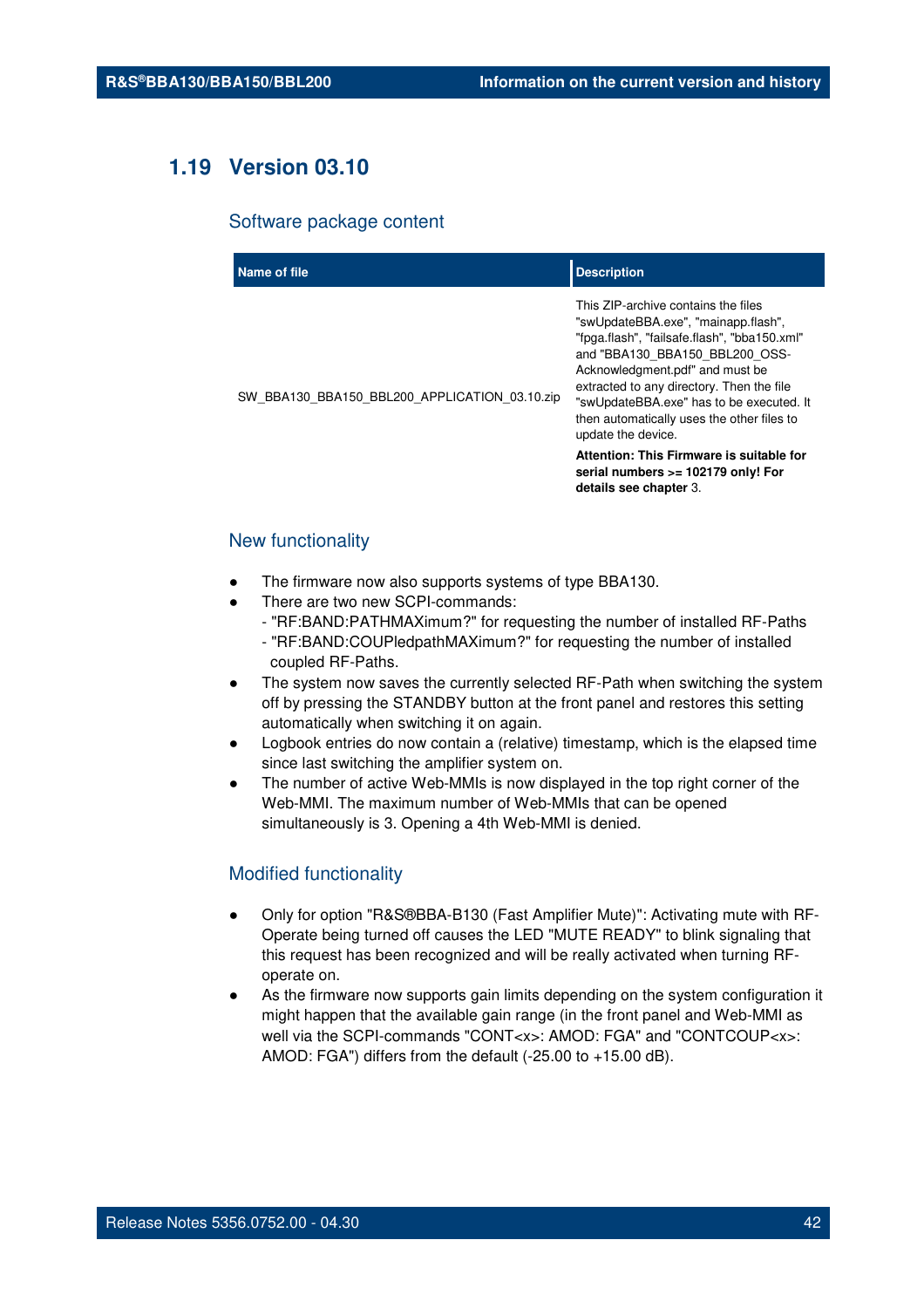## 1.19 Version 03.10

### Software package content

| Name of file | Description |
| --- | --- |
| SW_BBA130_BBA150_BBL200_APPLICATION_03.10.zip | This ZIP-archive contains the files "swUpdateBBA.exe", "mainapp.flash", "fpga.flash", "failsafe.flash", "bba150.xml" and "BBA130_BBA150_BBL200_OSS-Acknowledgment.pdf" and must be extracted to any directory. Then the file "swUpdateBBA.exe" has to be executed. It then automatically uses the other files to update the device.<br><br>**Attention: This Firmware is suitable for serial numbers >= 102179 only! For details see chapter** 3. |

### New functionality

- The firmware now also supports systems of type BBA130.
- There are two new SCPI-commands:
  - "RF:BAND:PATHMAXimum?" for requesting the number of installed RF-Paths
  - "RF:BAND:COUPledpathMAXimum?" for requesting the number of installed coupled RF-Paths.
- The system now saves the currently selected RF-Path when switching the system off by pressing the STANDBY button at the front panel and restores this setting automatically when switching it on again.
- Logbook entries do now contain a (relative) timestamp, which is the elapsed time since last switching the amplifier system on.
- The number of active Web-MMIs is now displayed in the top right corner of the Web-MMI. The maximum number of Web-MMIs that can be opened simultaneously is 3. Opening a 4th Web-MMI is denied.

### Modified functionality

- Only for option "R&S®BBA-B130 (Fast Amplifier Mute)": Activating mute with RF-Operate being turned off causes the LED "MUTE READY" to blink signaling that this request has been recognized and will be really activated when turning RF-operate on.
- As the firmware now supports gain limits depending on the system configuration it might happen that the available gain range (in the front panel and Web-MMI as well via the SCPI-commands "CONT<x>: AMOD: FGA" and "CONTCOUP<x>: AMOD: FGA") differs from the default (-25.00 to +15.00 dB).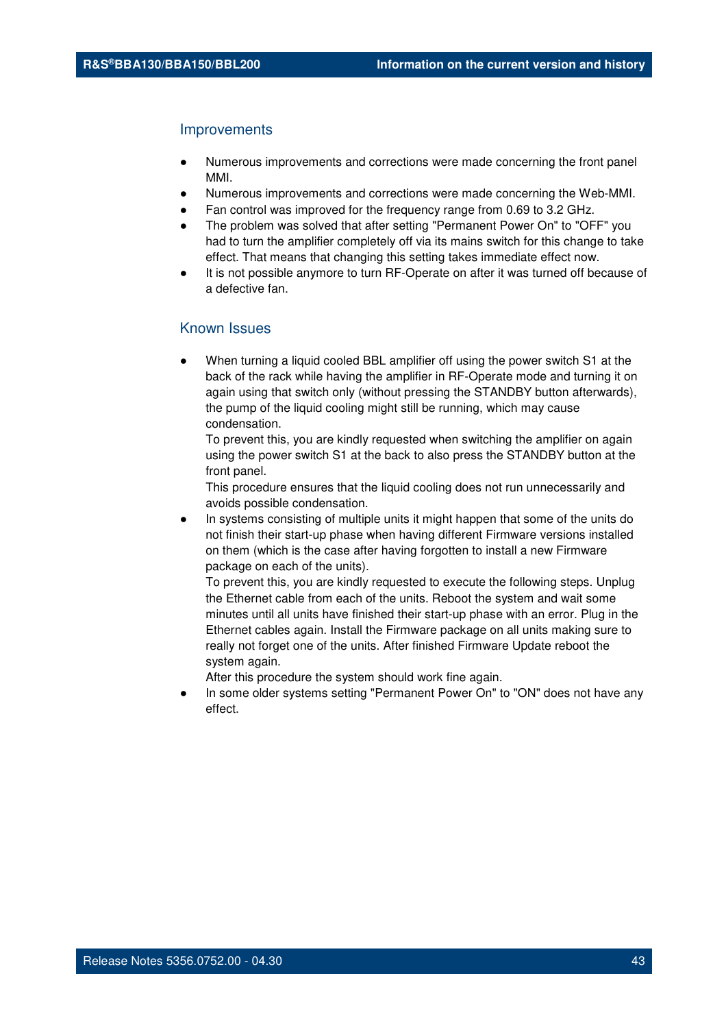### Improvements

- Numerous improvements and corrections were made concerning the front panel MMI.
- Numerous improvements and corrections were made concerning the Web-MMI.
- Fan control was improved for the frequency range from 0.69 to 3.2 GHz.
- The problem was solved that after setting "Permanent Power On" to "OFF" you had to turn the amplifier completely off via its mains switch for this change to take effect. That means that changing this setting takes immediate effect now.
- It is not possible anymore to turn RF-Operate on after it was turned off because of a defective fan.

### Known Issues

- When turning a liquid cooled BBL amplifier off using the power switch S1 at the back of the rack while having the amplifier in RF-Operate mode and turning it on again using that switch only (without pressing the STANDBY button afterwards), the pump of the liquid cooling might still be running, which may cause condensation.
  To prevent this, you are kindly requested when switching the amplifier on again using the power switch S1 at the back to also press the STANDBY button at the front panel.
  This procedure ensures that the liquid cooling does not run unnecessarily and avoids possible condensation.
- In systems consisting of multiple units it might happen that some of the units do not finish their start-up phase when having different Firmware versions installed on them (which is the case after having forgotten to install a new Firmware package on each of the units).
  To prevent this, you are kindly requested to execute the following steps. Unplug the Ethernet cable from each of the units. Reboot the system and wait some minutes until all units have finished their start-up phase with an error. Plug in the Ethernet cables again. Install the Firmware package on all units making sure to really not forget one of the units. After finished Firmware Update reboot the system again.
  After this procedure the system should work fine again.
- In some older systems setting "Permanent Power On" to "ON" does not have any effect.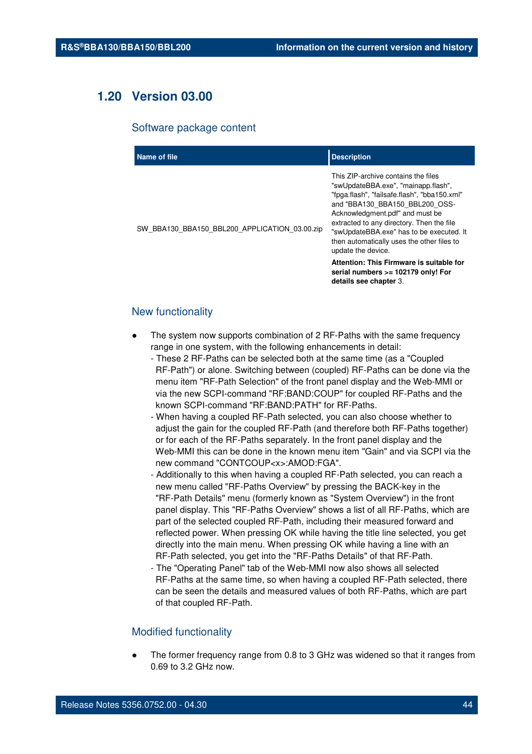## 1.20 Version 03.00

### Software package content

| Name of file | Description |
|---|---|
| SW_BBA130_BBA150_BBL200_APPLICATION_03.00.zip | This ZIP-archive contains the files "swUpdateBBA.exe", "mainapp.flash", "fpga.flash", "failsafe.flash", "bba150.xml" and "BBA130_BBA150_BBL200_OSS-Acknowledgment.pdf" and must be extracted to any directory. Then the file "swUpdateBBA.exe" has to be executed. It then automatically uses the other files to update the device.<br>**Attention: This Firmware is suitable for serial numbers >= 102179 only! For details see chapter** 3. |

### New functionality

- The system now supports combination of 2 RF-Paths with the same frequency range in one system, with the following enhancements in detail:
  - These 2 RF-Paths can be selected both at the same time (as a "Coupled RF-Path") or alone. Switching between (coupled) RF-Paths can be done via the menu item "RF-Path Selection" of the front panel display and the Web-MMI or via the new SCPI-command "RF:BAND:COUP" for coupled RF-Paths and the known SCPI-command "RF:BAND:PATH" for RF-Paths.
  - When having a coupled RF-Path selected, you can also choose whether to adjust the gain for the coupled RF-Path (and therefore both RF-Paths together) or for each of the RF-Paths separately. In the front panel display and the Web-MMI this can be done in the known menu item "Gain" and via SCPI via the new command "CONTCOUP<x>:AMOD:FGA".
  - Additionally to this when having a coupled RF-Path selected, you can reach a new menu called "RF-Paths Overview" by pressing the BACK-key in the "RF-Path Details" menu (formerly known as "System Overview") in the front panel display. This "RF-Paths Overview" shows a list of all RF-Paths, which are part of the selected coupled RF-Path, including their measured forward and reflected power. When pressing OK while having the title line selected, you get directly into the main menu. When pressing OK while having a line with an RF-Path selected, you get into the "RF-Paths Details" of that RF-Path.
  - The "Operating Panel" tab of the Web-MMI now also shows all selected RF-Paths at the same time, so when having a coupled RF-Path selected, there can be seen the details and measured values of both RF-Paths, which are part of that coupled RF-Path.

### Modified functionality

- The former frequency range from 0.8 to 3 GHz was widened so that it ranges from 0.69 to 3.2 GHz now.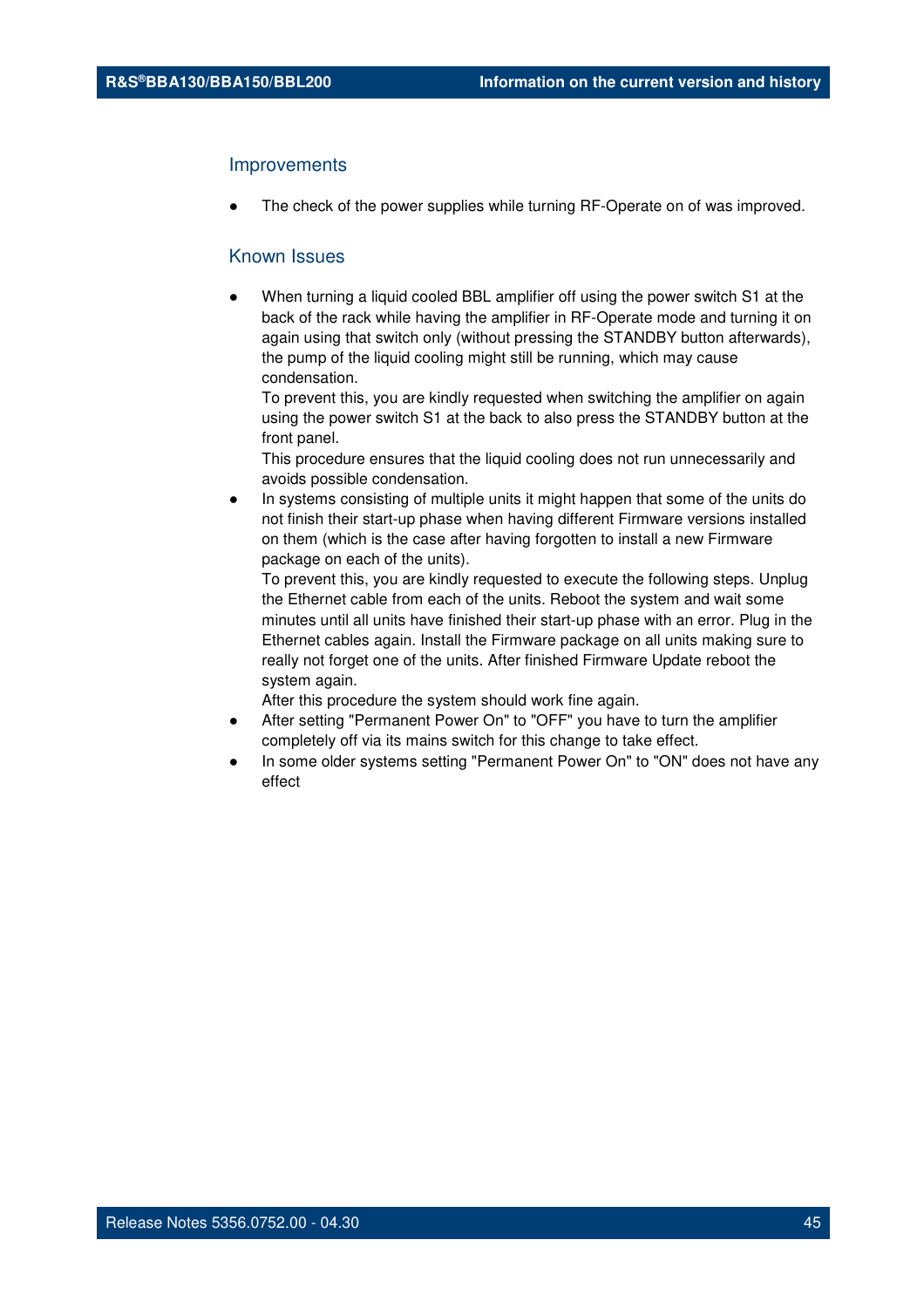## Improvements

- The check of the power supplies while turning RF-Operate on of was improved.

## Known Issues

- When turning a liquid cooled BBL amplifier off using the power switch S1 at the back of the rack while having the amplifier in RF-Operate mode and turning it on again using that switch only (without pressing the STANDBY button afterwards), the pump of the liquid cooling might still be running, which may cause condensation.
  To prevent this, you are kindly requested when switching the amplifier on again using the power switch S1 at the back to also press the STANDBY button at the front panel.
  This procedure ensures that the liquid cooling does not run unnecessarily and avoids possible condensation.
- In systems consisting of multiple units it might happen that some of the units do not finish their start-up phase when having different Firmware versions installed on them (which is the case after having forgotten to install a new Firmware package on each of the units).
  To prevent this, you are kindly requested to execute the following steps. Unplug the Ethernet cable from each of the units. Reboot the system and wait some minutes until all units have finished their start-up phase with an error. Plug in the Ethernet cables again. Install the Firmware package on all units making sure to really not forget one of the units. After finished Firmware Update reboot the system again.
  After this procedure the system should work fine again.
- After setting "Permanent Power On" to "OFF" you have to turn the amplifier completely off via its mains switch for this change to take effect.
- In some older systems setting "Permanent Power On" to "ON" does not have any effect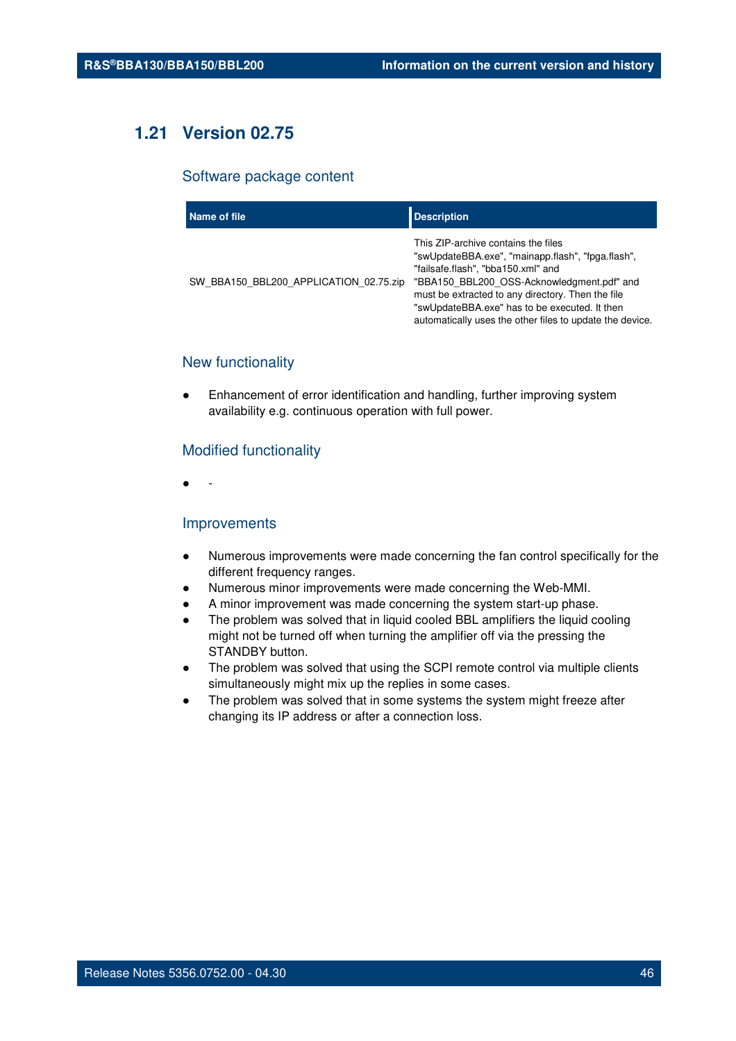## 1.21 Version 02.75

### Software package content

| Name of file | Description |
|---|---|
| SW_BBA150_BBL200_APPLICATION_02.75.zip | This ZIP-archive contains the files "swUpdateBBA.exe", "mainapp.flash", "fpga.flash", "failsafe.flash", "bba150.xml" and "BBA150_BBL200_OSS-Acknowledgment.pdf" and must be extracted to any directory. Then the file "swUpdateBBA.exe" has to be executed. It then automatically uses the other files to update the device. |

### New functionality

- Enhancement of error identification and handling, further improving system availability e.g. continuous operation with full power.

### Modified functionality

- -

### Improvements

- Numerous improvements were made concerning the fan control specifically for the different frequency ranges.
- Numerous minor improvements were made concerning the Web-MMI.
- A minor improvement was made concerning the system start-up phase.
- The problem was solved that in liquid cooled BBL amplifiers the liquid cooling might not be turned off when turning the amplifier off via the pressing the STANDBY button.
- The problem was solved that using the SCPI remote control via multiple clients simultaneously might mix up the replies in some cases.
- The problem was solved that in some systems the system might freeze after changing its IP address or after a connection loss.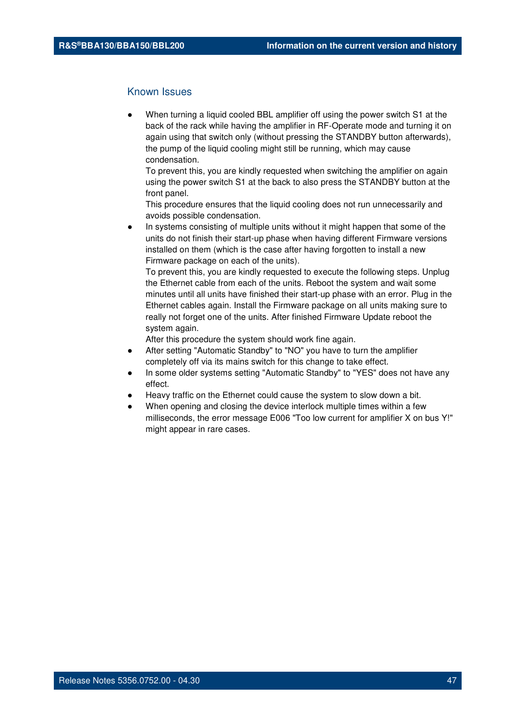## Known Issues

- When turning a liquid cooled BBL amplifier off using the power switch S1 at the back of the rack while having the amplifier in RF-Operate mode and turning it on again using that switch only (without pressing the STANDBY button afterwards), the pump of the liquid cooling might still be running, which may cause condensation.
  To prevent this, you are kindly requested when switching the amplifier on again using the power switch S1 at the back to also press the STANDBY button at the front panel.
  This procedure ensures that the liquid cooling does not run unnecessarily and avoids possible condensation.
- In systems consisting of multiple units without it might happen that some of the units do not finish their start-up phase when having different Firmware versions installed on them (which is the case after having forgotten to install a new Firmware package on each of the units).
  To prevent this, you are kindly requested to execute the following steps. Unplug the Ethernet cable from each of the units. Reboot the system and wait some minutes until all units have finished their start-up phase with an error. Plug in the Ethernet cables again. Install the Firmware package on all units making sure to really not forget one of the units. After finished Firmware Update reboot the system again.
  After this procedure the system should work fine again.
- After setting "Automatic Standby" to "NO" you have to turn the amplifier completely off via its mains switch for this change to take effect.
- In some older systems setting "Automatic Standby" to "YES" does not have any effect.
- Heavy traffic on the Ethernet could cause the system to slow down a bit.
- When opening and closing the device interlock multiple times within a few milliseconds, the error message E006 "Too low current for amplifier X on bus Y!" might appear in rare cases.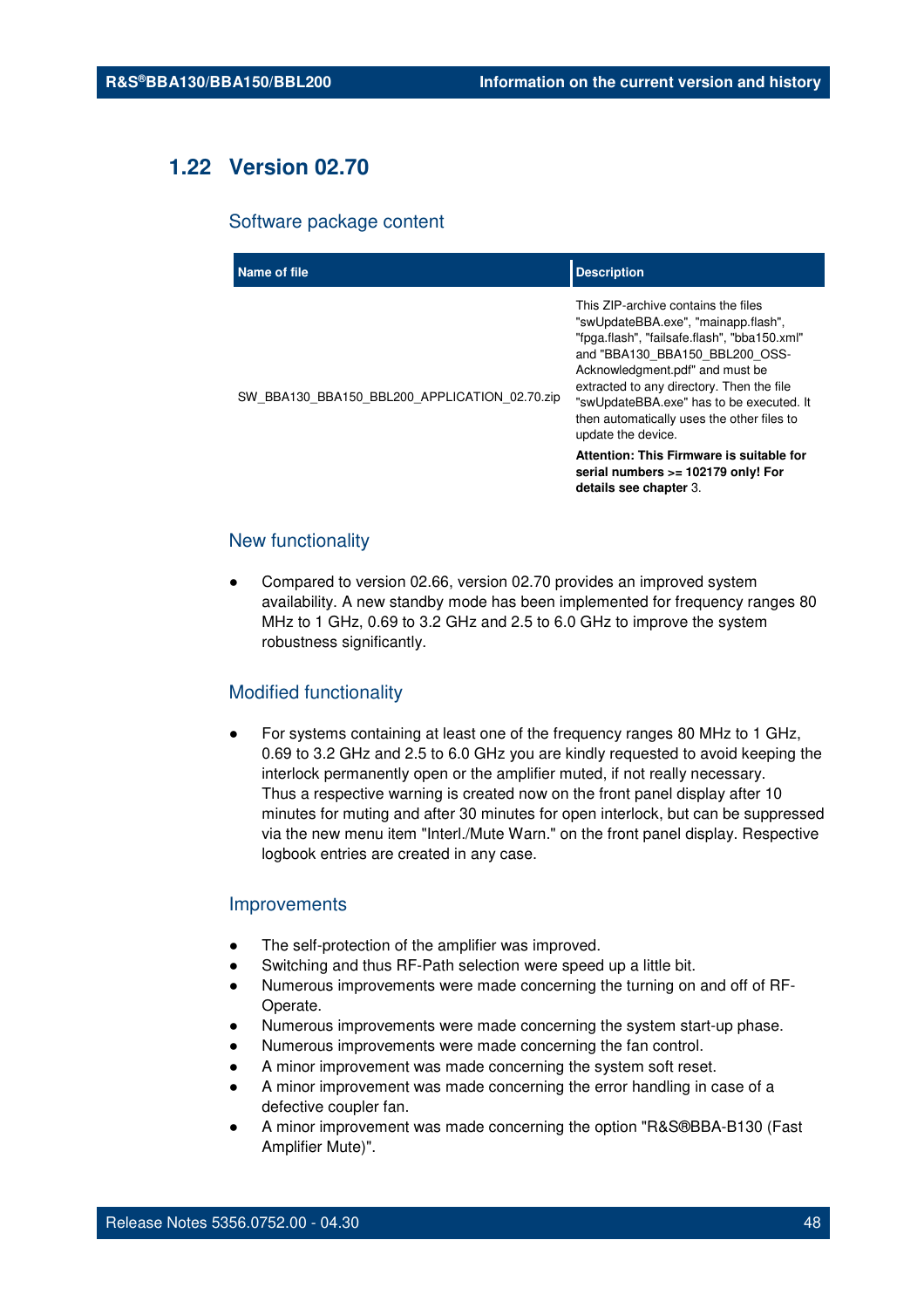## 1.22 Version 02.70

### Software package content

| Name of file | Description |
|---|---|
| SW_BBA130_BBA150_BBL200_APPLICATION_02.70.zip | This ZIP-archive contains the files "swUpdateBBA.exe", "mainapp.flash", "fpga.flash", "failsafe.flash", "bba150.xml" and "BBA130_BBA150_BBL200_OSS-Acknowledgment.pdf" and must be extracted to any directory. Then the file "swUpdateBBA.exe" has to be executed. It then automatically uses the other files to update the device.<br><br>**Attention: This Firmware is suitable for serial numbers >= 102179 only! For details see chapter** 3. |

### New functionality

- Compared to version 02.66, version 02.70 provides an improved system availability. A new standby mode has been implemented for frequency ranges 80 MHz to 1 GHz, 0.69 to 3.2 GHz and 2.5 to 6.0 GHz to improve the system robustness significantly.

### Modified functionality

- For systems containing at least one of the frequency ranges 80 MHz to 1 GHz, 0.69 to 3.2 GHz and 2.5 to 6.0 GHz you are kindly requested to avoid keeping the interlock permanently open or the amplifier muted, if not really necessary.
  Thus a respective warning is created now on the front panel display after 10 minutes for muting and after 30 minutes for open interlock, but can be suppressed via the new menu item "Interl./Mute Warn." on the front panel display. Respective logbook entries are created in any case.

### Improvements

- The self-protection of the amplifier was improved.
- Switching and thus RF-Path selection were speed up a little bit.
- Numerous improvements were made concerning the turning on and off of RF-Operate.
- Numerous improvements were made concerning the system start-up phase.
- Numerous improvements were made concerning the fan control.
- A minor improvement was made concerning the system soft reset.
- A minor improvement was made concerning the error handling in case of a defective coupler fan.
- A minor improvement was made concerning the option "R&S®BBA-B130 (Fast Amplifier Mute)".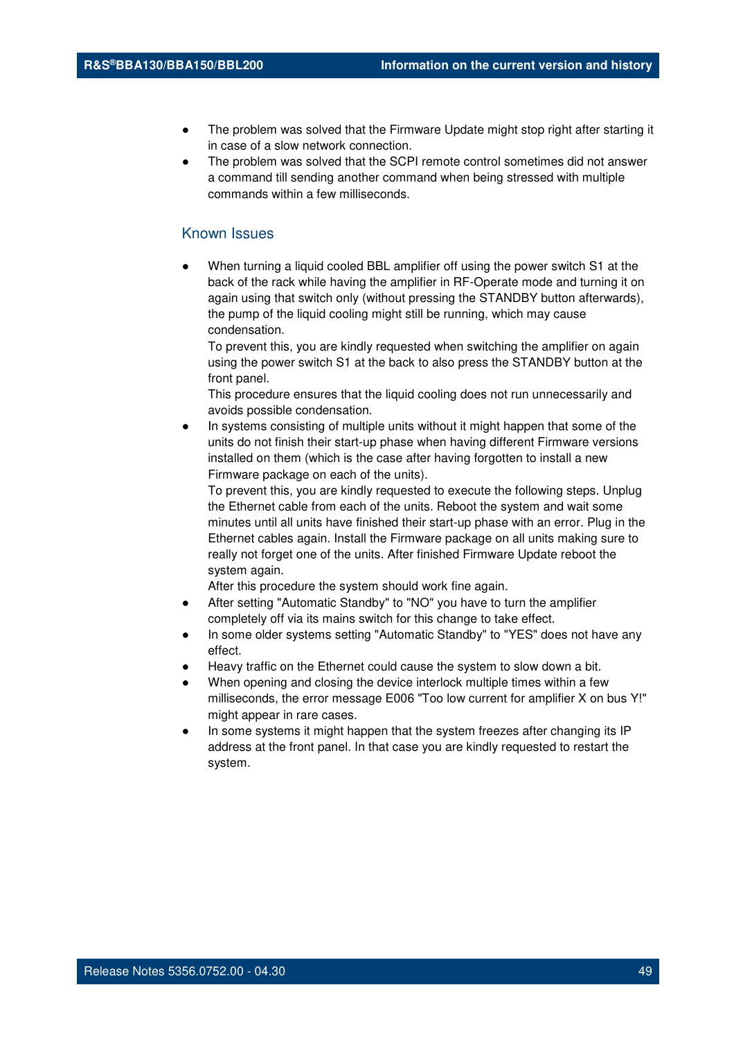- The problem was solved that the Firmware Update might stop right after starting it in case of a slow network connection.
- The problem was solved that the SCPI remote control sometimes did not answer a command till sending another command when being stressed with multiple commands within a few milliseconds.

### Known Issues

- When turning a liquid cooled BBL amplifier off using the power switch S1 at the back of the rack while having the amplifier in RF-Operate mode and turning it on again using that switch only (without pressing the STANDBY button afterwards), the pump of the liquid cooling might still be running, which may cause condensation.
  To prevent this, you are kindly requested when switching the amplifier on again using the power switch S1 at the back to also press the STANDBY button at the front panel.
  This procedure ensures that the liquid cooling does not run unnecessarily and avoids possible condensation.
- In systems consisting of multiple units without it might happen that some of the units do not finish their start-up phase when having different Firmware versions installed on them (which is the case after having forgotten to install a new Firmware package on each of the units).
  To prevent this, you are kindly requested to execute the following steps. Unplug the Ethernet cable from each of the units. Reboot the system and wait some minutes until all units have finished their start-up phase with an error. Plug in the Ethernet cables again. Install the Firmware package on all units making sure to really not forget one of the units. After finished Firmware Update reboot the system again.
  After this procedure the system should work fine again.
- After setting "Automatic Standby" to "NO" you have to turn the amplifier completely off via its mains switch for this change to take effect.
- In some older systems setting "Automatic Standby" to "YES" does not have any effect.
- Heavy traffic on the Ethernet could cause the system to slow down a bit.
- When opening and closing the device interlock multiple times within a few milliseconds, the error message E006 "Too low current for amplifier X on bus Y!" might appear in rare cases.
- In some systems it might happen that the system freezes after changing its IP address at the front panel. In that case you are kindly requested to restart the system.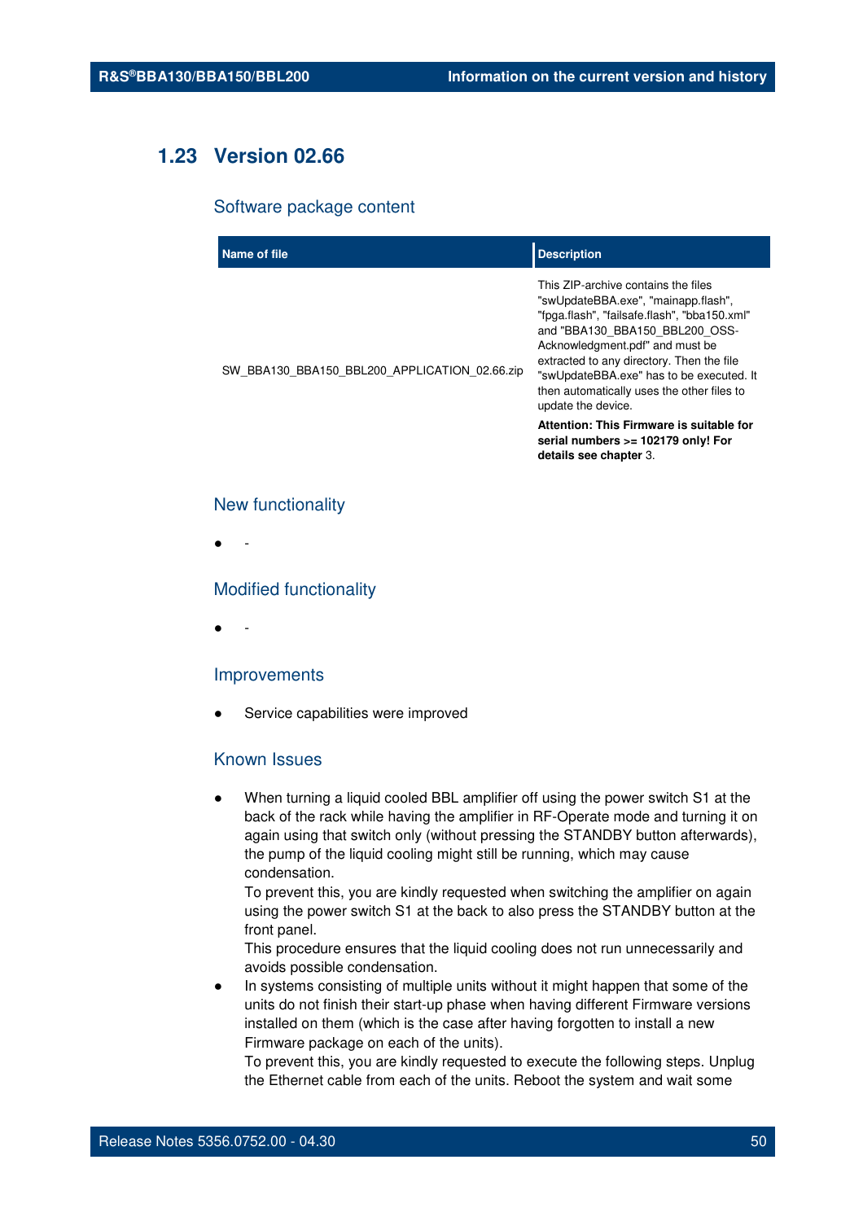## 1.23 Version 02.66

### Software package content

| Name of file | Description |
|---|---|
| SW_BBA130_BBA150_BBL200_APPLICATION_02.66.zip | This ZIP-archive contains the files "swUpdateBBA.exe", "mainapp.flash", "fpga.flash", "failsafe.flash", "bba150.xml" and "BBA130_BBA150_BBL200_OSS-Acknowledgment.pdf" and must be extracted to any directory. Then the file "swUpdateBBA.exe" has to be executed. It then automatically uses the other files to update the device. **Attention: This Firmware is suitable for serial numbers >= 102179 only! For details see chapter** 3. |

### New functionality

- -

### Modified functionality

- -

### Improvements

- Service capabilities were improved

### Known Issues

- When turning a liquid cooled BBL amplifier off using the power switch S1 at the back of the rack while having the amplifier in RF-Operate mode and turning it on again using that switch only (without pressing the STANDBY button afterwards), the pump of the liquid cooling might still be running, which may cause condensation.
  To prevent this, you are kindly requested when switching the amplifier on again using the power switch S1 at the back to also press the STANDBY button at the front panel.
  This procedure ensures that the liquid cooling does not run unnecessarily and avoids possible condensation.
- In systems consisting of multiple units without it might happen that some of the units do not finish their start-up phase when having different Firmware versions installed on them (which is the case after having forgotten to install a new Firmware package on each of the units).
  To prevent this, you are kindly requested to execute the following steps. Unplug the Ethernet cable from each of the units. Reboot the system and wait some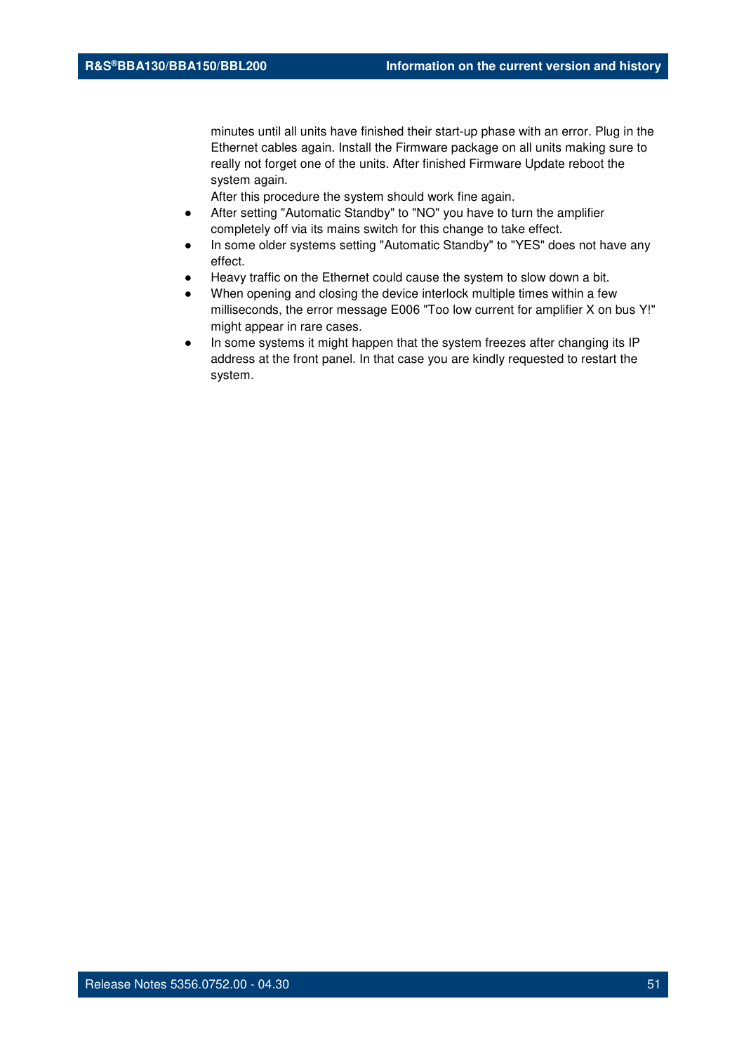minutes until all units have finished their start-up phase with an error. Plug in the Ethernet cables again. Install the Firmware package on all units making sure to really not forget one of the units. After finished Firmware Update reboot the system again.
After this procedure the system should work fine again.

- After setting "Automatic Standby" to "NO" you have to turn the amplifier completely off via its mains switch for this change to take effect.
- In some older systems setting "Automatic Standby" to "YES" does not have any effect.
- Heavy traffic on the Ethernet could cause the system to slow down a bit.
- When opening and closing the device interlock multiple times within a few milliseconds, the error message E006 "Too low current for amplifier X on bus Y!" might appear in rare cases.
- In some systems it might happen that the system freezes after changing its IP address at the front panel. In that case you are kindly requested to restart the system.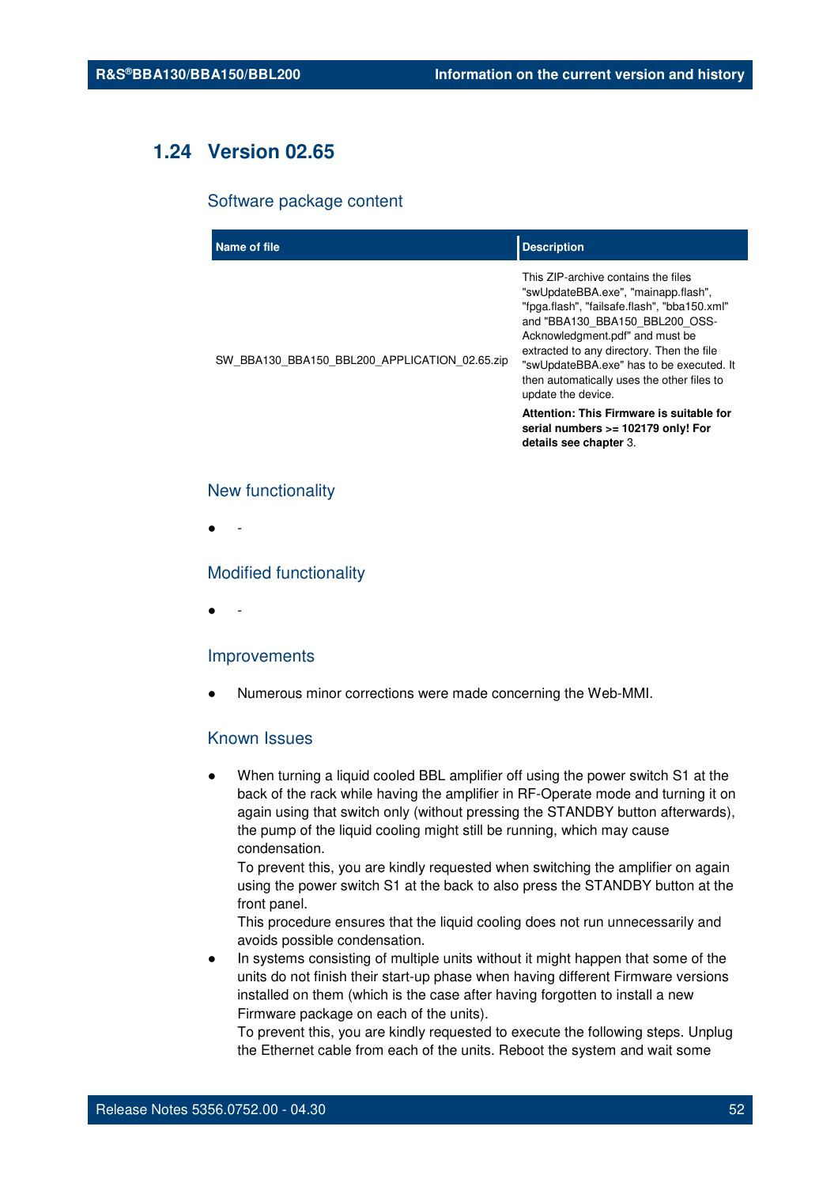## 1.24 Version 02.65

### Software package content

| Name of file | Description |
|---|---|
| SW_BBA130_BBA150_BBL200_APPLICATION_02.65.zip | This ZIP-archive contains the files "swUpdateBBA.exe", "mainapp.flash", "fpga.flash", "failsafe.flash", "bba150.xml" and "BBA130_BBA150_BBL200_OSS-Acknowledgment.pdf" and must be extracted to any directory. Then the file "swUpdateBBA.exe" has to be executed. It then automatically uses the other files to update the device.<br>**Attention: This Firmware is suitable for serial numbers >= 102179 only! For details see chapter** 3. |

### New functionality

- -

### Modified functionality

- -

### Improvements

- Numerous minor corrections were made concerning the Web-MMI.

### Known Issues

- When turning a liquid cooled BBL amplifier off using the power switch S1 at the back of the rack while having the amplifier in RF-Operate mode and turning it on again using that switch only (without pressing the STANDBY button afterwards), the pump of the liquid cooling might still be running, which may cause condensation.
  To prevent this, you are kindly requested when switching the amplifier on again using the power switch S1 at the back to also press the STANDBY button at the front panel.
  This procedure ensures that the liquid cooling does not run unnecessarily and avoids possible condensation.
- In systems consisting of multiple units without it might happen that some of the units do not finish their start-up phase when having different Firmware versions installed on them (which is the case after having forgotten to install a new Firmware package on each of the units).
  To prevent this, you are kindly requested to execute the following steps. Unplug the Ethernet cable from each of the units. Reboot the system and wait some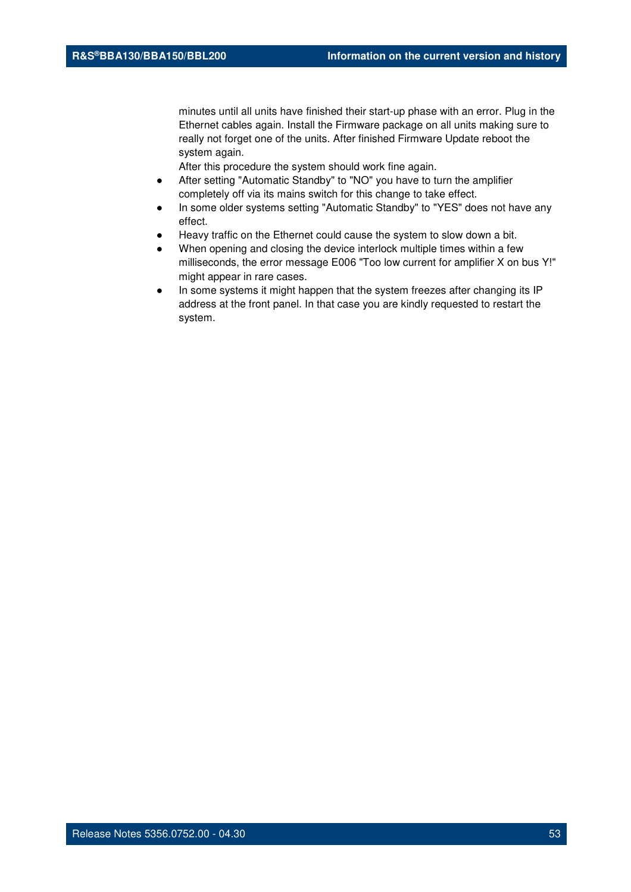minutes until all units have finished their start-up phase with an error. Plug in the Ethernet cables again. Install the Firmware package on all units making sure to really not forget one of the units. After finished Firmware Update reboot the system again.
After this procedure the system should work fine again.

- After setting "Automatic Standby" to "NO" you have to turn the amplifier completely off via its mains switch for this change to take effect.
- In some older systems setting "Automatic Standby" to "YES" does not have any effect.
- Heavy traffic on the Ethernet could cause the system to slow down a bit.
- When opening and closing the device interlock multiple times within a few milliseconds, the error message E006 "Too low current for amplifier X on bus Y!" might appear in rare cases.
- In some systems it might happen that the system freezes after changing its IP address at the front panel. In that case you are kindly requested to restart the system.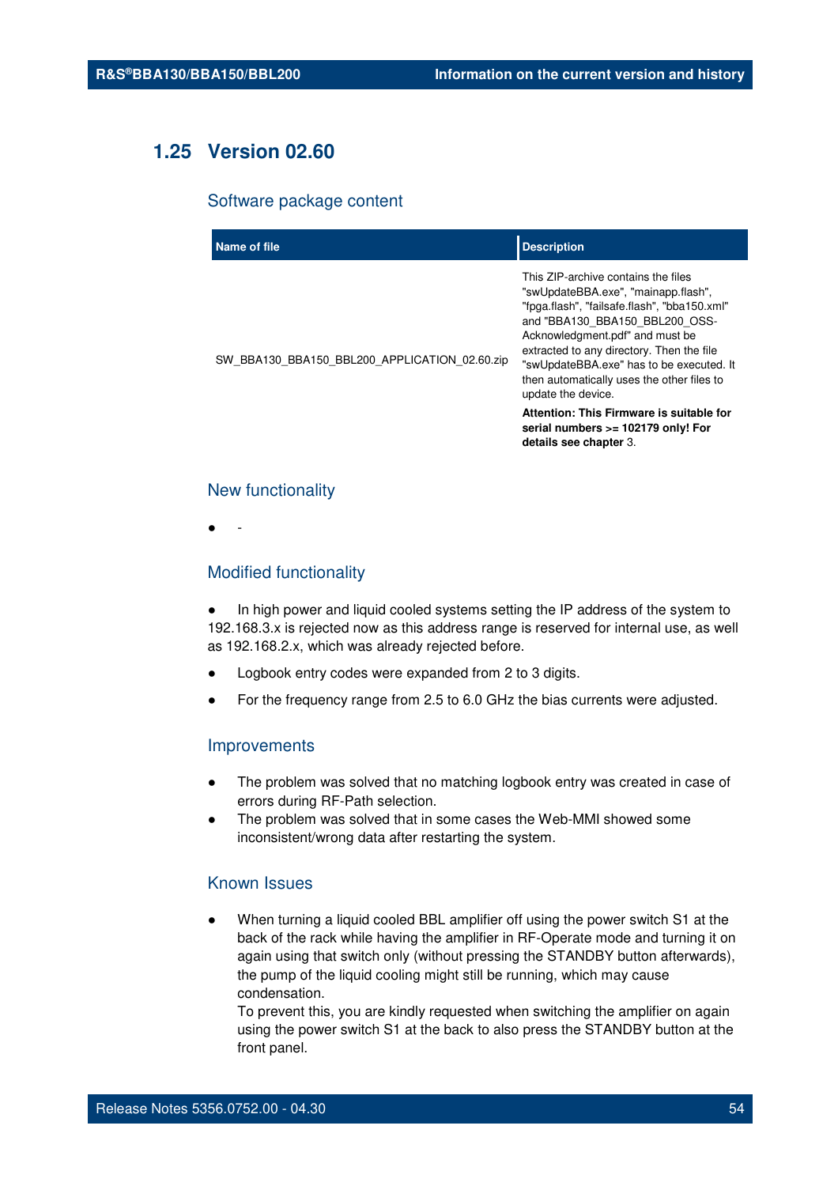## 1.25 Version 02.60

### Software package content

| Name of file | Description |
|---|---|
| SW_BBA130_BBA150_BBL200_APPLICATION_02.60.zip | This ZIP-archive contains the files "swUpdateBBA.exe", "mainapp.flash", "fpga.flash", "failsafe.flash", "bba150.xml" and "BBA130_BBA150_BBL200_OSS-Acknowledgment.pdf" and must be extracted to any directory. Then the file "swUpdateBBA.exe" has to be executed. It then automatically uses the other files to update the device. **Attention: This Firmware is suitable for serial numbers >= 102179 only! For details see chapter** 3. |

### New functionality

- -

### Modified functionality

- In high power and liquid cooled systems setting the IP address of the system to 192.168.3.x is rejected now as this address range is reserved for internal use, as well as 192.168.2.x, which was already rejected before.
- Logbook entry codes were expanded from 2 to 3 digits.
- For the frequency range from 2.5 to 6.0 GHz the bias currents were adjusted.

### Improvements

- The problem was solved that no matching logbook entry was created in case of errors during RF-Path selection.
- The problem was solved that in some cases the Web-MMI showed some inconsistent/wrong data after restarting the system.

### Known Issues

- When turning a liquid cooled BBL amplifier off using the power switch S1 at the back of the rack while having the amplifier in RF-Operate mode and turning it on again using that switch only (without pressing the STANDBY button afterwards), the pump of the liquid cooling might still be running, which may cause condensation.
  To prevent this, you are kindly requested when switching the amplifier on again using the power switch S1 at the back to also press the STANDBY button at the front panel.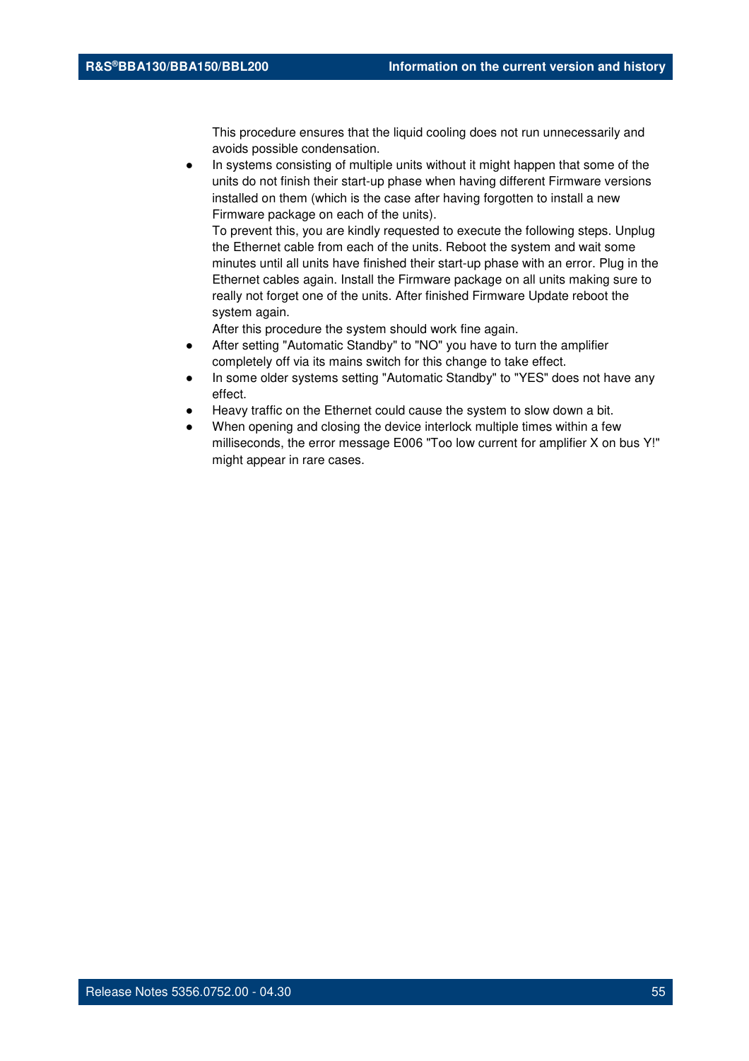This procedure ensures that the liquid cooling does not run unnecessarily and avoids possible condensation.

- In systems consisting of multiple units without it might happen that some of the units do not finish their start-up phase when having different Firmware versions installed on them (which is the case after having forgotten to install a new Firmware package on each of the units).
  To prevent this, you are kindly requested to execute the following steps. Unplug the Ethernet cable from each of the units. Reboot the system and wait some minutes until all units have finished their start-up phase with an error. Plug in the Ethernet cables again. Install the Firmware package on all units making sure to really not forget one of the units. After finished Firmware Update reboot the system again.
  After this procedure the system should work fine again.
- After setting "Automatic Standby" to "NO" you have to turn the amplifier completely off via its mains switch for this change to take effect.
- In some older systems setting "Automatic Standby" to "YES" does not have any effect.
- Heavy traffic on the Ethernet could cause the system to slow down a bit.
- When opening and closing the device interlock multiple times within a few milliseconds, the error message E006 "Too low current for amplifier X on bus Y!" might appear in rare cases.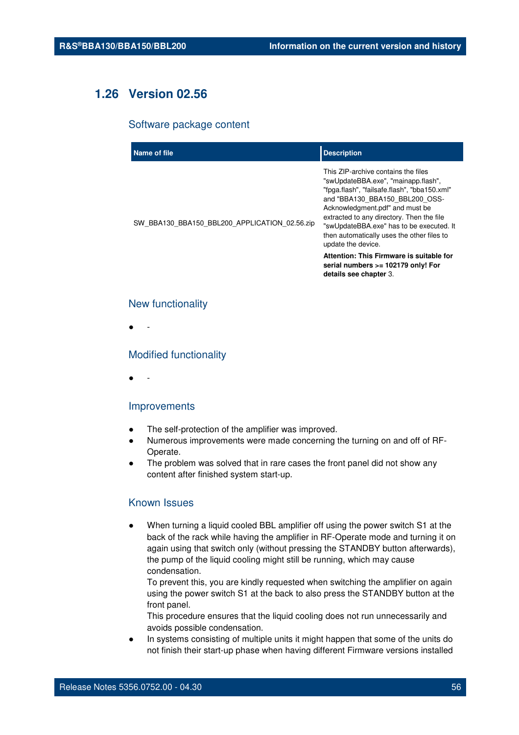## 1.26 Version 02.56

### Software package content

| Name of file | Description |
|---|---|
| SW_BBA130_BBA150_BBL200_APPLICATION_02.56.zip | This ZIP-archive contains the files "swUpdateBBA.exe", "mainapp.flash", "fpga.flash", "failsafe.flash", "bba150.xml" and "BBA130_BBA150_BBL200_OSS-Acknowledgment.pdf" and must be extracted to any directory. Then the file "swUpdateBBA.exe" has to be executed. It then automatically uses the other files to update the device.<br>**Attention: This Firmware is suitable for serial numbers >= 102179 only! For details see chapter** 3. |

### New functionality

- -

### Modified functionality

- -

### Improvements

- The self-protection of the amplifier was improved.
- Numerous improvements were made concerning the turning on and off of RF-Operate.
- The problem was solved that in rare cases the front panel did not show any content after finished system start-up.

### Known Issues

- When turning a liquid cooled BBL amplifier off using the power switch S1 at the back of the rack while having the amplifier in RF-Operate mode and turning it on again using that switch only (without pressing the STANDBY button afterwards), the pump of the liquid cooling might still be running, which may cause condensation.
  To prevent this, you are kindly requested when switching the amplifier on again using the power switch S1 at the back to also press the STANDBY button at the front panel.
  This procedure ensures that the liquid cooling does not run unnecessarily and avoids possible condensation.
- In systems consisting of multiple units it might happen that some of the units do not finish their start-up phase when having different Firmware versions installed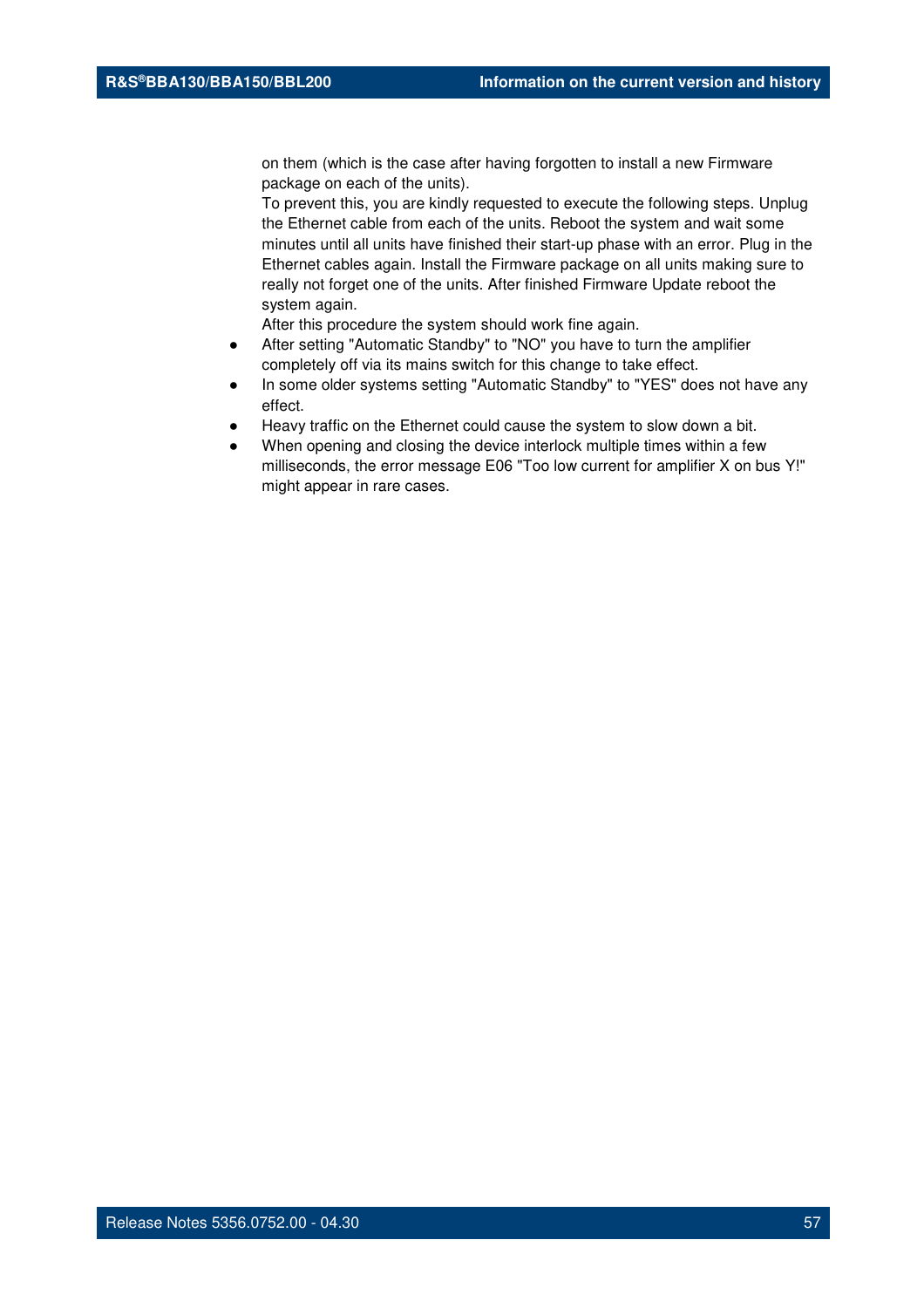on them (which is the case after having forgotten to install a new Firmware package on each of the units).
To prevent this, you are kindly requested to execute the following steps. Unplug the Ethernet cable from each of the units. Reboot the system and wait some minutes until all units have finished their start-up phase with an error. Plug in the Ethernet cables again. Install the Firmware package on all units making sure to really not forget one of the units. After finished Firmware Update reboot the system again.
After this procedure the system should work fine again.

- After setting "Automatic Standby" to "NO" you have to turn the amplifier completely off via its mains switch for this change to take effect.
- In some older systems setting "Automatic Standby" to "YES" does not have any effect.
- Heavy traffic on the Ethernet could cause the system to slow down a bit.
- When opening and closing the device interlock multiple times within a few milliseconds, the error message E06 "Too low current for amplifier X on bus Y!" might appear in rare cases.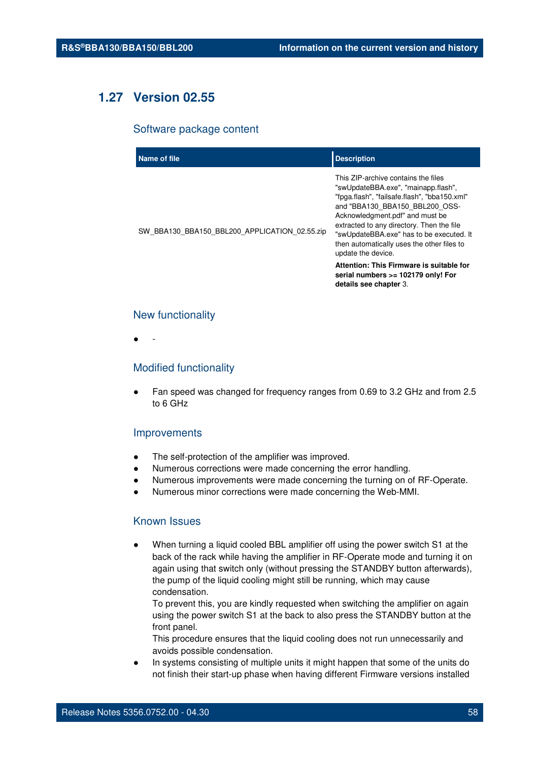## 1.27 Version 02.55

### Software package content

| Name of file | Description |
|---|---|
| SW_BBA130_BBA150_BBL200_APPLICATION_02.55.zip | This ZIP-archive contains the files "swUpdateBBA.exe", "mainapp.flash", "fpga.flash", "failsafe.flash", "bba150.xml" and "BBA130_BBA150_BBL200_OSS-Acknowledgment.pdf" and must be extracted to any directory. Then the file "swUpdateBBA.exe" has to be executed. It then automatically uses the other files to update the device.<br>**Attention: This Firmware is suitable for serial numbers >= 102179 only! For details see chapter** 3. |

### New functionality

- -

### Modified functionality

- Fan speed was changed for frequency ranges from 0.69 to 3.2 GHz and from 2.5 to 6 GHz

### Improvements

- The self-protection of the amplifier was improved.
- Numerous corrections were made concerning the error handling.
- Numerous improvements were made concerning the turning on of RF-Operate.
- Numerous minor corrections were made concerning the Web-MMI.

### Known Issues

- When turning a liquid cooled BBL amplifier off using the power switch S1 at the back of the rack while having the amplifier in RF-Operate mode and turning it on again using that switch only (without pressing the STANDBY button afterwards), the pump of the liquid cooling might still be running, which may cause condensation.
  To prevent this, you are kindly requested when switching the amplifier on again using the power switch S1 at the back to also press the STANDBY button at the front panel.
  This procedure ensures that the liquid cooling does not run unnecessarily and avoids possible condensation.
- In systems consisting of multiple units it might happen that some of the units do not finish their start-up phase when having different Firmware versions installed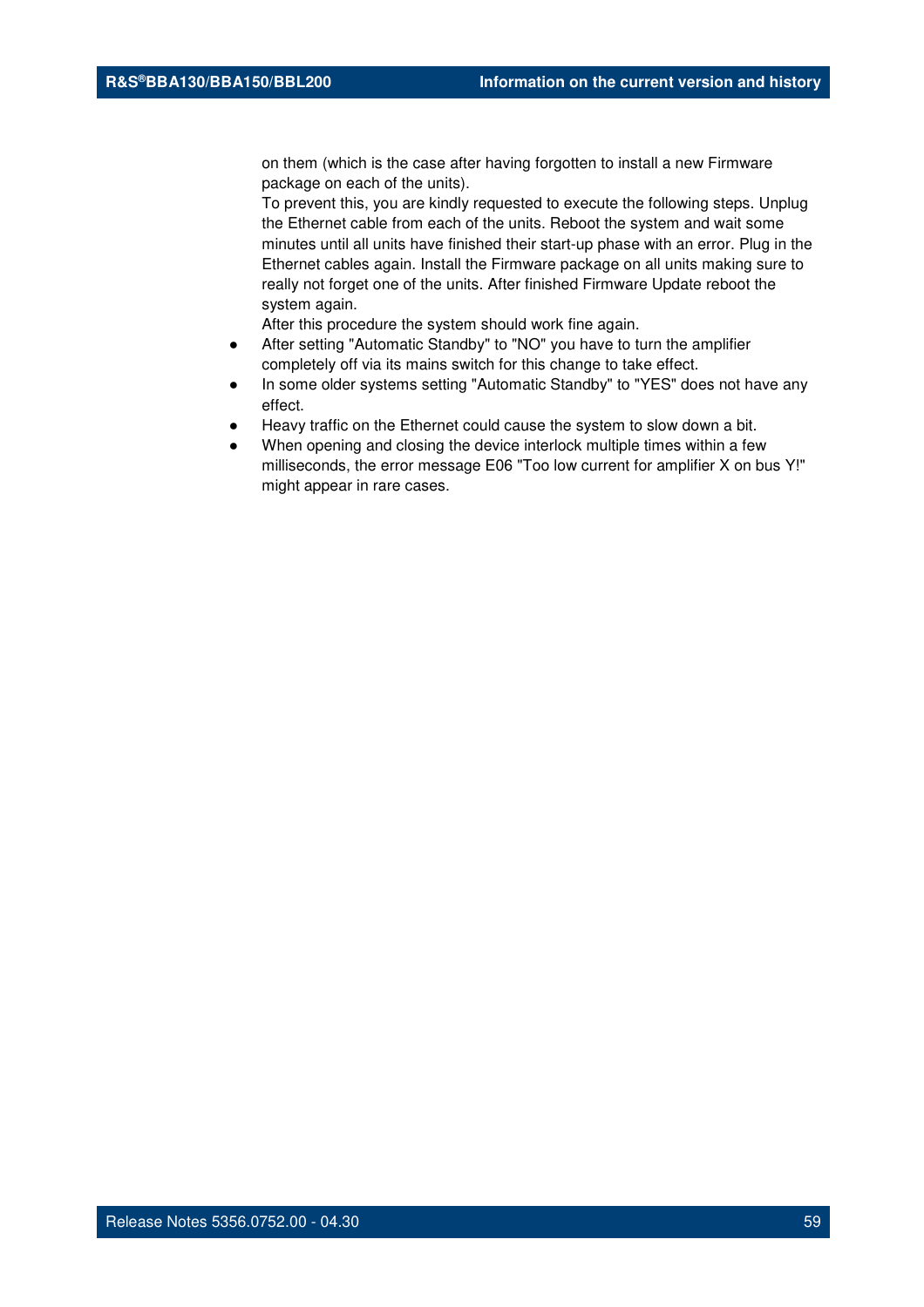on them (which is the case after having forgotten to install a new Firmware package on each of the units).
To prevent this, you are kindly requested to execute the following steps. Unplug the Ethernet cable from each of the units. Reboot the system and wait some minutes until all units have finished their start-up phase with an error. Plug in the Ethernet cables again. Install the Firmware package on all units making sure to really not forget one of the units. After finished Firmware Update reboot the system again.
After this procedure the system should work fine again.

- After setting "Automatic Standby" to "NO" you have to turn the amplifier completely off via its mains switch for this change to take effect.
- In some older systems setting "Automatic Standby" to "YES" does not have any effect.
- Heavy traffic on the Ethernet could cause the system to slow down a bit.
- When opening and closing the device interlock multiple times within a few milliseconds, the error message E06 "Too low current for amplifier X on bus Y!" might appear in rare cases.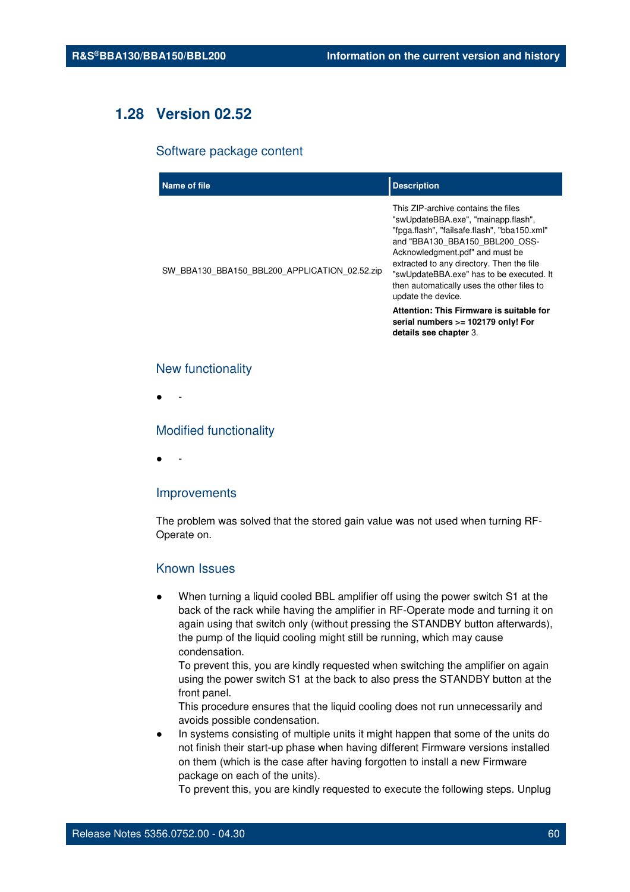## 1.28 Version 02.52

### Software package content

| Name of file | Description |
|---|---|
| SW_BBA130_BBA150_BBL200_APPLICATION_02.52.zip | This ZIP-archive contains the files "swUpdateBBA.exe", "mainapp.flash", "fpga.flash", "failsafe.flash", "bba150.xml" and "BBA130_BBA150_BBL200_OSS-Acknowledgment.pdf" and must be extracted to any directory. Then the file "swUpdateBBA.exe" has to be executed. It then automatically uses the other files to update the device.<br>**Attention: This Firmware is suitable for serial numbers >= 102179 only! For details see chapter** 3. |

### New functionality

- -

### Modified functionality

- -

### Improvements

The problem was solved that the stored gain value was not used when turning RF-Operate on.

### Known Issues

- When turning a liquid cooled BBL amplifier off using the power switch S1 at the back of the rack while having the amplifier in RF-Operate mode and turning it on again using that switch only (without pressing the STANDBY button afterwards), the pump of the liquid cooling might still be running, which may cause condensation.
  To prevent this, you are kindly requested when switching the amplifier on again using the power switch S1 at the back to also press the STANDBY button at the front panel.
  This procedure ensures that the liquid cooling does not run unnecessarily and avoids possible condensation.
- In systems consisting of multiple units it might happen that some of the units do not finish their start-up phase when having different Firmware versions installed on them (which is the case after having forgotten to install a new Firmware package on each of the units).
  To prevent this, you are kindly requested to execute the following steps. Unplug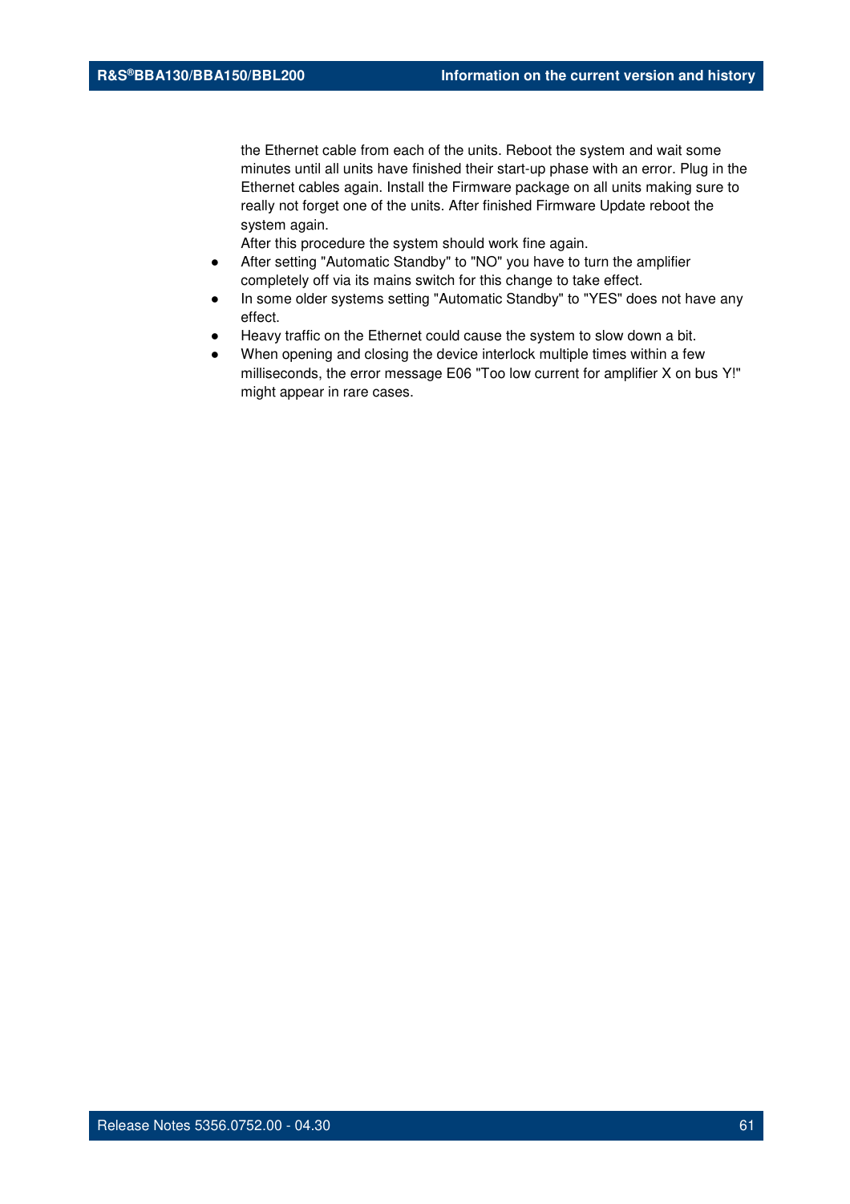the Ethernet cable from each of the units. Reboot the system and wait some minutes until all units have finished their start-up phase with an error. Plug in the Ethernet cables again. Install the Firmware package on all units making sure to really not forget one of the units. After finished Firmware Update reboot the system again.
After this procedure the system should work fine again.

- After setting "Automatic Standby" to "NO" you have to turn the amplifier completely off via its mains switch for this change to take effect.
- In some older systems setting "Automatic Standby" to "YES" does not have any effect.
- Heavy traffic on the Ethernet could cause the system to slow down a bit.
- When opening and closing the device interlock multiple times within a few milliseconds, the error message E06 "Too low current for amplifier X on bus Y!" might appear in rare cases.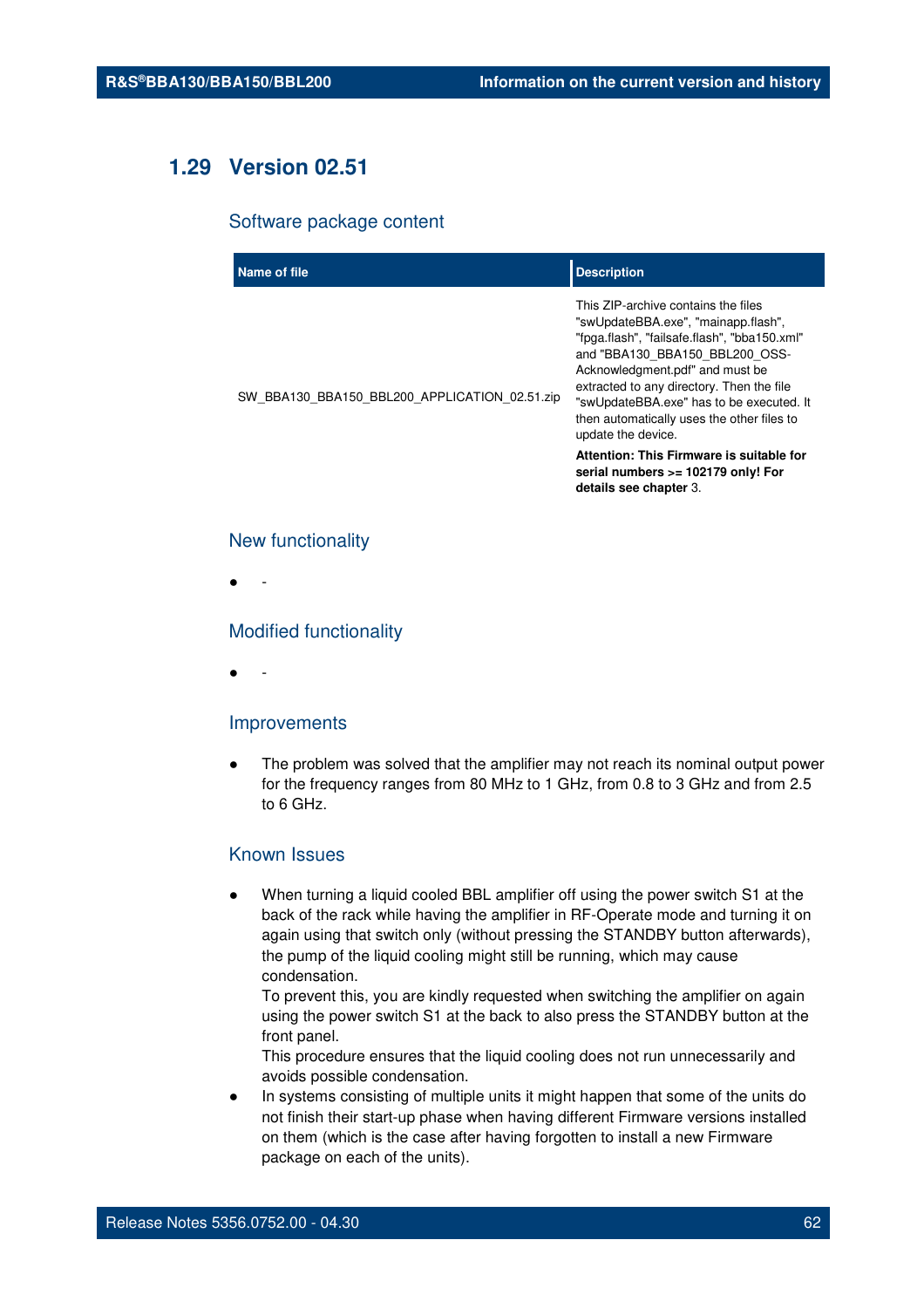## 1.29 Version 02.51

### Software package content

| Name of file | Description |
| --- | --- |
| SW_BBA130_BBA150_BBL200_APPLICATION_02.51.zip | This ZIP-archive contains the files "swUpdateBBA.exe", "mainapp.flash", "fpga.flash", "failsafe.flash", "bba150.xml" and "BBA130_BBA150_BBL200_OSS-Acknowledgment.pdf" and must be extracted to any directory. Then the file "swUpdateBBA.exe" has to be executed. It then automatically uses the other files to update the device.<br>**Attention: This Firmware is suitable for serial numbers >= 102179 only! For details see chapter** 3. |

### New functionality

- -

### Modified functionality

- -

### Improvements

- The problem was solved that the amplifier may not reach its nominal output power for the frequency ranges from 80 MHz to 1 GHz, from 0.8 to 3 GHz and from 2.5 to 6 GHz.

### Known Issues

- When turning a liquid cooled BBL amplifier off using the power switch S1 at the back of the rack while having the amplifier in RF-Operate mode and turning it on again using that switch only (without pressing the STANDBY button afterwards), the pump of the liquid cooling might still be running, which may cause condensation.
  To prevent this, you are kindly requested when switching the amplifier on again using the power switch S1 at the back to also press the STANDBY button at the front panel.
  This procedure ensures that the liquid cooling does not run unnecessarily and avoids possible condensation.
- In systems consisting of multiple units it might happen that some of the units do not finish their start-up phase when having different Firmware versions installed on them (which is the case after having forgotten to install a new Firmware package on each of the units).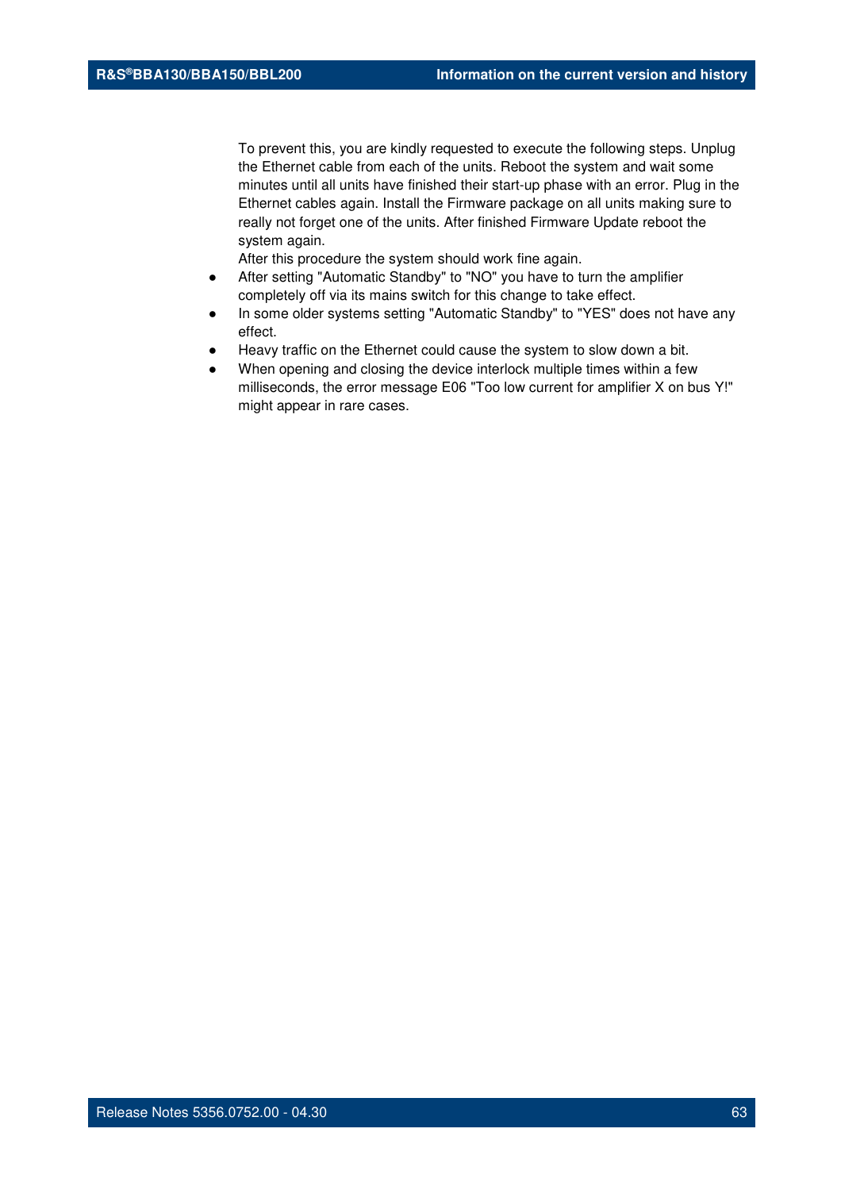To prevent this, you are kindly requested to execute the following steps. Unplug the Ethernet cable from each of the units. Reboot the system and wait some minutes until all units have finished their start-up phase with an error. Plug in the Ethernet cables again. Install the Firmware package on all units making sure to really not forget one of the units. After finished Firmware Update reboot the system again.

After this procedure the system should work fine again.

- After setting "Automatic Standby" to "NO" you have to turn the amplifier completely off via its mains switch for this change to take effect.
- In some older systems setting "Automatic Standby" to "YES" does not have any effect.
- Heavy traffic on the Ethernet could cause the system to slow down a bit.
- When opening and closing the device interlock multiple times within a few milliseconds, the error message E06 "Too low current for amplifier X on bus Y!" might appear in rare cases.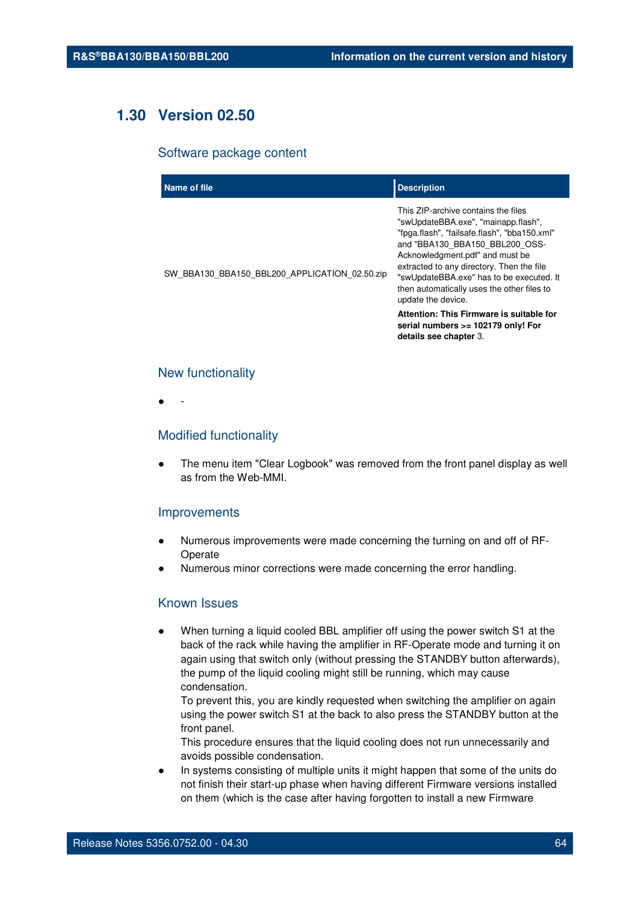## 1.30 Version 02.50

### Software package content

| Name of file | Description |
|---|---|
| SW_BBA130_BBA150_BBL200_APPLICATION_02.50.zip | This ZIP-archive contains the files "swUpdateBBA.exe", "mainapp.flash", "fpga.flash", "failsafe.flash", "bba150.xml" and "BBA130_BBA150_BBL200_OSS-Acknowledgment.pdf" and must be extracted to any directory. Then the file "swUpdateBBA.exe" has to be executed. It then automatically uses the other files to update the device.<br>**Attention: This Firmware is suitable for serial numbers >= 102179 only! For details see chapter** 3. |

### New functionality

- -

### Modified functionality

- The menu item "Clear Logbook" was removed from the front panel display as well as from the Web-MMI.

### Improvements

- Numerous improvements were made concerning the turning on and off of RF-Operate
- Numerous minor corrections were made concerning the error handling.

### Known Issues

- When turning a liquid cooled BBL amplifier off using the power switch S1 at the back of the rack while having the amplifier in RF-Operate mode and turning it on again using that switch only (without pressing the STANDBY button afterwards), the pump of the liquid cooling might still be running, which may cause condensation.
  To prevent this, you are kindly requested when switching the amplifier on again using the power switch S1 at the back to also press the STANDBY button at the front panel.
  This procedure ensures that the liquid cooling does not run unnecessarily and avoids possible condensation.
- In systems consisting of multiple units it might happen that some of the units do not finish their start-up phase when having different Firmware versions installed on them (which is the case after having forgotten to install a new Firmware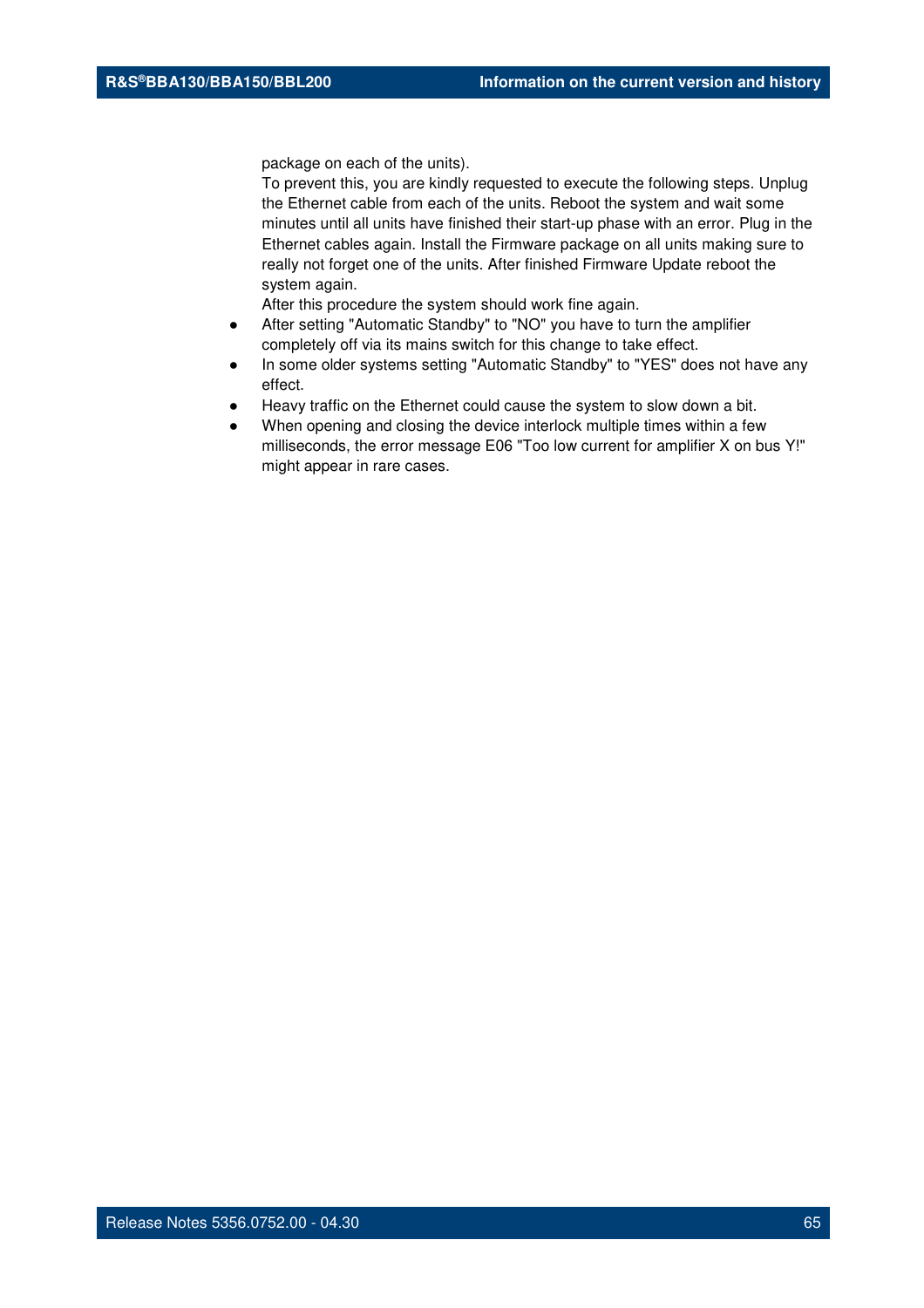package on each of the units).
To prevent this, you are kindly requested to execute the following steps. Unplug the Ethernet cable from each of the units. Reboot the system and wait some minutes until all units have finished their start-up phase with an error. Plug in the Ethernet cables again. Install the Firmware package on all units making sure to really not forget one of the units. After finished Firmware Update reboot the system again.
After this procedure the system should work fine again.

- After setting "Automatic Standby" to "NO" you have to turn the amplifier completely off via its mains switch for this change to take effect.
- In some older systems setting "Automatic Standby" to "YES" does not have any effect.
- Heavy traffic on the Ethernet could cause the system to slow down a bit.
- When opening and closing the device interlock multiple times within a few milliseconds, the error message E06 "Too low current for amplifier X on bus Y!" might appear in rare cases.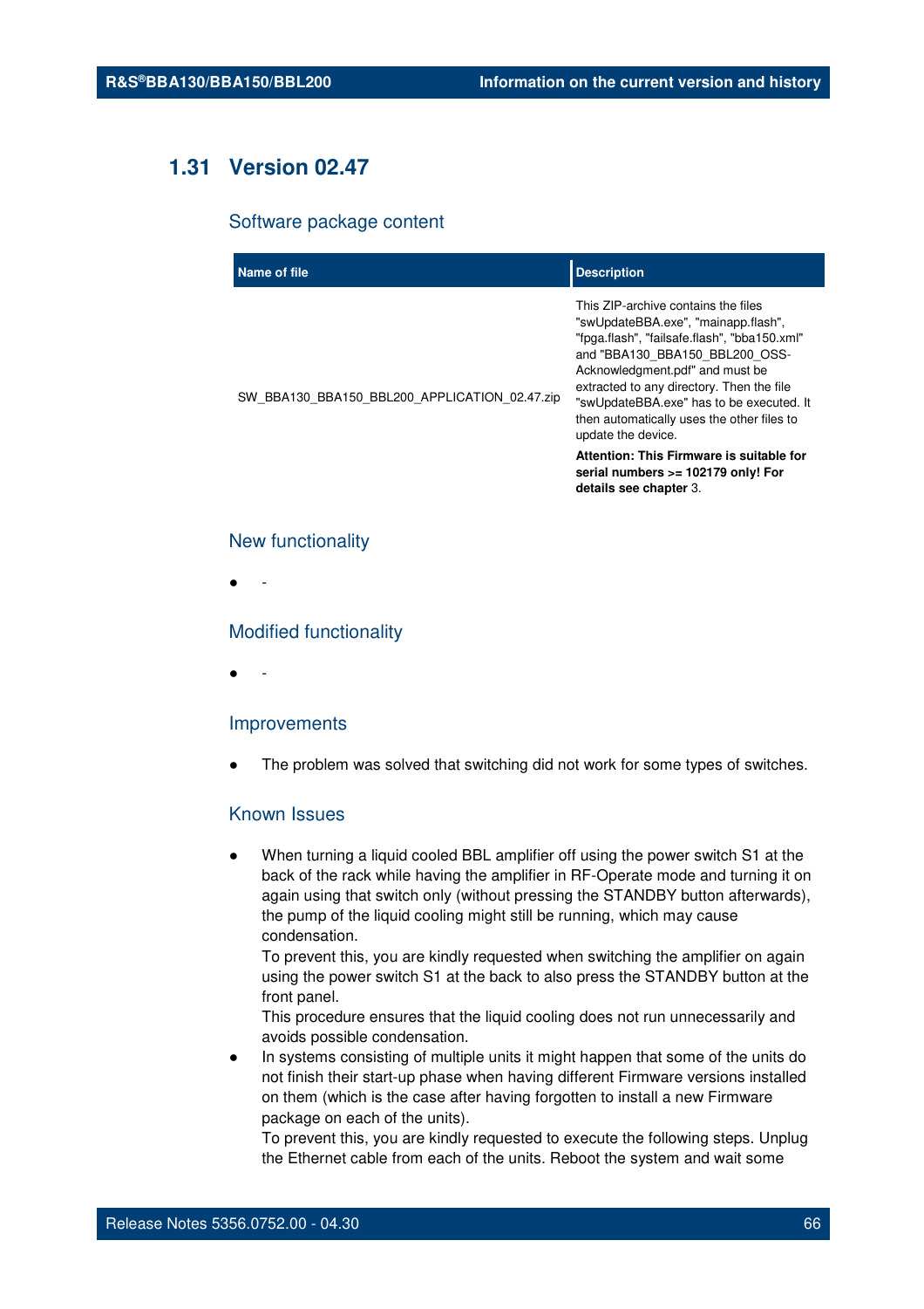## 1.31 Version 02.47

### Software package content

| Name of file | Description |
|---|---|
| SW_BBA130_BBA150_BBL200_APPLICATION_02.47.zip | This ZIP-archive contains the files "swUpdateBBA.exe", "mainapp.flash", "fpga.flash", "failsafe.flash", "bba150.xml" and "BBA130_BBA150_BBL200_OSS-Acknowledgment.pdf" and must be extracted to any directory. Then the file "swUpdateBBA.exe" has to be executed. It then automatically uses the other files to update the device.<br>**Attention: This Firmware is suitable for serial numbers >= 102179 only! For details see chapter** 3. |

### New functionality

- -

### Modified functionality

- -

### Improvements

- The problem was solved that switching did not work for some types of switches.

### Known Issues

- When turning a liquid cooled BBL amplifier off using the power switch S1 at the back of the rack while having the amplifier in RF-Operate mode and turning it on again using that switch only (without pressing the STANDBY button afterwards), the pump of the liquid cooling might still be running, which may cause condensation.
  To prevent this, you are kindly requested when switching the amplifier on again using the power switch S1 at the back to also press the STANDBY button at the front panel.
  This procedure ensures that the liquid cooling does not run unnecessarily and avoids possible condensation.
- In systems consisting of multiple units it might happen that some of the units do not finish their start-up phase when having different Firmware versions installed on them (which is the case after having forgotten to install a new Firmware package on each of the units).
  To prevent this, you are kindly requested to execute the following steps. Unplug the Ethernet cable from each of the units. Reboot the system and wait some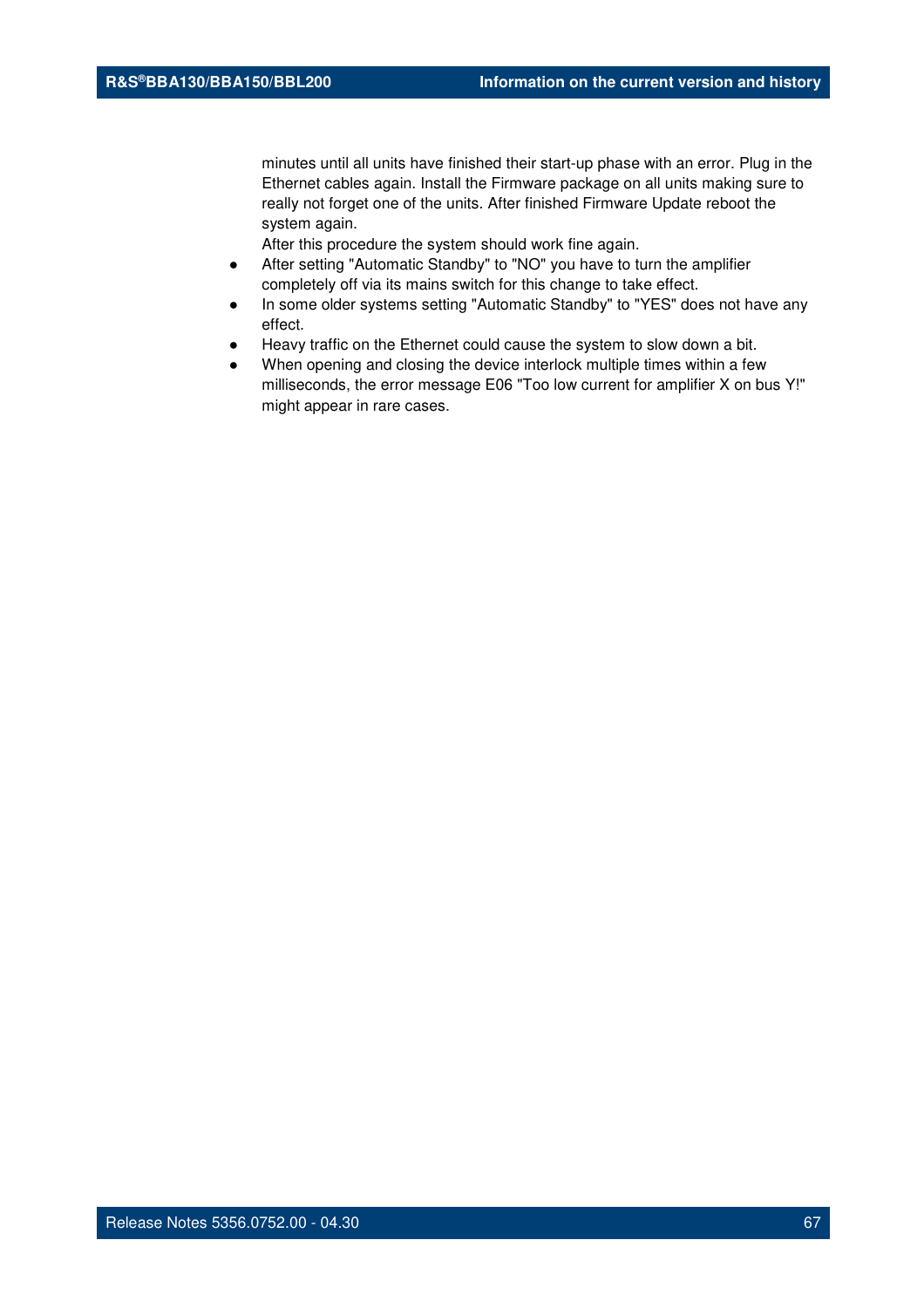minutes until all units have finished their start-up phase with an error. Plug in the Ethernet cables again. Install the Firmware package on all units making sure to really not forget one of the units. After finished Firmware Update reboot the system again.
After this procedure the system should work fine again.

- After setting "Automatic Standby" to "NO" you have to turn the amplifier completely off via its mains switch for this change to take effect.
- In some older systems setting "Automatic Standby" to "YES" does not have any effect.
- Heavy traffic on the Ethernet could cause the system to slow down a bit.
- When opening and closing the device interlock multiple times within a few milliseconds, the error message E06 "Too low current for amplifier X on bus Y!" might appear in rare cases.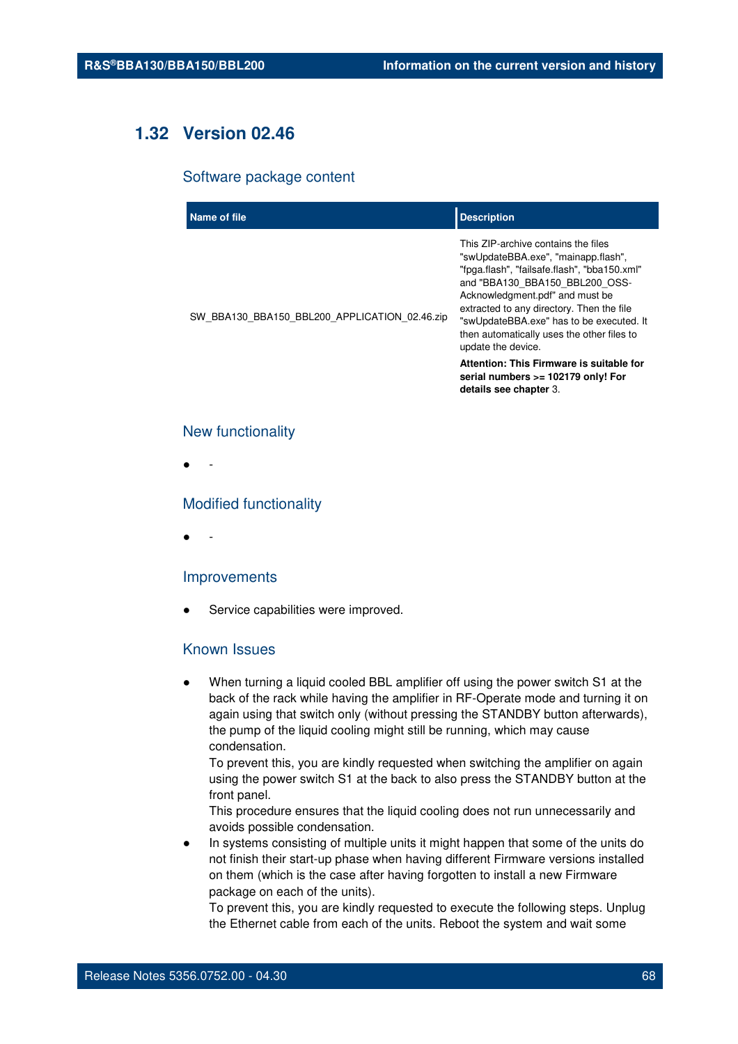## 1.32 Version 02.46

### Software package content

| Name of file | Description |
|---|---|
| SW_BBA130_BBA150_BBL200_APPLICATION_02.46.zip | This ZIP-archive contains the files "swUpdateBBA.exe", "mainapp.flash", "fpga.flash", "failsafe.flash", "bba150.xml" and "BBA130_BBA150_BBL200_OSS-Acknowledgment.pdf" and must be extracted to any directory. Then the file "swUpdateBBA.exe" has to be executed. It then automatically uses the other files to update the device.<br><br>**Attention: This Firmware is suitable for serial numbers >= 102179 only! For details see chapter** 3. |

### New functionality

- -

### Modified functionality

- -

### Improvements

- Service capabilities were improved.

### Known Issues

- When turning a liquid cooled BBL amplifier off using the power switch S1 at the back of the rack while having the amplifier in RF-Operate mode and turning it on again using that switch only (without pressing the STANDBY button afterwards), the pump of the liquid cooling might still be running, which may cause condensation.
  To prevent this, you are kindly requested when switching the amplifier on again using the power switch S1 at the back to also press the STANDBY button at the front panel.
  This procedure ensures that the liquid cooling does not run unnecessarily and avoids possible condensation.
- In systems consisting of multiple units it might happen that some of the units do not finish their start-up phase when having different Firmware versions installed on them (which is the case after having forgotten to install a new Firmware package on each of the units).
  To prevent this, you are kindly requested to execute the following steps. Unplug the Ethernet cable from each of the units. Reboot the system and wait some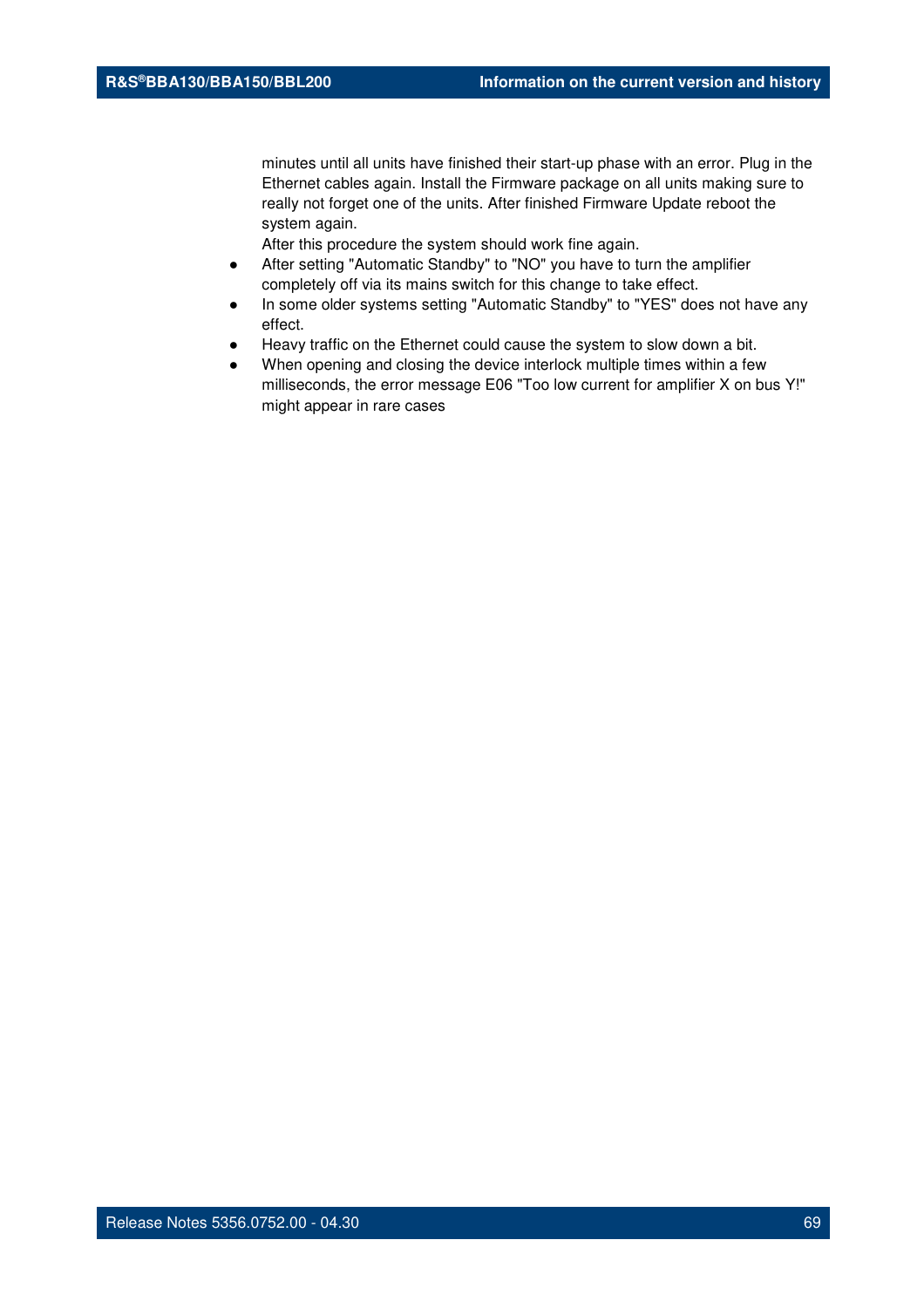minutes until all units have finished their start-up phase with an error. Plug in the Ethernet cables again. Install the Firmware package on all units making sure to really not forget one of the units. After finished Firmware Update reboot the system again.

After this procedure the system should work fine again.

- After setting "Automatic Standby" to "NO" you have to turn the amplifier completely off via its mains switch for this change to take effect.
- In some older systems setting "Automatic Standby" to "YES" does not have any effect.
- Heavy traffic on the Ethernet could cause the system to slow down a bit.
- When opening and closing the device interlock multiple times within a few milliseconds, the error message E06 "Too low current for amplifier X on bus Y!" might appear in rare cases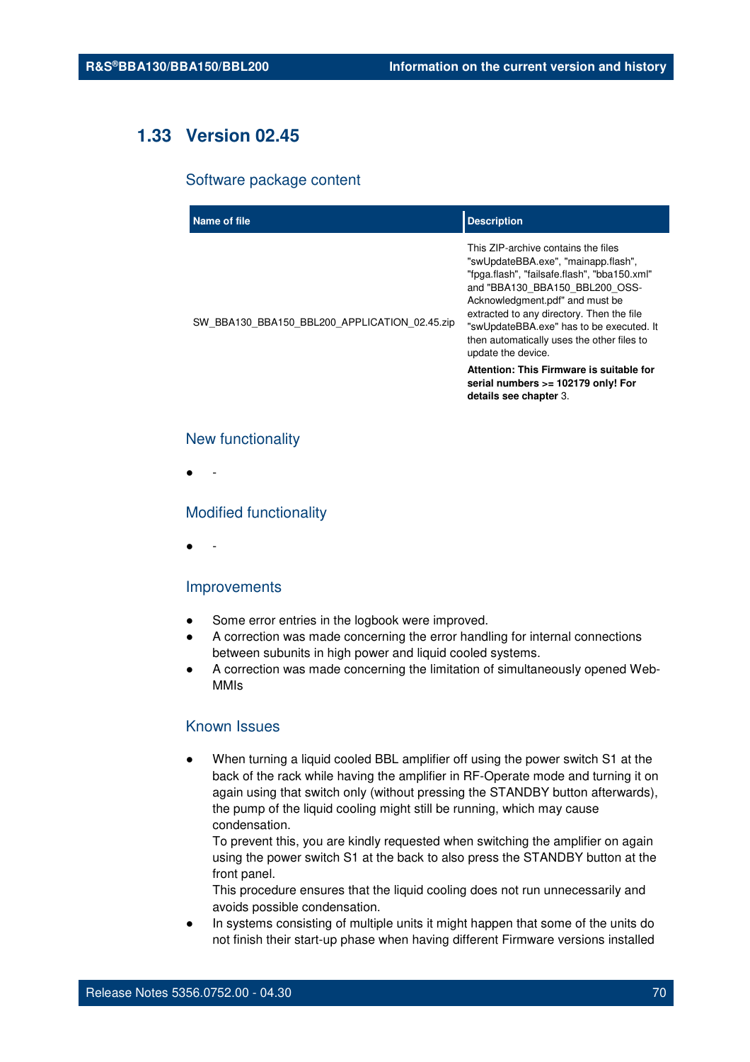## 1.33 Version 02.45

### Software package content

| Name of file | Description |
| --- | --- |
| SW_BBA130_BBA150_BBL200_APPLICATION_02.45.zip | This ZIP-archive contains the files "swUpdateBBA.exe", "mainapp.flash", "fpga.flash", "failsafe.flash", "bba150.xml" and "BBA130_BBA150_BBL200_OSS-Acknowledgment.pdf" and must be extracted to any directory. Then the file "swUpdateBBA.exe" has to be executed. It then automatically uses the other files to update the device.<br><br>**Attention: This Firmware is suitable for serial numbers >= 102179 only! For details see chapter** 3. |

### New functionality

- -

### Modified functionality

- -

### Improvements

- Some error entries in the logbook were improved.
- A correction was made concerning the error handling for internal connections between subunits in high power and liquid cooled systems.
- A correction was made concerning the limitation of simultaneously opened Web-MMIs

### Known Issues

- When turning a liquid cooled BBL amplifier off using the power switch S1 at the back of the rack while having the amplifier in RF-Operate mode and turning it on again using that switch only (without pressing the STANDBY button afterwards), the pump of the liquid cooling might still be running, which may cause condensation.
  To prevent this, you are kindly requested when switching the amplifier on again using the power switch S1 at the back to also press the STANDBY button at the front panel.
  This procedure ensures that the liquid cooling does not run unnecessarily and avoids possible condensation.
- In systems consisting of multiple units it might happen that some of the units do not finish their start-up phase when having different Firmware versions installed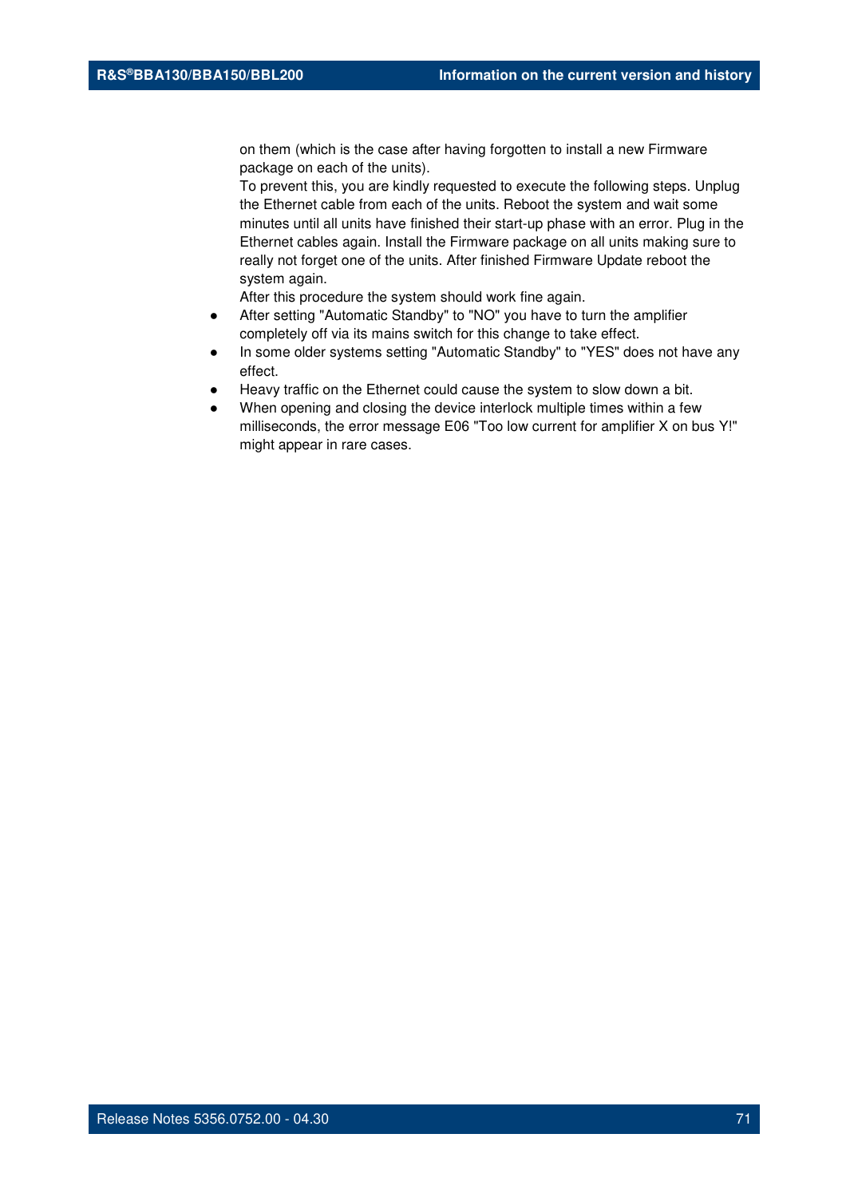on them (which is the case after having forgotten to install a new Firmware package on each of the units).
To prevent this, you are kindly requested to execute the following steps. Unplug the Ethernet cable from each of the units. Reboot the system and wait some minutes until all units have finished their start-up phase with an error. Plug in the Ethernet cables again. Install the Firmware package on all units making sure to really not forget one of the units. After finished Firmware Update reboot the system again.
After this procedure the system should work fine again.

- After setting "Automatic Standby" to "NO" you have to turn the amplifier completely off via its mains switch for this change to take effect.
- In some older systems setting "Automatic Standby" to "YES" does not have any effect.
- Heavy traffic on the Ethernet could cause the system to slow down a bit.
- When opening and closing the device interlock multiple times within a few milliseconds, the error message E06 "Too low current for amplifier X on bus Y!" might appear in rare cases.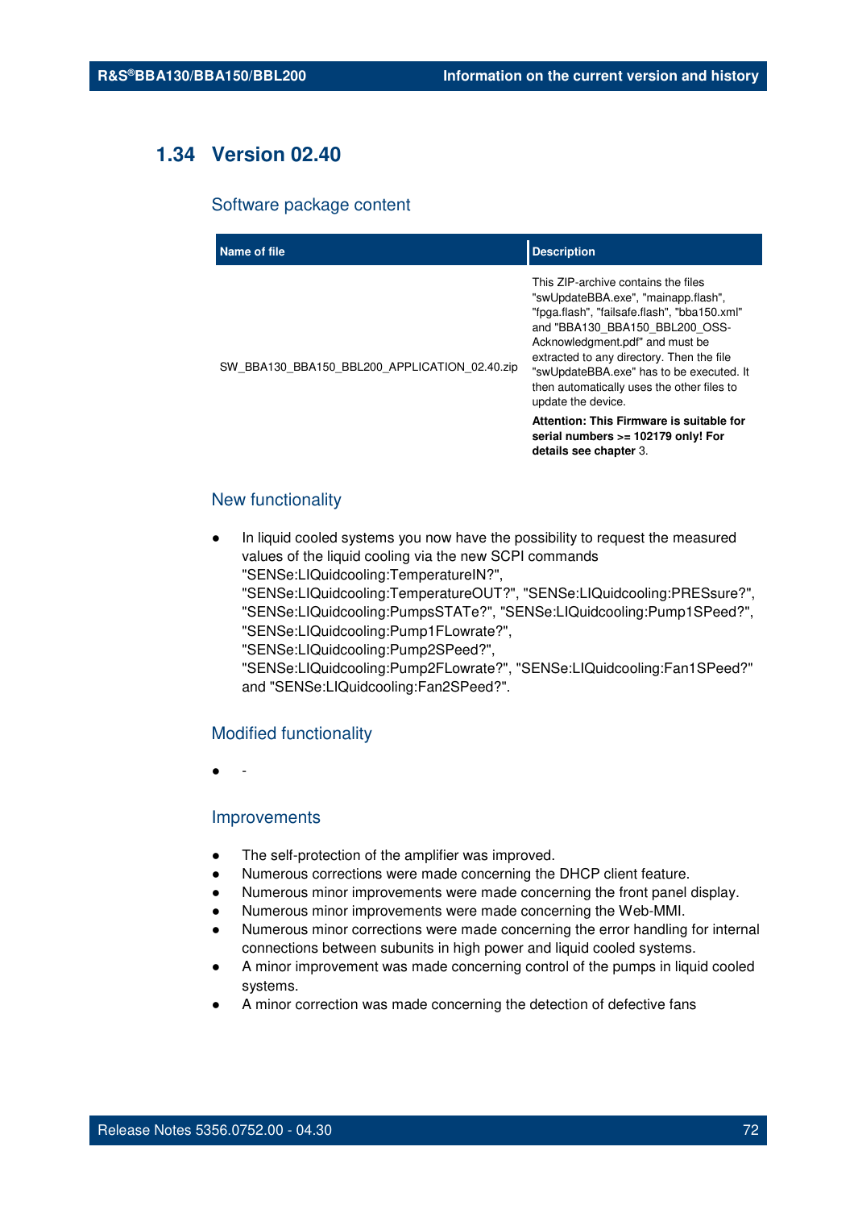## 1.34 Version 02.40

### Software package content

| Name of file | Description |
|---|---|
| SW_BBA130_BBA150_BBL200_APPLICATION_02.40.zip | This ZIP-archive contains the files "swUpdateBBA.exe", "mainapp.flash", "fpga.flash", "failsafe.flash", "bba150.xml" and "BBA130_BBA150_BBL200_OSS-Acknowledgment.pdf" and must be extracted to any directory. Then the file "swUpdateBBA.exe" has to be executed. It then automatically uses the other files to update the device.<br>**Attention: This Firmware is suitable for serial numbers >= 102179 only! For details see chapter** 3. |

### New functionality

- In liquid cooled systems you now have the possibility to request the measured values of the liquid cooling via the new SCPI commands "SENSe:LIQuidcooling:TemperatureIN?", "SENSe:LIQuidcooling:TemperatureOUT?", "SENSe:LIQuidcooling:PRESsure?", "SENSe:LIQuidcooling:PumpsSTATe?", "SENSe:LIQuidcooling:Pump1SPeed?", "SENSe:LIQuidcooling:Pump1FLowrate?", "SENSe:LIQuidcooling:Pump2SPeed?", "SENSe:LIQuidcooling:Pump2FLowrate?", "SENSe:LIQuidcooling:Fan1SPeed?" and "SENSe:LIQuidcooling:Fan2SPeed?".

### Modified functionality

- -

### Improvements

- The self-protection of the amplifier was improved.
- Numerous corrections were made concerning the DHCP client feature.
- Numerous minor improvements were made concerning the front panel display.
- Numerous minor improvements were made concerning the Web-MMI.
- Numerous minor corrections were made concerning the error handling for internal connections between subunits in high power and liquid cooled systems.
- A minor improvement was made concerning control of the pumps in liquid cooled systems.
- A minor correction was made concerning the detection of defective fans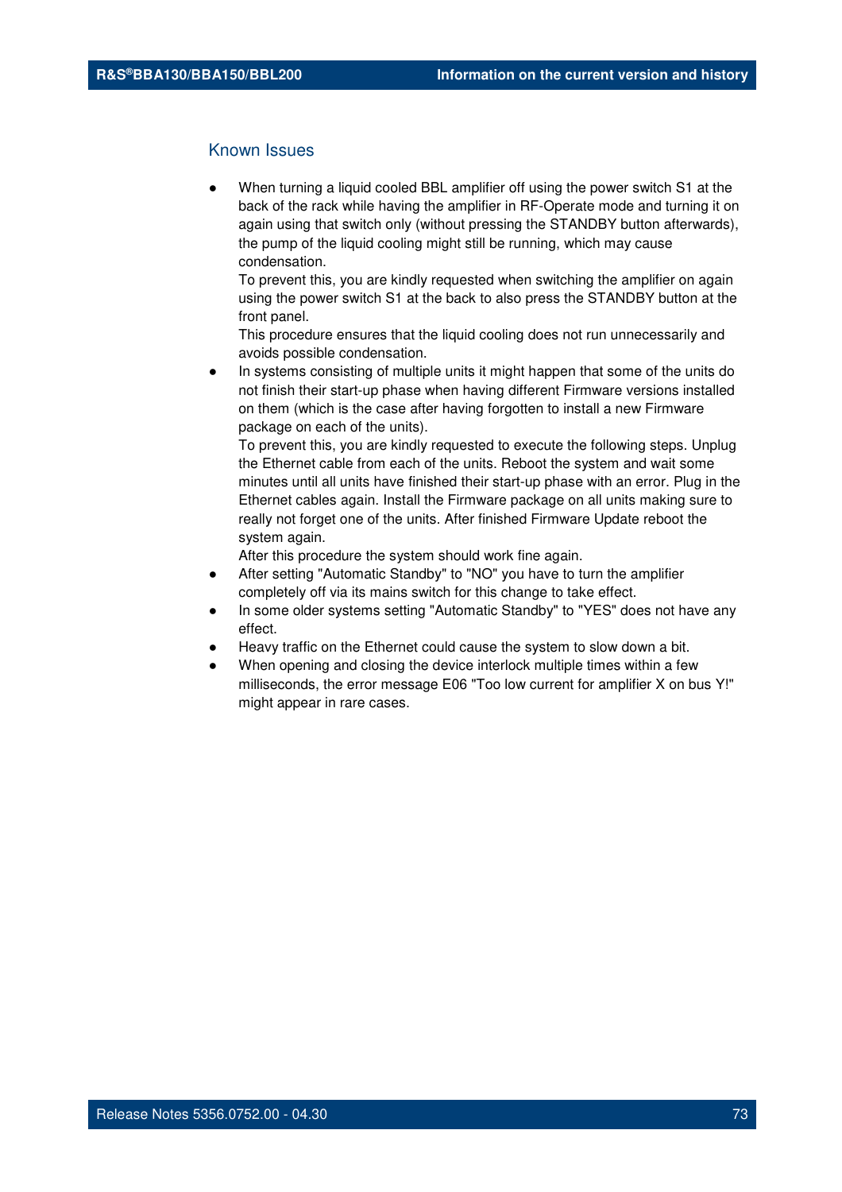## Known Issues

- When turning a liquid cooled BBL amplifier off using the power switch S1 at the back of the rack while having the amplifier in RF-Operate mode and turning it on again using that switch only (without pressing the STANDBY button afterwards), the pump of the liquid cooling might still be running, which may cause condensation.
  To prevent this, you are kindly requested when switching the amplifier on again using the power switch S1 at the back to also press the STANDBY button at the front panel.
  This procedure ensures that the liquid cooling does not run unnecessarily and avoids possible condensation.
- In systems consisting of multiple units it might happen that some of the units do not finish their start-up phase when having different Firmware versions installed on them (which is the case after having forgotten to install a new Firmware package on each of the units).
  To prevent this, you are kindly requested to execute the following steps. Unplug the Ethernet cable from each of the units. Reboot the system and wait some minutes until all units have finished their start-up phase with an error. Plug in the Ethernet cables again. Install the Firmware package on all units making sure to really not forget one of the units. After finished Firmware Update reboot the system again.
  After this procedure the system should work fine again.
- After setting "Automatic Standby" to "NO" you have to turn the amplifier completely off via its mains switch for this change to take effect.
- In some older systems setting "Automatic Standby" to "YES" does not have any effect.
- Heavy traffic on the Ethernet could cause the system to slow down a bit.
- When opening and closing the device interlock multiple times within a few milliseconds, the error message E06 "Too low current for amplifier X on bus Y!" might appear in rare cases.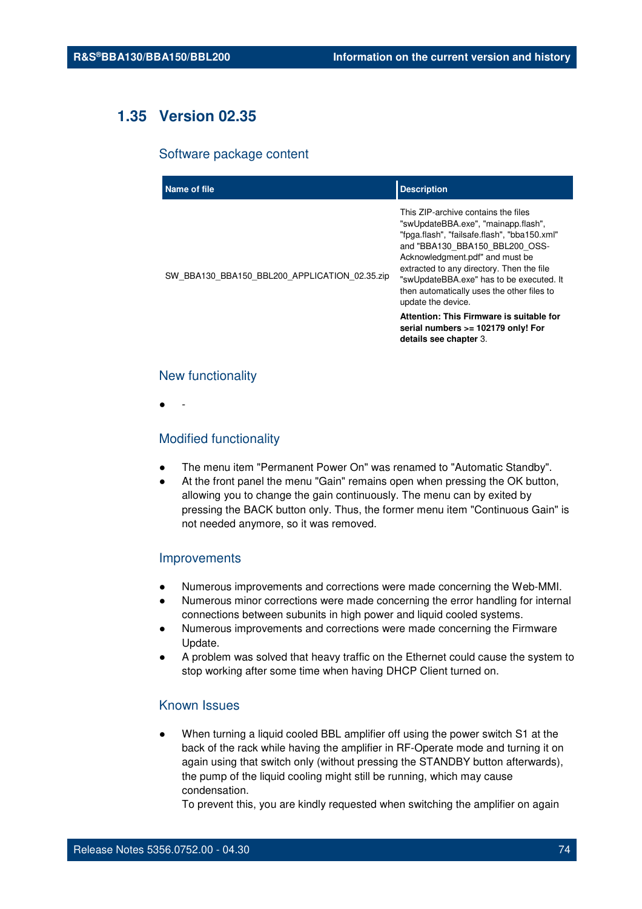## 1.35 Version 02.35

### Software package content

| Name of file | Description |
|---|---|
| SW_BBA130_BBA150_BBL200_APPLICATION_02.35.zip | This ZIP-archive contains the files "swUpdateBBA.exe", "mainapp.flash", "fpga.flash", "failsafe.flash", "bba150.xml" and "BBA130_BBA150_BBL200_OSS-Acknowledgment.pdf" and must be extracted to any directory. Then the file "swUpdateBBA.exe" has to be executed. It then automatically uses the other files to update the device.<br>**Attention: This Firmware is suitable for serial numbers >= 102179 only! For details see chapter** 3. |

### New functionality

- -

### Modified functionality

- The menu item "Permanent Power On" was renamed to "Automatic Standby".
- At the front panel the menu "Gain" remains open when pressing the OK button, allowing you to change the gain continuously. The menu can by exited by pressing the BACK button only. Thus, the former menu item "Continuous Gain" is not needed anymore, so it was removed.

### Improvements

- Numerous improvements and corrections were made concerning the Web-MMI.
- Numerous minor corrections were made concerning the error handling for internal connections between subunits in high power and liquid cooled systems.
- Numerous improvements and corrections were made concerning the Firmware Update.
- A problem was solved that heavy traffic on the Ethernet could cause the system to stop working after some time when having DHCP Client turned on.

### Known Issues

- When turning a liquid cooled BBL amplifier off using the power switch S1 at the back of the rack while having the amplifier in RF-Operate mode and turning it on again using that switch only (without pressing the STANDBY button afterwards), the pump of the liquid cooling might still be running, which may cause condensation.
  To prevent this, you are kindly requested when switching the amplifier on again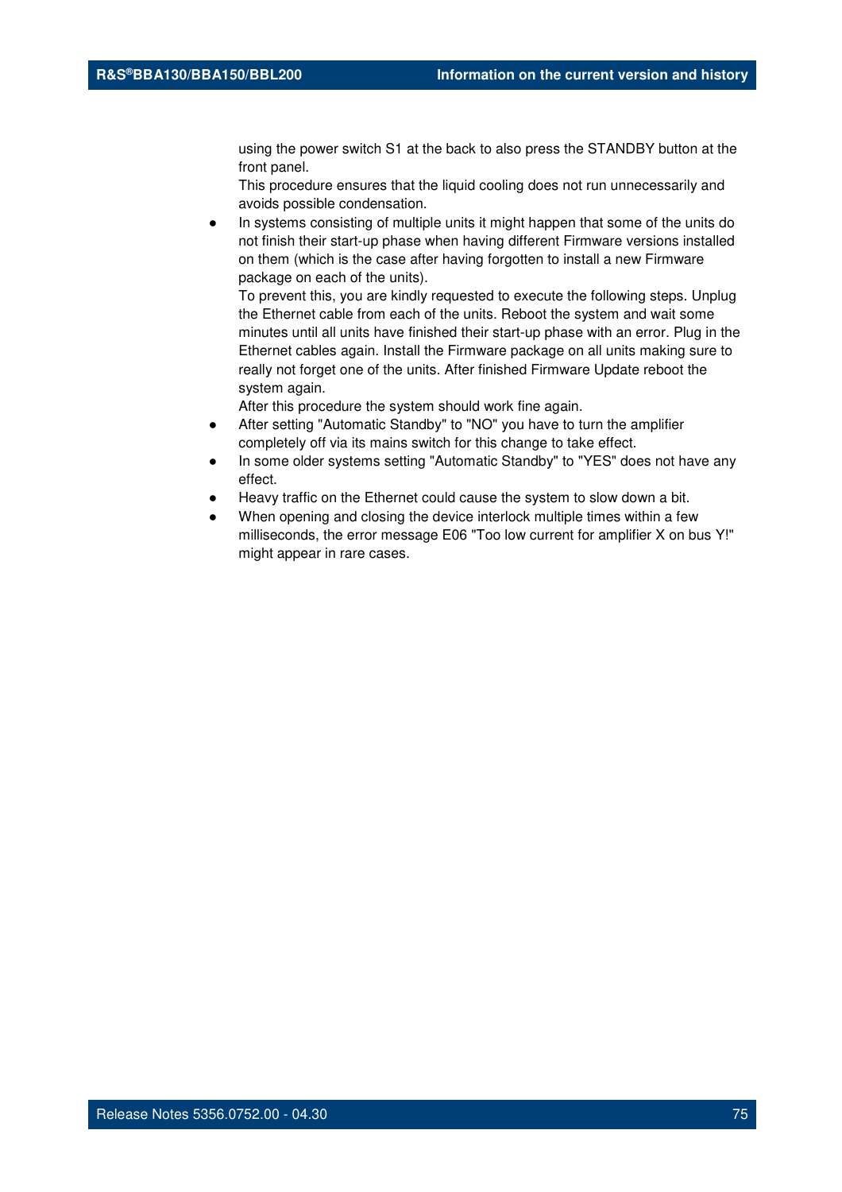using the power switch S1 at the back to also press the STANDBY button at the front panel.
This procedure ensures that the liquid cooling does not run unnecessarily and avoids possible condensation.

- In systems consisting of multiple units it might happen that some of the units do not finish their start-up phase when having different Firmware versions installed on them (which is the case after having forgotten to install a new Firmware package on each of the units).
To prevent this, you are kindly requested to execute the following steps. Unplug the Ethernet cable from each of the units. Reboot the system and wait some minutes until all units have finished their start-up phase with an error. Plug in the Ethernet cables again. Install the Firmware package on all units making sure to really not forget one of the units. After finished Firmware Update reboot the system again.
After this procedure the system should work fine again.
- After setting "Automatic Standby" to "NO" you have to turn the amplifier completely off via its mains switch for this change to take effect.
- In some older systems setting "Automatic Standby" to "YES" does not have any effect.
- Heavy traffic on the Ethernet could cause the system to slow down a bit.
- When opening and closing the device interlock multiple times within a few milliseconds, the error message E06 "Too low current for amplifier X on bus Y!" might appear in rare cases.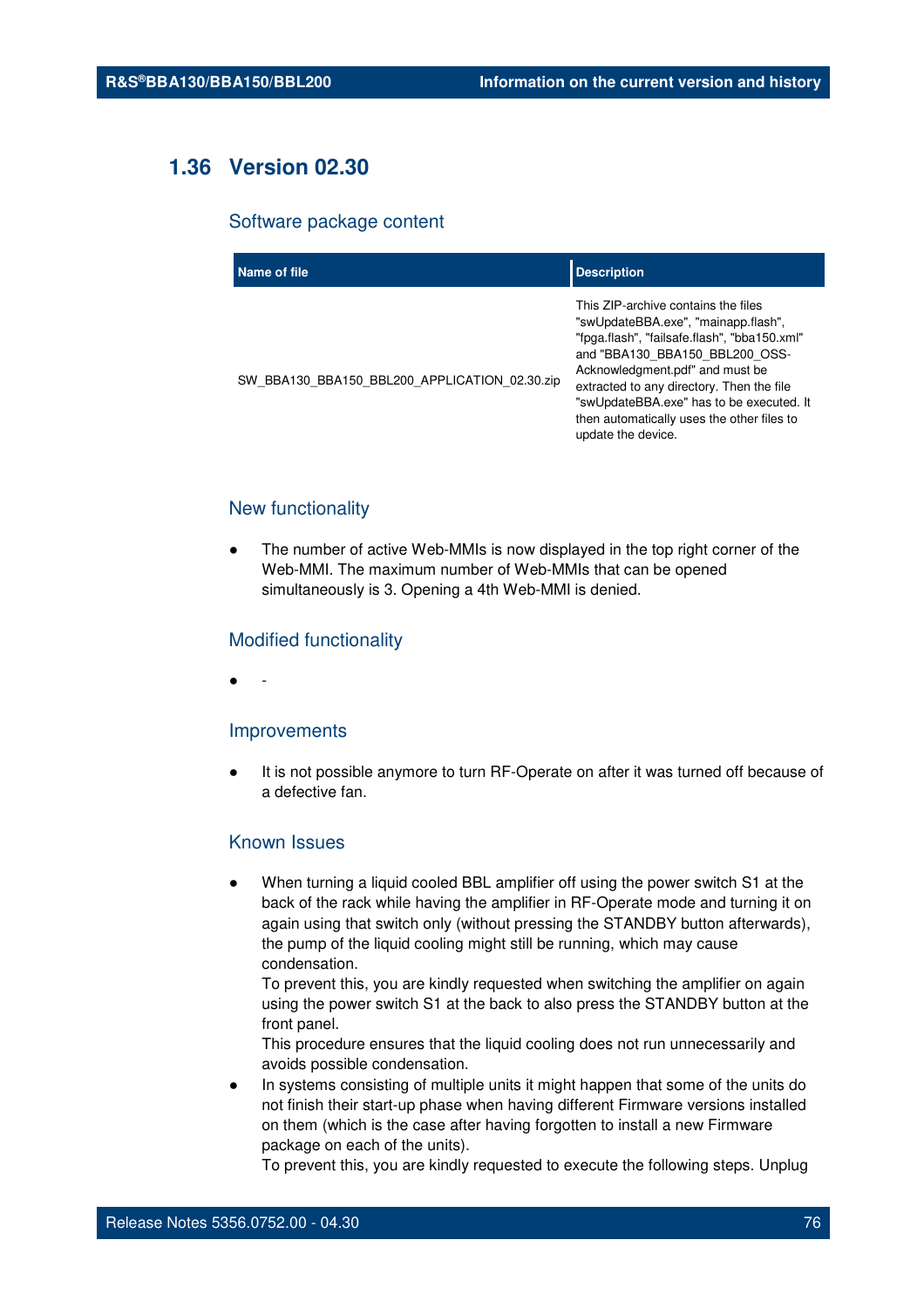## 1.36 Version 02.30

### Software package content

| Name of file | Description |
| --- | --- |
| SW_BBA130_BBA150_BBL200_APPLICATION_02.30.zip | This ZIP-archive contains the files "swUpdateBBA.exe", "mainapp.flash", "fpga.flash", "failsafe.flash", "bba150.xml" and "BBA130_BBA150_BBL200_OSS-Acknowledgment.pdf" and must be extracted to any directory. Then the file "swUpdateBBA.exe" has to be executed. It then automatically uses the other files to update the device. |

### New functionality

- The number of active Web-MMIs is now displayed in the top right corner of the Web-MMI. The maximum number of Web-MMIs that can be opened simultaneously is 3. Opening a 4th Web-MMI is denied.

### Modified functionality

- -

### Improvements

- It is not possible anymore to turn RF-Operate on after it was turned off because of a defective fan.

### Known Issues

- When turning a liquid cooled BBL amplifier off using the power switch S1 at the back of the rack while having the amplifier in RF-Operate mode and turning it on again using that switch only (without pressing the STANDBY button afterwards), the pump of the liquid cooling might still be running, which may cause condensation.
  To prevent this, you are kindly requested when switching the amplifier on again using the power switch S1 at the back to also press the STANDBY button at the front panel.
  This procedure ensures that the liquid cooling does not run unnecessarily and avoids possible condensation.
- In systems consisting of multiple units it might happen that some of the units do not finish their start-up phase when having different Firmware versions installed on them (which is the case after having forgotten to install a new Firmware package on each of the units).
  To prevent this, you are kindly requested to execute the following steps. Unplug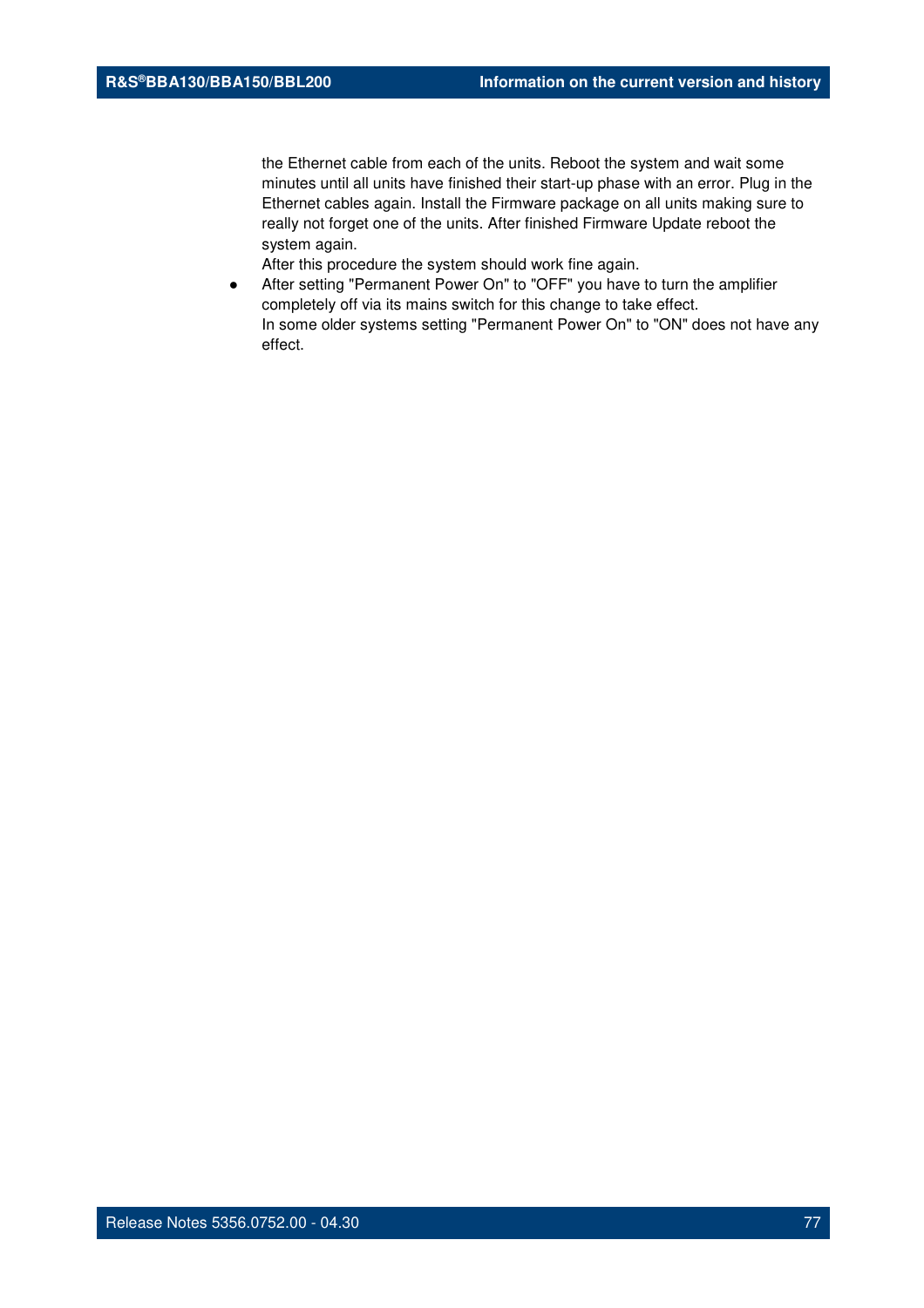the Ethernet cable from each of the units. Reboot the system and wait some minutes until all units have finished their start-up phase with an error. Plug in the Ethernet cables again. Install the Firmware package on all units making sure to really not forget one of the units. After finished Firmware Update reboot the system again.
After this procedure the system should work fine again.

- After setting "Permanent Power On" to "OFF" you have to turn the amplifier completely off via its mains switch for this change to take effect.
  In some older systems setting "Permanent Power On" to "ON" does not have any effect.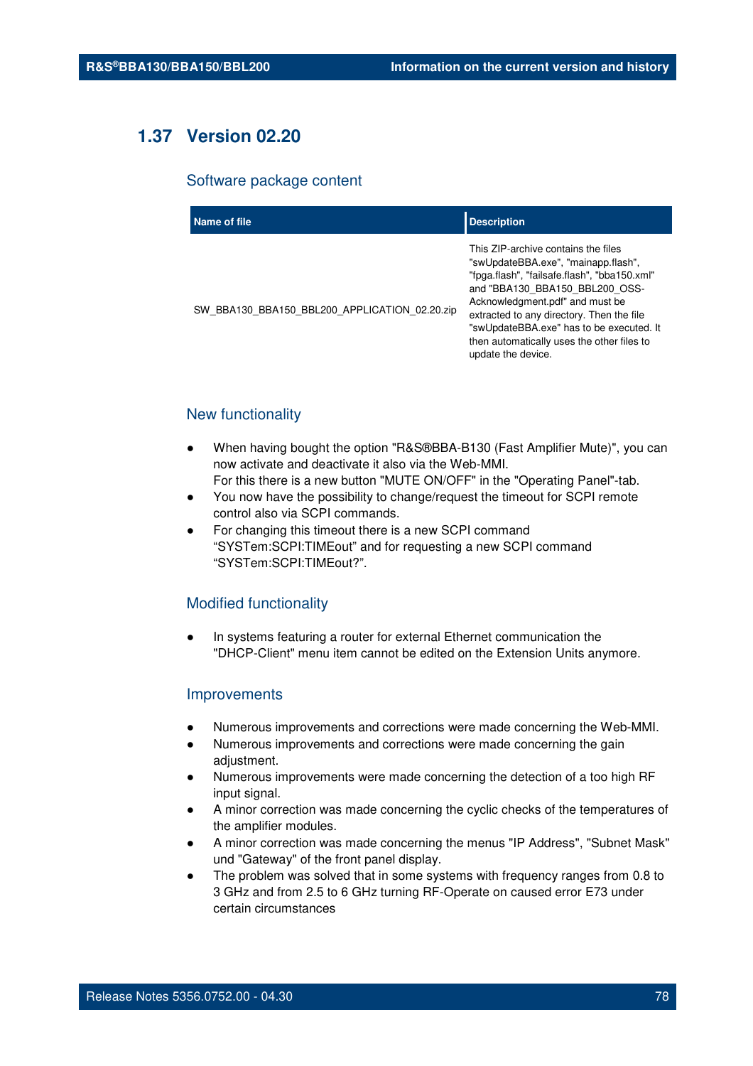## 1.37 Version 02.20

### Software package content

| Name of file | Description |
|---|---|
| SW_BBA130_BBA150_BBL200_APPLICATION_02.20.zip | This ZIP-archive contains the files "swUpdateBBA.exe", "mainapp.flash", "fpga.flash", "failsafe.flash", "bba150.xml" and "BBA130_BBA150_BBL200_OSS-Acknowledgment.pdf" and must be extracted to any directory. Then the file "swUpdateBBA.exe" has to be executed. It then automatically uses the other files to update the device. |

### New functionality

- When having bought the option "R&S®BBA-B130 (Fast Amplifier Mute)", you can now activate and deactivate it also via the Web-MMI.
  For this there is a new button "MUTE ON/OFF" in the "Operating Panel"-tab.
- You now have the possibility to change/request the timeout for SCPI remote control also via SCPI commands.
- For changing this timeout there is a new SCPI command "SYSTem:SCPI:TIMEout" and for requesting a new SCPI command "SYSTem:SCPI:TIMEout?".

### Modified functionality

- In systems featuring a router for external Ethernet communication the "DHCP-Client" menu item cannot be edited on the Extension Units anymore.

### Improvements

- Numerous improvements and corrections were made concerning the Web-MMI.
- Numerous improvements and corrections were made concerning the gain adjustment.
- Numerous improvements were made concerning the detection of a too high RF input signal.
- A minor correction was made concerning the cyclic checks of the temperatures of the amplifier modules.
- A minor correction was made concerning the menus "IP Address", "Subnet Mask" und "Gateway" of the front panel display.
- The problem was solved that in some systems with frequency ranges from 0.8 to 3 GHz and from 2.5 to 6 GHz turning RF-Operate on caused error E73 under certain circumstances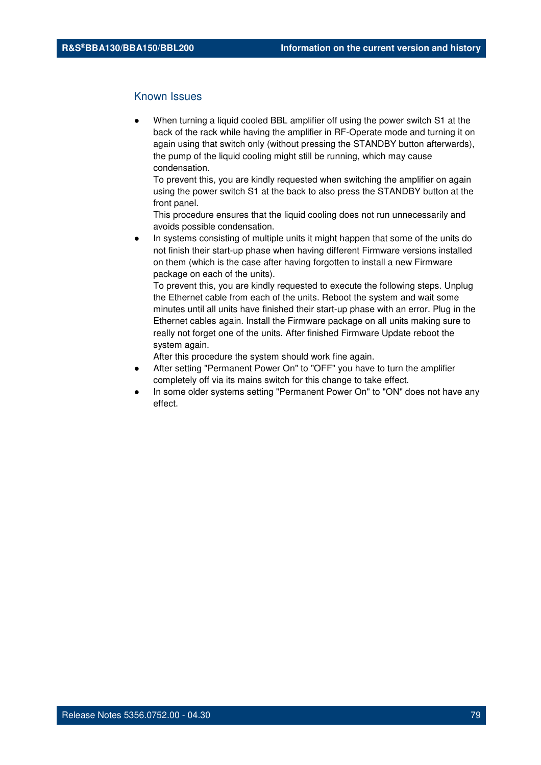## Known Issues

- When turning a liquid cooled BBL amplifier off using the power switch S1 at the back of the rack while having the amplifier in RF-Operate mode and turning it on again using that switch only (without pressing the STANDBY button afterwards), the pump of the liquid cooling might still be running, which may cause condensation.
  To prevent this, you are kindly requested when switching the amplifier on again using the power switch S1 at the back to also press the STANDBY button at the front panel.
  This procedure ensures that the liquid cooling does not run unnecessarily and avoids possible condensation.
- In systems consisting of multiple units it might happen that some of the units do not finish their start-up phase when having different Firmware versions installed on them (which is the case after having forgotten to install a new Firmware package on each of the units).
  To prevent this, you are kindly requested to execute the following steps. Unplug the Ethernet cable from each of the units. Reboot the system and wait some minutes until all units have finished their start-up phase with an error. Plug in the Ethernet cables again. Install the Firmware package on all units making sure to really not forget one of the units. After finished Firmware Update reboot the system again.
  After this procedure the system should work fine again.
- After setting "Permanent Power On" to "OFF" you have to turn the amplifier completely off via its mains switch for this change to take effect.
- In some older systems setting "Permanent Power On" to "ON" does not have any effect.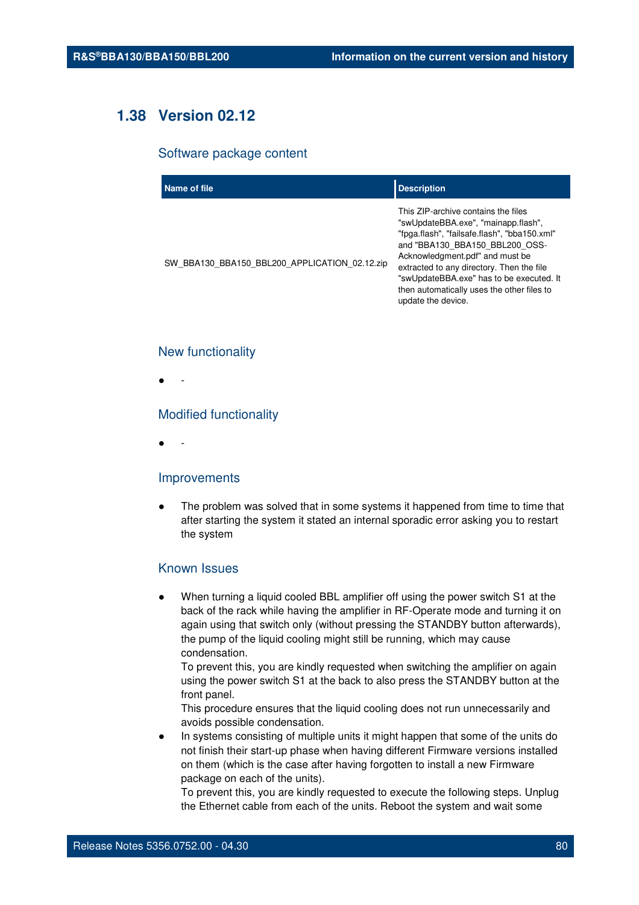## 1.38 Version 02.12

### Software package content

| Name of file | Description |
| --- | --- |
| SW_BBA130_BBA150_BBL200_APPLICATION_02.12.zip | This ZIP-archive contains the files "swUpdateBBA.exe", "mainapp.flash", "fpga.flash", "failsafe.flash", "bba150.xml" and "BBA130_BBA150_BBL200_OSS-Acknowledgment.pdf" and must be extracted to any directory. Then the file "swUpdateBBA.exe" has to be executed. It then automatically uses the other files to update the device. |

### New functionality

- -

### Modified functionality

- -

### Improvements

- The problem was solved that in some systems it happened from time to time that after starting the system it stated an internal sporadic error asking you to restart the system

### Known Issues

- When turning a liquid cooled BBL amplifier off using the power switch S1 at the back of the rack while having the amplifier in RF-Operate mode and turning it on again using that switch only (without pressing the STANDBY button afterwards), the pump of the liquid cooling might still be running, which may cause condensation.
  To prevent this, you are kindly requested when switching the amplifier on again using the power switch S1 at the back to also press the STANDBY button at the front panel.
  This procedure ensures that the liquid cooling does not run unnecessarily and avoids possible condensation.
- In systems consisting of multiple units it might happen that some of the units do not finish their start-up phase when having different Firmware versions installed on them (which is the case after having forgotten to install a new Firmware package on each of the units).
  To prevent this, you are kindly requested to execute the following steps. Unplug the Ethernet cable from each of the units. Reboot the system and wait some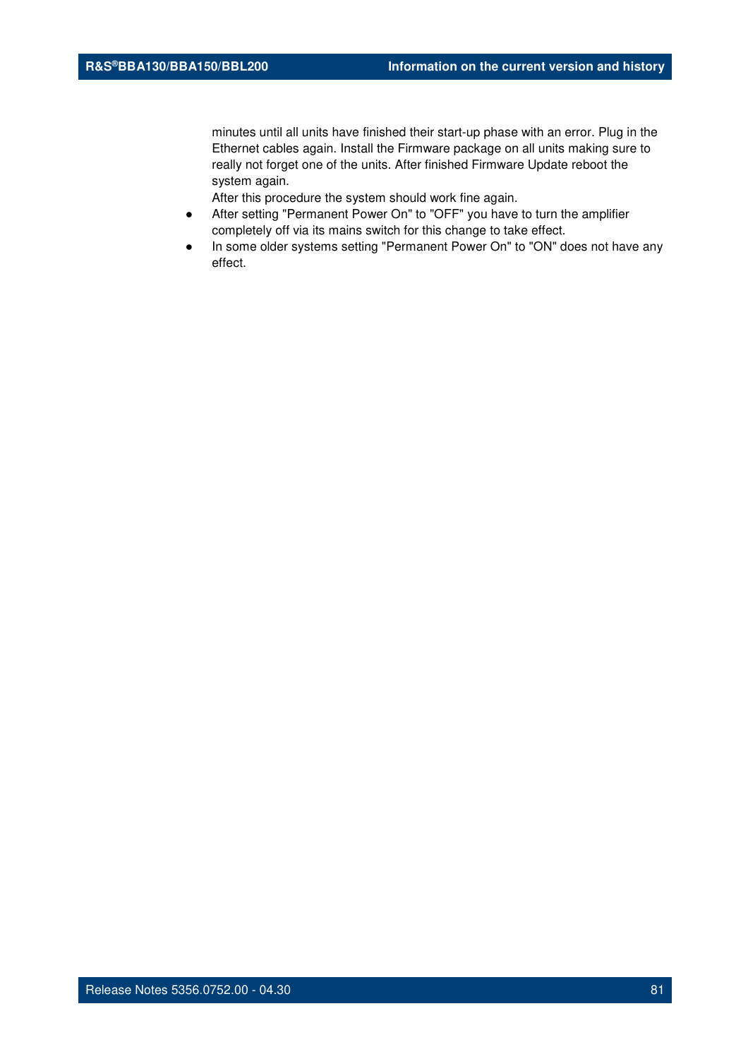minutes until all units have finished their start-up phase with an error. Plug in the Ethernet cables again. Install the Firmware package on all units making sure to really not forget one of the units. After finished Firmware Update reboot the system again.
After this procedure the system should work fine again.

- After setting "Permanent Power On" to "OFF" you have to turn the amplifier completely off via its mains switch for this change to take effect.
- In some older systems setting "Permanent Power On" to "ON" does not have any effect.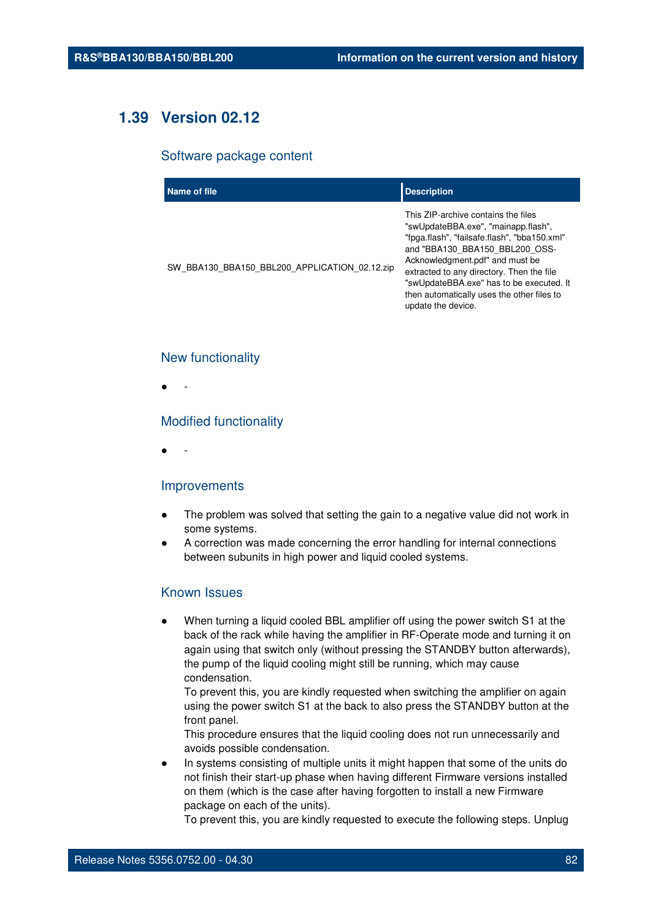## 1.39 Version 02.12

### Software package content

| Name of file | Description |
|---|---|
| SW_BBA130_BBA150_BBL200_APPLICATION_02.12.zip | This ZIP-archive contains the files "swUpdateBBA.exe", "mainapp.flash", "fpga.flash", "failsafe.flash", "bba150.xml" and "BBA130_BBA150_BBL200_OSS-Acknowledgment.pdf" and must be extracted to any directory. Then the file "swUpdateBBA.exe" has to be executed. It then automatically uses the other files to update the device. |

### New functionality

- -

### Modified functionality

- -

### Improvements

- The problem was solved that setting the gain to a negative value did not work in some systems.
- A correction was made concerning the error handling for internal connections between subunits in high power and liquid cooled systems.

### Known Issues

- When turning a liquid cooled BBL amplifier off using the power switch S1 at the back of the rack while having the amplifier in RF-Operate mode and turning it on again using that switch only (without pressing the STANDBY button afterwards), the pump of the liquid cooling might still be running, which may cause condensation.
  To prevent this, you are kindly requested when switching the amplifier on again using the power switch S1 at the back to also press the STANDBY button at the front panel.
  This procedure ensures that the liquid cooling does not run unnecessarily and avoids possible condensation.
- In systems consisting of multiple units it might happen that some of the units do not finish their start-up phase when having different Firmware versions installed on them (which is the case after having forgotten to install a new Firmware package on each of the units).
  To prevent this, you are kindly requested to execute the following steps. Unplug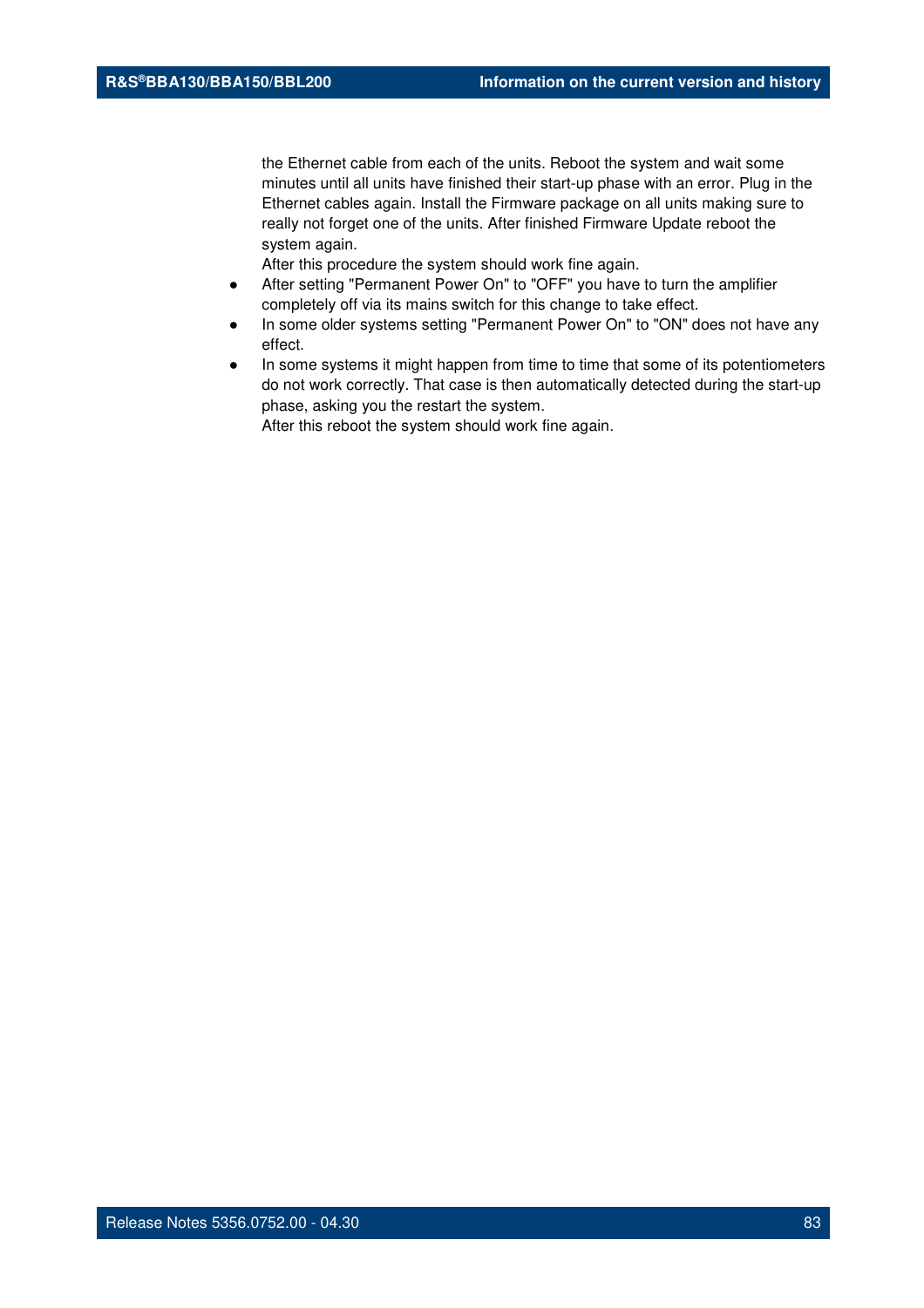the Ethernet cable from each of the units. Reboot the system and wait some minutes until all units have finished their start-up phase with an error. Plug in the Ethernet cables again. Install the Firmware package on all units making sure to really not forget one of the units. After finished Firmware Update reboot the system again.
After this procedure the system should work fine again.

- After setting "Permanent Power On" to "OFF" you have to turn the amplifier completely off via its mains switch for this change to take effect.
- In some older systems setting "Permanent Power On" to "ON" does not have any effect.
- In some systems it might happen from time to time that some of its potentiometers do not work correctly. That case is then automatically detected during the start-up phase, asking you the restart the system.
  After this reboot the system should work fine again.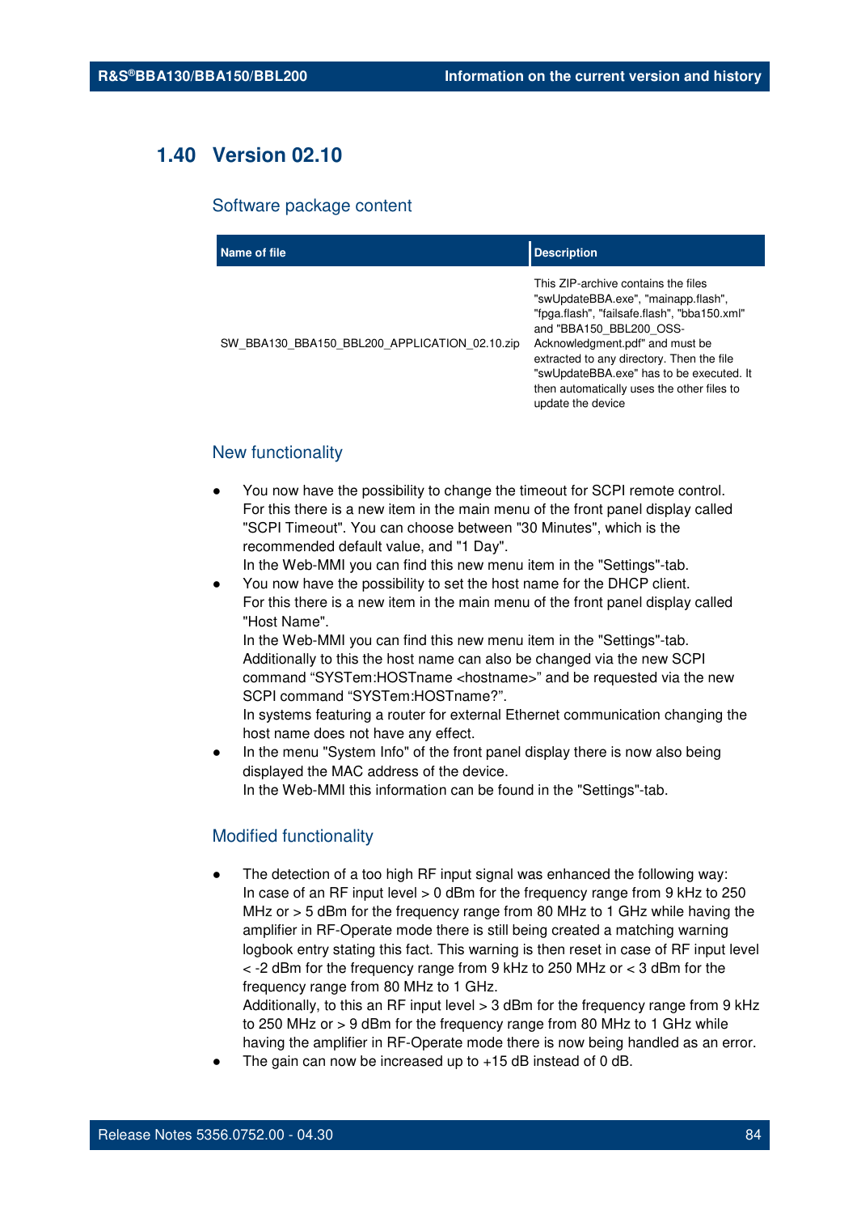## 1.40 Version 02.10

### Software package content

| Name of file | Description |
|---|---|
| SW_BBA130_BBA150_BBL200_APPLICATION_02.10.zip | This ZIP-archive contains the files "swUpdateBBA.exe", "mainapp.flash", "fpga.flash", "failsafe.flash", "bba150.xml" and "BBA150_BBL200_OSS-Acknowledgment.pdf" and must be extracted to any directory. Then the file "swUpdateBBA.exe" has to be executed. It then automatically uses the other files to update the device |

### New functionality

- You now have the possibility to change the timeout for SCPI remote control.
  For this there is a new item in the main menu of the front panel display called "SCPI Timeout". You can choose between "30 Minutes", which is the recommended default value, and "1 Day".
  In the Web-MMI you can find this new menu item in the "Settings"-tab.
- You now have the possibility to set the host name for the DHCP client.
  For this there is a new item in the main menu of the front panel display called "Host Name".
  In the Web-MMI you can find this new menu item in the "Settings"-tab.
  Additionally to this the host name can also be changed via the new SCPI command “SYSTem:HOSTname <hostname>” and be requested via the new SCPI command “SYSTem:HOSTname?”.
  In systems featuring a router for external Ethernet communication changing the host name does not have any effect.
- In the menu "System Info" of the front panel display there is now also being displayed the MAC address of the device.
  In the Web-MMI this information can be found in the "Settings"-tab.

### Modified functionality

- The detection of a too high RF input signal was enhanced the following way:
  In case of an RF input level > 0 dBm for the frequency range from 9 kHz to 250 MHz or > 5 dBm for the frequency range from 80 MHz to 1 GHz while having the amplifier in RF-Operate mode there is still being created a matching warning logbook entry stating this fact. This warning is then reset in case of RF input level < -2 dBm for the frequency range from 9 kHz to 250 MHz or < 3 dBm for the frequency range from 80 MHz to 1 GHz.
  Additionally, to this an RF input level > 3 dBm for the frequency range from 9 kHz to 250 MHz or > 9 dBm for the frequency range from 80 MHz to 1 GHz while having the amplifier in RF-Operate mode there is now being handled as an error.
- The gain can now be increased up to +15 dB instead of 0 dB.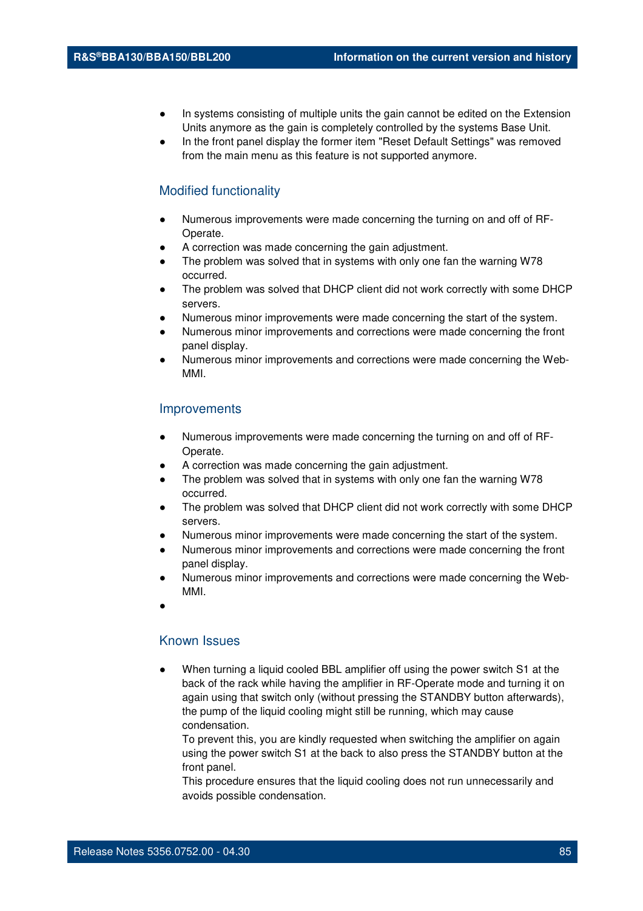- In systems consisting of multiple units the gain cannot be edited on the Extension Units anymore as the gain is completely controlled by the systems Base Unit.
- In the front panel display the former item "Reset Default Settings" was removed from the main menu as this feature is not supported anymore.

### Modified functionality

- Numerous improvements were made concerning the turning on and off of RF-Operate.
- A correction was made concerning the gain adjustment.
- The problem was solved that in systems with only one fan the warning W78 occurred.
- The problem was solved that DHCP client did not work correctly with some DHCP servers.
- Numerous minor improvements were made concerning the start of the system.
- Numerous minor improvements and corrections were made concerning the front panel display.
- Numerous minor improvements and corrections were made concerning the Web-MMI.

### Improvements

- Numerous improvements were made concerning the turning on and off of RF-Operate.
- A correction was made concerning the gain adjustment.
- The problem was solved that in systems with only one fan the warning W78 occurred.
- The problem was solved that DHCP client did not work correctly with some DHCP servers.
- Numerous minor improvements were made concerning the start of the system.
- Numerous minor improvements and corrections were made concerning the front panel display.
- Numerous minor improvements and corrections were made concerning the Web-MMI.
- 

### Known Issues

- When turning a liquid cooled BBL amplifier off using the power switch S1 at the back of the rack while having the amplifier in RF-Operate mode and turning it on again using that switch only (without pressing the STANDBY button afterwards), the pump of the liquid cooling might still be running, which may cause condensation.
  To prevent this, you are kindly requested when switching the amplifier on again using the power switch S1 at the back to also press the STANDBY button at the front panel.
  This procedure ensures that the liquid cooling does not run unnecessarily and avoids possible condensation.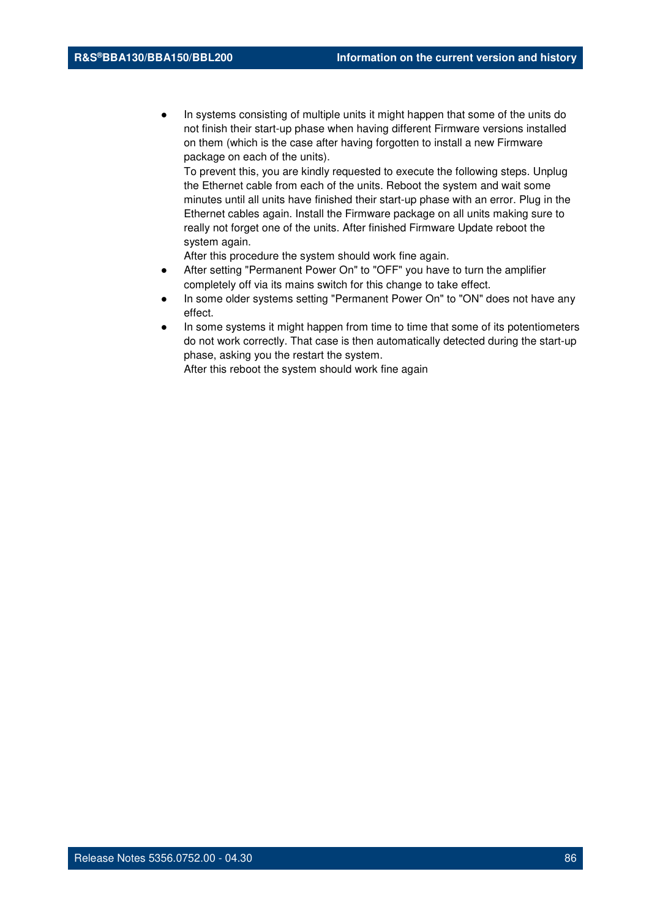- In systems consisting of multiple units it might happen that some of the units do not finish their start-up phase when having different Firmware versions installed on them (which is the case after having forgotten to install a new Firmware package on each of the units).
  To prevent this, you are kindly requested to execute the following steps. Unplug the Ethernet cable from each of the units. Reboot the system and wait some minutes until all units have finished their start-up phase with an error. Plug in the Ethernet cables again. Install the Firmware package on all units making sure to really not forget one of the units. After finished Firmware Update reboot the system again.
  After this procedure the system should work fine again.
- After setting "Permanent Power On" to "OFF" you have to turn the amplifier completely off via its mains switch for this change to take effect.
- In some older systems setting "Permanent Power On" to "ON" does not have any effect.
- In some systems it might happen from time to time that some of its potentiometers do not work correctly. That case is then automatically detected during the start-up phase, asking you the restart the system.
  After this reboot the system should work fine again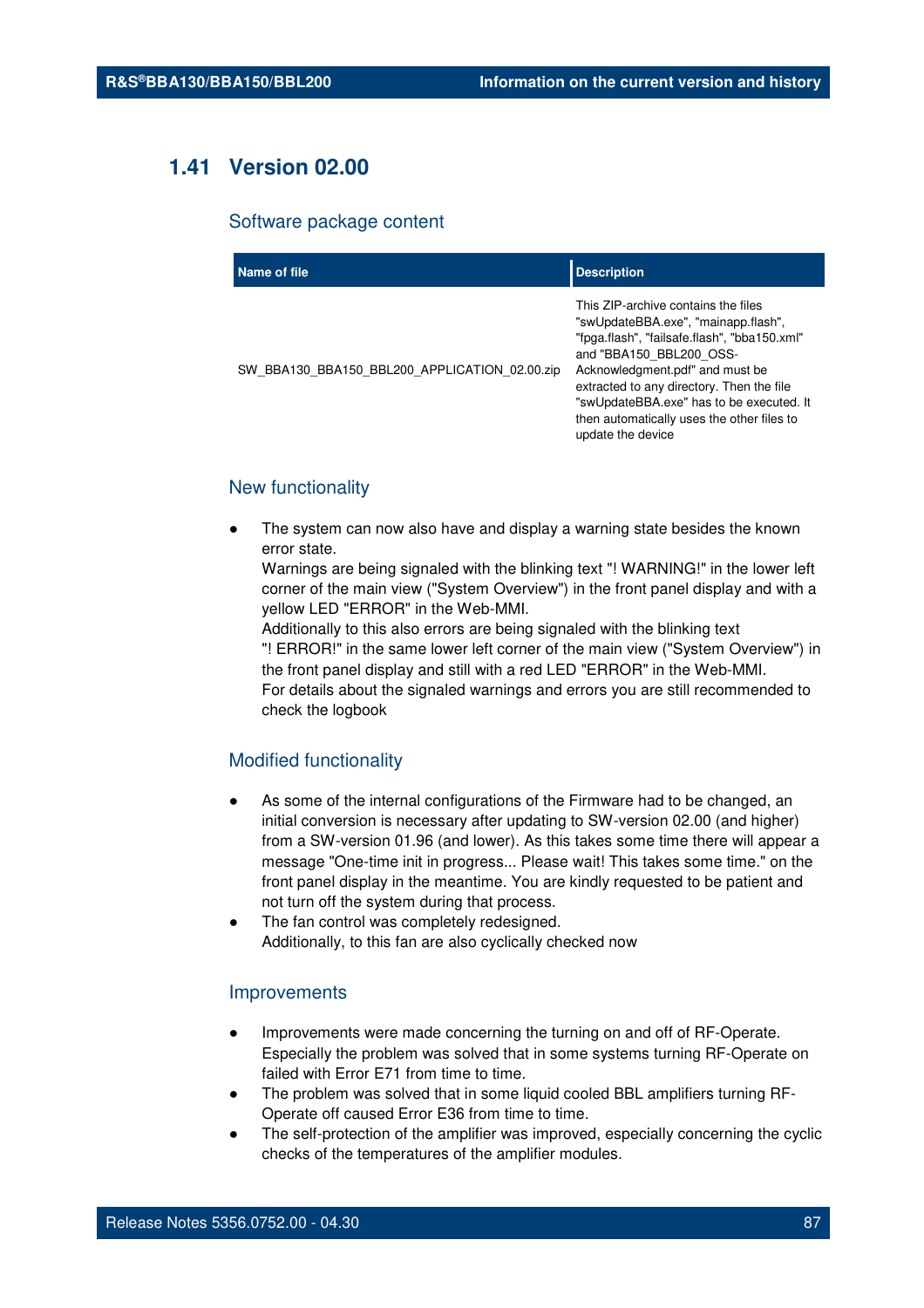## 1.41 Version 02.00

### Software package content

| Name of file | Description |
|---|---|
| SW_BBA130_BBA150_BBL200_APPLICATION_02.00.zip | This ZIP-archive contains the files "swUpdateBBA.exe", "mainapp.flash", "fpga.flash", "failsafe.flash", "bba150.xml" and "BBA150_BBL200_OSS-Acknowledgment.pdf" and must be extracted to any directory. Then the file "swUpdateBBA.exe" has to be executed. It then automatically uses the other files to update the device |

### New functionality

- The system can now also have and display a warning state besides the known error state.
  Warnings are being signaled with the blinking text "! WARNING!" in the lower left corner of the main view ("System Overview") in the front panel display and with a yellow LED "ERROR" in the Web-MMI.
  Additionally to this also errors are being signaled with the blinking text "! ERROR!" in the same lower left corner of the main view ("System Overview") in the front panel display and still with a red LED "ERROR" in the Web-MMI.
  For details about the signaled warnings and errors you are still recommended to check the logbook

### Modified functionality

- As some of the internal configurations of the Firmware had to be changed, an initial conversion is necessary after updating to SW-version 02.00 (and higher) from a SW-version 01.96 (and lower). As this takes some time there will appear a message "One-time init in progress... Please wait! This takes some time." on the front panel display in the meantime. You are kindly requested to be patient and not turn off the system during that process.
- The fan control was completely redesigned.
  Additionally, to this fan are also cyclically checked now

### Improvements

- Improvements were made concerning the turning on and off of RF-Operate. Especially the problem was solved that in some systems turning RF-Operate on failed with Error E71 from time to time.
- The problem was solved that in some liquid cooled BBL amplifiers turning RF-Operate off caused Error E36 from time to time.
- The self-protection of the amplifier was improved, especially concerning the cyclic checks of the temperatures of the amplifier modules.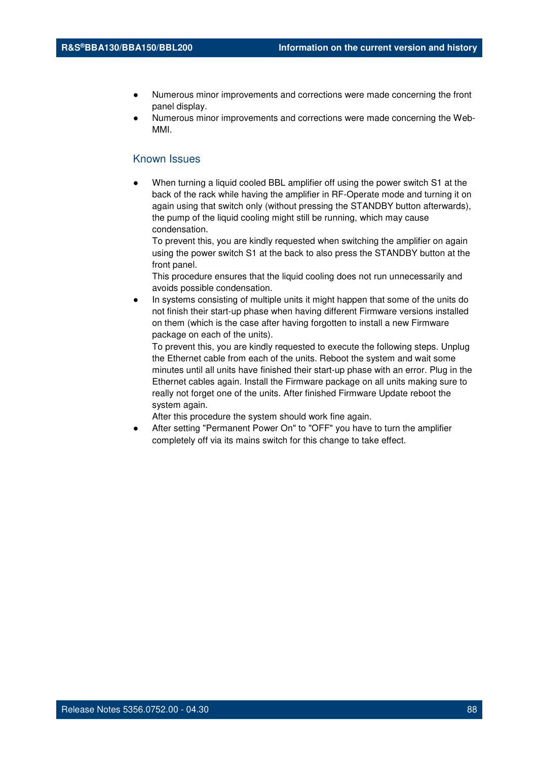- Numerous minor improvements and corrections were made concerning the front panel display.
- Numerous minor improvements and corrections were made concerning the Web-MMI.

### Known Issues

- When turning a liquid cooled BBL amplifier off using the power switch S1 at the back of the rack while having the amplifier in RF-Operate mode and turning it on again using that switch only (without pressing the STANDBY button afterwards), the pump of the liquid cooling might still be running, which may cause condensation.
  To prevent this, you are kindly requested when switching the amplifier on again using the power switch S1 at the back to also press the STANDBY button at the front panel.
  This procedure ensures that the liquid cooling does not run unnecessarily and avoids possible condensation.
- In systems consisting of multiple units it might happen that some of the units do not finish their start-up phase when having different Firmware versions installed on them (which is the case after having forgotten to install a new Firmware package on each of the units).
  To prevent this, you are kindly requested to execute the following steps. Unplug the Ethernet cable from each of the units. Reboot the system and wait some minutes until all units have finished their start-up phase with an error. Plug in the Ethernet cables again. Install the Firmware package on all units making sure to really not forget one of the units. After finished Firmware Update reboot the system again.
  After this procedure the system should work fine again.
- After setting "Permanent Power On" to "OFF" you have to turn the amplifier completely off via its mains switch for this change to take effect.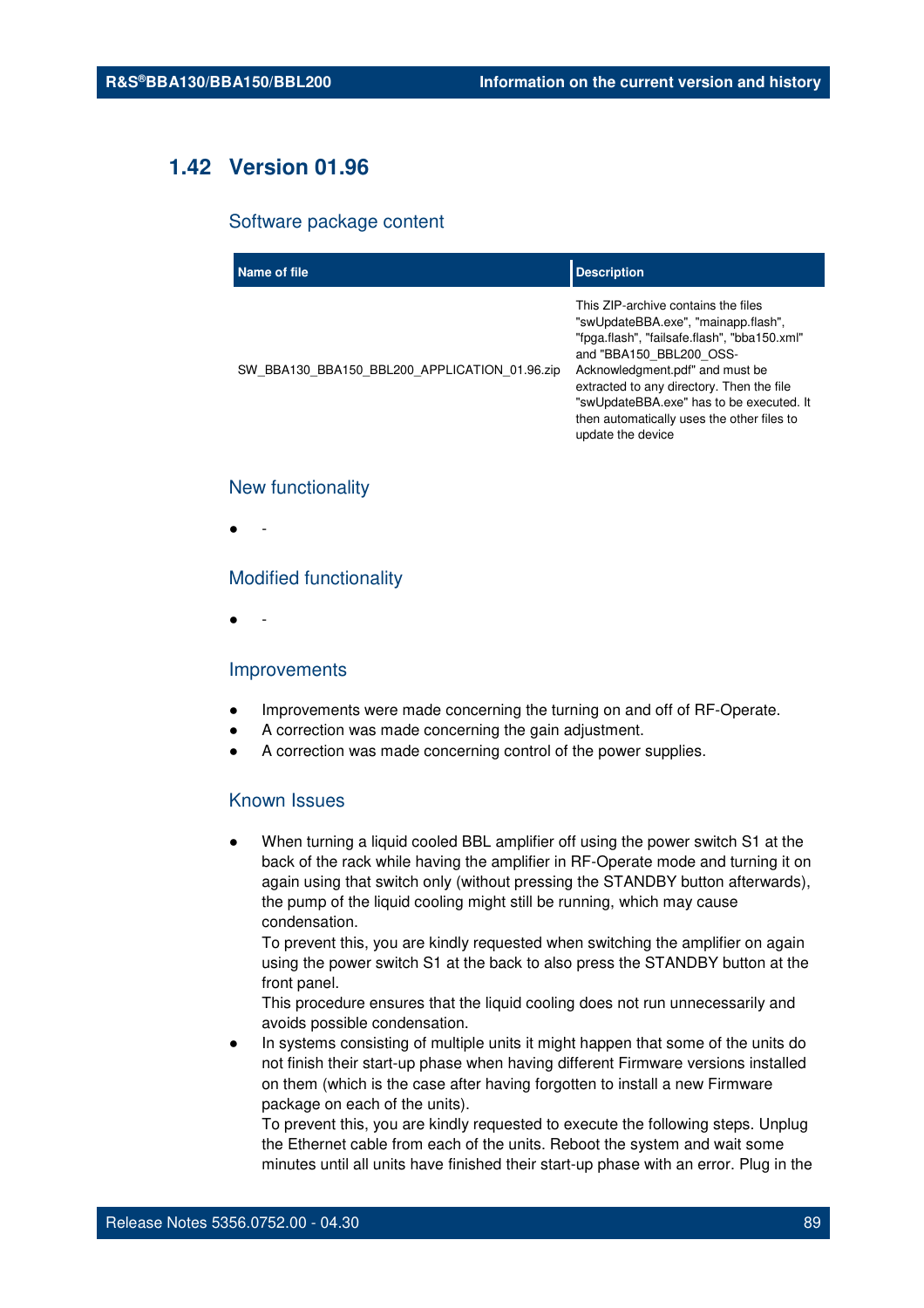## 1.42 Version 01.96

### Software package content

| Name of file | Description |
|---|---|
| SW_BBA130_BBA150_BBL200_APPLICATION_01.96.zip | This ZIP-archive contains the files "swUpdateBBA.exe", "mainapp.flash", "fpga.flash", "failsafe.flash", "bba150.xml" and "BBA150_BBL200_OSS-Acknowledgment.pdf" and must be extracted to any directory. Then the file "swUpdateBBA.exe" has to be executed. It then automatically uses the other files to update the device |

### New functionality

- -

### Modified functionality

- -

### Improvements

- Improvements were made concerning the turning on and off of RF-Operate.
- A correction was made concerning the gain adjustment.
- A correction was made concerning control of the power supplies.

### Known Issues

- When turning a liquid cooled BBL amplifier off using the power switch S1 at the back of the rack while having the amplifier in RF-Operate mode and turning it on again using that switch only (without pressing the STANDBY button afterwards), the pump of the liquid cooling might still be running, which may cause condensation.
  To prevent this, you are kindly requested when switching the amplifier on again using the power switch S1 at the back to also press the STANDBY button at the front panel.
  This procedure ensures that the liquid cooling does not run unnecessarily and avoids possible condensation.
- In systems consisting of multiple units it might happen that some of the units do not finish their start-up phase when having different Firmware versions installed on them (which is the case after having forgotten to install a new Firmware package on each of the units).
  To prevent this, you are kindly requested to execute the following steps. Unplug the Ethernet cable from each of the units. Reboot the system and wait some minutes until all units have finished their start-up phase with an error. Plug in the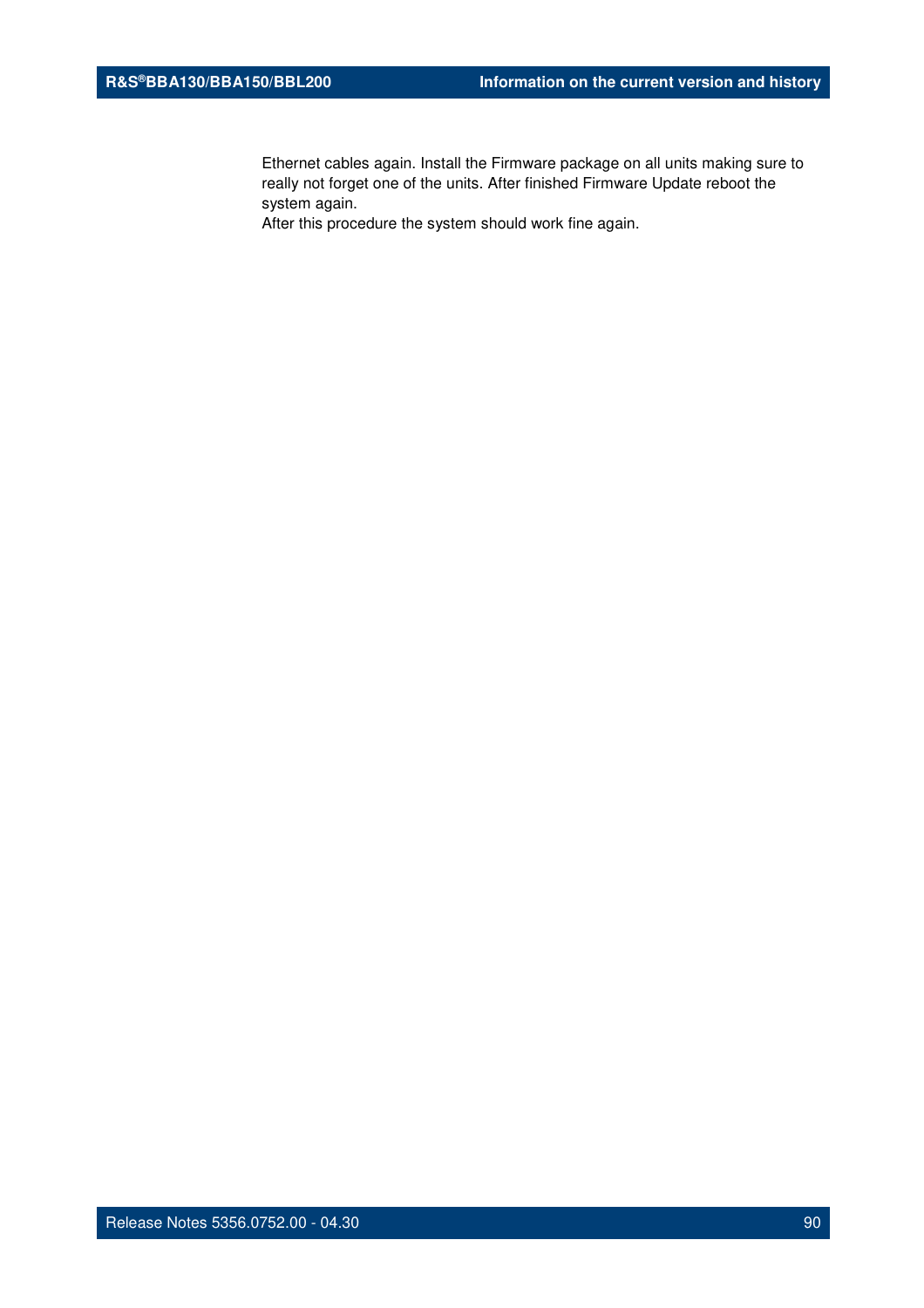Ethernet cables again. Install the Firmware package on all units making sure to really not forget one of the units. After finished Firmware Update reboot the system again.
After this procedure the system should work fine again.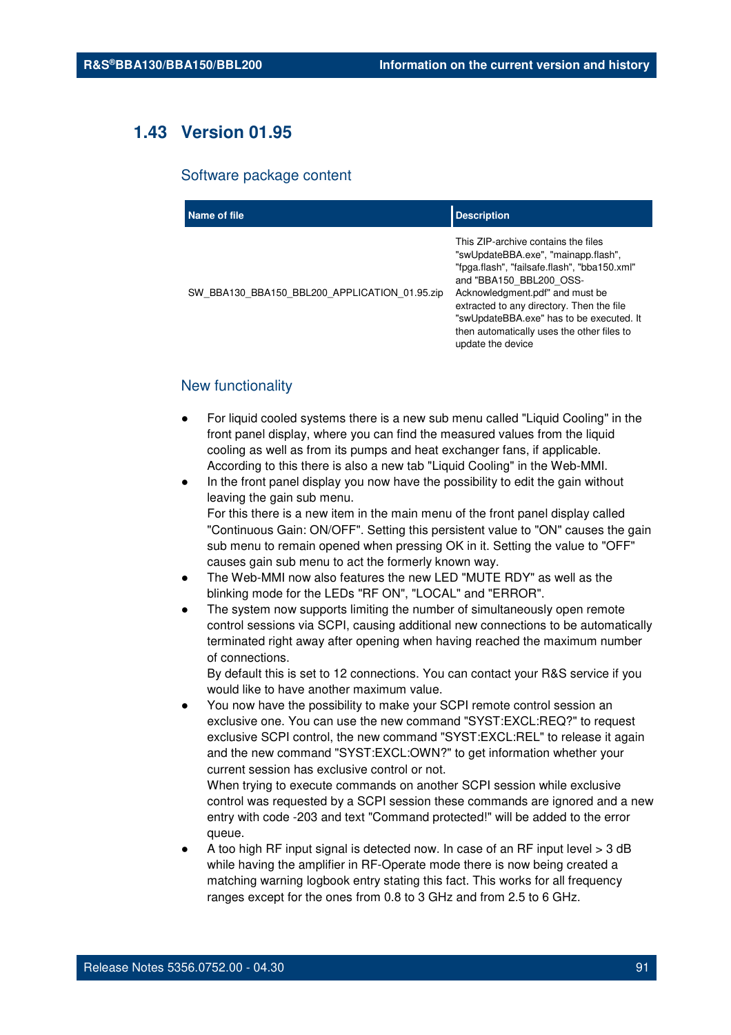## 1.43 Version 01.95

### Software package content

| Name of file | Description |
| --- | --- |
| SW_BBA130_BBA150_BBL200_APPLICATION_01.95.zip | This ZIP-archive contains the files "swUpdateBBA.exe", "mainapp.flash", "fpga.flash", "failsafe.flash", "bba150.xml" and "BBA150_BBL200_OSS-Acknowledgment.pdf" and must be extracted to any directory. Then the file "swUpdateBBA.exe" has to be executed. It then automatically uses the other files to update the device |

### New functionality

- For liquid cooled systems there is a new sub menu called "Liquid Cooling" in the front panel display, where you can find the measured values from the liquid cooling as well as from its pumps and heat exchanger fans, if applicable. According to this there is also a new tab "Liquid Cooling" in the Web-MMI.
- In the front panel display you now have the possibility to edit the gain without leaving the gain sub menu.
  For this there is a new item in the main menu of the front panel display called "Continuous Gain: ON/OFF". Setting this persistent value to "ON" causes the gain sub menu to remain opened when pressing OK in it. Setting the value to "OFF" causes gain sub menu to act the formerly known way.
- The Web-MMI now also features the new LED "MUTE RDY" as well as the blinking mode for the LEDs "RF ON", "LOCAL" and "ERROR".
- The system now supports limiting the number of simultaneously open remote control sessions via SCPI, causing additional new connections to be automatically terminated right away after opening when having reached the maximum number of connections.
  By default this is set to 12 connections. You can contact your R&S service if you would like to have another maximum value.
- You now have the possibility to make your SCPI remote control session an exclusive one. You can use the new command "SYST:EXCL:REQ?" to request exclusive SCPI control, the new command "SYST:EXCL:REL" to release it again and the new command "SYST:EXCL:OWN?" to get information whether your current session has exclusive control or not.
  When trying to execute commands on another SCPI session while exclusive control was requested by a SCPI session these commands are ignored and a new entry with code -203 and text "Command protected!" will be added to the error queue.
- A too high RF input signal is detected now. In case of an RF input level > 3 dB while having the amplifier in RF-Operate mode there is now being created a matching warning logbook entry stating this fact. This works for all frequency ranges except for the ones from 0.8 to 3 GHz and from 2.5 to 6 GHz.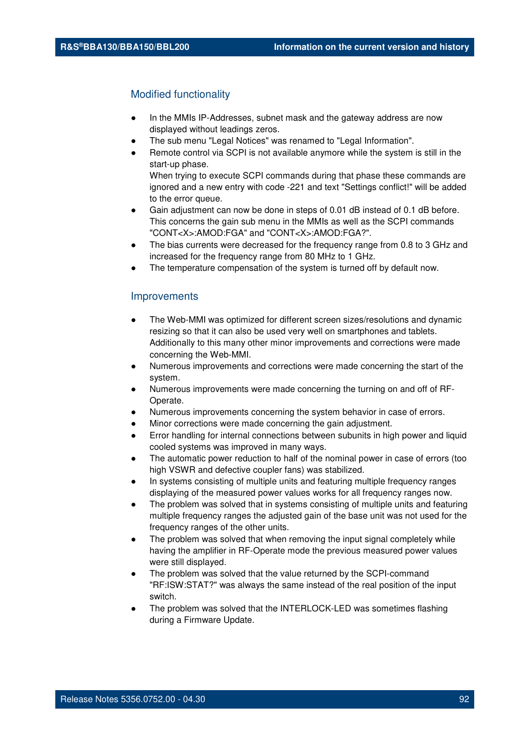## Modified functionality

- In the MMIs IP-Addresses, subnet mask and the gateway address are now displayed without leadings zeros.
- The sub menu "Legal Notices" was renamed to "Legal Information".
- Remote control via SCPI is not available anymore while the system is still in the start-up phase.
  When trying to execute SCPI commands during that phase these commands are ignored and a new entry with code -221 and text "Settings conflict!" will be added to the error queue.
- Gain adjustment can now be done in steps of 0.01 dB instead of 0.1 dB before. This concerns the gain sub menu in the MMIs as well as the SCPI commands "CONT<X>:AMOD:FGA" and "CONT<X>:AMOD:FGA?".
- The bias currents were decreased for the frequency range from 0.8 to 3 GHz and increased for the frequency range from 80 MHz to 1 GHz.
- The temperature compensation of the system is turned off by default now.

## Improvements

- The Web-MMI was optimized for different screen sizes/resolutions and dynamic resizing so that it can also be used very well on smartphones and tablets. Additionally to this many other minor improvements and corrections were made concerning the Web-MMI.
- Numerous improvements and corrections were made concerning the start of the system.
- Numerous improvements were made concerning the turning on and off of RF-Operate.
- Numerous improvements concerning the system behavior in case of errors.
- Minor corrections were made concerning the gain adjustment.
- Error handling for internal connections between subunits in high power and liquid cooled systems was improved in many ways.
- The automatic power reduction to half of the nominal power in case of errors (too high VSWR and defective coupler fans) was stabilized.
- In systems consisting of multiple units and featuring multiple frequency ranges displaying of the measured power values works for all frequency ranges now.
- The problem was solved that in systems consisting of multiple units and featuring multiple frequency ranges the adjusted gain of the base unit was not used for the frequency ranges of the other units.
- The problem was solved that when removing the input signal completely while having the amplifier in RF-Operate mode the previous measured power values were still displayed.
- The problem was solved that the value returned by the SCPI-command "RF:ISW:STAT?" was always the same instead of the real position of the input switch.
- The problem was solved that the INTERLOCK-LED was sometimes flashing during a Firmware Update.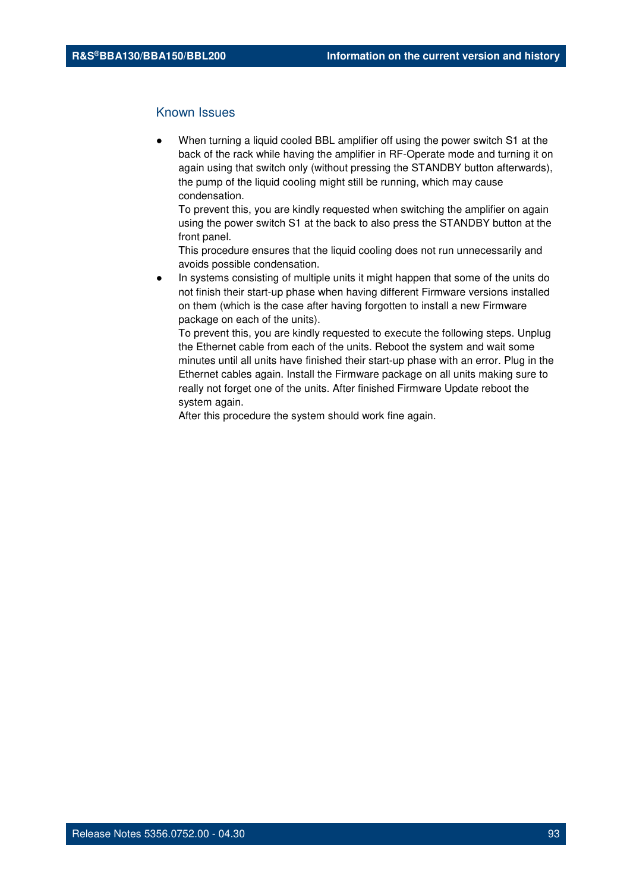## Known Issues

- When turning a liquid cooled BBL amplifier off using the power switch S1 at the back of the rack while having the amplifier in RF-Operate mode and turning it on again using that switch only (without pressing the STANDBY button afterwards), the pump of the liquid cooling might still be running, which may cause condensation.
  To prevent this, you are kindly requested when switching the amplifier on again using the power switch S1 at the back to also press the STANDBY button at the front panel.
  This procedure ensures that the liquid cooling does not run unnecessarily and avoids possible condensation.
- In systems consisting of multiple units it might happen that some of the units do not finish their start-up phase when having different Firmware versions installed on them (which is the case after having forgotten to install a new Firmware package on each of the units).
  To prevent this, you are kindly requested to execute the following steps. Unplug the Ethernet cable from each of the units. Reboot the system and wait some minutes until all units have finished their start-up phase with an error. Plug in the Ethernet cables again. Install the Firmware package on all units making sure to really not forget one of the units. After finished Firmware Update reboot the system again.
  After this procedure the system should work fine again.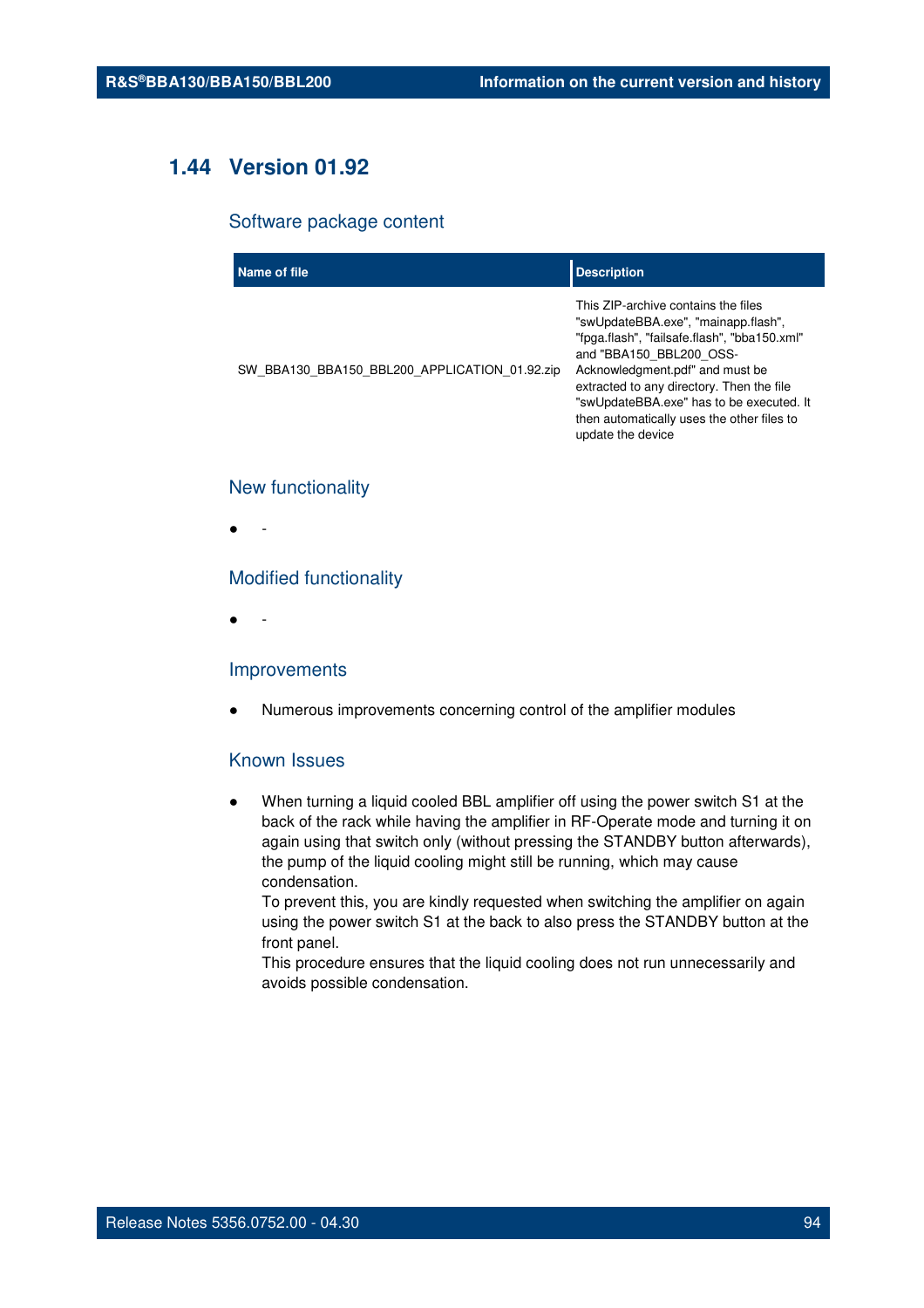## 1.44 Version 01.92

### Software package content

| Name of file | Description |
| --- | --- |
| SW_BBA130_BBA150_BBL200_APPLICATION_01.92.zip | This ZIP-archive contains the files "swUpdateBBA.exe", "mainapp.flash", "fpga.flash", "failsafe.flash", "bba150.xml" and "BBA150_BBL200_OSS-Acknowledgment.pdf" and must be extracted to any directory. Then the file "swUpdateBBA.exe" has to be executed. It then automatically uses the other files to update the device |

### New functionality

- -

### Modified functionality

- -

### Improvements

- Numerous improvements concerning control of the amplifier modules

### Known Issues

- When turning a liquid cooled BBL amplifier off using the power switch S1 at the back of the rack while having the amplifier in RF-Operate mode and turning it on again using that switch only (without pressing the STANDBY button afterwards), the pump of the liquid cooling might still be running, which may cause condensation.
  To prevent this, you are kindly requested when switching the amplifier on again using the power switch S1 at the back to also press the STANDBY button at the front panel.
  This procedure ensures that the liquid cooling does not run unnecessarily and avoids possible condensation.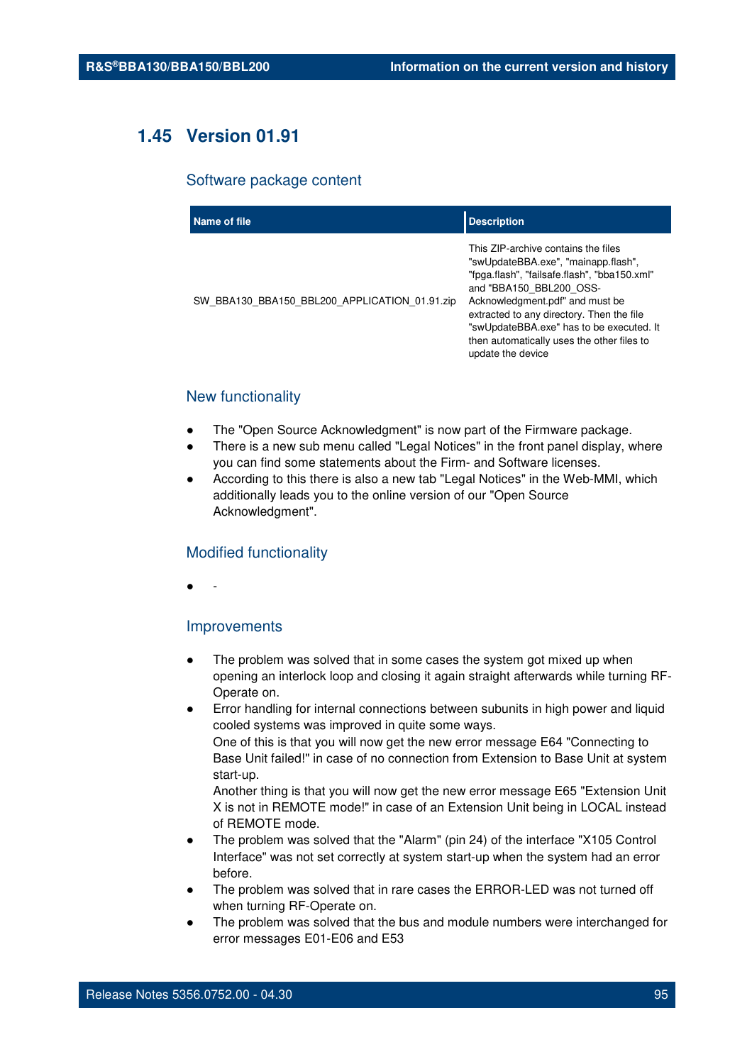## 1.45 Version 01.91

### Software package content

| Name of file | Description |
|---|---|
| SW_BBA130_BBA150_BBL200_APPLICATION_01.91.zip | This ZIP-archive contains the files "swUpdateBBA.exe", "mainapp.flash", "fpga.flash", "failsafe.flash", "bba150.xml" and "BBA150_BBL200_OSS-Acknowledgment.pdf" and must be extracted to any directory. Then the file "swUpdateBBA.exe" has to be executed. It then automatically uses the other files to update the device |

### New functionality

- The "Open Source Acknowledgment" is now part of the Firmware package.
- There is a new sub menu called "Legal Notices" in the front panel display, where you can find some statements about the Firm- and Software licenses.
- According to this there is also a new tab "Legal Notices" in the Web-MMI, which additionally leads you to the online version of our "Open Source Acknowledgment".

### Modified functionality

- -

### Improvements

- The problem was solved that in some cases the system got mixed up when opening an interlock loop and closing it again straight afterwards while turning RF-Operate on.
- Error handling for internal connections between subunits in high power and liquid cooled systems was improved in quite some ways.
  One of this is that you will now get the new error message E64 "Connecting to Base Unit failed!" in case of no connection from Extension to Base Unit at system start-up.
  Another thing is that you will now get the new error message E65 "Extension Unit X is not in REMOTE mode!" in case of an Extension Unit being in LOCAL instead of REMOTE mode.
- The problem was solved that the "Alarm" (pin 24) of the interface "X105 Control Interface" was not set correctly at system start-up when the system had an error before.
- The problem was solved that in rare cases the ERROR-LED was not turned off when turning RF-Operate on.
- The problem was solved that the bus and module numbers were interchanged for error messages E01-E06 and E53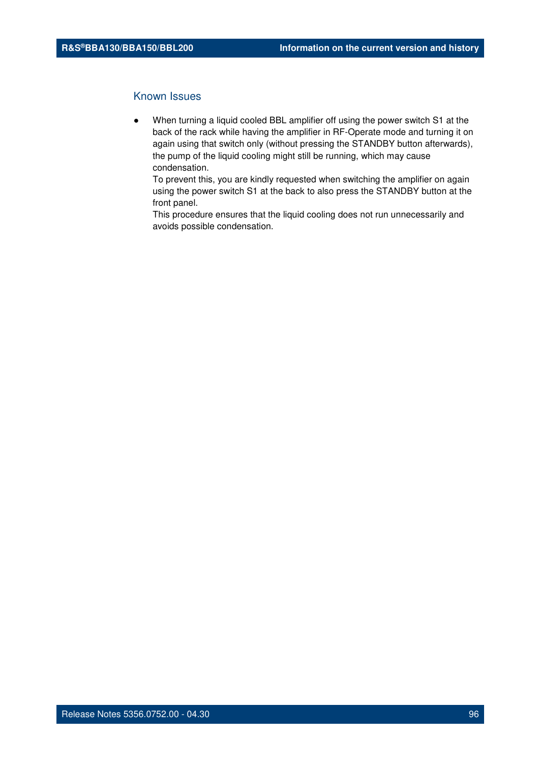## Known Issues

- When turning a liquid cooled BBL amplifier off using the power switch S1 at the back of the rack while having the amplifier in RF-Operate mode and turning it on again using that switch only (without pressing the STANDBY button afterwards), the pump of the liquid cooling might still be running, which may cause condensation.
  To prevent this, you are kindly requested when switching the amplifier on again using the power switch S1 at the back to also press the STANDBY button at the front panel.
  This procedure ensures that the liquid cooling does not run unnecessarily and avoids possible condensation.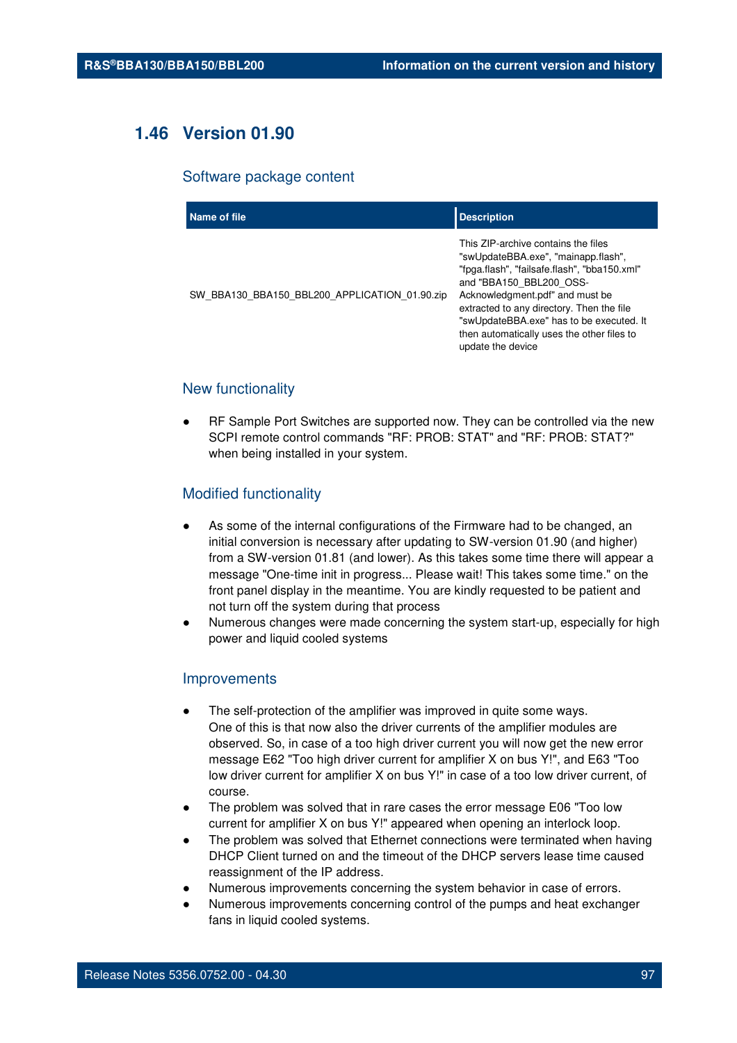## 1.46 Version 01.90

### Software package content

| Name of file | Description |
|---|---|
| SW_BBA130_BBA150_BBL200_APPLICATION_01.90.zip | This ZIP-archive contains the files "swUpdateBBA.exe", "mainapp.flash", "fpga.flash", "failsafe.flash", "bba150.xml" and "BBA150_BBL200_OSS-Acknowledgment.pdf" and must be extracted to any directory. Then the file "swUpdateBBA.exe" has to be executed. It then automatically uses the other files to update the device |

### New functionality

- RF Sample Port Switches are supported now. They can be controlled via the new SCPI remote control commands "RF: PROB: STAT" and "RF: PROB: STAT?" when being installed in your system.

### Modified functionality

- As some of the internal configurations of the Firmware had to be changed, an initial conversion is necessary after updating to SW-version 01.90 (and higher) from a SW-version 01.81 (and lower). As this takes some time there will appear a message "One-time init in progress... Please wait! This takes some time." on the front panel display in the meantime. You are kindly requested to be patient and not turn off the system during that process
- Numerous changes were made concerning the system start-up, especially for high power and liquid cooled systems

### Improvements

- The self-protection of the amplifier was improved in quite some ways.
  One of this is that now also the driver currents of the amplifier modules are observed. So, in case of a too high driver current you will now get the new error message E62 "Too high driver current for amplifier X on bus Y!", and E63 "Too low driver current for amplifier X on bus Y!" in case of a too low driver current, of course.
- The problem was solved that in rare cases the error message E06 "Too low current for amplifier X on bus Y!" appeared when opening an interlock loop.
- The problem was solved that Ethernet connections were terminated when having DHCP Client turned on and the timeout of the DHCP servers lease time caused reassignment of the IP address.
- Numerous improvements concerning the system behavior in case of errors.
- Numerous improvements concerning control of the pumps and heat exchanger fans in liquid cooled systems.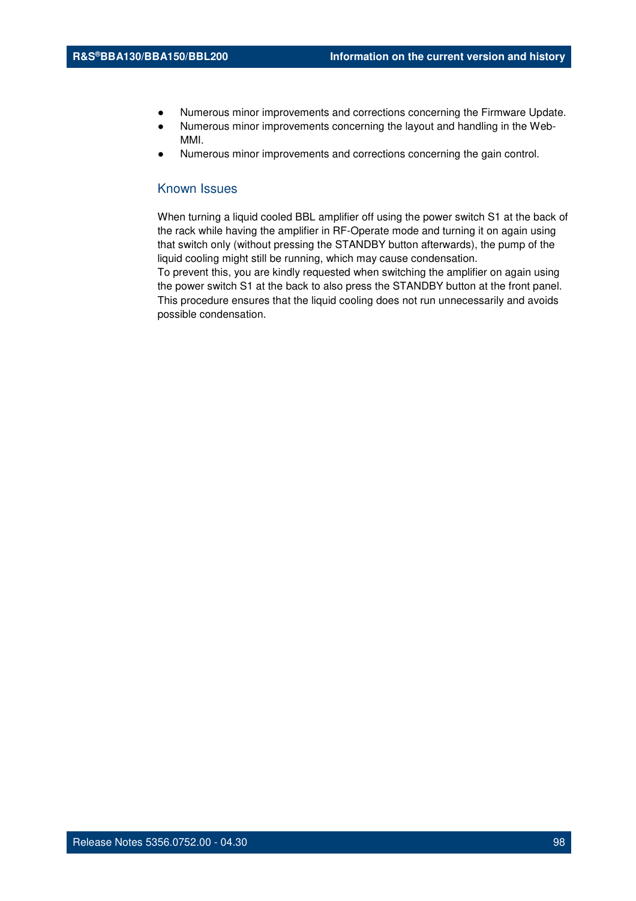- Numerous minor improvements and corrections concerning the Firmware Update.
- Numerous minor improvements concerning the layout and handling in the Web-MMI.
- Numerous minor improvements and corrections concerning the gain control.

### Known Issues

When turning a liquid cooled BBL amplifier off using the power switch S1 at the back of the rack while having the amplifier in RF-Operate mode and turning it on again using that switch only (without pressing the STANDBY button afterwards), the pump of the liquid cooling might still be running, which may cause condensation.
To prevent this, you are kindly requested when switching the amplifier on again using the power switch S1 at the back to also press the STANDBY button at the front panel. This procedure ensures that the liquid cooling does not run unnecessarily and avoids possible condensation.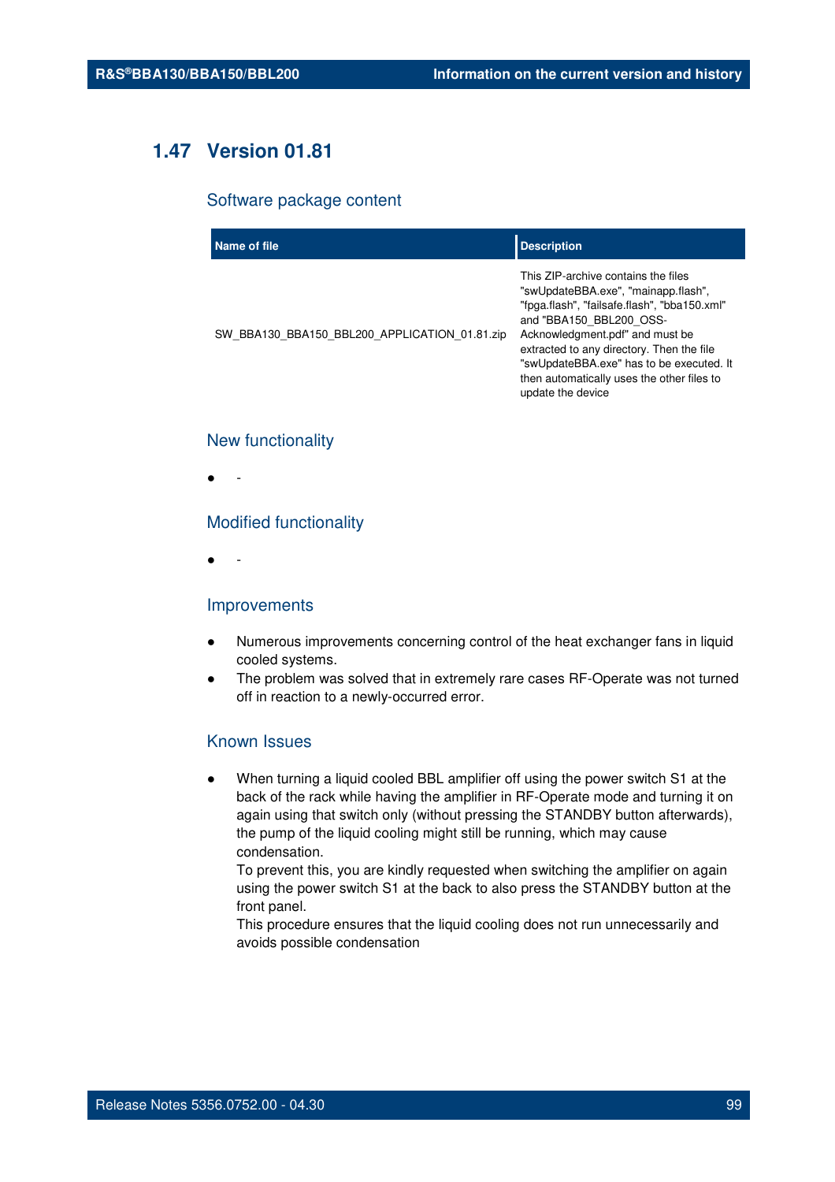## 1.47 Version 01.81

### Software package content

| Name of file | Description |
| --- | --- |
| SW_BBA130_BBA150_BBL200_APPLICATION_01.81.zip | This ZIP-archive contains the files "swUpdateBBA.exe", "mainapp.flash", "fpga.flash", "failsafe.flash", "bba150.xml" and "BBA150_BBL200_OSS-Acknowledgment.pdf" and must be extracted to any directory. Then the file "swUpdateBBA.exe" has to be executed. It then automatically uses the other files to update the device |

### New functionality

- -

### Modified functionality

- -

### Improvements

- Numerous improvements concerning control of the heat exchanger fans in liquid cooled systems.
- The problem was solved that in extremely rare cases RF-Operate was not turned off in reaction to a newly-occurred error.

### Known Issues

- When turning a liquid cooled BBL amplifier off using the power switch S1 at the back of the rack while having the amplifier in RF-Operate mode and turning it on again using that switch only (without pressing the STANDBY button afterwards), the pump of the liquid cooling might still be running, which may cause condensation.
  To prevent this, you are kindly requested when switching the amplifier on again using the power switch S1 at the back to also press the STANDBY button at the front panel.
  This procedure ensures that the liquid cooling does not run unnecessarily and avoids possible condensation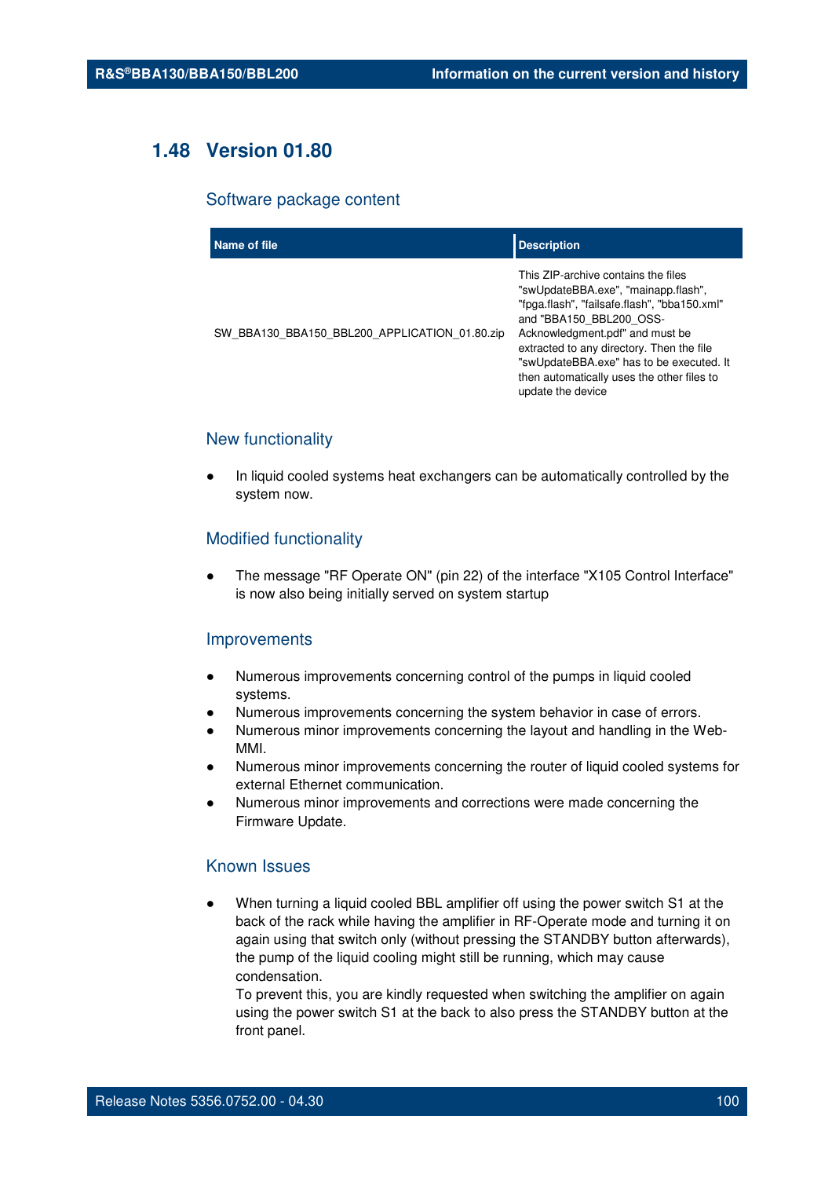## 1.48 Version 01.80

### Software package content

| Name of file | Description |
| --- | --- |
| SW_BBA130_BBA150_BBL200_APPLICATION_01.80.zip | This ZIP-archive contains the files "swUpdateBBA.exe", "mainapp.flash", "fpga.flash", "failsafe.flash", "bba150.xml" and "BBA150_BBL200_OSS-Acknowledgment.pdf" and must be extracted to any directory. Then the file "swUpdateBBA.exe" has to be executed. It then automatically uses the other files to update the device |

### New functionality

- In liquid cooled systems heat exchangers can be automatically controlled by the system now.

### Modified functionality

- The message "RF Operate ON" (pin 22) of the interface "X105 Control Interface" is now also being initially served on system startup

### Improvements

- Numerous improvements concerning control of the pumps in liquid cooled systems.
- Numerous improvements concerning the system behavior in case of errors.
- Numerous minor improvements concerning the layout and handling in the Web-MMI.
- Numerous minor improvements concerning the router of liquid cooled systems for external Ethernet communication.
- Numerous minor improvements and corrections were made concerning the Firmware Update.

### Known Issues

- When turning a liquid cooled BBL amplifier off using the power switch S1 at the back of the rack while having the amplifier in RF-Operate mode and turning it on again using that switch only (without pressing the STANDBY button afterwards), the pump of the liquid cooling might still be running, which may cause condensation.
  To prevent this, you are kindly requested when switching the amplifier on again using the power switch S1 at the back to also press the STANDBY button at the front panel.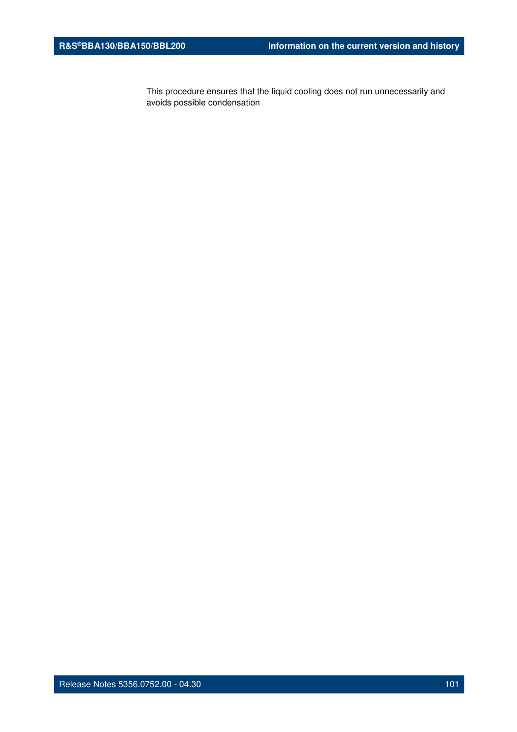This procedure ensures that the liquid cooling does not run unnecessarily and avoids possible condensation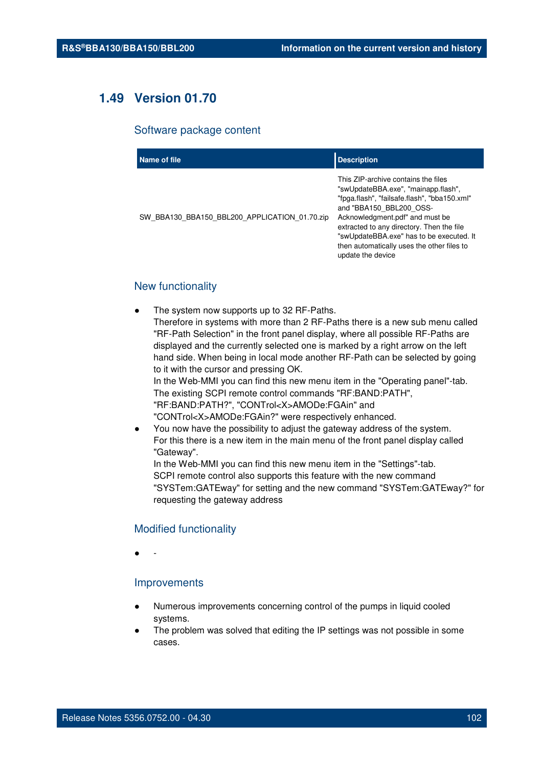## 1.49 Version 01.70

### Software package content

| Name of file | Description |
|---|---|
| SW_BBA130_BBA150_BBL200_APPLICATION_01.70.zip | This ZIP-archive contains the files "swUpdateBBA.exe", "mainapp.flash", "fpga.flash", "failsafe.flash", "bba150.xml" and "BBA150_BBL200_OSS-Acknowledgment.pdf" and must be extracted to any directory. Then the file "swUpdateBBA.exe" has to be executed. It then automatically uses the other files to update the device |

### New functionality

- The system now supports up to 32 RF-Paths.
  Therefore in systems with more than 2 RF-Paths there is a new sub menu called "RF-Path Selection" in the front panel display, where all possible RF-Paths are displayed and the currently selected one is marked by a right arrow on the left hand side. When being in local mode another RF-Path can be selected by going to it with the cursor and pressing OK.
  In the Web-MMI you can find this new menu item in the "Operating panel"-tab.
  The existing SCPI remote control commands "RF:BAND:PATH", "RF:BAND:PATH?", "CONTrol<X>AMODe:FGAin" and "CONTrol<X>AMODe:FGAin?" were respectively enhanced.
- You now have the possibility to adjust the gateway address of the system.
  For this there is a new item in the main menu of the front panel display called "Gateway".
  In the Web-MMI you can find this new menu item in the "Settings"-tab.
  SCPI remote control also supports this feature with the new command "SYSTem:GATEway" for setting and the new command "SYSTem:GATEway?" for requesting the gateway address

### Modified functionality

- -

### Improvements

- Numerous improvements concerning control of the pumps in liquid cooled systems.
- The problem was solved that editing the IP settings was not possible in some cases.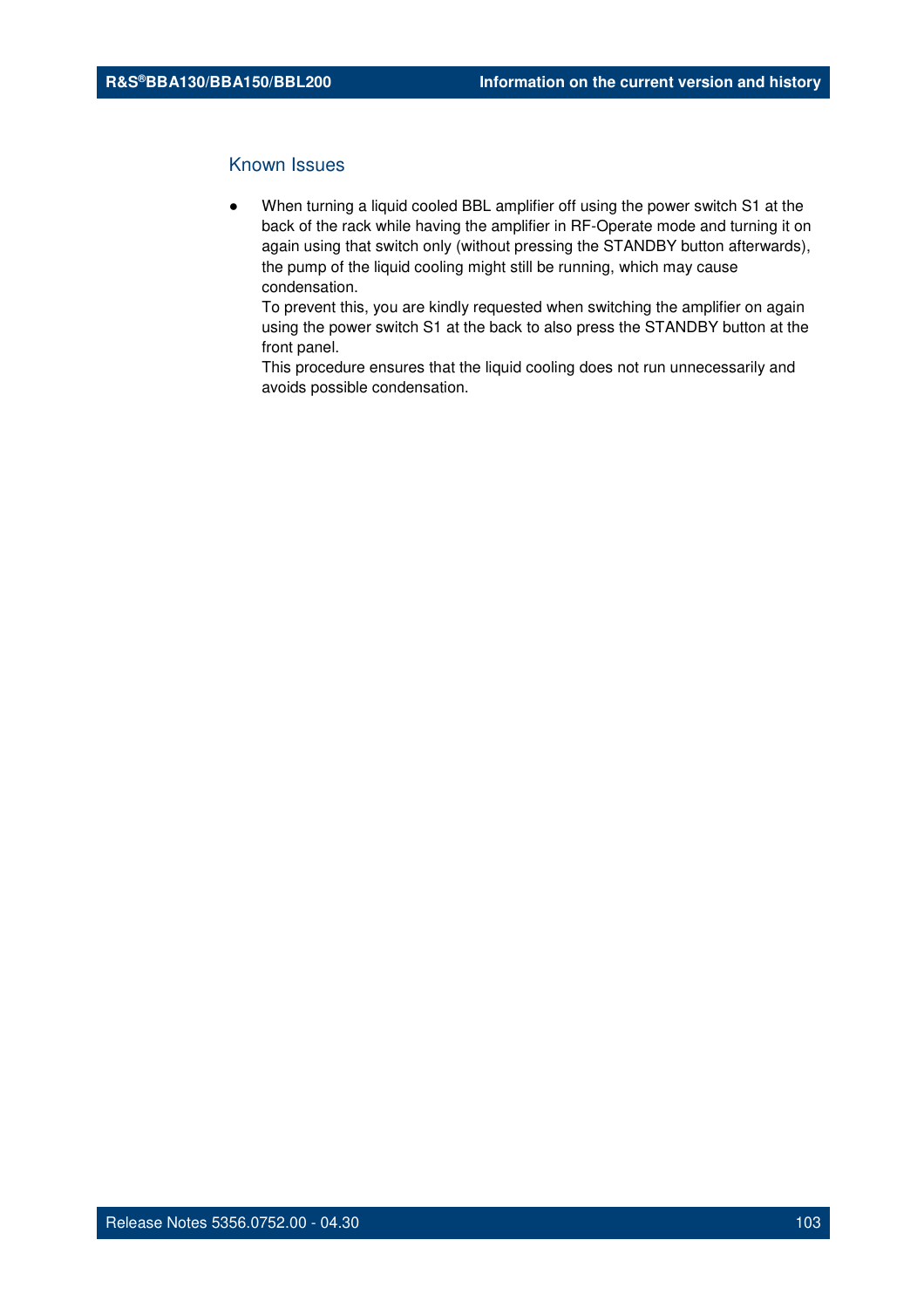## Known Issues

- When turning a liquid cooled BBL amplifier off using the power switch S1 at the back of the rack while having the amplifier in RF-Operate mode and turning it on again using that switch only (without pressing the STANDBY button afterwards), the pump of the liquid cooling might still be running, which may cause condensation.
  To prevent this, you are kindly requested when switching the amplifier on again using the power switch S1 at the back to also press the STANDBY button at the front panel.
  This procedure ensures that the liquid cooling does not run unnecessarily and avoids possible condensation.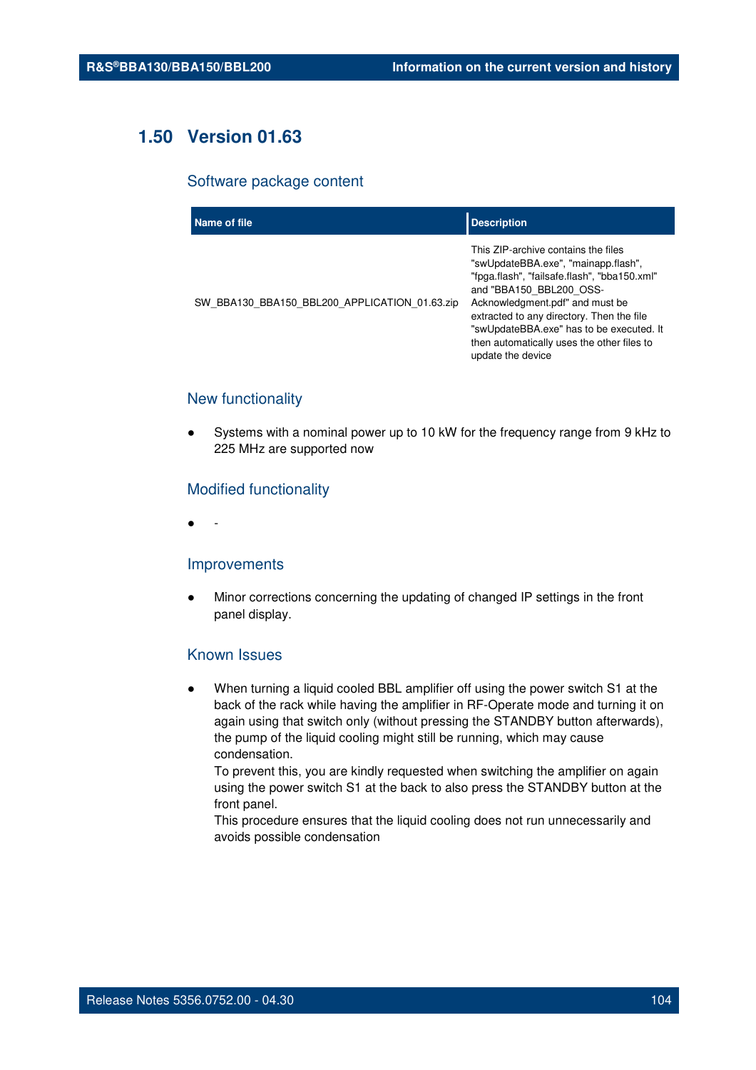## 1.50 Version 01.63

### Software package content

| Name of file | Description |
| --- | --- |
| SW_BBA130_BBA150_BBL200_APPLICATION_01.63.zip | This ZIP-archive contains the files "swUpdateBBA.exe", "mainapp.flash", "fpga.flash", "failsafe.flash", "bba150.xml" and "BBA150_BBL200_OSS-Acknowledgment.pdf" and must be extracted to any directory. Then the file "swUpdateBBA.exe" has to be executed. It then automatically uses the other files to update the device |

### New functionality

- Systems with a nominal power up to 10 kW for the frequency range from 9 kHz to 225 MHz are supported now

### Modified functionality

- -

### Improvements

- Minor corrections concerning the updating of changed IP settings in the front panel display.

### Known Issues

- When turning a liquid cooled BBL amplifier off using the power switch S1 at the back of the rack while having the amplifier in RF-Operate mode and turning it on again using that switch only (without pressing the STANDBY button afterwards), the pump of the liquid cooling might still be running, which may cause condensation.
  To prevent this, you are kindly requested when switching the amplifier on again using the power switch S1 at the back to also press the STANDBY button at the front panel.
  This procedure ensures that the liquid cooling does not run unnecessarily and avoids possible condensation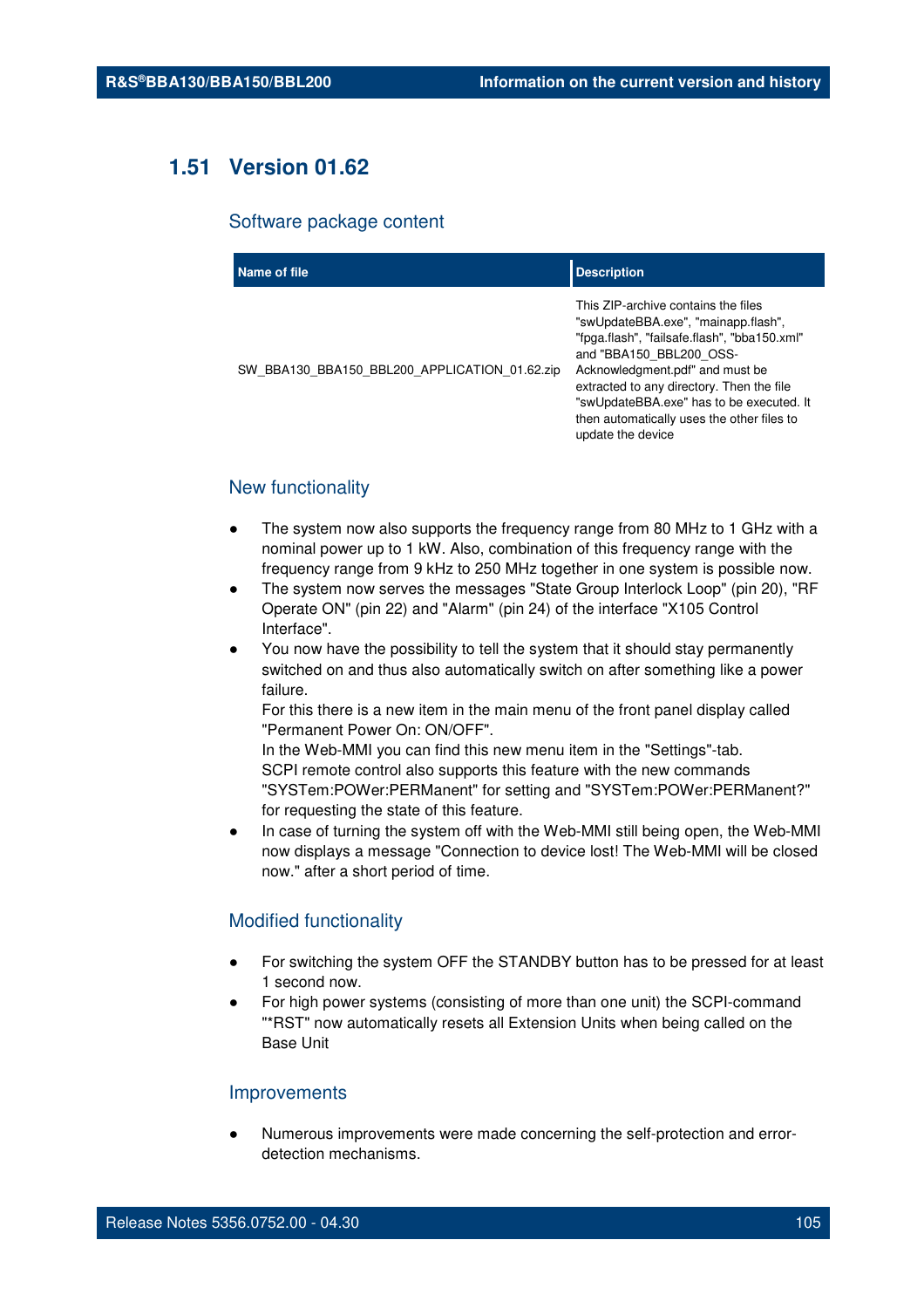## 1.51 Version 01.62

### Software package content

| Name of file | Description |
|---|---|
| SW_BBA130_BBA150_BBL200_APPLICATION_01.62.zip | This ZIP-archive contains the files "swUpdateBBA.exe", "mainapp.flash", "fpga.flash", "failsafe.flash", "bba150.xml" and "BBA150_BBL200_OSS-Acknowledgment.pdf" and must be extracted to any directory. Then the file "swUpdateBBA.exe" has to be executed. It then automatically uses the other files to update the device |

### New functionality

- The system now also supports the frequency range from 80 MHz to 1 GHz with a nominal power up to 1 kW. Also, combination of this frequency range with the frequency range from 9 kHz to 250 MHz together in one system is possible now.
- The system now serves the messages "State Group Interlock Loop" (pin 20), "RF Operate ON" (pin 22) and "Alarm" (pin 24) of the interface "X105 Control Interface".
- You now have the possibility to tell the system that it should stay permanently switched on and thus also automatically switch on after something like a power failure.
  For this there is a new item in the main menu of the front panel display called "Permanent Power On: ON/OFF".
  In the Web-MMI you can find this new menu item in the "Settings"-tab.
  SCPI remote control also supports this feature with the new commands "SYSTem:POWer:PERManent" for setting and "SYSTem:POWer:PERManent?" for requesting the state of this feature.
- In case of turning the system off with the Web-MMI still being open, the Web-MMI now displays a message "Connection to device lost! The Web-MMI will be closed now." after a short period of time.

### Modified functionality

- For switching the system OFF the STANDBY button has to be pressed for at least 1 second now.
- For high power systems (consisting of more than one unit) the SCPI-command "*RST" now automatically resets all Extension Units when being called on the Base Unit

### Improvements

- Numerous improvements were made concerning the self-protection and error-detection mechanisms.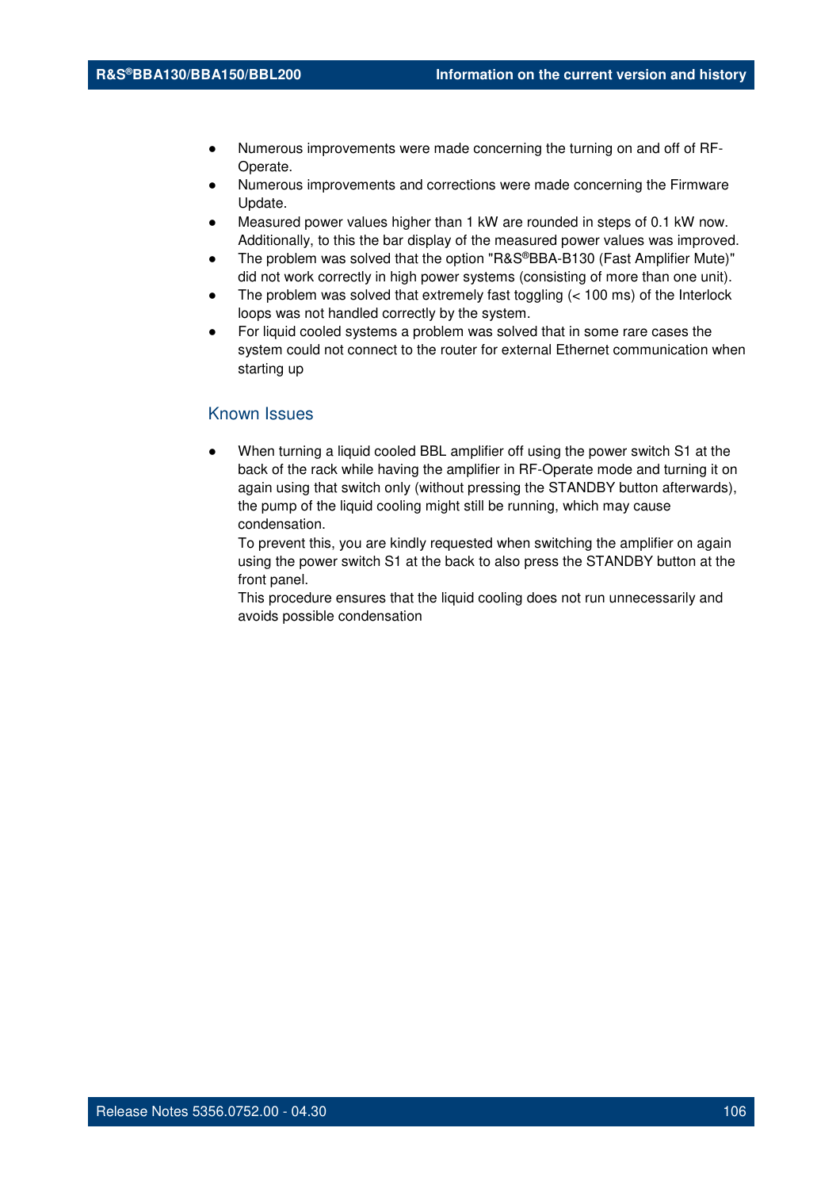- Numerous improvements were made concerning the turning on and off of RF-Operate.
- Numerous improvements and corrections were made concerning the Firmware Update.
- Measured power values higher than 1 kW are rounded in steps of 0.1 kW now. Additionally, to this the bar display of the measured power values was improved.
- The problem was solved that the option "R&S®BBA-B130 (Fast Amplifier Mute)" did not work correctly in high power systems (consisting of more than one unit).
- The problem was solved that extremely fast toggling (< 100 ms) of the Interlock loops was not handled correctly by the system.
- For liquid cooled systems a problem was solved that in some rare cases the system could not connect to the router for external Ethernet communication when starting up

## Known Issues

- When turning a liquid cooled BBL amplifier off using the power switch S1 at the back of the rack while having the amplifier in RF-Operate mode and turning it on again using that switch only (without pressing the STANDBY button afterwards), the pump of the liquid cooling might still be running, which may cause condensation.
  To prevent this, you are kindly requested when switching the amplifier on again using the power switch S1 at the back to also press the STANDBY button at the front panel.
  This procedure ensures that the liquid cooling does not run unnecessarily and avoids possible condensation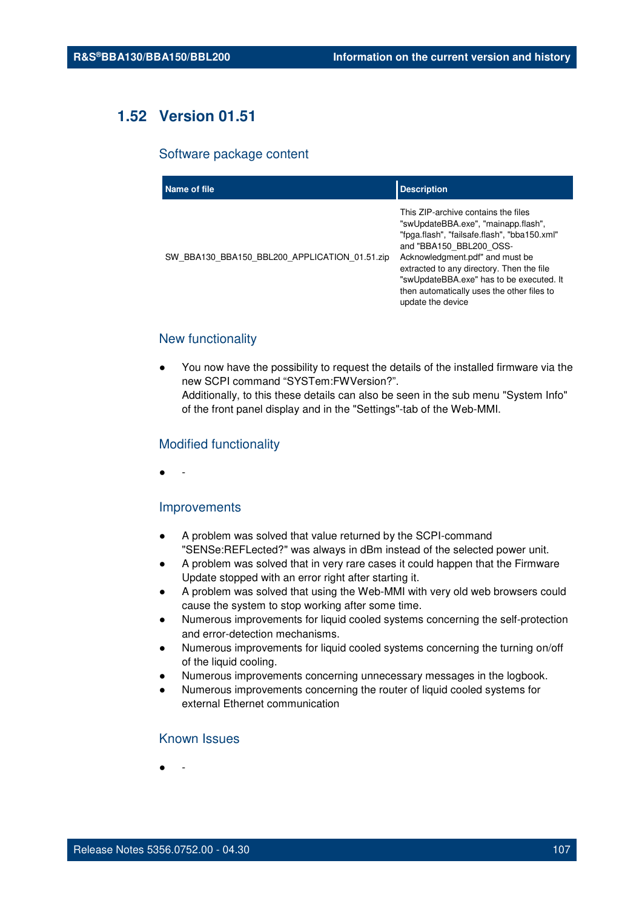## 1.52 Version 01.51

### Software package content

| Name of file | Description |
|---|---|
| SW_BBA130_BBA150_BBL200_APPLICATION_01.51.zip | This ZIP-archive contains the files "swUpdateBBA.exe", "mainapp.flash", "fpga.flash", "failsafe.flash", "bba150.xml" and "BBA150_BBL200_OSS-Acknowledgment.pdf" and must be extracted to any directory. Then the file "swUpdateBBA.exe" has to be executed. It then automatically uses the other files to update the device |

### New functionality

- You now have the possibility to request the details of the installed firmware via the new SCPI command “SYSTem:FWVersion?”.
  Additionally, to this these details can also be seen in the sub menu "System Info" of the front panel display and in the "Settings"-tab of the Web-MMI.

### Modified functionality

- -

### Improvements

- A problem was solved that value returned by the SCPI-command "SENSe:REFLected?" was always in dBm instead of the selected power unit.
- A problem was solved that in very rare cases it could happen that the Firmware Update stopped with an error right after starting it.
- A problem was solved that using the Web-MMI with very old web browsers could cause the system to stop working after some time.
- Numerous improvements for liquid cooled systems concerning the self-protection and error-detection mechanisms.
- Numerous improvements for liquid cooled systems concerning the turning on/off of the liquid cooling.
- Numerous improvements concerning unnecessary messages in the logbook.
- Numerous improvements concerning the router of liquid cooled systems for external Ethernet communication

### Known Issues

- -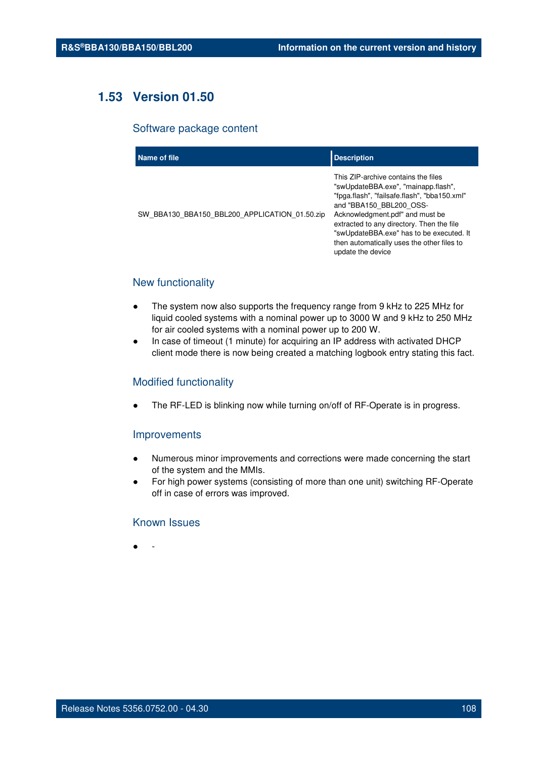## 1.53 Version 01.50

### Software package content

| Name of file | Description |
| --- | --- |
| SW_BBA130_BBA150_BBL200_APPLICATION_01.50.zip | This ZIP-archive contains the files "swUpdateBBA.exe", "mainapp.flash", "fpga.flash", "failsafe.flash", "bba150.xml" and "BBA150_BBL200_OSS-Acknowledgment.pdf" and must be extracted to any directory. Then the file "swUpdateBBA.exe" has to be executed. It then automatically uses the other files to update the device |

### New functionality

- The system now also supports the frequency range from 9 kHz to 225 MHz for liquid cooled systems with a nominal power up to 3000 W and 9 kHz to 250 MHz for air cooled systems with a nominal power up to 200 W.
- In case of timeout (1 minute) for acquiring an IP address with activated DHCP client mode there is now being created a matching logbook entry stating this fact.

### Modified functionality

- The RF-LED is blinking now while turning on/off of RF-Operate is in progress.

### Improvements

- Numerous minor improvements and corrections were made concerning the start of the system and the MMIs.
- For high power systems (consisting of more than one unit) switching RF-Operate off in case of errors was improved.

### Known Issues

- -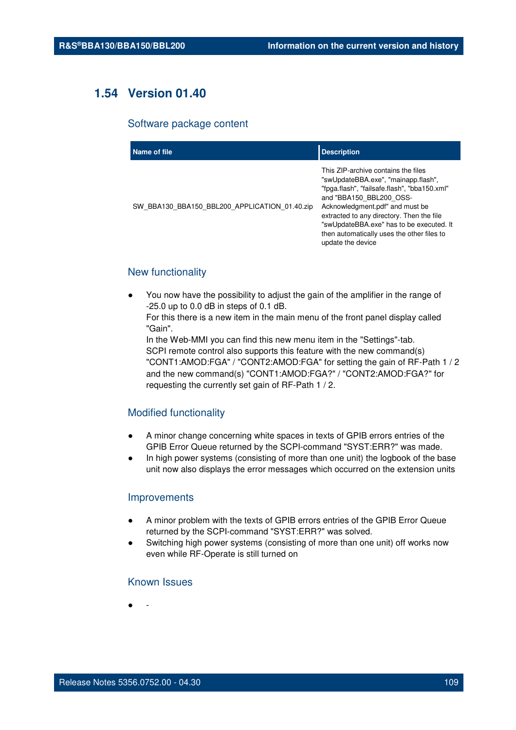## 1.54 Version 01.40

### Software package content

| Name of file | Description |
|---|---|
| SW_BBA130_BBA150_BBL200_APPLICATION_01.40.zip | This ZIP-archive contains the files "swUpdateBBA.exe", "mainapp.flash", "fpga.flash", "failsafe.flash", "bba150.xml" and "BBA150_BBL200_OSS-Acknowledgment.pdf" and must be extracted to any directory. Then the file "swUpdateBBA.exe" has to be executed. It then automatically uses the other files to update the device |

### New functionality

- You now have the possibility to adjust the gain of the amplifier in the range of -25.0 up to 0.0 dB in steps of 0.1 dB.
  For this there is a new item in the main menu of the front panel display called "Gain".
  In the Web-MMI you can find this new menu item in the "Settings"-tab.
  SCPI remote control also supports this feature with the new command(s) "CONT1:AMOD:FGA" / "CONT2:AMOD:FGA" for setting the gain of RF-Path 1 / 2 and the new command(s) "CONT1:AMOD:FGA?" / "CONT2:AMOD:FGA?" for requesting the currently set gain of RF-Path 1 / 2.

### Modified functionality

- A minor change concerning white spaces in texts of GPIB errors entries of the GPIB Error Queue returned by the SCPI-command "SYST:ERR?" was made.
- In high power systems (consisting of more than one unit) the logbook of the base unit now also displays the error messages which occurred on the extension units

### Improvements

- A minor problem with the texts of GPIB errors entries of the GPIB Error Queue returned by the SCPI-command "SYST:ERR?" was solved.
- Switching high power systems (consisting of more than one unit) off works now even while RF-Operate is still turned on

### Known Issues

- -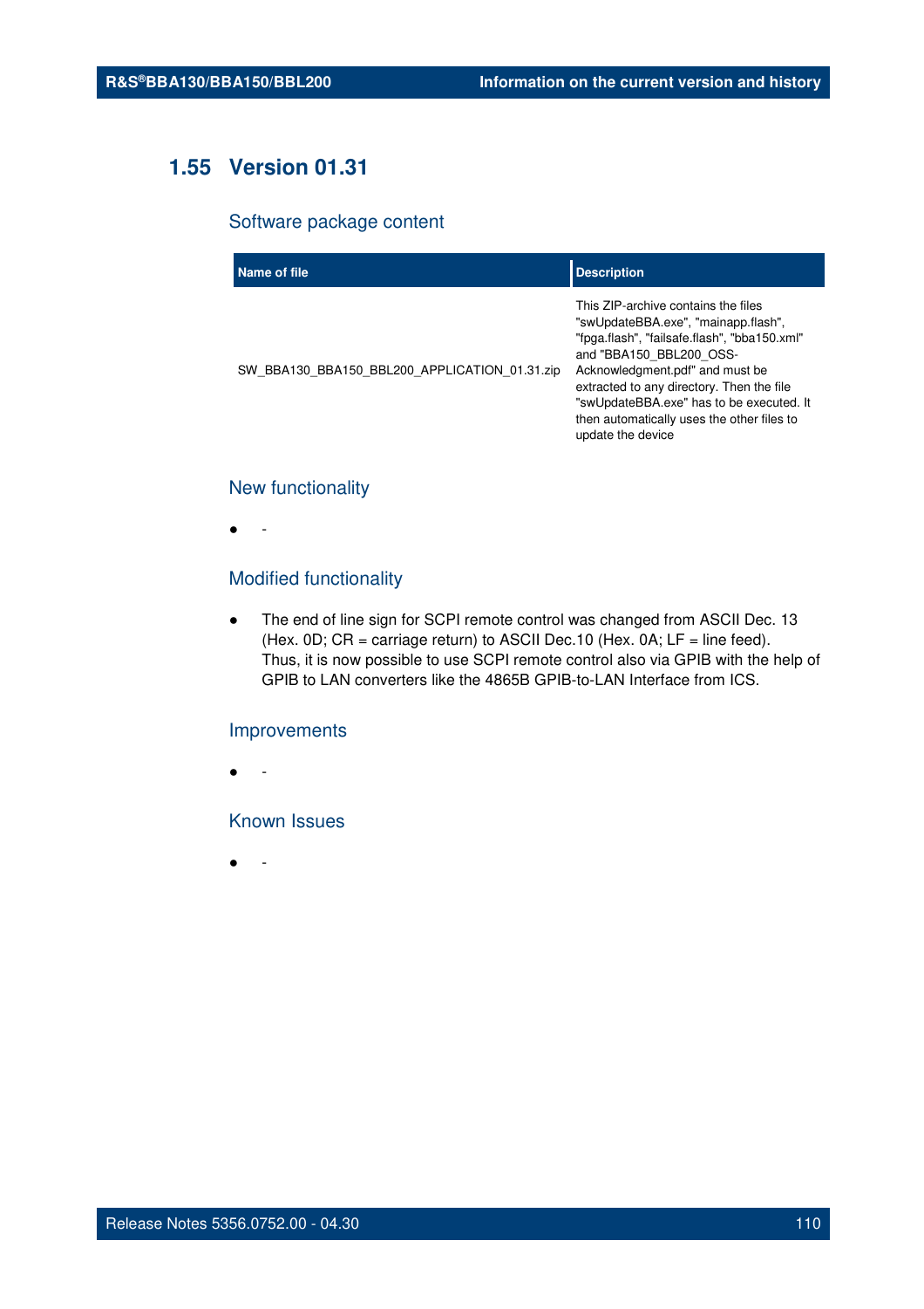## 1.55 Version 01.31

### Software package content

| Name of file | Description |
|---|---|
| SW_BBA130_BBA150_BBL200_APPLICATION_01.31.zip | This ZIP-archive contains the files "swUpdateBBA.exe", "mainapp.flash", "fpga.flash", "failsafe.flash", "bba150.xml" and "BBA150_BBL200_OSS-Acknowledgment.pdf" and must be extracted to any directory. Then the file "swUpdateBBA.exe" has to be executed. It then automatically uses the other files to update the device |

### New functionality

- -

### Modified functionality

- The end of line sign for SCPI remote control was changed from ASCII Dec. 13 (Hex. 0D; CR = carriage return) to ASCII Dec.10 (Hex. 0A; LF = line feed). Thus, it is now possible to use SCPI remote control also via GPIB with the help of GPIB to LAN converters like the 4865B GPIB-to-LAN Interface from ICS.

### Improvements

- -

### Known Issues

- -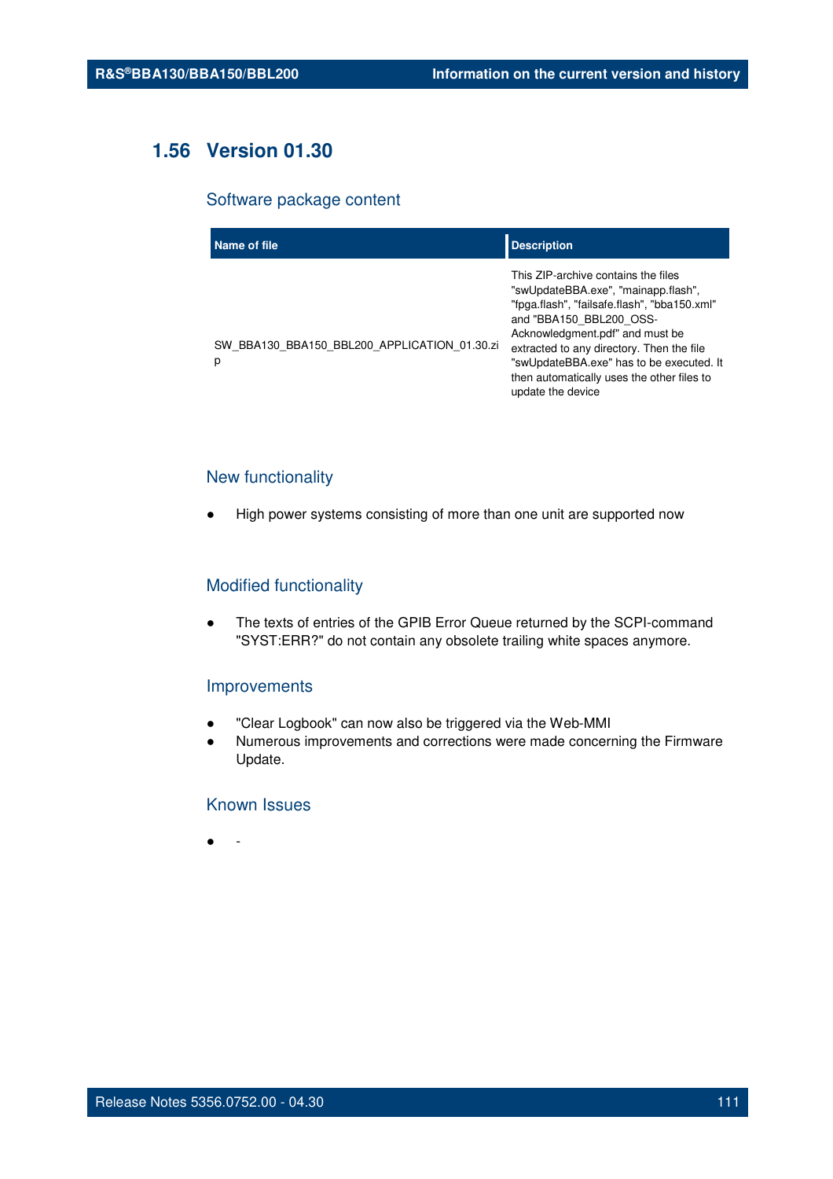## 1.56 Version 01.30

### Software package content

| Name of file | Description |
|---|---|
| SW_BBA130_BBA150_BBL200_APPLICATION_01.30.zip | This ZIP-archive contains the files "swUpdateBBA.exe", "mainapp.flash", "fpga.flash", "failsafe.flash", "bba150.xml" and "BBA150_BBL200_OSS-Acknowledgment.pdf" and must be extracted to any directory. Then the file "swUpdateBBA.exe" has to be executed. It then automatically uses the other files to update the device |

### New functionality

- High power systems consisting of more than one unit are supported now

### Modified functionality

- The texts of entries of the GPIB Error Queue returned by the SCPI-command "SYST:ERR?" do not contain any obsolete trailing white spaces anymore.

### Improvements

- "Clear Logbook" can now also be triggered via the Web-MMI
- Numerous improvements and corrections were made concerning the Firmware Update.

### Known Issues

- -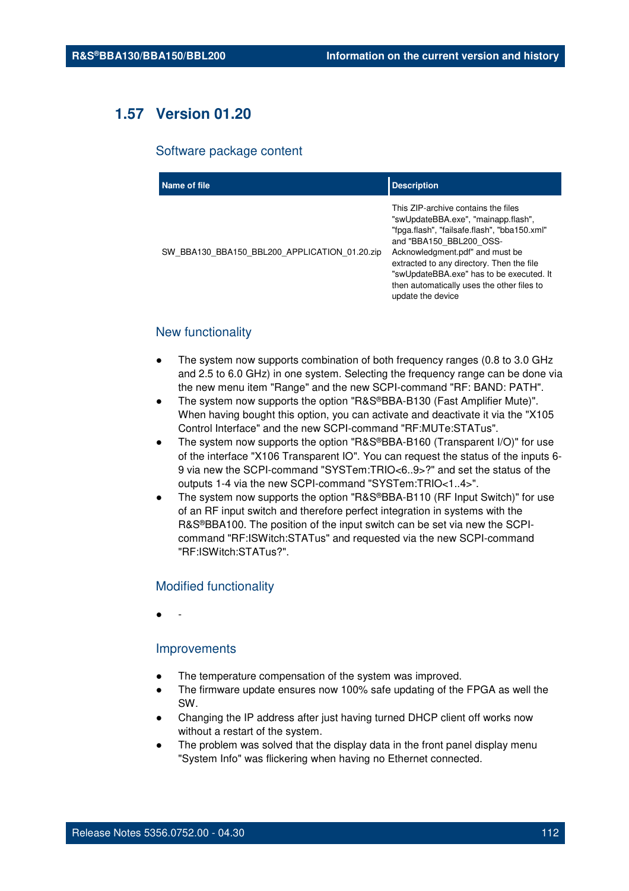## 1.57 Version 01.20

### Software package content

| Name of file | Description |
|---|---|
| SW_BBA130_BBA150_BBL200_APPLICATION_01.20.zip | This ZIP-archive contains the files "swUpdateBBA.exe", "mainapp.flash", "fpga.flash", "failsafe.flash", "bba150.xml" and "BBA150_BBL200_OSS-Acknowledgment.pdf" and must be extracted to any directory. Then the file "swUpdateBBA.exe" has to be executed. It then automatically uses the other files to update the device |

### New functionality

- The system now supports combination of both frequency ranges (0.8 to 3.0 GHz and 2.5 to 6.0 GHz) in one system. Selecting the frequency range can be done via the new menu item "Range" and the new SCPI-command "RF: BAND: PATH".
- The system now supports the option "R&S®BBA-B130 (Fast Amplifier Mute)". When having bought this option, you can activate and deactivate it via the "X105 Control Interface" and the new SCPI-command "RF:MUTe:STATus".
- The system now supports the option "R&S®BBA-B160 (Transparent I/O)" for use of the interface "X106 Transparent IO". You can request the status of the inputs 6-9 via new the SCPI-command "SYSTem:TRIO<6..9>?" and set the status of the outputs 1-4 via the new SCPI-command "SYSTem:TRIO<1..4>".
- The system now supports the option "R&S®BBA-B110 (RF Input Switch)" for use of an RF input switch and therefore perfect integration in systems with the R&S®BBA100. The position of the input switch can be set via new the SCPI-command "RF:ISWitch:STATus" and requested via the new SCPI-command "RF:ISWitch:STATus?".

### Modified functionality

- -

### Improvements

- The temperature compensation of the system was improved.
- The firmware update ensures now 100% safe updating of the FPGA as well the SW.
- Changing the IP address after just having turned DHCP client off works now without a restart of the system.
- The problem was solved that the display data in the front panel display menu "System Info" was flickering when having no Ethernet connected.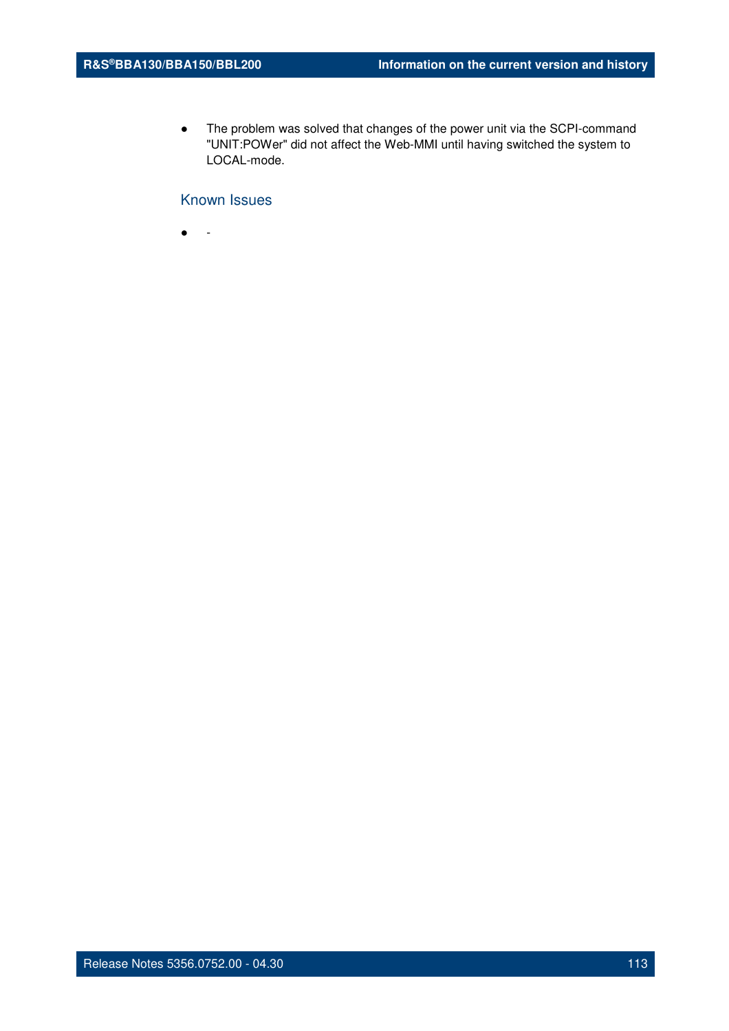- The problem was solved that changes of the power unit via the SCPI-command "UNIT:POWer" did not affect the Web-MMI until having switched the system to LOCAL-mode.

### Known Issues

- -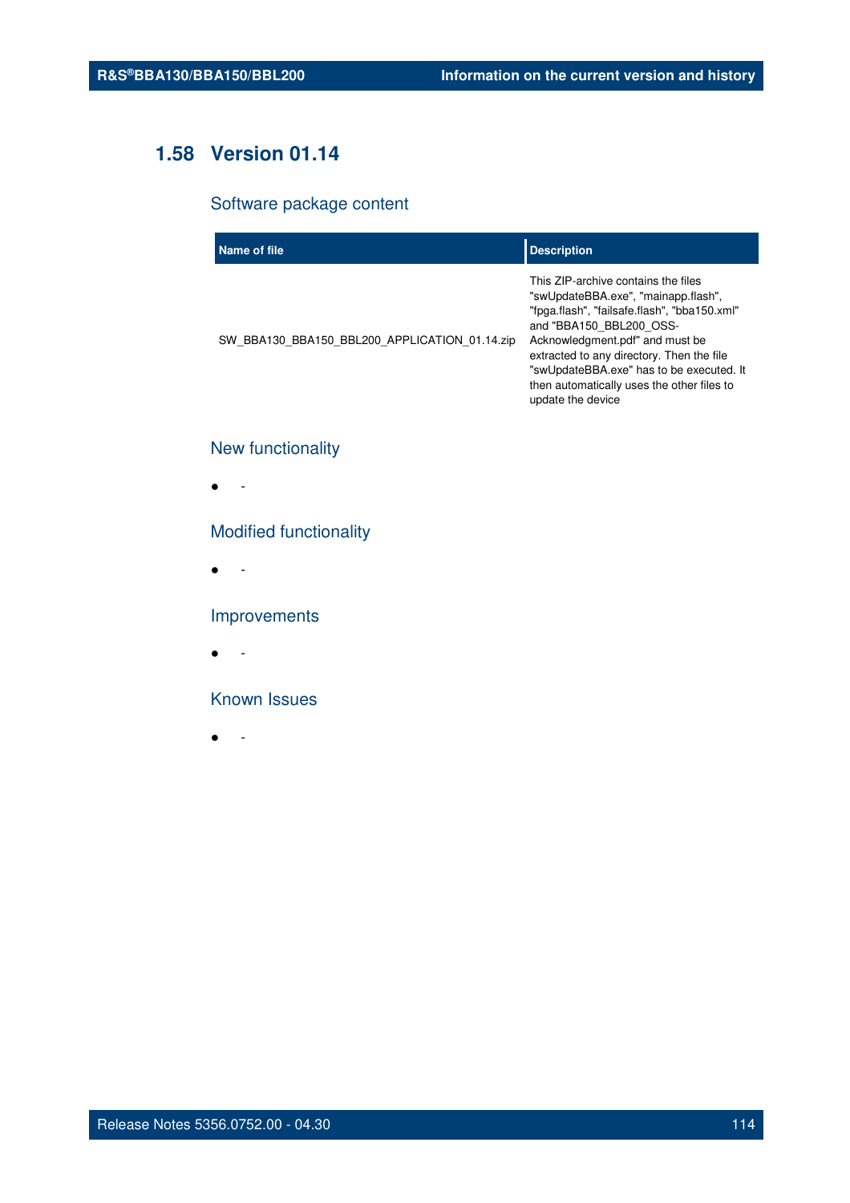## 1.58 Version 01.14

### Software package content

| Name of file | Description |
| --- | --- |
| SW_BBA130_BBA150_BBL200_APPLICATION_01.14.zip | This ZIP-archive contains the files "swUpdateBBA.exe", "mainapp.flash", "fpga.flash", "failsafe.flash", "bba150.xml" and "BBA150_BBL200_OSS-Acknowledgment.pdf" and must be extracted to any directory. Then the file "swUpdateBBA.exe" has to be executed. It then automatically uses the other files to update the device |

### New functionality

- -

### Modified functionality

- -

### Improvements

- -

### Known Issues

- -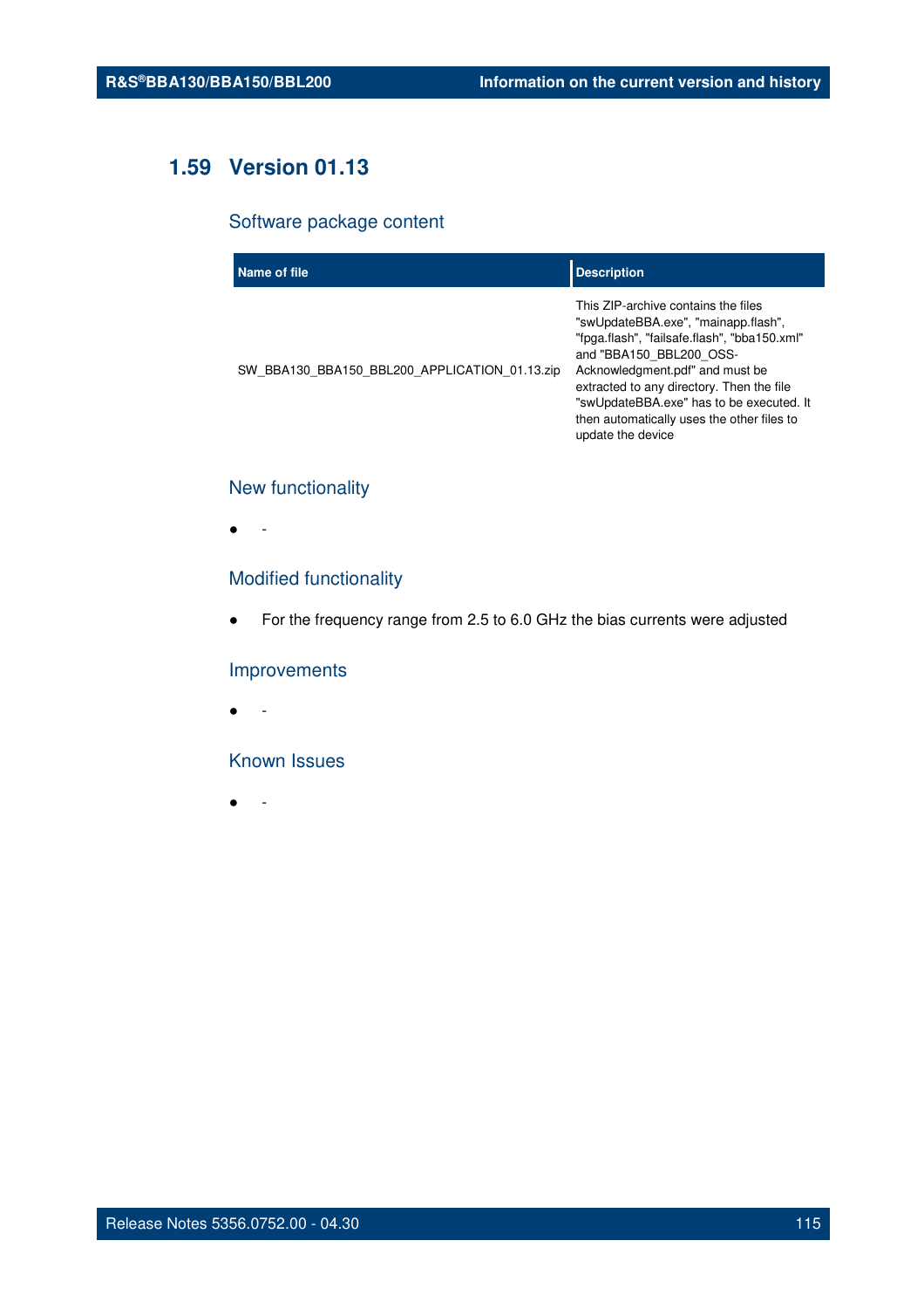## 1.59 Version 01.13

### Software package content

| Name of file | Description |
|---|---|
| SW_BBA130_BBA150_BBL200_APPLICATION_01.13.zip | This ZIP-archive contains the files "swUpdateBBA.exe", "mainapp.flash", "fpga.flash", "failsafe.flash", "bba150.xml" and "BBA150_BBL200_OSS-Acknowledgment.pdf" and must be extracted to any directory. Then the file "swUpdateBBA.exe" has to be executed. It then automatically uses the other files to update the device |

### New functionality

- -

### Modified functionality

- For the frequency range from 2.5 to 6.0 GHz the bias currents were adjusted

### Improvements

- -

### Known Issues

- -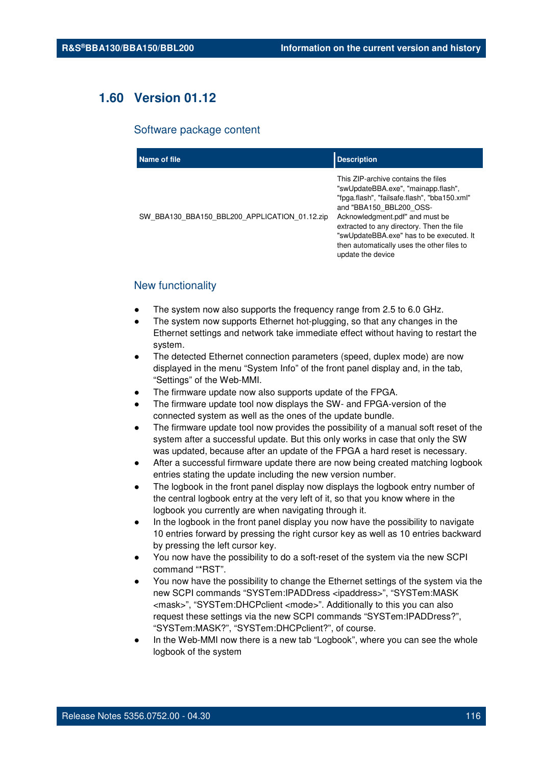## 1.60 Version 01.12

### Software package content

| Name of file | Description |
|---|---|
| SW_BBA130_BBA150_BBL200_APPLICATION_01.12.zip | This ZIP-archive contains the files "swUpdateBBA.exe", "mainapp.flash", "fpga.flash", "failsafe.flash", "bba150.xml" and "BBA150_BBL200_OSS-Acknowledgment.pdf" and must be extracted to any directory. Then the file "swUpdateBBA.exe" has to be executed. It then automatically uses the other files to update the device |

### New functionality

- The system now also supports the frequency range from 2.5 to 6.0 GHz.
- The system now supports Ethernet hot-plugging, so that any changes in the Ethernet settings and network take immediate effect without having to restart the system.
- The detected Ethernet connection parameters (speed, duplex mode) are now displayed in the menu “System Info” of the front panel display and, in the tab, “Settings” of the Web-MMI.
- The firmware update now also supports update of the FPGA.
- The firmware update tool now displays the SW- and FPGA-version of the connected system as well as the ones of the update bundle.
- The firmware update tool now provides the possibility of a manual soft reset of the system after a successful update. But this only works in case that only the SW was updated, because after an update of the FPGA a hard reset is necessary.
- After a successful firmware update there are now being created matching logbook entries stating the update including the new version number.
- The logbook in the front panel display now displays the logbook entry number of the central logbook entry at the very left of it, so that you know where in the logbook you currently are when navigating through it.
- In the logbook in the front panel display you now have the possibility to navigate 10 entries forward by pressing the right cursor key as well as 10 entries backward by pressing the left cursor key.
- You now have the possibility to do a soft-reset of the system via the new SCPI command “*RST”.
- You now have the possibility to change the Ethernet settings of the system via the new SCPI commands “SYSTem:IPADDress <ipaddress>”, “SYSTem:MASK <mask>”, “SYSTem:DHCPclient <mode>”. Additionally to this you can also request these settings via the new SCPI commands “SYSTem:IPADDress?”, “SYSTem:MASK?”, “SYSTem:DHCPclient?”, of course.
- In the Web-MMI now there is a new tab “Logbook”, where you can see the whole logbook of the system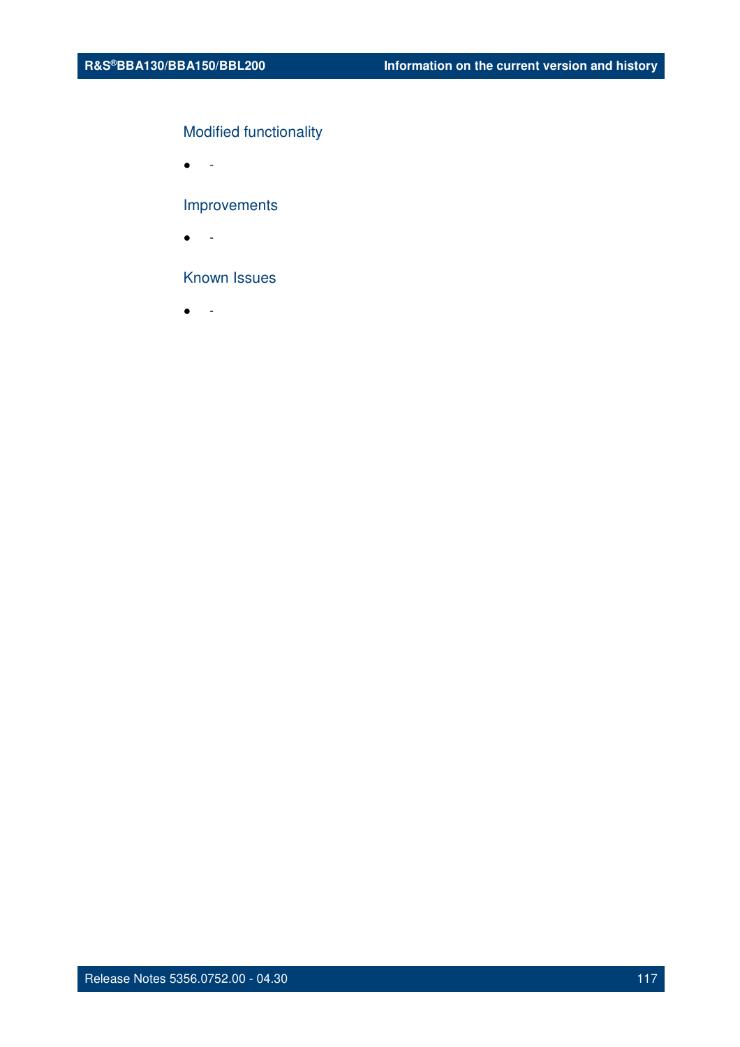### Modified functionality

- -

### Improvements

- -

### Known Issues

- -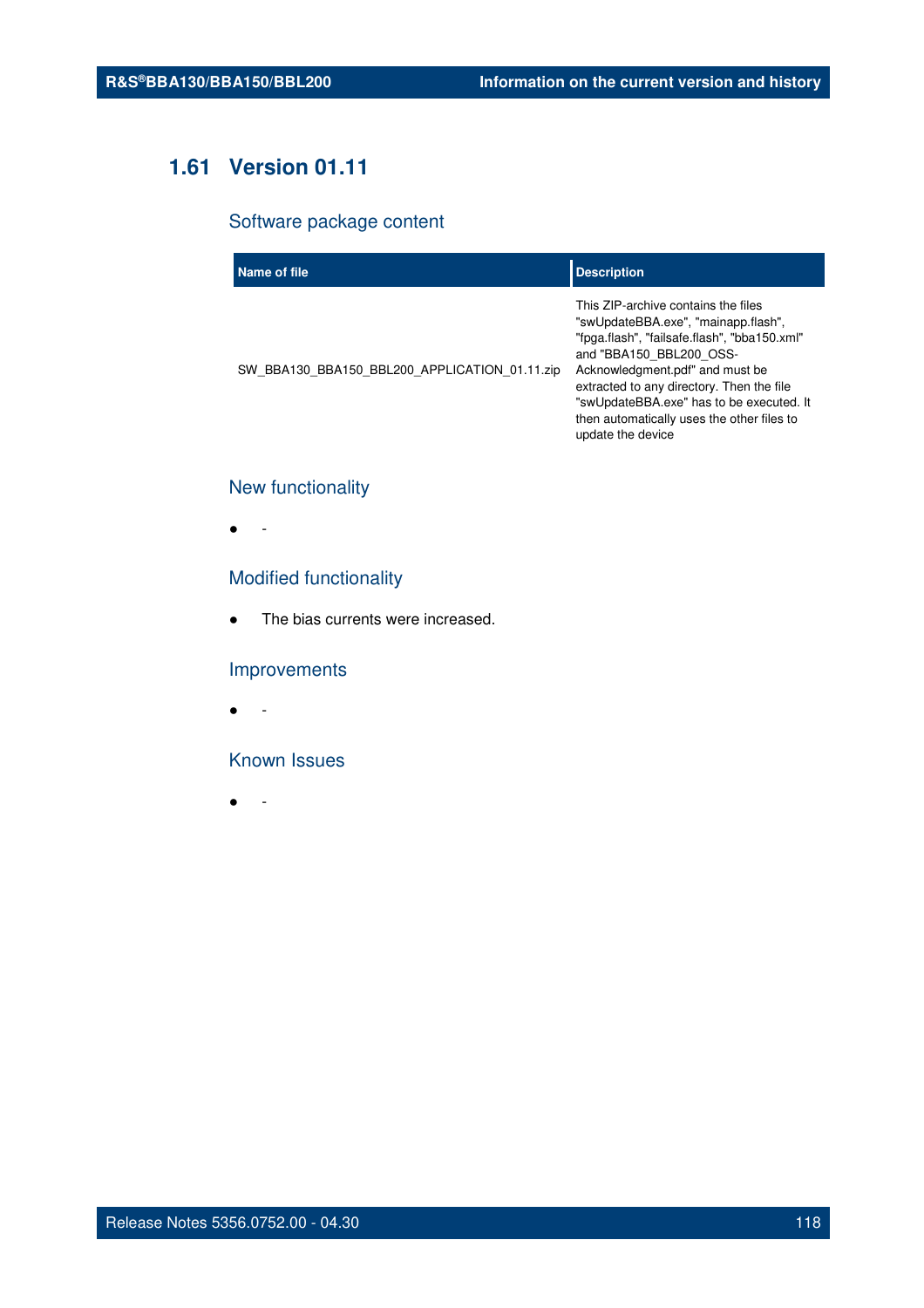## 1.61 Version 01.11

### Software package content

| Name of file | Description |
| --- | --- |
| SW_BBA130_BBA150_BBL200_APPLICATION_01.11.zip | This ZIP-archive contains the files "swUpdateBBA.exe", "mainapp.flash", "fpga.flash", "failsafe.flash", "bba150.xml" and "BBA150_BBL200_OSS-Acknowledgment.pdf" and must be extracted to any directory. Then the file "swUpdateBBA.exe" has to be executed. It then automatically uses the other files to update the device |

### New functionality

- -

### Modified functionality

- The bias currents were increased.

### Improvements

- -

### Known Issues

- -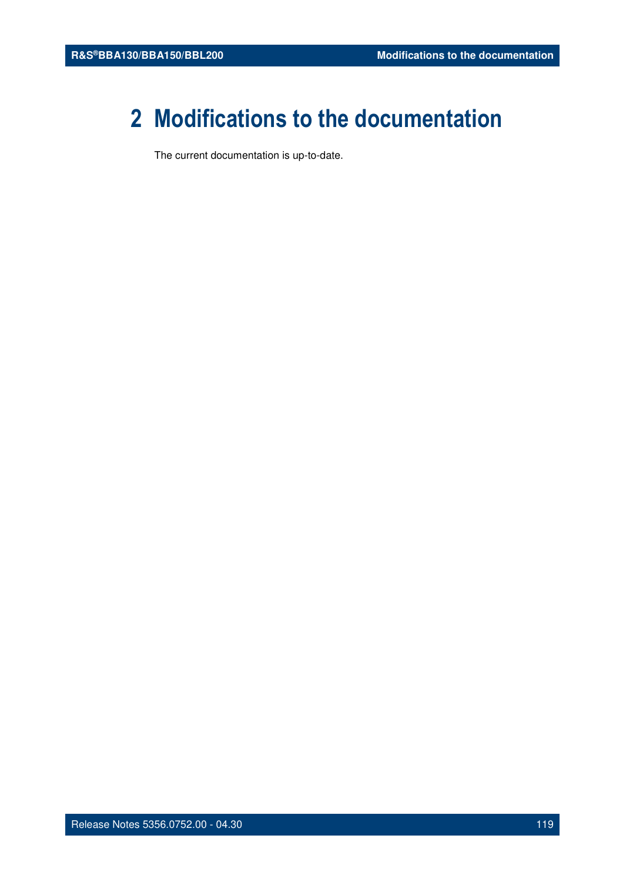# 2 Modifications to the documentation

The current documentation is up-to-date.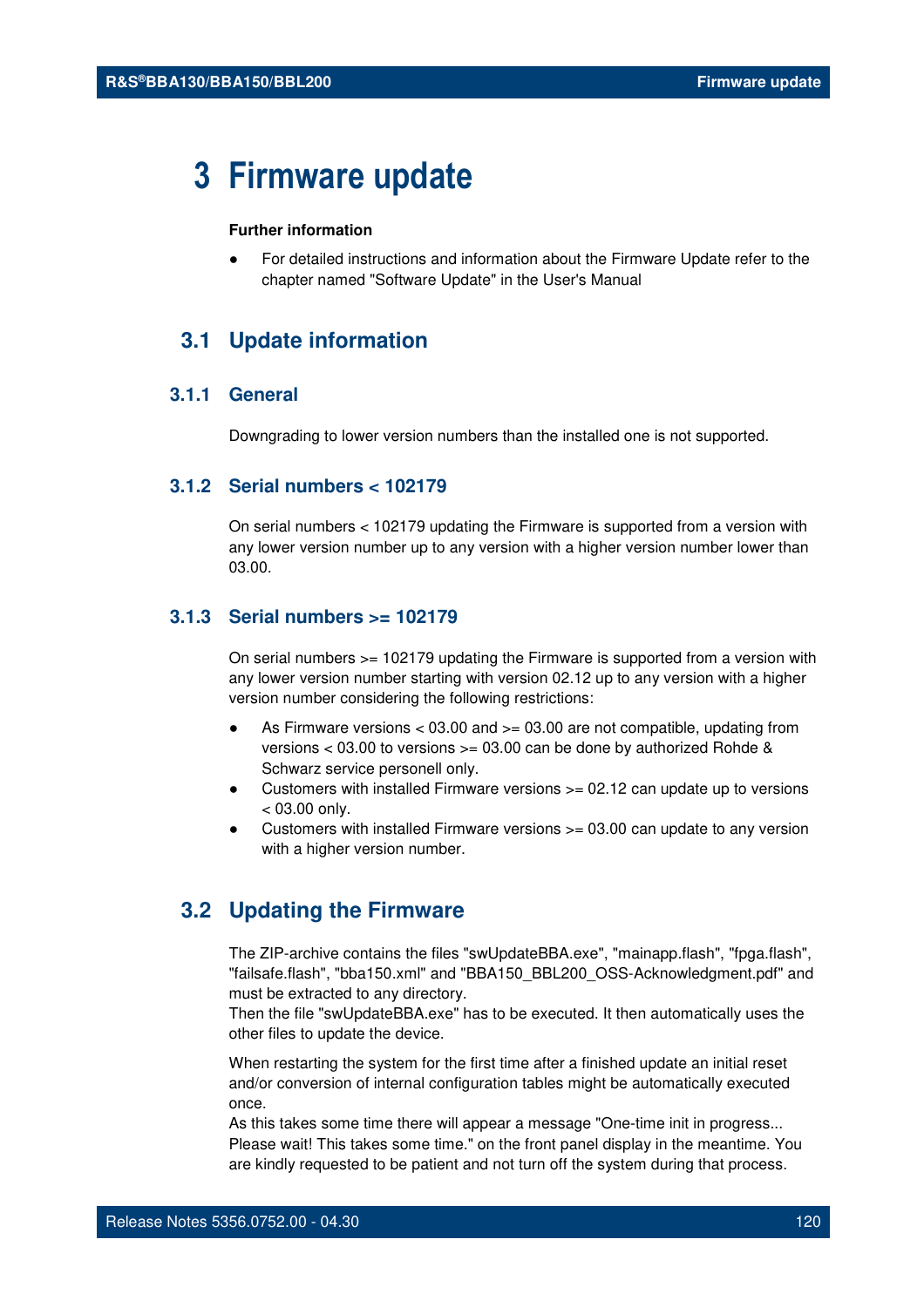# 3 Firmware update

**Further information**

- For detailed instructions and information about the Firmware Update refer to the chapter named "Software Update" in the User's Manual

## 3.1 Update information

### 3.1.1 General

Downgrading to lower version numbers than the installed one is not supported.

### 3.1.2 Serial numbers < 102179

On serial numbers < 102179 updating the Firmware is supported from a version with any lower version number up to any version with a higher version number lower than 03.00.

### 3.1.3 Serial numbers >= 102179

On serial numbers >= 102179 updating the Firmware is supported from a version with any lower version number starting with version 02.12 up to any version with a higher version number considering the following restrictions:

- As Firmware versions < 03.00 and >= 03.00 are not compatible, updating from versions < 03.00 to versions >= 03.00 can be done by authorized Rohde & Schwarz service personell only.
- Customers with installed Firmware versions >= 02.12 can update up to versions < 03.00 only.
- Customers with installed Firmware versions >= 03.00 can update to any version with a higher version number.

## 3.2 Updating the Firmware

The ZIP-archive contains the files "swUpdateBBA.exe", "mainapp.flash", "fpga.flash", "failsafe.flash", "bba150.xml" and "BBA150_BBL200_OSS-Acknowledgment.pdf" and must be extracted to any directory.
Then the file "swUpdateBBA.exe" has to be executed. It then automatically uses the other files to update the device.

When restarting the system for the first time after a finished update an initial reset and/or conversion of internal configuration tables might be automatically executed once.
As this takes some time there will appear a message "One-time init in progress... Please wait! This takes some time." on the front panel display in the meantime. You are kindly requested to be patient and not turn off the system during that process.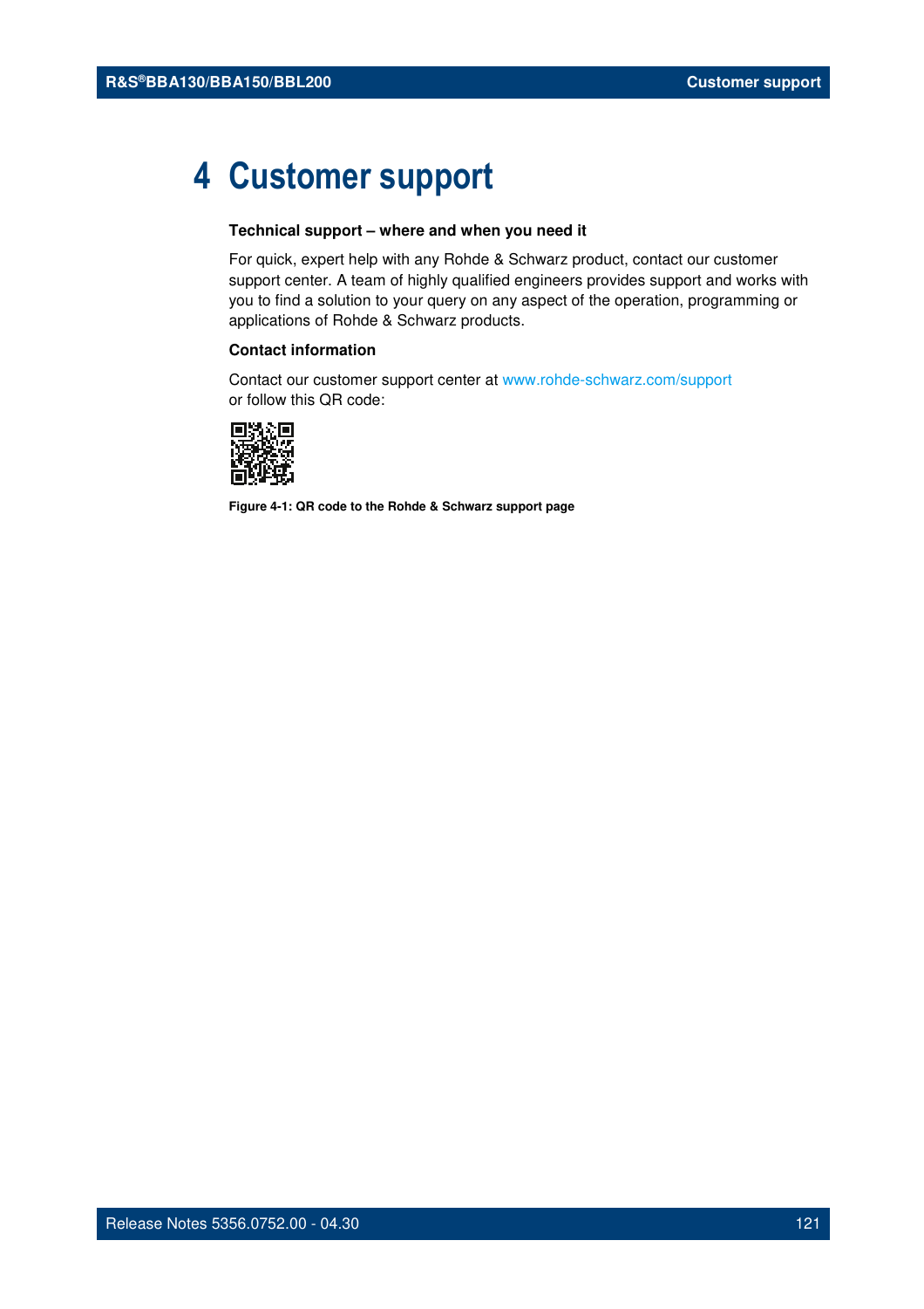# 4 Customer support

**Technical support – where and when you need it**

For quick, expert help with any Rohde & Schwarz product, contact our customer support center. A team of highly qualified engineers provides support and works with you to find a solution to your query on any aspect of the operation, programming or applications of Rohde & Schwarz products.

**Contact information**

Contact our customer support center at www.rohde-schwarz.com/support or follow this QR code:

**Figure 4-1: QR code to the Rohde & Schwarz support page**